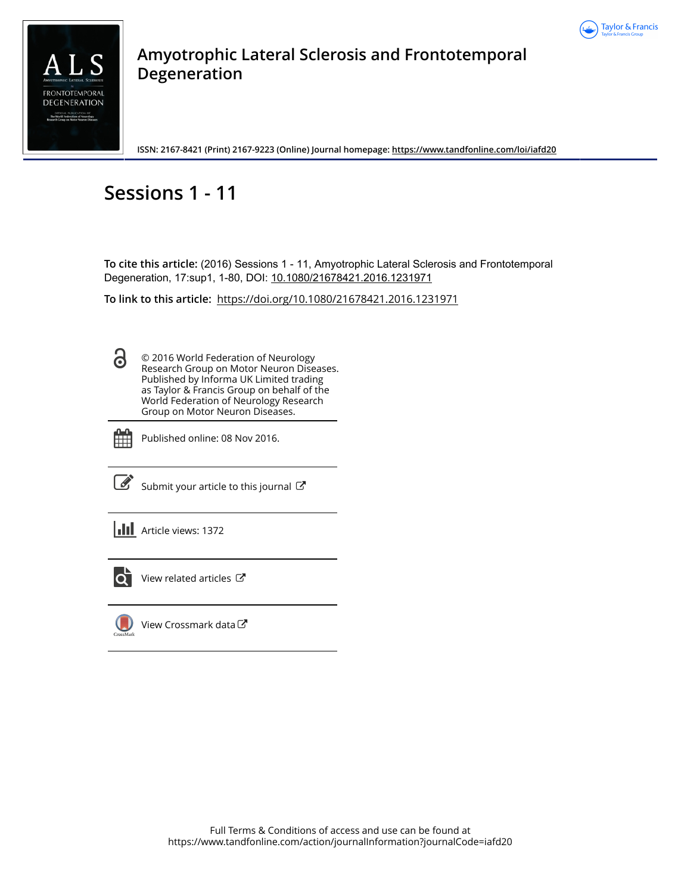# Amyotrophic Lateral Sclerosis and Frontotemporal Degeneration

**ISSN: 2167-8421 (Print) 2167-9223 (Online) Journal homepage: https://www.tandfonline.com/loi/iafd20**

# Sessions 1 - 11

**To cite this article:** (2016) Sessions 1 - 11, Amyotrophic Lateral Sclerosis and Frontotemporal Degeneration, 17:sup1, 1-80, DOI: 10.1080/21678421.2016.1231971

**To link to this article:** https://doi.org/10.1080/21678421.2016.1231971

© 2016 World Federation of Neurology Research Group on Motor Neuron Diseases. Published by Informa UK Limited trading as Taylor & Francis Group on behalf of the World Federation of Neurology Research Group on Motor Neuron Diseases.

Published online: 08 Nov 2016.

Submit your article to this journal

Article views: 1372

View related articles

View Crossmark data

Full Terms & Conditions of access and use can be found at
https://www.tandfonline.com/action/journalInformation?journalCode=iafd20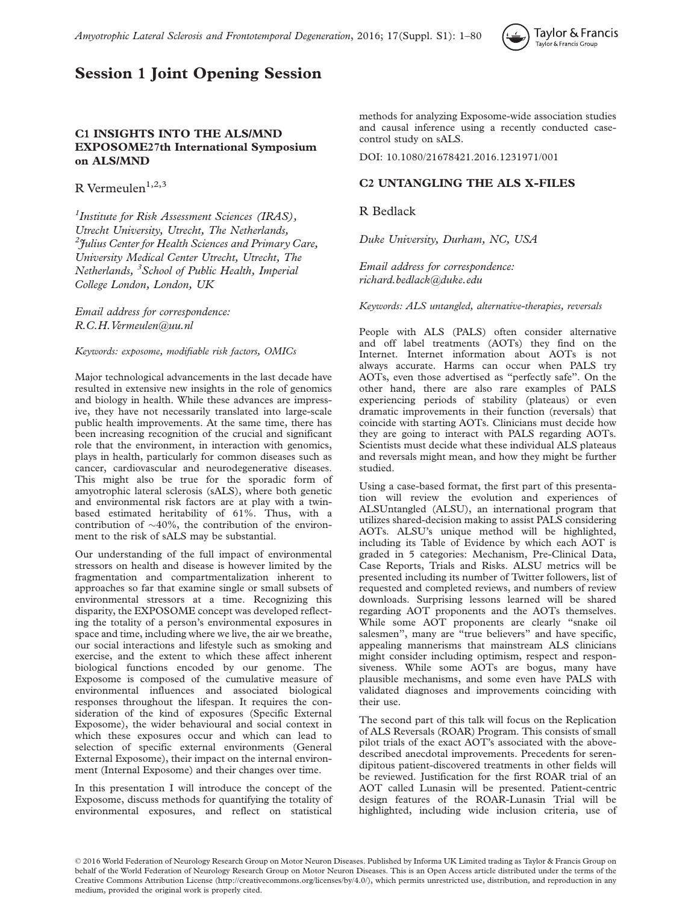# Session 1 Joint Opening Session

## C1 INSIGHTS INTO THE ALS/MND EXPOSOME27th International Symposium on ALS/MND

R Vermeulen[1,2,3]

*[1]Institute for Risk Assessment Sciences (IRAS), Utrecht University, Utrecht, The Netherlands, [2]Julius Center for Health Sciences and Primary Care, University Medical Center Utrecht, Utrecht, The Netherlands, [3]School of Public Health, Imperial College London, London, UK*

*Email address for correspondence: R.C.H.Vermeulen@uu.nl*

*Keywords: exposome, modifiable risk factors, OMICs*

Major technological advancements in the last decade have resulted in extensive new insights in the role of genomics and biology in health. While these advances are impressive, they have not necessarily translated into large-scale public health improvements. At the same time, there has been increasing recognition of the crucial and significant role that the environment, in interaction with genomics, plays in health, particularly for common diseases such as cancer, cardiovascular and neurodegenerative diseases. This might also be true for the sporadic form of amyotrophic lateral sclerosis (sALS), where both genetic and environmental risk factors are at play with a twin-based estimated heritability of 61%. Thus, with a contribution of ~40%, the contribution of the environment to the risk of sALS may be substantial.

Our understanding of the full impact of environmental stressors on health and disease is however limited by the fragmentation and compartmentalization inherent to approaches so far that examine single or small subsets of environmental stressors at a time. Recognizing this disparity, the EXPOSOME concept was developed reflecting the totality of a person's environmental exposures in space and time, including where we live, the air we breathe, our social interactions and lifestyle such as smoking and exercise, and the extent to which these affect inherent biological functions encoded by our genome. The Exposome is composed of the cumulative measure of environmental influences and associated biological responses throughout the lifespan. It requires the consideration of the kind of exposures (Specific External Exposome), the wider behavioural and social context in which these exposures occur and which can lead to selection of specific external environments (General External Exposome), their impact on the internal environment (Internal Exposome) and their changes over time.

In this presentation I will introduce the concept of the Exposome, discuss methods for quantifying the totality of environmental exposures, and reflect on statistical methods for analyzing Exposome-wide association studies and causal inference using a recently conducted case-control study on sALS.

DOI: 10.1080/21678421.2016.1231971/001

## C2 UNTANGLING THE ALS X-FILES

R Bedlack

*Duke University, Durham, NC, USA*

*Email address for correspondence: richard.bedlack@duke.edu*

*Keywords: ALS untangled, alternative-therapies, reversals*

People with ALS (PALS) often consider alternative and off label treatments (AOTs) they find on the Internet. Internet information about AOTs is not always accurate. Harms can occur when PALS try AOTs, even those advertised as "perfectly safe". On the other hand, there are also rare examples of PALS experiencing periods of stability (plateaus) or even dramatic improvements in their function (reversals) that coincide with starting AOTs. Clinicians must decide how they are going to interact with PALS regarding AOTs. Scientists must decide what these individual ALS plateaus and reversals might mean, and how they might be further studied.

Using a case-based format, the first part of this presentation will review the evolution and experiences of ALSUntangled (ALSU), an international program that utilizes shared-decision making to assist PALS considering AOTs. ALSU's unique method will be highlighted, including its Table of Evidence by which each AOT is graded in 5 categories: Mechanism, Pre-Clinical Data, Case Reports, Trials and Risks. ALSU metrics will be presented including its number of Twitter followers, list of requested and completed reviews, and numbers of review downloads. Surprising lessons learned will be shared regarding AOT proponents and the AOTs themselves. While some AOT proponents are clearly "snake oil salesmen", many are "true believers" and have specific, appealing mannerisms that mainstream ALS clinicians might consider including optimism, respect and responsiveness. While some AOTs are bogus, many have plausible mechanisms, and some even have PALS with validated diagnoses and improvements coinciding with their use.

The second part of this talk will focus on the Replication of ALS Reversals (ROAR) Program. This consists of small pilot trials of the exact AOT's associated with the above-described anecdotal improvements. Precedents for serendipitous patient-discovered treatments in other fields will be reviewed. Justification for the first ROAR trial of an AOT called Lunasin will be presented. Patient-centric design features of the ROAR-Lunasin Trial will be highlighted, including wide inclusion criteria, use of

© 2016 World Federation of Neurology Research Group on Motor Neuron Diseases. Published by Informa UK Limited trading as Taylor & Francis Group on behalf of the World Federation of Neurology Research Group on Motor Neuron Diseases. This is an Open Access article distributed under the terms of the Creative Commons Attribution License (http://creativecommons.org/licenses/by/4.0/), which permits unrestricted use, distribution, and reproduction in any medium, provided the original work is properly cited.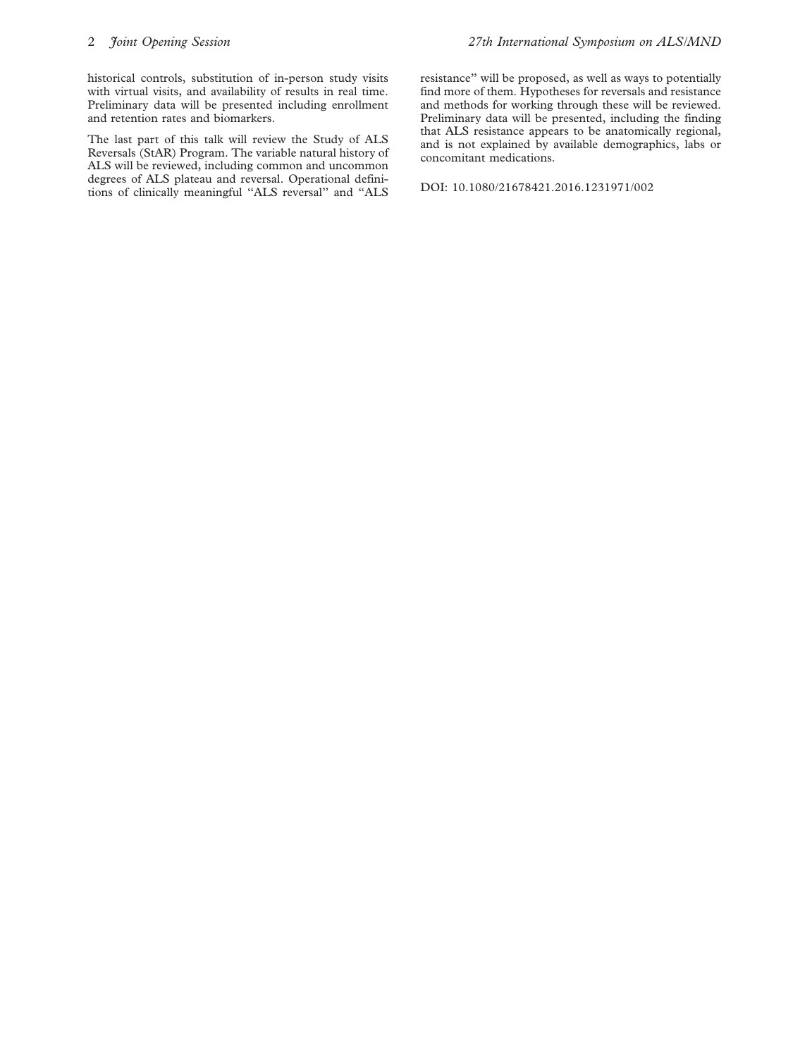historical controls, substitution of in-person study visits with virtual visits, and availability of results in real time. Preliminary data will be presented including enrollment and retention rates and biomarkers.

The last part of this talk will review the Study of ALS Reversals (StAR) Program. The variable natural history of ALS will be reviewed, including common and uncommon degrees of ALS plateau and reversal. Operational definitions of clinically meaningful "ALS reversal" and "ALS resistance" will be proposed, as well as ways to potentially find more of them. Hypotheses for reversals and resistance and methods for working through these will be reviewed. Preliminary data will be presented, including the finding that ALS resistance appears to be anatomically regional, and is not explained by available demographics, labs or concomitant medications.

DOI: 10.1080/21678421.2016.1231971/002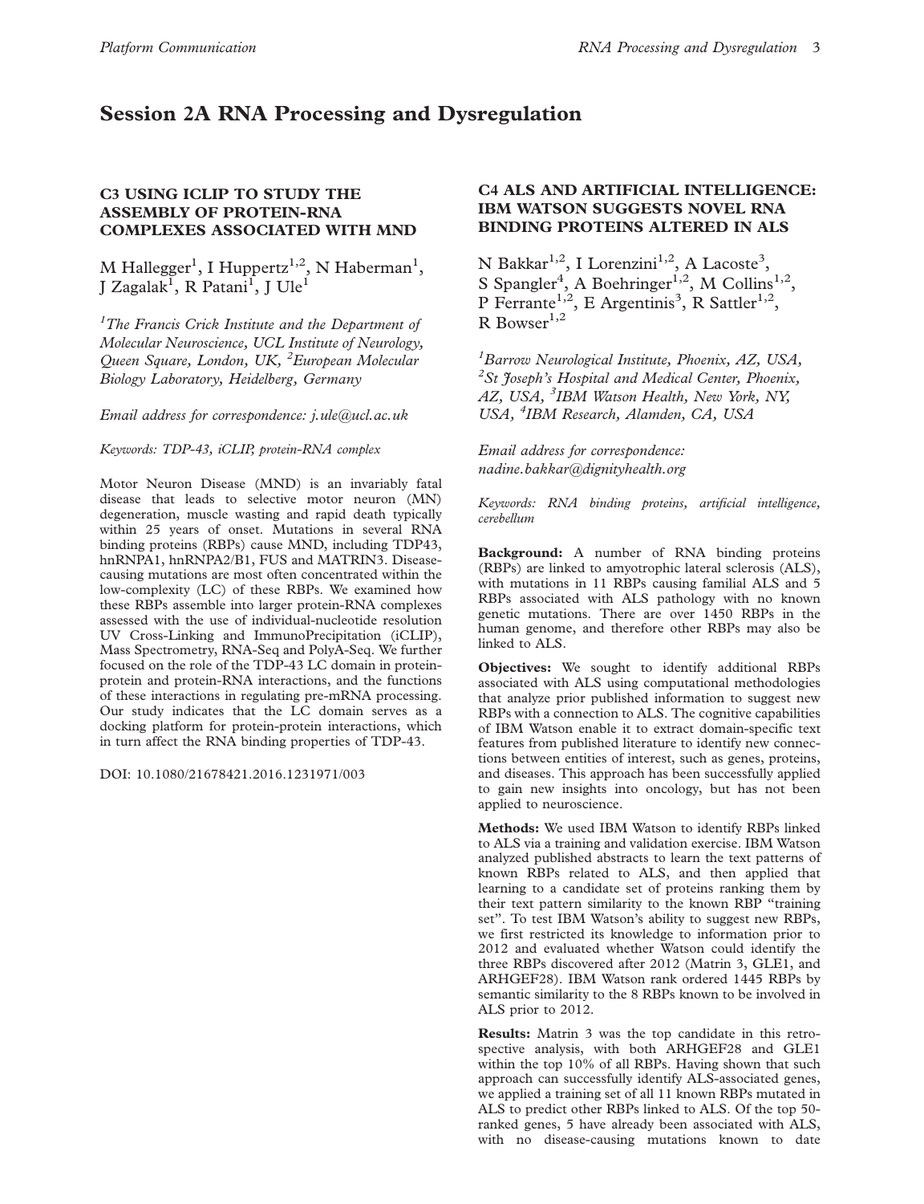## Session 2A RNA Processing and Dysregulation

### C3 USING ICLIP TO STUDY THE ASSEMBLY OF PROTEIN-RNA COMPLEXES ASSOCIATED WITH MND

M Hallegger[1], I Huppertz[1,2], N Haberman[1], J Zagalak[1], R Patani[1], J Ule[1]

*[1]The Francis Crick Institute and the Department of Molecular Neuroscience, UCL Institute of Neurology, Queen Square, London, UK, [2]European Molecular Biology Laboratory, Heidelberg, Germany*

*Email address for correspondence: j.ule@ucl.ac.uk*

*Keywords: TDP-43, iCLIP, protein-RNA complex*

Motor Neuron Disease (MND) is an invariably fatal disease that leads to selective motor neuron (MN) degeneration, muscle wasting and rapid death typically within 25 years of onset. Mutations in several RNA binding proteins (RBPs) cause MND, including TDP43, hnRNPA1, hnRNPA2/B1, FUS and MATRIN3. Disease-causing mutations are most often concentrated within the low-complexity (LC) of these RBPs. We examined how these RBPs assemble into larger protein-RNA complexes assessed with the use of individual-nucleotide resolution UV Cross-Linking and ImmunoPrecipitation (iCLIP), Mass Spectrometry, RNA-Seq and PolyA-Seq. We further focused on the role of the TDP-43 LC domain in protein-protein and protein-RNA interactions, and the functions of these interactions in regulating pre-mRNA processing. Our study indicates that the LC domain serves as a docking platform for protein-protein interactions, which in turn affect the RNA binding properties of TDP-43.

DOI: 10.1080/21678421.2016.1231971/003

### C4 ALS AND ARTIFICIAL INTELLIGENCE: IBM WATSON SUGGESTS NOVEL RNA BINDING PROTEINS ALTERED IN ALS

N Bakkar[1,2], I Lorenzini[1,2], A Lacoste[3], S Spangler[4], A Boehringer[1,2], M Collins[1,2], P Ferrante[1,2], E Argentinis[3], R Sattler[1,2], R Bowser[1,2]

*[1]Barrow Neurological Institute, Phoenix, AZ, USA, [2]St Joseph's Hospital and Medical Center, Phoenix, AZ, USA, [3]IBM Watson Health, New York, NY, USA, [4]IBM Research, Alamden, CA, USA*

*Email address for correspondence: nadine.bakkar@dignityhealth.org*

*Keywords: RNA binding proteins, artificial intelligence, cerebellum*

**Background:** A number of RNA binding proteins (RBPs) are linked to amyotrophic lateral sclerosis (ALS), with mutations in 11 RBPs causing familial ALS and 5 RBPs associated with ALS pathology with no known genetic mutations. There are over 1450 RBPs in the human genome, and therefore other RBPs may also be linked to ALS.

**Objectives:** We sought to identify additional RBPs associated with ALS using computational methodologies that analyze prior published information to suggest new RBPs with a connection to ALS. The cognitive capabilities of IBM Watson enable it to extract domain-specific text features from published literature to identify new connections between entities of interest, such as genes, proteins, and diseases. This approach has been successfully applied to gain new insights into oncology, but has not been applied to neuroscience.

**Methods:** We used IBM Watson to identify RBPs linked to ALS via a training and validation exercise. IBM Watson analyzed published abstracts to learn the text patterns of known RBPs related to ALS, and then applied that learning to a candidate set of proteins ranking them by their text pattern similarity to the known RBP "training set". To test IBM Watson's ability to suggest new RBPs, we first restricted its knowledge to information prior to 2012 and evaluated whether Watson could identify the three RBPs discovered after 2012 (Matrin 3, GLE1, and ARHGEF28). IBM Watson rank ordered 1445 RBPs by semantic similarity to the 8 RBPs known to be involved in ALS prior to 2012.

**Results:** Matrin 3 was the top candidate in this retrospective analysis, with both ARHGEF28 and GLE1 within the top 10% of all RBPs. Having shown that such approach can successfully identify ALS-associated genes, we applied a training set of all 11 known RBPs mutated in ALS to predict other RBPs linked to ALS. Of the top 50-ranked genes, 5 have already been associated with ALS, with no disease-causing mutations known to date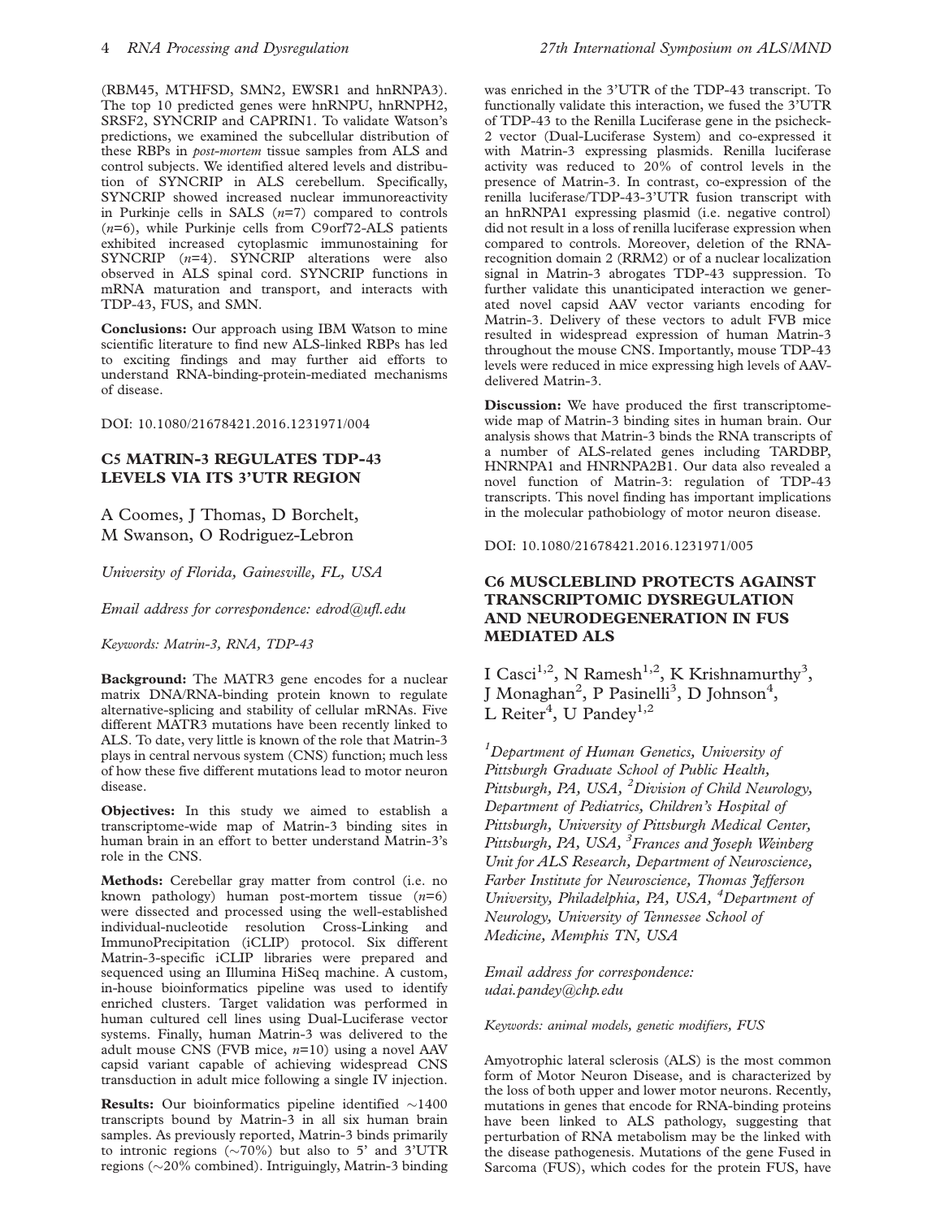(RBM45, MTHFSD, SMN2, EWSR1 and hnRNPA3). The top 10 predicted genes were hnRNPU, hnRNPH2, SRSF2, SYNCRIP and CAPRIN1. To validate Watson's predictions, we examined the subcellular distribution of these RBPs in *post-mortem* tissue samples from ALS and control subjects. We identified altered levels and distribution of SYNCRIP in ALS cerebellum. Specifically, SYNCRIP showed increased nuclear immunoreactivity in Purkinje cells in SALS (*n*=7) compared to controls (*n*=6), while Purkinje cells from C9orf72-ALS patients exhibited increased cytoplasmic immunostaining for SYNCRIP (*n*=4). SYNCRIP alterations were also observed in ALS spinal cord. SYNCRIP functions in mRNA maturation and transport, and interacts with TDP-43, FUS, and SMN.

**Conclusions:** Our approach using IBM Watson to mine scientific literature to find new ALS-linked RBPs has led to exciting findings and may further aid efforts to understand RNA-binding-protein-mediated mechanisms of disease.

DOI: 10.1080/21678421.2016.1231971/004

## C5 MATRIN-3 REGULATES TDP-43 LEVELS VIA ITS 3'UTR REGION

A Coomes, J Thomas, D Borchelt, M Swanson, O Rodriguez-Lebron

*University of Florida, Gainesville, FL, USA*

*Email address for correspondence: edrod@ufl.edu*

*Keywords: Matrin-3, RNA, TDP-43*

**Background:** The MATR3 gene encodes for a nuclear matrix DNA/RNA-binding protein known to regulate alternative-splicing and stability of cellular mRNAs. Five different MATR3 mutations have been recently linked to ALS. To date, very little is known of the role that Matrin-3 plays in central nervous system (CNS) function; much less of how these five different mutations lead to motor neuron disease.

**Objectives:** In this study we aimed to establish a transcriptome-wide map of Matrin-3 binding sites in human brain in an effort to better understand Matrin-3's role in the CNS.

**Methods:** Cerebellar gray matter from control (i.e. no known pathology) human post-mortem tissue (*n*=6) were dissected and processed using the well-established individual-nucleotide resolution Cross-Linking and ImmunoPrecipitation (iCLIP) protocol. Six different Matrin-3-specific iCLIP libraries were prepared and sequenced using an Illumina HiSeq machine. A custom, in-house bioinformatics pipeline was used to identify enriched clusters. Target validation was performed in human cultured cell lines using Dual-Luciferase vector systems. Finally, human Matrin-3 was delivered to the adult mouse CNS (FVB mice, *n*=10) using a novel AAV capsid variant capable of achieving widespread CNS transduction in adult mice following a single IV injection.

**Results:** Our bioinformatics pipeline identified ~1400 transcripts bound by Matrin-3 in all six human brain samples. As previously reported, Matrin-3 binds primarily to intronic regions (~70%) but also to 5' and 3'UTR regions (~20% combined). Intriguingly, Matrin-3 binding was enriched in the 3'UTR of the TDP-43 transcript. To functionally validate this interaction, we fused the 3'UTR of TDP-43 to the Renilla Luciferase gene in the psicheck-2 vector (Dual-Luciferase System) and co-expressed it with Matrin-3 expressing plasmids. Renilla luciferase activity was reduced to 20% of control levels in the presence of Matrin-3. In contrast, co-expression of the renilla luciferase/TDP-43-3'UTR fusion transcript with an hnRNPA1 expressing plasmid (i.e. negative control) did not result in a loss of renilla luciferase expression when compared to controls. Moreover, deletion of the RNA-recognition domain 2 (RRM2) or of a nuclear localization signal in Matrin-3 abrogates TDP-43 suppression. To further validate this unanticipated interaction we generated novel capsid AAV vector variants encoding for Matrin-3. Delivery of these vectors to adult FVB mice resulted in widespread expression of human Matrin-3 throughout the mouse CNS. Importantly, mouse TDP-43 levels were reduced in mice expressing high levels of AAV-delivered Matrin-3.

**Discussion:** We have produced the first transcriptome-wide map of Matrin-3 binding sites in human brain. Our analysis shows that Matrin-3 binds the RNA transcripts of a number of ALS-related genes including TARDBP, HNRNPA1 and HNRNPA2B1. Our data also revealed a novel function of Matrin-3: regulation of TDP-43 transcripts. This novel finding has important implications in the molecular pathobiology of motor neuron disease.

DOI: 10.1080/21678421.2016.1231971/005

## C6 MUSCLEBLIND PROTECTS AGAINST TRANSCRIPTOMIC DYSREGULATION AND NEURODEGENERATION IN FUS MEDIATED ALS

I Casci[1,2], N Ramesh[1,2], K Krishnamurthy[3], J Monaghan[2], P Pasinelli[3], D Johnson[4], L Reiter[4], U Pandey[1,2]

*[1]Department of Human Genetics, University of Pittsburgh Graduate School of Public Health, Pittsburgh, PA, USA, [2]Division of Child Neurology, Department of Pediatrics, Children's Hospital of Pittsburgh, University of Pittsburgh Medical Center, Pittsburgh, PA, USA, [3]Frances and Joseph Weinberg Unit for ALS Research, Department of Neuroscience, Farber Institute for Neuroscience, Thomas Jefferson University, Philadelphia, PA, USA, [4]Department of Neurology, University of Tennessee School of Medicine, Memphis TN, USA*

*Email address for correspondence: udai.pandey@chp.edu*

*Keywords: animal models, genetic modifiers, FUS*

Amyotrophic lateral sclerosis (ALS) is the most common form of Motor Neuron Disease, and is characterized by the loss of both upper and lower motor neurons. Recently, mutations in genes that encode for RNA-binding proteins have been linked to ALS pathology, suggesting that perturbation of RNA metabolism may be the linked with the disease pathogenesis. Mutations of the gene Fused in Sarcoma (FUS), which codes for the protein FUS, have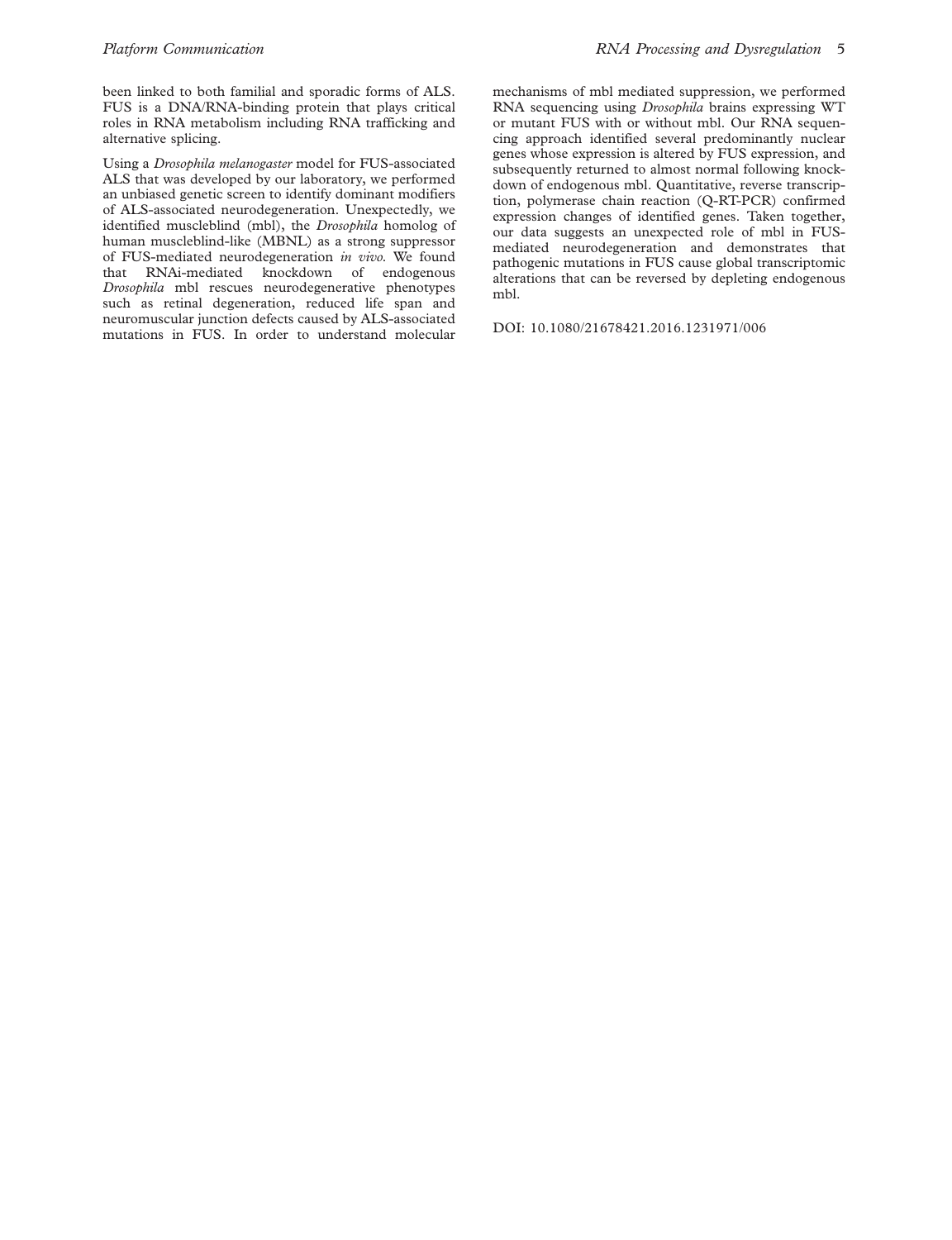been linked to both familial and sporadic forms of ALS. FUS is a DNA/RNA-binding protein that plays critical roles in RNA metabolism including RNA trafficking and alternative splicing.

Using a *Drosophila melanogaster* model for FUS-associated ALS that was developed by our laboratory, we performed an unbiased genetic screen to identify dominant modifiers of ALS-associated neurodegeneration. Unexpectedly, we identified muscleblind (mbl), the *Drosophila* homolog of human muscleblind-like (MBNL) as a strong suppressor of FUS-mediated neurodegeneration *in vivo*. We found that RNAi-mediated knockdown of endogenous *Drosophila* mbl rescues neurodegenerative phenotypes such as retinal degeneration, reduced life span and neuromuscular junction defects caused by ALS-associated mutations in FUS. In order to understand molecular mechanisms of mbl mediated suppression, we performed RNA sequencing using *Drosophila* brains expressing WT or mutant FUS with or without mbl. Our RNA sequencing approach identified several predominantly nuclear genes whose expression is altered by FUS expression, and subsequently returned to almost normal following knockdown of endogenous mbl. Quantitative, reverse transcription, polymerase chain reaction (Q-RT-PCR) confirmed expression changes of identified genes. Taken together, our data suggests an unexpected role of mbl in FUS-mediated neurodegeneration and demonstrates that pathogenic mutations in FUS cause global transcriptomic alterations that can be reversed by depleting endogenous mbl.

DOI: 10.1080/21678421.2016.1231971/006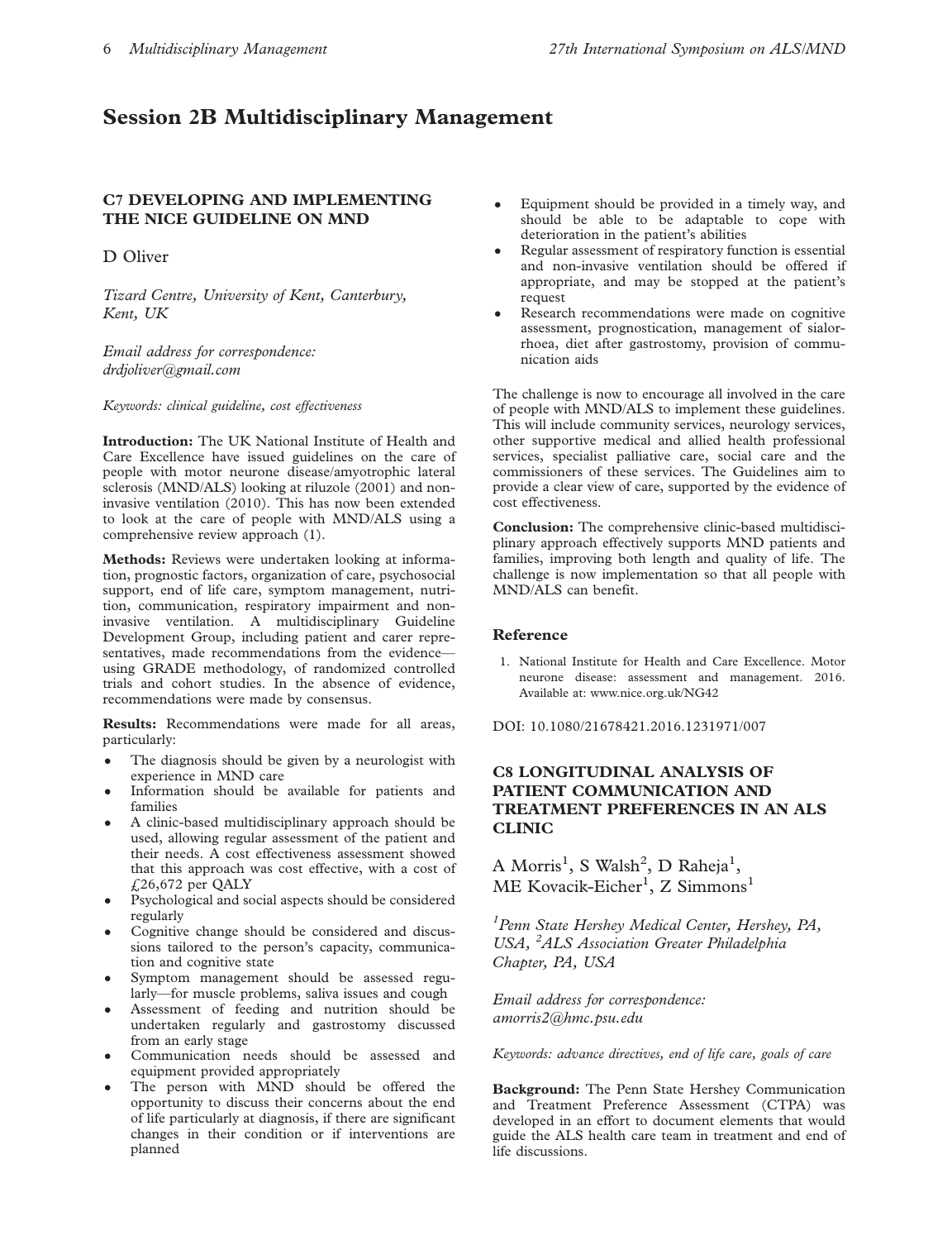# Session 2B Multidisciplinary Management

## C7 DEVELOPING AND IMPLEMENTING THE NICE GUIDELINE ON MND

D Oliver

*Tizard Centre, University of Kent, Canterbury, Kent, UK*

*Email address for correspondence: drdjoliver@gmail.com*

*Keywords: clinical guideline, cost effectiveness*

**Introduction:** The UK National Institute of Health and Care Excellence have issued guidelines on the care of people with motor neurone disease/amyotrophic lateral sclerosis (MND/ALS) looking at riluzole (2001) and non-invasive ventilation (2010). This has now been extended to look at the care of people with MND/ALS using a comprehensive review approach (1).

**Methods:** Reviews were undertaken looking at information, prognostic factors, organization of care, psychosocial support, end of life care, symptom management, nutrition, communication, respiratory impairment and non-invasive ventilation. A multidisciplinary Guideline Development Group, including patient and carer representatives, made recommendations from the evidence—using GRADE methodology, of randomized controlled trials and cohort studies. In the absence of evidence, recommendations were made by consensus.

**Results:** Recommendations were made for all areas, particularly:

- The diagnosis should be given by a neurologist with experience in MND care
- Information should be available for patients and families
- A clinic-based multidisciplinary approach should be used, allowing regular assessment of the patient and their needs. A cost effectiveness assessment showed that this approach was cost effective, with a cost of £26,672 per QALY
- Psychological and social aspects should be considered regularly
- Cognitive change should be considered and discussions tailored to the person's capacity, communication and cognitive state
- Symptom management should be assessed regularly—for muscle problems, saliva issues and cough
- Assessment of feeding and nutrition should be undertaken regularly and gastrostomy discussed from an early stage
- Communication needs should be assessed and equipment provided appropriately
- The person with MND should be offered the opportunity to discuss their concerns about the end of life particularly at diagnosis, if there are significant changes in their condition or if interventions are planned
- Equipment should be provided in a timely way, and should be able to be adaptable to cope with deterioration in the patient's abilities
- Regular assessment of respiratory function is essential and non-invasive ventilation should be offered if appropriate, and may be stopped at the patient's request
- Research recommendations were made on cognitive assessment, prognostication, management of sialorrhoea, diet after gastrostomy, provision of communication aids

The challenge is now to encourage all involved in the care of people with MND/ALS to implement these guidelines. This will include community services, neurology services, other supportive medical and allied health professional services, specialist palliative care, social care and the commissioners of these services. The Guidelines aim to provide a clear view of care, supported by the evidence of cost effectiveness.

**Conclusion:** The comprehensive clinic-based multidisciplinary approach effectively supports MND patients and families, improving both length and quality of life. The challenge is now implementation so that all people with MND/ALS can benefit.

### Reference

1. National Institute for Health and Care Excellence. Motor neurone disease: assessment and management. 2016. Available at: www.nice.org.uk/NG42

DOI: 10.1080/21678421.2016.1231971/007

## C8 LONGITUDINAL ANALYSIS OF PATIENT COMMUNICATION AND TREATMENT PREFERENCES IN AN ALS CLINIC

A Morris[1], S Walsh[2], D Raheja[1], ME Kovacik-Eicher[1], Z Simmons[1]

*[1]Penn State Hershey Medical Center, Hershey, PA, USA, [2]ALS Association Greater Philadelphia Chapter, PA, USA*

*Email address for correspondence: amorris2@hmc.psu.edu*

*Keywords: advance directives, end of life care, goals of care*

**Background:** The Penn State Hershey Communication and Treatment Preference Assessment (CTPA) was developed in an effort to document elements that would guide the ALS health care team in treatment and end of life discussions.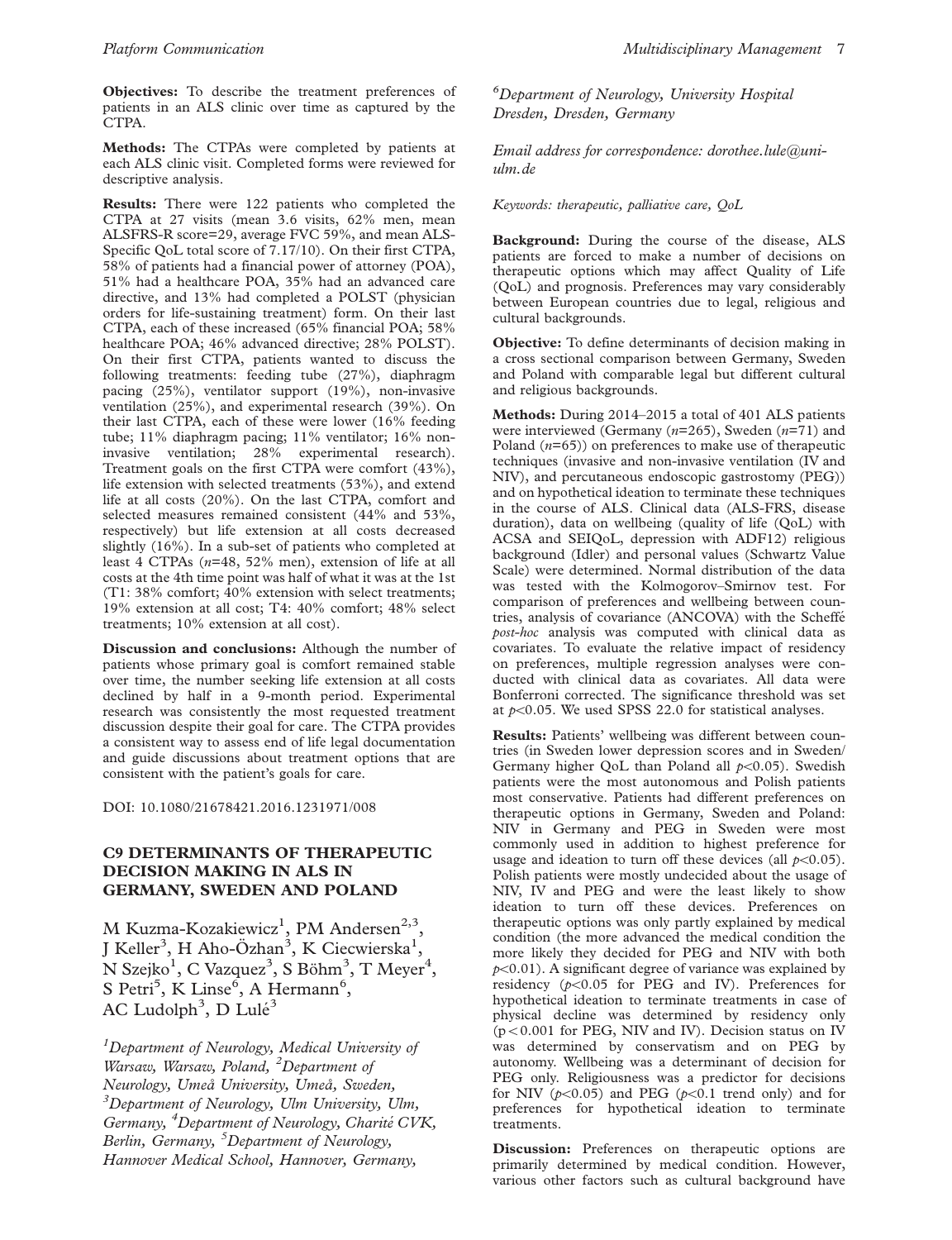**Objectives:** To describe the treatment preferences of patients in an ALS clinic over time as captured by the CTPA.

**Methods:** The CTPAs were completed by patients at each ALS clinic visit. Completed forms were reviewed for descriptive analysis.

**Results:** There were 122 patients who completed the CTPA at 27 visits (mean 3.6 visits, 62% men, mean ALSFRS-R score=29, average FVC 59%, and mean ALS-Specific QoL total score of 7.17/10). On their first CTPA, 58% of patients had a financial power of attorney (POA), 51% had a healthcare POA, 35% had an advanced care directive, and 13% had completed a POLST (physician orders for life-sustaining treatment) form. On their last CTPA, each of these increased (65% financial POA; 58% healthcare POA; 46% advanced directive; 28% POLST). On their first CTPA, patients wanted to discuss the following treatments: feeding tube (27%), diaphragm pacing (25%), ventilator support (19%), non-invasive ventilation (25%), and experimental research (39%). On their last CTPA, each of these were lower (16% feeding tube; 11% diaphragm pacing; 11% ventilator; 16% non-invasive ventilation; 28% experimental research). Treatment goals on the first CTPA were comfort (43%), life extension with selected treatments (53%), and extend life at all costs (20%). On the last CTPA, comfort and selected measures remained consistent (44% and 53%, respectively) but life extension at all costs decreased slightly (16%). In a sub-set of patients who completed at least 4 CTPAs ($n$=48, 52% men), extension of life at all costs at the 4th time point was half of what it was at the 1st (T1: 38% comfort; 40% extension with select treatments; 19% extension at all cost; T4: 40% comfort; 48% select treatments; 10% extension at all cost).

**Discussion and conclusions:** Although the number of patients whose primary goal is comfort remained stable over time, the number seeking life extension at all costs declined by half in a 9-month period. Experimental research was consistently the most requested treatment discussion despite their goal for care. The CTPA provides a consistent way to assess end of life legal documentation and guide discussions about treatment options that are consistent with the patient's goals for care.

DOI: 10.1080/21678421.2016.1231971/008

## C9 DETERMINANTS OF THERAPEUTIC DECISION MAKING IN ALS IN GERMANY, SWEDEN AND POLAND

M Kuzma-Kozakiewicz[1], PM Andersen[2,3], J Keller[3], H Aho-Özhan[3], K Ciecwierska[1], N Szejko[1], C Vazquez[3], S Böhm[3], T Meyer[4], S Petri[5], K Linse[6], A Hermann[6], AC Ludolph[3], D Lulé[3]

*[1]Department of Neurology, Medical University of Warsaw, Warsaw, Poland, [2]Department of Neurology, Umeå University, Umeå, Sweden, [3]Department of Neurology, Ulm University, Ulm, Germany, [4]Department of Neurology, Charité CVK, Berlin, Germany, [5]Department of Neurology, Hannover Medical School, Hannover, Germany, [6]Department of Neurology, University Hospital Dresden, Dresden, Germany*

*Email address for correspondence: dorothee.lule@uni-ulm.de*

*Keywords: therapeutic, palliative care, QoL*

**Background:** During the course of the disease, ALS patients are forced to make a number of decisions on therapeutic options which may affect Quality of Life (QoL) and prognosis. Preferences may vary considerably between European countries due to legal, religious and cultural backgrounds.

**Objective:** To define determinants of decision making in a cross sectional comparison between Germany, Sweden and Poland with comparable legal but different cultural and religious backgrounds.

**Methods:** During 2014–2015 a total of 401 ALS patients were interviewed (Germany ($n$=265), Sweden ($n$=71) and Poland ($n$=65)) on preferences to make use of therapeutic techniques (invasive and non-invasive ventilation (IV and NIV), and percutaneous endoscopic gastrostomy (PEG)) and on hypothetical ideation to terminate these techniques in the course of ALS. Clinical data (ALS-FRS, disease duration), data on wellbeing (quality of life (QoL) with ACSA and SEIQoL, depression with ADF12) religious background (Idler) and personal values (Schwartz Value Scale) were determined. Normal distribution of the data was tested with the Kolmogorov–Smirnov test. For comparison of preferences and wellbeing between countries, analysis of covariance (ANCOVA) with the Scheffé *post-hoc* analysis was computed with clinical data as covariates. To evaluate the relative impact of residency on preferences, multiple regression analyses were conducted with clinical data as covariates. All data were Bonferroni corrected. The significance threshold was set at $p$<0.05. We used SPSS 22.0 for statistical analyses.

**Results:** Patients' wellbeing was different between countries (in Sweden lower depression scores and in Sweden/Germany higher QoL than Poland all $p$<0.05). Swedish patients were the most autonomous and Polish patients most conservative. Patients had different preferences on therapeutic options in Germany, Sweden and Poland: NIV in Germany and PEG in Sweden were most commonly used in addition to highest preference for usage and ideation to turn off these devices (all $p$<0.05). Polish patients were mostly undecided about the usage of NIV, IV and PEG and were the least likely to show ideation to turn off these devices. Preferences on therapeutic options was only partly explained by medical condition (the more advanced the medical condition the more likely they decided for PEG and NIV with both $p$<0.01). A significant degree of variance was explained by residency ($p$<0.05 for PEG and IV). Preferences for hypothetical ideation to terminate treatments in case of physical decline was determined by residency only ($p < 0.001$ for PEG, NIV and IV). Decision status on IV was determined by conservatism and on PEG by autonomy. Wellbeing was a determinant of decision for PEG only. Religiousness was a predictor for decisions for NIV ($p$<0.05) and PEG ($p$<0.1 trend only) and for preferences for hypothetical ideation to terminate treatments.

**Discussion:** Preferences on therapeutic options are primarily determined by medical condition. However, various other factors such as cultural background have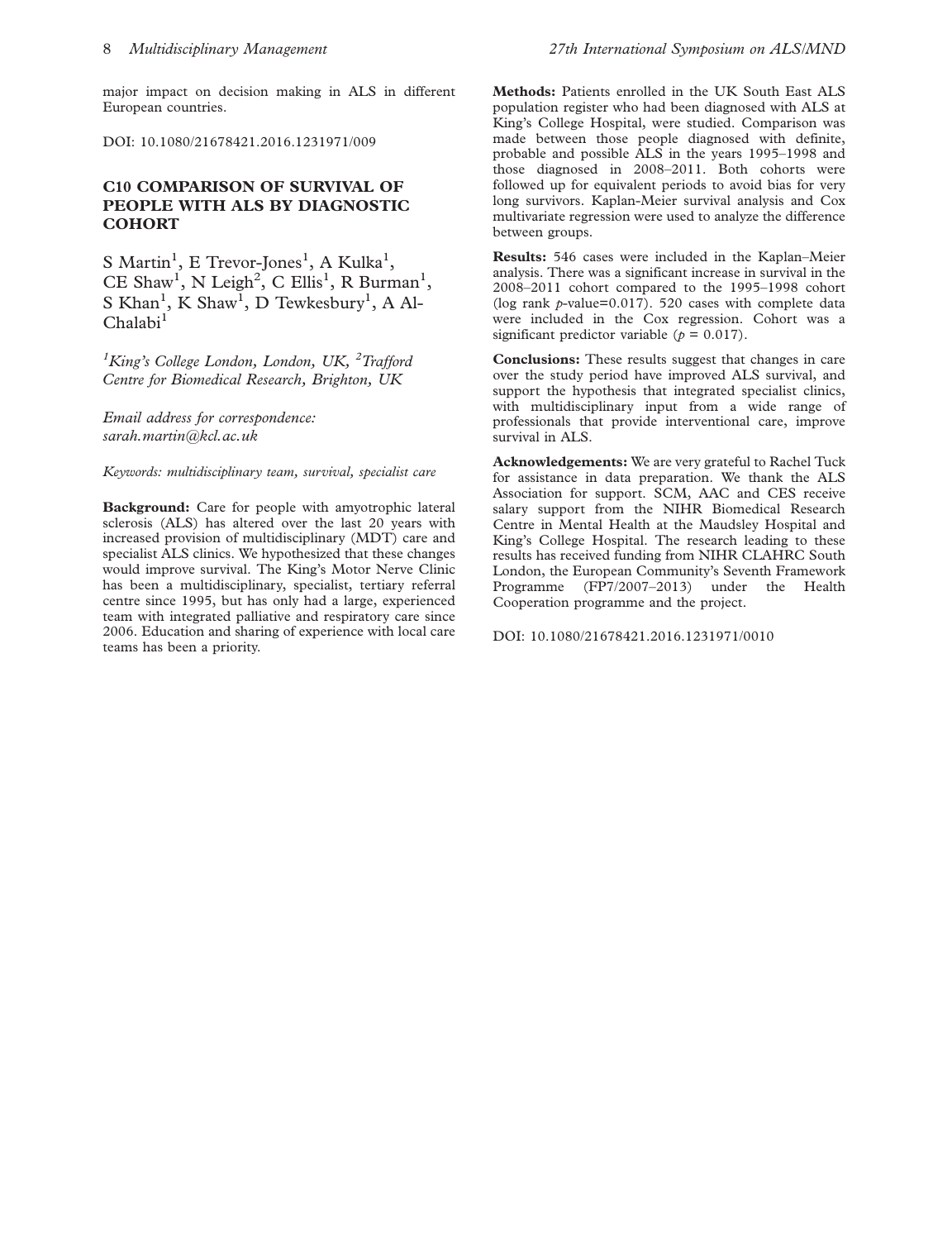major impact on decision making in ALS in different European countries.

DOI: 10.1080/21678421.2016.1231971/009

## C10 COMPARISON OF SURVIVAL OF PEOPLE WITH ALS BY DIAGNOSTIC COHORT

S Martin[1], E Trevor-Jones[1], A Kulka[1], CE Shaw[1], N Leigh[2], C Ellis[1], R Burman[1], S Khan[1], K Shaw[1], D Tewkesbury[1], A Al-Chalabi[1]

*[1]King's College London, London, UK, [2]Trafford Centre for Biomedical Research, Brighton, UK*

*Email address for correspondence: sarah.martin@kcl.ac.uk*

*Keywords: multidisciplinary team, survival, specialist care*

**Background:** Care for people with amyotrophic lateral sclerosis (ALS) has altered over the last 20 years with increased provision of multidisciplinary (MDT) care and specialist ALS clinics. We hypothesized that these changes would improve survival. The King's Motor Nerve Clinic has been a multidisciplinary, specialist, tertiary referral centre since 1995, but has only had a large, experienced team with integrated palliative and respiratory care since 2006. Education and sharing of experience with local care teams has been a priority.

**Methods:** Patients enrolled in the UK South East ALS population register who had been diagnosed with ALS at King's College Hospital, were studied. Comparison was made between those people diagnosed with definite, probable and possible ALS in the years 1995–1998 and those diagnosed in 2008–2011. Both cohorts were followed up for equivalent periods to avoid bias for very long survivors. Kaplan-Meier survival analysis and Cox multivariate regression were used to analyze the difference between groups.

**Results:** 546 cases were included in the Kaplan–Meier analysis. There was a significant increase in survival in the 2008–2011 cohort compared to the 1995–1998 cohort (log rank $p$-value=0.017). 520 cases with complete data were included in the Cox regression. Cohort was a significant predictor variable ($p = 0.017$).

**Conclusions:** These results suggest that changes in care over the study period have improved ALS survival, and support the hypothesis that integrated specialist clinics, with multidisciplinary input from a wide range of professionals that provide interventional care, improve survival in ALS.

**Acknowledgements:** We are very grateful to Rachel Tuck for assistance in data preparation. We thank the ALS Association for support. SCM, AAC and CES receive salary support from the NIHR Biomedical Research Centre in Mental Health at the Maudsley Hospital and King's College Hospital. The research leading to these results has received funding from NIHR CLAHRC South London, the European Community's Seventh Framework Programme (FP7/2007–2013) under the Health Cooperation programme and the project.

DOI: 10.1080/21678421.2016.1231971/0010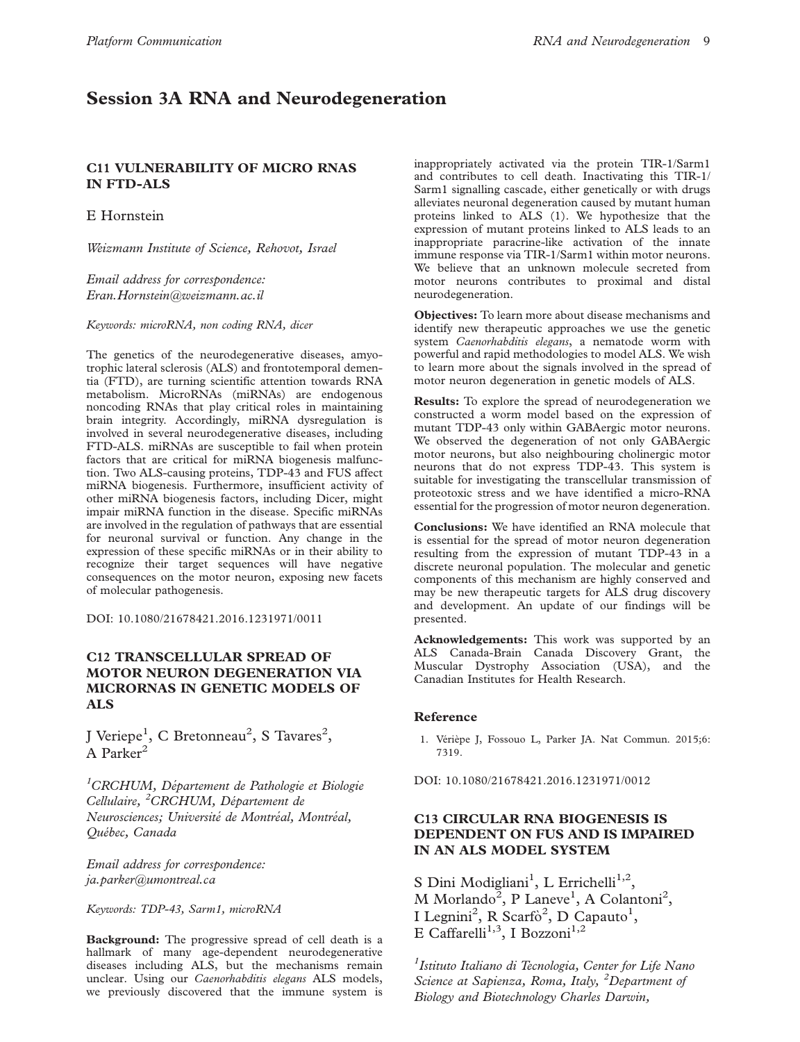# Session 3A RNA and Neurodegeneration

## C11 VULNERABILITY OF MICRO RNAS IN FTD-ALS

E Hornstein

*Weizmann Institute of Science, Rehovot, Israel*

*Email address for correspondence: Eran.Hornstein@weizmann.ac.il*

*Keywords: microRNA, non coding RNA, dicer*

The genetics of the neurodegenerative diseases, amyotrophic lateral sclerosis (ALS) and frontotemporal dementia (FTD), are turning scientific attention towards RNA metabolism. MicroRNAs (miRNAs) are endogenous noncoding RNAs that play critical roles in maintaining brain integrity. Accordingly, miRNA dysregulation is involved in several neurodegenerative diseases, including FTD-ALS. miRNAs are susceptible to fail when protein factors that are critical for miRNA biogenesis malfunction. Two ALS-causing proteins, TDP-43 and FUS affect miRNA biogenesis. Furthermore, insufficient activity of other miRNA biogenesis factors, including Dicer, might impair miRNA function in the disease. Specific miRNAs are involved in the regulation of pathways that are essential for neuronal survival or function. Any change in the expression of these specific miRNAs or in their ability to recognize their target sequences will have negative consequences on the motor neuron, exposing new facets of molecular pathogenesis.

DOI: 10.1080/21678421.2016.1231971/0011

## C12 TRANSCELLULAR SPREAD OF MOTOR NEURON DEGENERATION VIA MICRORNAS IN GENETIC MODELS OF ALS

J Veriepe[1], C Bretonneau[2], S Tavares[2], A Parker[2]

*[1]CRCHUM, Département de Pathologie et Biologie Cellulaire, [2]CRCHUM, Département de Neurosciences; Université de Montréal, Montréal, Québec, Canada*

*Email address for correspondence: ja.parker@umontreal.ca*

*Keywords: TDP-43, Sarm1, microRNA*

**Background:** The progressive spread of cell death is a hallmark of many age-dependent neurodegenerative diseases including ALS, but the mechanisms remain unclear. Using our *Caenorhabditis elegans* ALS models, we previously discovered that the immune system is inappropriately activated via the protein TIR-1/Sarm1 and contributes to cell death. Inactivating this TIR-1/Sarm1 signalling cascade, either genetically or with drugs alleviates neuronal degeneration caused by mutant human proteins linked to ALS (1). We hypothesize that the expression of mutant proteins linked to ALS leads to an inappropriate paracrine-like activation of the innate immune response via TIR-1/Sarm1 within motor neurons. We believe that an unknown molecule secreted from motor neurons contributes to proximal and distal neurodegeneration.

**Objectives:** To learn more about disease mechanisms and identify new therapeutic approaches we use the genetic system *Caenorhabditis elegans*, a nematode worm with powerful and rapid methodologies to model ALS. We wish to learn more about the signals involved in the spread of motor neuron degeneration in genetic models of ALS.

**Results:** To explore the spread of neurodegeneration we constructed a worm model based on the expression of mutant TDP-43 only within GABAergic motor neurons. We observed the degeneration of not only GABAergic motor neurons, but also neighbouring cholinergic motor neurons that do not express TDP-43. This system is suitable for investigating the transcellular transmission of proteotoxic stress and we have identified a micro-RNA essential for the progression of motor neuron degeneration.

**Conclusions:** We have identified an RNA molecule that is essential for the spread of motor neuron degeneration resulting from the expression of mutant TDP-43 in a discrete neuronal population. The molecular and genetic components of this mechanism are highly conserved and may be new therapeutic targets for ALS drug discovery and development. An update of our findings will be presented.

**Acknowledgements:** This work was supported by an ALS Canada-Brain Canada Discovery Grant, the Muscular Dystrophy Association (USA), and the Canadian Institutes for Health Research.

### Reference

1. Vérièpe J, Fossouo L, Parker JA. Nat Commun. 2015;6: 7319.

DOI: 10.1080/21678421.2016.1231971/0012

## C13 CIRCULAR RNA BIOGENESIS IS DEPENDENT ON FUS AND IS IMPAIRED IN AN ALS MODEL SYSTEM

S Dini Modigliani[1], L Errichelli[1,2], M Morlando[2], P Laneve[1], A Colantoni[2], I Legnini[2], R Scarfò[2], D Capauto[1], E Caffarelli[1,3], I Bozzoni[1,2]

*[1]Istituto Italiano di Tecnologia, Center for Life Nano Science at Sapienza, Roma, Italy, [2]Department of Biology and Biotechnology Charles Darwin,*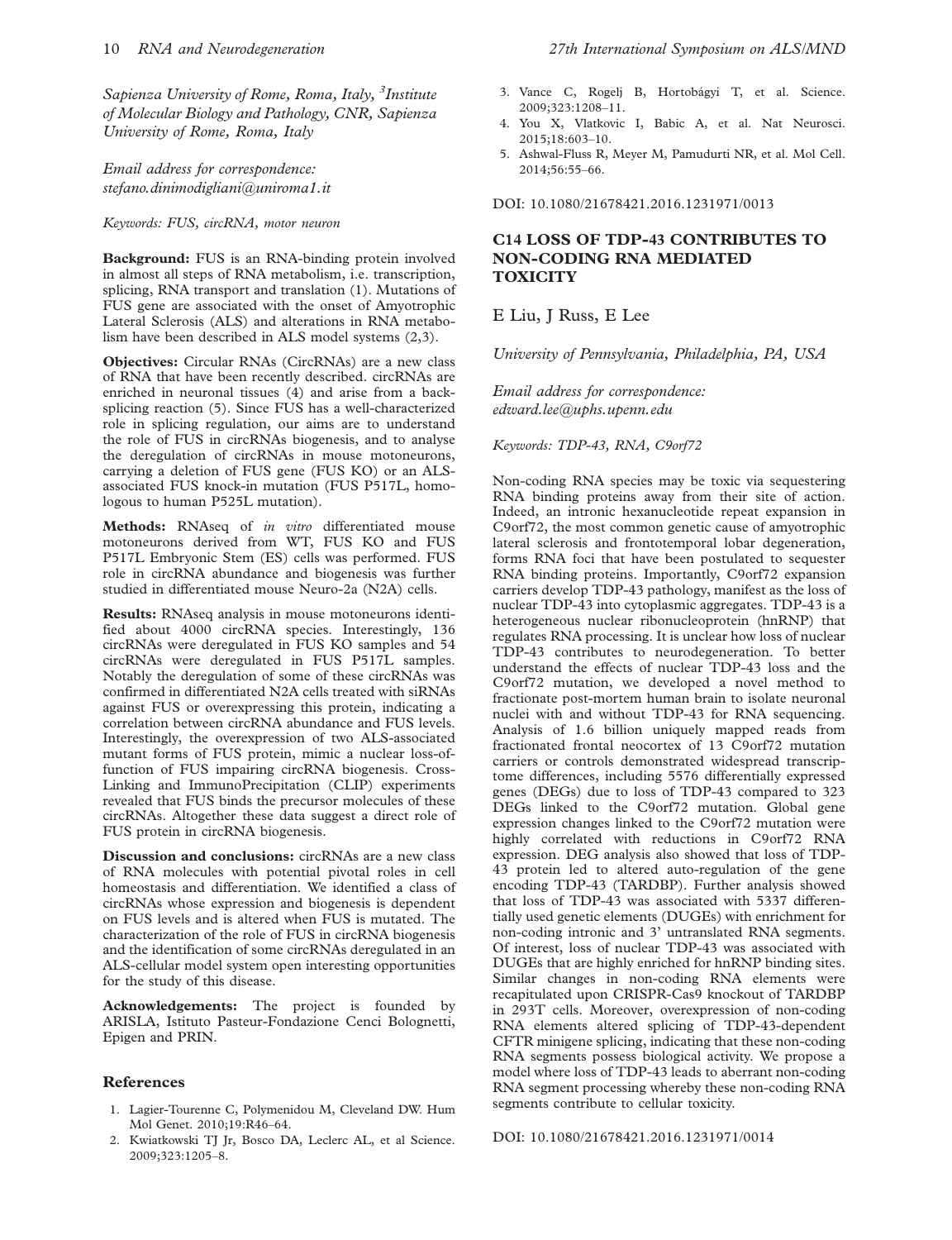Sapienza University of Rome, Roma, Italy, [3]Institute of Molecular Biology and Pathology, CNR, Sapienza University of Rome, Roma, Italy

*Email address for correspondence: stefano.dinimodigliani@uniroma1.it*

*Keywords: FUS, circRNA, motor neuron*

**Background:** FUS is an RNA-binding protein involved in almost all steps of RNA metabolism, i.e. transcription, splicing, RNA transport and translation (1). Mutations of FUS gene are associated with the onset of Amyotrophic Lateral Sclerosis (ALS) and alterations in RNA metabolism have been described in ALS model systems (2,3).

**Objectives:** Circular RNAs (CircRNAs) are a new class of RNA that have been recently described. circRNAs are enriched in neuronal tissues (4) and arise from a back-splicing reaction (5). Since FUS has a well-characterized role in splicing regulation, our aims are to understand the role of FUS in circRNAs biogenesis, and to analyse the deregulation of circRNAs in mouse motoneurons, carrying a deletion of FUS gene (FUS KO) or an ALS-associated FUS knock-in mutation (FUS P517L, homologous to human P525L mutation).

**Methods:** RNAseq of *in vitro* differentiated mouse motoneurons derived from WT, FUS KO and FUS P517L Embryonic Stem (ES) cells was performed. FUS role in circRNA abundance and biogenesis was further studied in differentiated mouse Neuro-2a (N2A) cells.

**Results:** RNAseq analysis in mouse motoneurons identified about 4000 circRNA species. Interestingly, 136 circRNAs were deregulated in FUS KO samples and 54 circRNAs were deregulated in FUS P517L samples. Notably the deregulation of some of these circRNAs was confirmed in differentiated N2A cells treated with siRNAs against FUS or overexpressing this protein, indicating a correlation between circRNA abundance and FUS levels. Interestingly, the overexpression of two ALS-associated mutant forms of FUS protein, mimic a nuclear loss-of-function of FUS impairing circRNA biogenesis. Cross-Linking and ImmunoPrecipitation (CLIP) experiments revealed that FUS binds the precursor molecules of these circRNAs. Altogether these data suggest a direct role of FUS protein in circRNA biogenesis.

**Discussion and conclusions:** circRNAs are a new class of RNA molecules with potential pivotal roles in cell homeostasis and differentiation. We identified a class of circRNAs whose expression and biogenesis is dependent on FUS levels and is altered when FUS is mutated. The characterization of the role of FUS in circRNA biogenesis and the identification of some circRNAs deregulated in an ALS-cellular model system open interesting opportunities for the study of this disease.

**Acknowledgements:** The project is founded by ARISLA, Istituto Pasteur-Fondazione Cenci Bolognetti, Epigen and PRIN.

### References

1. Lagier-Tourenne C, Polymenidou M, Cleveland DW. Hum Mol Genet. 2010;19:R46–64.
2. Kwiatkowski TJ Jr, Bosco DA, Leclerc AL, et al Science. 2009;323:1205–8.
3. Vance C, Rogelj B, Hortobágyi T, et al. Science. 2009;323:1208–11.
4. You X, Vlatkovic I, Babic A, et al. Nat Neurosci. 2015;18:603–10.
5. Ashwal-Fluss R, Meyer M, Pamudurti NR, et al. Mol Cell. 2014;56:55–66.

DOI: 10.1080/21678421.2016.1231971/0013

## C14 LOSS OF TDP-43 CONTRIBUTES TO NON-CODING RNA MEDIATED TOXICITY

E Liu, J Russ, E Lee

*University of Pennsylvania, Philadelphia, PA, USA*

*Email address for correspondence: edward.lee@uphs.upenn.edu*

*Keywords: TDP-43, RNA, C9orf72*

Non-coding RNA species may be toxic via sequestering RNA binding proteins away from their site of action. Indeed, an intronic hexanucleotide repeat expansion in C9orf72, the most common genetic cause of amyotrophic lateral sclerosis and frontotemporal lobar degeneration, forms RNA foci that have been postulated to sequester RNA binding proteins. Importantly, C9orf72 expansion carriers develop TDP-43 pathology, manifest as the loss of nuclear TDP-43 into cytoplasmic aggregates. TDP-43 is a heterogeneous nuclear ribonucleoprotein (hnRNP) that regulates RNA processing. It is unclear how loss of nuclear TDP-43 contributes to neurodegeneration. To better understand the effects of nuclear TDP-43 loss and the C9orf72 mutation, we developed a novel method to fractionate post-mortem human brain to isolate neuronal nuclei with and without TDP-43 for RNA sequencing. Analysis of 1.6 billion uniquely mapped reads from fractionated frontal neocortex of 13 C9orf72 mutation carriers or controls demonstrated widespread transcriptome differences, including 5576 differentially expressed genes (DEGs) due to loss of TDP-43 compared to 323 DEGs linked to the C9orf72 mutation. Global gene expression changes linked to the C9orf72 mutation were highly correlated with reductions in C9orf72 RNA expression. DEG analysis also showed that loss of TDP-43 protein led to altered auto-regulation of the gene encoding TDP-43 (TARDBP). Further analysis showed that loss of TDP-43 was associated with 5337 differentially used genetic elements (DUGEs) with enrichment for non-coding intronic and 3' untranslated RNA segments. Of interest, loss of nuclear TDP-43 was associated with DUGEs that are highly enriched for hnRNP binding sites. Similar changes in non-coding RNA elements were recapitulated upon CRISPR-Cas9 knockout of TARDBP in 293T cells. Moreover, overexpression of non-coding RNA elements altered splicing of TDP-43-dependent CFTR minigene splicing, indicating that these non-coding RNA segments possess biological activity. We propose a model where loss of TDP-43 leads to aberrant non-coding RNA segment processing whereby these non-coding RNA segments contribute to cellular toxicity.

DOI: 10.1080/21678421.2016.1231971/0014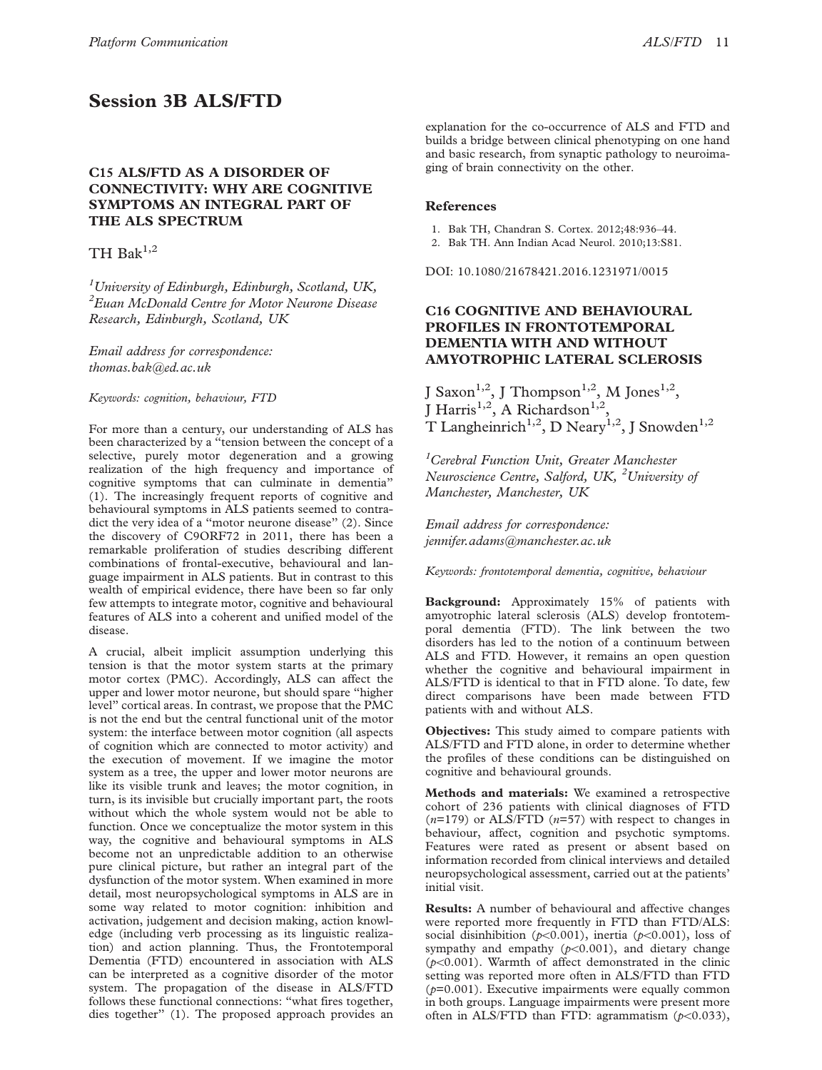# Session 3B ALS/FTD

## C15 ALS/FTD AS A DISORDER OF CONNECTIVITY: WHY ARE COGNITIVE SYMPTOMS AN INTEGRAL PART OF THE ALS SPECTRUM

TH Bak[1,2]

*[1]University of Edinburgh, Edinburgh, Scotland, UK, [2]Euan McDonald Centre for Motor Neurone Disease Research, Edinburgh, Scotland, UK*

*Email address for correspondence: thomas.bak@ed.ac.uk*

*Keywords: cognition, behaviour, FTD*

For more than a century, our understanding of ALS has been characterized by a "tension between the concept of a selective, purely motor degeneration and a growing realization of the high frequency and importance of cognitive symptoms that can culminate in dementia" (1). The increasingly frequent reports of cognitive and behavioural symptoms in ALS patients seemed to contradict the very idea of a "motor neurone disease" (2). Since the discovery of C9ORF72 in 2011, there has been a remarkable proliferation of studies describing different combinations of frontal-executive, behavioural and language impairment in ALS patients. But in contrast to this wealth of empirical evidence, there have been so far only few attempts to integrate motor, cognitive and behavioural features of ALS into a coherent and unified model of the disease.

A crucial, albeit implicit assumption underlying this tension is that the motor system starts at the primary motor cortex (PMC). Accordingly, ALS can affect the upper and lower motor neurone, but should spare "higher level" cortical areas. In contrast, we propose that the PMC is not the end but the central functional unit of the motor system: the interface between motor cognition (all aspects of cognition which are connected to motor activity) and the execution of movement. If we imagine the motor system as a tree, the upper and lower motor neurons are like its visible trunk and leaves; the motor cognition, in turn, is its invisible but crucially important part, the roots without which the whole system would not be able to function. Once we conceptualize the motor system in this way, the cognitive and behavioural symptoms in ALS become not an unpredictable addition to an otherwise pure clinical picture, but rather an integral part of the dysfunction of the motor system. When examined in more detail, most neuropsychological symptoms in ALS are in some way related to motor cognition: inhibition and activation, judgement and decision making, action knowledge (including verb processing as its linguistic realization) and action planning. Thus, the Frontotemporal Dementia (FTD) encountered in association with ALS can be interpreted as a cognitive disorder of the motor system. The propagation of the disease in ALS/FTD follows these functional connections: "what fires together, dies together" (1). The proposed approach provides an explanation for the co-occurrence of ALS and FTD and builds a bridge between clinical phenotyping on one hand and basic research, from synaptic pathology to neuroimaging of brain connectivity on the other.

### References

1. Bak TH, Chandran S. Cortex. 2012;48:936–44.
2. Bak TH. Ann Indian Acad Neurol. 2010;13:S81.

DOI: 10.1080/21678421.2016.1231971/0015

## C16 COGNITIVE AND BEHAVIOURAL PROFILES IN FRONTOTEMPORAL DEMENTIA WITH AND WITHOUT AMYOTROPHIC LATERAL SCLEROSIS

J Saxon[1,2], J Thompson[1,2], M Jones[1,2], J Harris[1,2], A Richardson[1,2], T Langheinrich[1,2], D Neary[1,2], J Snowden[1,2]

*[1]Cerebral Function Unit, Greater Manchester Neuroscience Centre, Salford, UK, [2]University of Manchester, Manchester, UK*

*Email address for correspondence: jennifer.adams@manchester.ac.uk*

*Keywords: frontotemporal dementia, cognitive, behaviour*

**Background:** Approximately 15% of patients with amyotrophic lateral sclerosis (ALS) develop frontotemporal dementia (FTD). The link between the two disorders has led to the notion of a continuum between ALS and FTD. However, it remains an open question whether the cognitive and behavioural impairment in ALS/FTD is identical to that in FTD alone. To date, few direct comparisons have been made between FTD patients with and without ALS.

**Objectives:** This study aimed to compare patients with ALS/FTD and FTD alone, in order to determine whether the profiles of these conditions can be distinguished on cognitive and behavioural grounds.

**Methods and materials:** We examined a retrospective cohort of 236 patients with clinical diagnoses of FTD ($n$=179) or ALS/FTD ($n$=57) with respect to changes in behaviour, affect, cognition and psychotic symptoms. Features were rated as present or absent based on information recorded from clinical interviews and detailed neuropsychological assessment, carried out at the patients' initial visit.

**Results:** A number of behavioural and affective changes were reported more frequently in FTD than FTD/ALS: social disinhibition ($p<0.001$), inertia ($p<0.001$), loss of sympathy and empathy ($p<0.001$), and dietary change ($p<0.001$). Warmth of affect demonstrated in the clinic setting was reported more often in ALS/FTD than FTD ($p=0.001$). Executive impairments were equally common in both groups. Language impairments were present more often in ALS/FTD than FTD: agrammatism ($p<0.033$),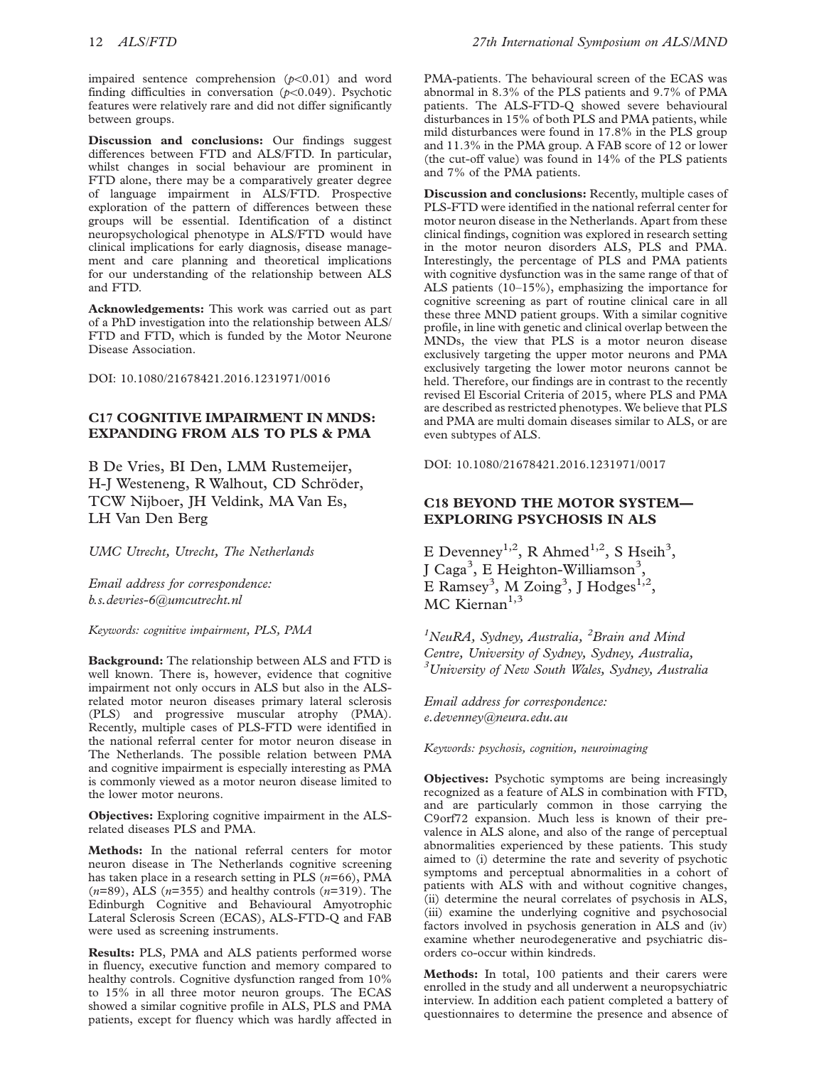impaired sentence comprehension ($p<0.01$) and word finding difficulties in conversation ($p<0.049$). Psychotic features were relatively rare and did not differ significantly between groups.

**Discussion and conclusions:** Our findings suggest differences between FTD and ALS/FTD. In particular, whilst changes in social behaviour are prominent in FTD alone, there may be a comparatively greater degree of language impairment in ALS/FTD. Prospective exploration of the pattern of differences between these groups will be essential. Identification of a distinct neuropsychological phenotype in ALS/FTD would have clinical implications for early diagnosis, disease management and care planning and theoretical implications for our understanding of the relationship between ALS and FTD.

**Acknowledgements:** This work was carried out as part of a PhD investigation into the relationship between ALS/FTD and FTD, which is funded by the Motor Neurone Disease Association.

DOI: 10.1080/21678421.2016.1231971/0016

## C17 COGNITIVE IMPAIRMENT IN MNDS: EXPANDING FROM ALS TO PLS & PMA

B De Vries, BI Den, LMM Rustemeijer, H-J Westeneng, R Walhout, CD Schröder, TCW Nijboer, JH Veldink, MA Van Es, LH Van Den Berg

*UMC Utrecht, Utrecht, The Netherlands*

*Email address for correspondence: b.s.devries-6@umcutrecht.nl*

*Keywords: cognitive impairment, PLS, PMA*

**Background:** The relationship between ALS and FTD is well known. There is, however, evidence that cognitive impairment not only occurs in ALS but also in the ALS-related motor neuron diseases primary lateral sclerosis (PLS) and progressive muscular atrophy (PMA). Recently, multiple cases of PLS-FTD were identified in the national referral center for motor neuron disease in The Netherlands. The possible relation between PMA and cognitive impairment is especially interesting as PMA is commonly viewed as a motor neuron disease limited to the lower motor neurons.

**Objectives:** Exploring cognitive impairment in the ALS-related diseases PLS and PMA.

**Methods:** In the national referral centers for motor neuron disease in The Netherlands cognitive screening has taken place in a research setting in PLS ($n$=66), PMA ($n$=89), ALS ($n$=355) and healthy controls ($n$=319). The Edinburgh Cognitive and Behavioural Amyotrophic Lateral Sclerosis Screen (ECAS), ALS-FTD-Q and FAB were used as screening instruments.

**Results:** PLS, PMA and ALS patients performed worse in fluency, executive function and memory compared to healthy controls. Cognitive dysfunction ranged from 10% to 15% in all three motor neuron groups. The ECAS showed a similar cognitive profile in ALS, PLS and PMA patients, except for fluency which was hardly affected in PMA-patients. The behavioural screen of the ECAS was abnormal in 8.3% of the PLS patients and 9.7% of PMA patients. The ALS-FTD-Q showed severe behavioural disturbances in 15% of both PLS and PMA patients, while mild disturbances were found in 17.8% in the PLS group and 11.3% in the PMA group. A FAB score of 12 or lower (the cut-off value) was found in 14% of the PLS patients and 7% of the PMA patients.

**Discussion and conclusions:** Recently, multiple cases of PLS-FTD were identified in the national referral center for motor neuron disease in the Netherlands. Apart from these clinical findings, cognition was explored in research setting in the motor neuron disorders ALS, PLS and PMA. Interestingly, the percentage of PLS and PMA patients with cognitive dysfunction was in the same range of that of ALS patients (10–15%), emphasizing the importance for cognitive screening as part of routine clinical care in all these three MND patient groups. With a similar cognitive profile, in line with genetic and clinical overlap between the MNDs, the view that PLS is a motor neuron disease exclusively targeting the upper motor neurons and PMA exclusively targeting the lower motor neurons cannot be held. Therefore, our findings are in contrast to the recently revised El Escorial Criteria of 2015, where PLS and PMA are described as restricted phenotypes. We believe that PLS and PMA are multi domain diseases similar to ALS, or are even subtypes of ALS.

DOI: 10.1080/21678421.2016.1231971/0017

## C18 BEYOND THE MOTOR SYSTEM—EXPLORING PSYCHOSIS IN ALS

E Devenney[1,2], R Ahmed[1,2], S Hseih[3], J Caga[3], E Heighton-Williamson[3], E Ramsey[3], M Zoing[3], J Hodges[1,2], MC Kiernan[1,3]

*[1]NeuRA, Sydney, Australia, [2]Brain and Mind Centre, University of Sydney, Sydney, Australia, [3]University of New South Wales, Sydney, Australia*

*Email address for correspondence: e.devenney@neura.edu.au*

*Keywords: psychosis, cognition, neuroimaging*

**Objectives:** Psychotic symptoms are being increasingly recognized as a feature of ALS in combination with FTD, and are particularly common in those carrying the C9orf72 expansion. Much less is known of their prevalence in ALS alone, and also of the range of perceptual abnormalities experienced by these patients. This study aimed to (i) determine the rate and severity of psychotic symptoms and perceptual abnormalities in a cohort of patients with ALS with and without cognitive changes, (ii) determine the neural correlates of psychosis in ALS, (iii) examine the underlying cognitive and psychosocial factors involved in psychosis generation in ALS and (iv) examine whether neurodegenerative and psychiatric disorders co-occur within kindreds.

**Methods:** In total, 100 patients and their carers were enrolled in the study and all underwent a neuropsychiatric interview. In addition each patient completed a battery of questionnaires to determine the presence and absence of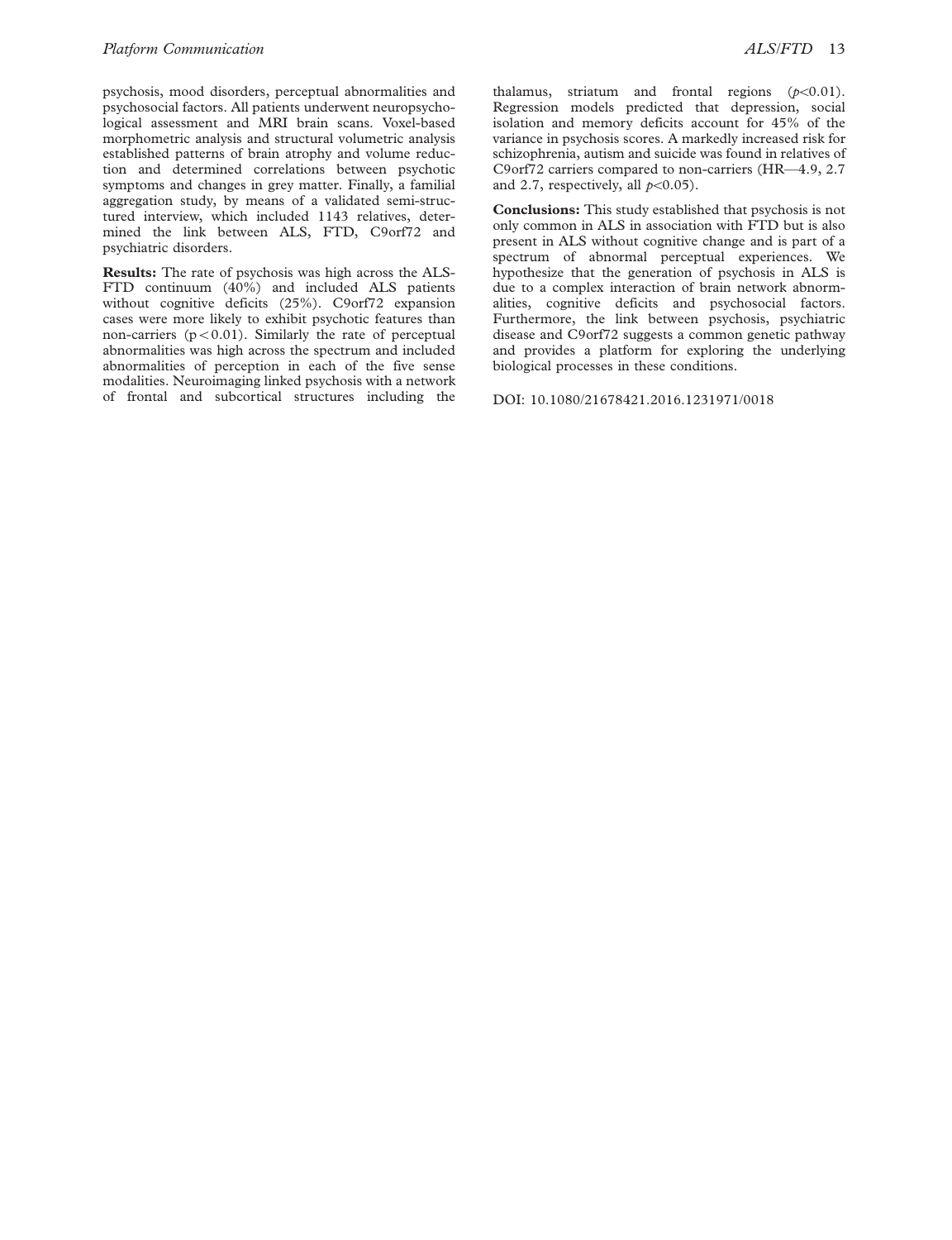psychosis, mood disorders, perceptual abnormalities and psychosocial factors. All patients underwent neuropsychological assessment and MRI brain scans. Voxel-based morphometric analysis and structural volumetric analysis established patterns of brain atrophy and volume reduction and determined correlations between psychotic symptoms and changes in grey matter. Finally, a familial aggregation study, by means of a validated semi-structured interview, which included 1143 relatives, determined the link between ALS, FTD, C9orf72 and psychiatric disorders.

**Results:** The rate of psychosis was high across the ALS-FTD continuum (40%) and included ALS patients without cognitive deficits (25%). C9orf72 expansion cases were more likely to exhibit psychotic features than non-carriers ($p < 0.01$). Similarly the rate of perceptual abnormalities was high across the spectrum and included abnormalities of perception in each of the five sense modalities. Neuroimaging linked psychosis with a network of frontal and subcortical structures including the thalamus, striatum and frontal regions ($p < 0.01$). Regression models predicted that depression, social isolation and memory deficits account for 45% of the variance in psychosis scores. A markedly increased risk for schizophrenia, autism and suicide was found in relatives of C9orf72 carriers compared to non-carriers (HR—4.9, 2.7 and 2.7, respectively, all $p < 0.05$).

**Conclusions:** This study established that psychosis is not only common in ALS in association with FTD but is also present in ALS without cognitive change and is part of a spectrum of abnormal perceptual experiences. We hypothesize that the generation of psychosis in ALS is due to a complex interaction of brain network abnormalities, cognitive deficits and psychosocial factors. Furthermore, the link between psychosis, psychiatric disease and C9orf72 suggests a common genetic pathway and provides a platform for exploring the underlying biological processes in these conditions.

DOI: 10.1080/21678421.2016.1231971/0018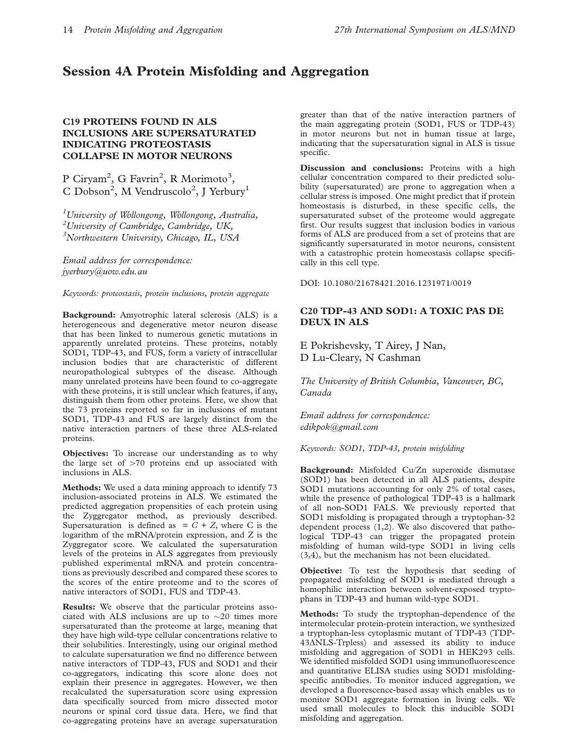# Session 4A Protein Misfolding and Aggregation

## C19 PROTEINS FOUND IN ALS INCLUSIONS ARE SUPERSATURATED INDICATING PROTEOSTASIS COLLAPSE IN MOTOR NEURONS

P Ciryam[2], G Favrin[2], R Morimoto[3], C Dobson[2], M Vendruscolo[2], J Yerbury[1]

*[1]University of Wollongong, Wollongong, Australia,*
*[2]University of Cambridge, Cambridge, UK,*
*[3]Northwestern University, Chicago, IL, USA*

*Email address for correspondence: jyerbury@uow.edu.au*

*Keywords: proteostasis, protein inclusions, protein aggregate*

**Background:** Amyotrophic lateral sclerosis (ALS) is a heterogeneous and degenerative motor neuron disease that has been linked to numerous genetic mutations in apparently unrelated proteins. These proteins, notably SOD1, TDP-43, and FUS, form a variety of intracellular inclusion bodies that are characteristic of different neuropathological subtypes of the disease. Although many unrelated proteins have been found to co-aggregate with these proteins, it is still unclear which features, if any, distinguish them from other proteins. Here, we show that the 73 proteins reported so far in inclusions of mutant SOD1, TDP-43 and FUS are largely distinct from the native interaction partners of these three ALS-related proteins.

**Objectives:** To increase our understanding as to why the large set of >70 proteins end up associated with inclusions in ALS.

**Methods:** We used a data mining approach to identify 73 inclusion-associated proteins in ALS. We estimated the predicted aggregation propensities of each protein using the Zyggregator method, as previously described. Supersaturation is defined as $= C + Z$, where C is the logarithm of the mRNA/protein expression, and Z is the Zyggregator score. We calculated the supersaturation levels of the proteins in ALS aggregates from previously published experimental mRNA and protein concentrations as previously described and compared these scores to the scores of the entire proteome and to the scores of native interactors of SOD1, FUS and TDP-43.

**Results:** We observe that the particular proteins associated with ALS inclusions are up to ~20 times more supersaturated than the proteome at large, meaning that they have high wild-type cellular concentrations relative to their solubilities. Interestingly, using our original method to calculate supersaturation we find no difference between native interactors of TDP-43, FUS and SOD1 and their co-aggregators, indicating this score alone does not explain their presence in aggregates. However, we then recalculated the supersaturation score using expression data specifically sourced from micro dissected motor neurons or spinal cord tissue data. Here, we find that co-aggregating proteins have an average supersaturation greater than that of the native interaction partners of the main aggregating protein (SOD1, FUS or TDP-43) in motor neurons but not in human tissue at large, indicating that the supersaturation signal in ALS is tissue specific.

**Discussion and conclusions:** Proteins with a high cellular concentration compared to their predicted solubility (supersaturated) are prone to aggregation when a cellular stress is imposed. One might predict that if protein homeostasis is disturbed, in these specific cells, the supersaturated subset of the proteome would aggregate first. Our results suggest that inclusion bodies in various forms of ALS are produced from a set of proteins that are significantly supersaturated in motor neurons, consistent with a catastrophic protein homeostasis collapse specifically in this cell type.

DOI: 10.1080/21678421.2016.1231971/0019

## C20 TDP-43 AND SOD1: A TOXIC PAS DE DEUX IN ALS

E Pokrishevsky, T Airey, J Nan, D Lu-Cleary, N Cashman

*The University of British Columbia, Vancouver, BC, Canada*

*Email address for correspondence: edikpok@gmail.com*

*Keywords: SOD1, TDP-43, protein misfolding*

**Background:** Misfolded Cu/Zn superoxide dismutase (SOD1) has been detected in all ALS patients, despite SOD1 mutations accounting for only 2% of total cases, while the presence of pathological TDP-43 is a hallmark of all non-SOD1 FALS. We previously reported that SOD1 misfolding is propagated through a tryptophan-32 dependent process (1,2). We also discovered that pathological TDP-43 can trigger the propagated protein misfolding of human wild-type SOD1 in living cells (3,4), but the mechanism has not been elucidated.

**Objective:** To test the hypothesis that seeding of propagated misfolding of SOD1 is mediated through a homophilic interaction between solvent-exposed tryptophans in TDP-43 and human wild-type SOD1.

**Methods:** To study the tryptophan-dependence of the intermolecular protein-protein interaction, we synthesized a tryptophan-less cytoplasmic mutant of TDP-43 (TDP-43ΔNLS-Trpless) and assessed its ability to induce misfolding and aggregation of SOD1 in HEK293 cells. We identified misfolded SOD1 using immunofluorescence and quantitative ELISA studies using SOD1 misfolding-specific antibodies. To monitor induced aggregation, we developed a fluorescence-based assay which enables us to monitor SOD1 aggregate formation in living cells. We used small molecules to block this inducible SOD1 misfolding and aggregation.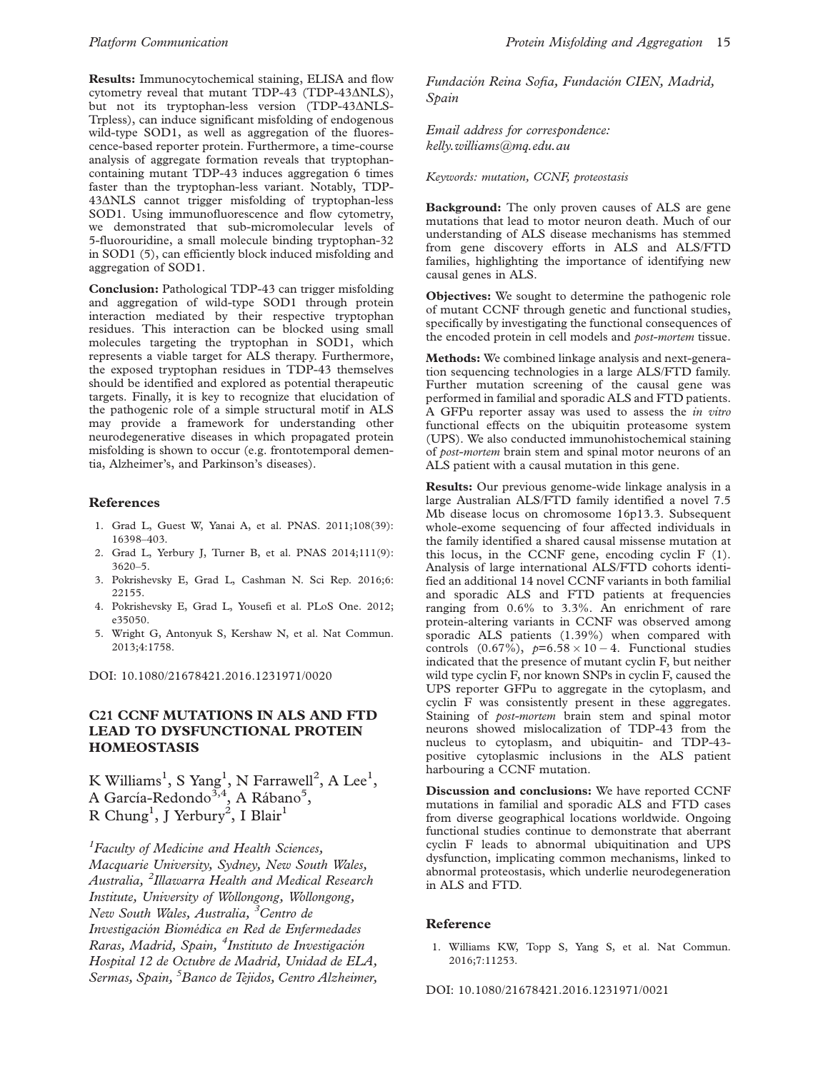**Results:** Immunocytochemical staining, ELISA and flow cytometry reveal that mutant TDP-43 (TDP-43ΔNLS), but not its tryptophan-less version (TDP-43ΔNLS-Trpless), can induce significant misfolding of endogenous wild-type SOD1, as well as aggregation of the fluorescence-based reporter protein. Furthermore, a time-course analysis of aggregate formation reveals that tryptophan-containing mutant TDP-43 induces aggregation 6 times faster than the tryptophan-less variant. Notably, TDP-43ΔNLS cannot trigger misfolding of tryptophan-less SOD1. Using immunofluorescence and flow cytometry, we demonstrated that sub-micromolecular levels of 5-fluorouridine, a small molecule binding tryptophan-32 in SOD1 (5), can efficiently block induced misfolding and aggregation of SOD1.

**Conclusion:** Pathological TDP-43 can trigger misfolding and aggregation of wild-type SOD1 through protein interaction mediated by their respective tryptophan residues. This interaction can be blocked using small molecules targeting the tryptophan in SOD1, which represents a viable target for ALS therapy. Furthermore, the exposed tryptophan residues in TDP-43 themselves should be identified and explored as potential therapeutic targets. Finally, it is key to recognize that elucidation of the pathogenic role of a simple structural motif in ALS may provide a framework for understanding other neurodegenerative diseases in which propagated protein misfolding is shown to occur (e.g. frontotemporal dementia, Alzheimer's, and Parkinson's diseases).

### References

1. Grad L, Guest W, Yanai A, et al. PNAS. 2011;108(39): 16398–403.
2. Grad L, Yerbury J, Turner B, et al. PNAS 2014;111(9): 3620–5.
3. Pokrishevsky E, Grad L, Cashman N. Sci Rep. 2016;6: 22155.
4. Pokrishevsky E, Grad L, Yousefi et al. PLoS One. 2012; e35050.
5. Wright G, Antonyuk S, Kershaw N, et al. Nat Commun. 2013;4:1758.

DOI: 10.1080/21678421.2016.1231971/0020

## C21 CCNF MUTATIONS IN ALS AND FTD LEAD TO DYSFUNCTIONAL PROTEIN HOMEOSTASIS

K Williams[1], S Yang[1], N Farrawell[2], A Lee[1], A García-Redondo[3,4], A Rábano[5], R Chung[1], J Yerbury[2], I Blair[1]

*[1]Faculty of Medicine and Health Sciences, Macquarie University, Sydney, New South Wales, Australia, [2]Illawarra Health and Medical Research Institute, University of Wollongong, Wollongong, New South Wales, Australia, [3]Centro de Investigación Biomédica en Red de Enfermedades Raras, Madrid, Spain, [4]Instituto de Investigación Hospital 12 de Octubre de Madrid, Unidad de ELA, Sermas, Spain, [5]Banco de Tejidos, Centro Alzheimer, Fundación Reina Sofia, Fundación CIEN, Madrid, Spain*

*Email address for correspondence: kelly.williams@mq.edu.au*

*Keywords: mutation, CCNF, proteostasis*

**Background:** The only proven causes of ALS are gene mutations that lead to motor neuron death. Much of our understanding of ALS disease mechanisms has stemmed from gene discovery efforts in ALS and ALS/FTD families, highlighting the importance of identifying new causal genes in ALS.

**Objectives:** We sought to determine the pathogenic role of mutant CCNF through genetic and functional studies, specifically by investigating the functional consequences of the encoded protein in cell models and *post-mortem* tissue.

**Methods:** We combined linkage analysis and next-generation sequencing technologies in a large ALS/FTD family. Further mutation screening of the causal gene was performed in familial and sporadic ALS and FTD patients. A GFPu reporter assay was used to assess the *in vitro* functional effects on the ubiquitin proteasome system (UPS). We also conducted immunohistochemical staining of *post-mortem* brain stem and spinal motor neurons of an ALS patient with a causal mutation in this gene.

**Results:** Our previous genome-wide linkage analysis in a large Australian ALS/FTD family identified a novel 7.5 Mb disease locus on chromosome 16p13.3. Subsequent whole-exome sequencing of four affected individuals in the family identified a shared causal missense mutation at this locus, in the CCNF gene, encoding cyclin F (1). Analysis of large international ALS/FTD cohorts identified an additional 14 novel CCNF variants in both familial and sporadic ALS and FTD patients at frequencies ranging from 0.6% to 3.3%. An enrichment of rare protein-altering variants in CCNF was observed among sporadic ALS patients (1.39%) when compared with controls (0.67%), $p=6.58 \times 10-4$. Functional studies indicated that the presence of mutant cyclin F, but neither wild type cyclin F, nor known SNPs in cyclin F, caused the UPS reporter GFPu to aggregate in the cytoplasm, and cyclin F was consistently present in these aggregates. Staining of *post-mortem* brain stem and spinal motor neurons showed mislocalization of TDP-43 from the nucleus to cytoplasm, and ubiquitin- and TDP-43-positive cytoplasmic inclusions in the ALS patient harbouring a CCNF mutation.

**Discussion and conclusions:** We have reported CCNF mutations in familial and sporadic ALS and FTD cases from diverse geographical locations worldwide. Ongoing functional studies continue to demonstrate that aberrant cyclin F leads to abnormal ubiquitination and UPS dysfunction, implicating common mechanisms, linked to abnormal proteostasis, which underlie neurodegeneration in ALS and FTD.

### Reference

1. Williams KW, Topp S, Yang S, et al. Nat Commun. 2016;7:11253.

DOI: 10.1080/21678421.2016.1231971/0021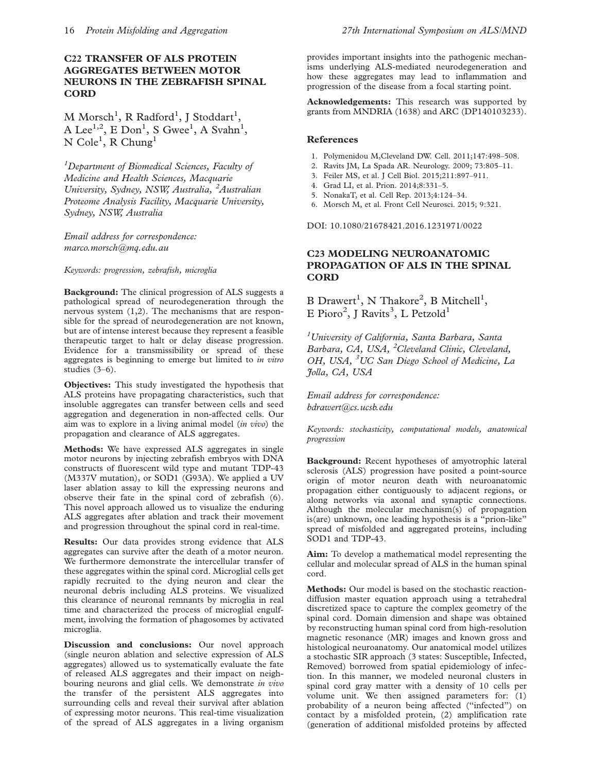## C22 TRANSFER OF ALS PROTEIN AGGREGATES BETWEEN MOTOR NEURONS IN THE ZEBRAFISH SPINAL CORD

M Morsch[1], R Radford[1], J Stoddart[1], A Lee[1,2], E Don[1], S Gwee[1], A Svahn[1], N Cole[1], R Chung[1]

*[1]Department of Biomedical Sciences, Faculty of Medicine and Health Sciences, Macquarie University, Sydney, NSW, Australia, [2]Australian Proteome Analysis Facility, Macquarie University, Sydney, NSW, Australia*

*Email address for correspondence: marco.morsch@mq.edu.au*

*Keywords: progression, zebrafish, microglia*

**Background:** The clinical progression of ALS suggests a pathological spread of neurodegeneration through the nervous system (1,2). The mechanisms that are responsible for the spread of neurodegeneration are not known, but are of intense interest because they represent a feasible therapeutic target to halt or delay disease progression. Evidence for a transmissibility or spread of these aggregates is beginning to emerge but limited to *in vitro* studies (3–6).

**Objectives:** This study investigated the hypothesis that ALS proteins have propagating characteristics, such that insoluble aggregates can transfer between cells and seed aggregation and degeneration in non-affected cells. Our aim was to explore in a living animal model (*in vivo*) the propagation and clearance of ALS aggregates.

**Methods:** We have expressed ALS aggregates in single motor neurons by injecting zebrafish embryos with DNA constructs of fluorescent wild type and mutant TDP-43 (M337V mutation), or SOD1 (G93A). We applied a UV laser ablation assay to kill the expressing neurons and observe their fate in the spinal cord of zebrafish (6). This novel approach allowed us to visualize the enduring ALS aggregates after ablation and track their movement and progression throughout the spinal cord in real-time.

**Results:** Our data provides strong evidence that ALS aggregates can survive after the death of a motor neuron. We furthermore demonstrate the intercellular transfer of these aggregates within the spinal cord. Microglial cells get rapidly recruited to the dying neuron and clear the neuronal debris including ALS proteins. We visualized this clearance of neuronal remnants by microglia in real time and characterized the process of microglial engulfment, involving the formation of phagosomes by activated microglia.

**Discussion and conclusions:** Our novel approach (single neuron ablation and selective expression of ALS aggregates) allowed us to systematically evaluate the fate of released ALS aggregates and their impact on neighbouring neurons and glial cells. We demonstrate *in vivo* the transfer of the persistent ALS aggregates into surrounding cells and reveal their survival after ablation of expressing motor neurons. This real-time visualization of the spread of ALS aggregates in a living organism provides important insights into the pathogenic mechanisms underlying ALS-mediated neurodegeneration and how these aggregates may lead to inflammation and progression of the disease from a focal starting point.

**Acknowledgements:** This research was supported by grants from MNDRIA (1638) and ARC (DP140103233).

### References

1. Polymenidou M,Cleveland DW. Cell. 2011;147:498–508.
2. Ravits JM, La Spada AR. Neurology. 2009; 73:805–11.
3. Feiler MS, et al. J Cell Biol. 2015;211:897–911.
4. Grad LI, et al. Prion. 2014;8:331–5.
5. NonakaT, et al. Cell Rep. 2013;4:124–34.
6. Morsch M, et al. Front Cell Neurosci. 2015; 9:321.

DOI: 10.1080/21678421.2016.1231971/0022

## C23 MODELING NEUROANATOMIC PROPAGATION OF ALS IN THE SPINAL CORD

B Drawert[1], N Thakore[2], B Mitchell[1], E Pioro[2], J Ravits[3], L Petzold[1]

*[1]University of California, Santa Barbara, Santa Barbara, CA, USA, [2]Cleveland Clinic, Cleveland, OH, USA, [3]UC San Diego School of Medicine, La Jolla, CA, USA*

*Email address for correspondence: bdrawert@cs.ucsb.edu*

*Keywords: stochasticity, computational models, anatomical progression*

**Background:** Recent hypotheses of amyotrophic lateral sclerosis (ALS) progression have posited a point-source origin of motor neuron death with neuroanatomic propagation either contiguously to adjacent regions, or along networks via axonal and synaptic connections. Although the molecular mechanism(s) of propagation is(are) unknown, one leading hypothesis is a "prion-like" spread of misfolded and aggregated proteins, including SOD1 and TDP-43.

**Aim:** To develop a mathematical model representing the cellular and molecular spread of ALS in the human spinal cord.

**Methods:** Our model is based on the stochastic reaction-diffusion master equation approach using a tetrahedral discretized space to capture the complex geometry of the spinal cord. Domain dimension and shape was obtained by reconstructing human spinal cord from high-resolution magnetic resonance (MR) images and known gross and histological neuroanatomy. Our anatomical model utilizes a stochastic SIR approach (3 states: Susceptible, Infected, Removed) borrowed from spatial epidemiology of infection. In this manner, we modeled neuronal clusters in spinal cord gray matter with a density of 10 cells per volume unit. We then assigned parameters for: (1) probability of a neuron being affected ("infected") on contact by a misfolded protein, (2) amplification rate (generation of additional misfolded proteins by affected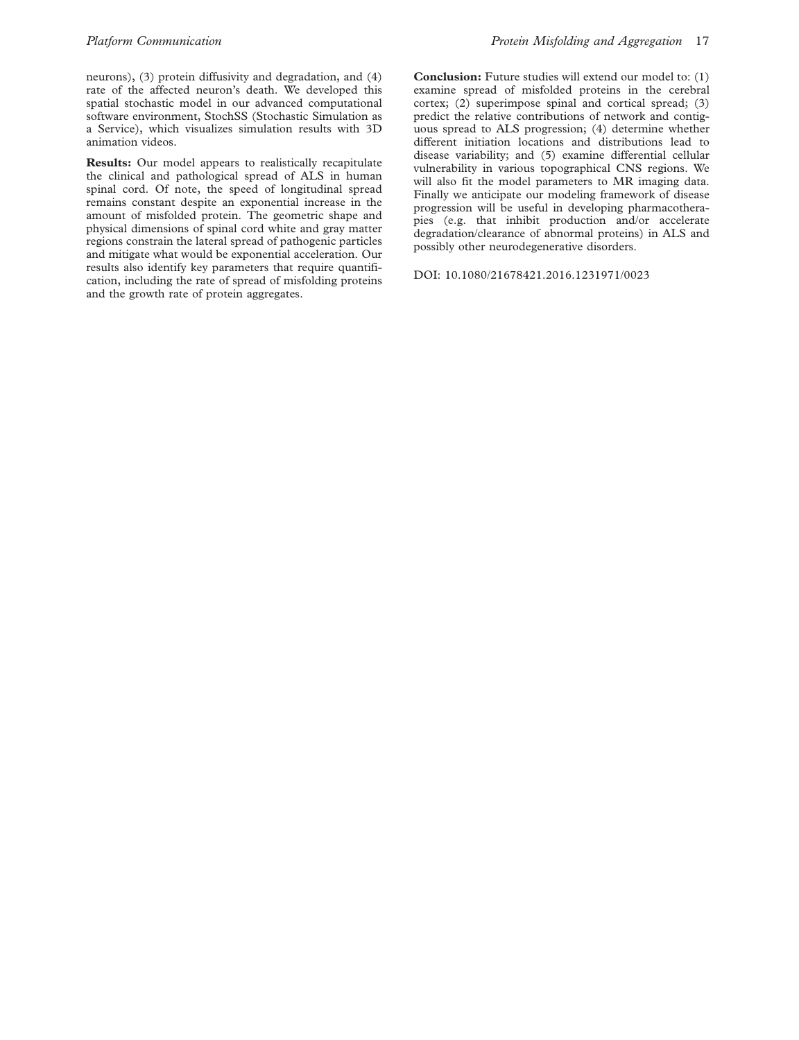neurons), (3) protein diffusivity and degradation, and (4) rate of the affected neuron's death. We developed this spatial stochastic model in our advanced computational software environment, StochSS (Stochastic Simulation as a Service), which visualizes simulation results with 3D animation videos.

**Results:** Our model appears to realistically recapitulate the clinical and pathological spread of ALS in human spinal cord. Of note, the speed of longitudinal spread remains constant despite an exponential increase in the amount of misfolded protein. The geometric shape and physical dimensions of spinal cord white and gray matter regions constrain the lateral spread of pathogenic particles and mitigate what would be exponential acceleration. Our results also identify key parameters that require quantification, including the rate of spread of misfolding proteins and the growth rate of protein aggregates.

**Conclusion:** Future studies will extend our model to: (1) examine spread of misfolded proteins in the cerebral cortex; (2) superimpose spinal and cortical spread; (3) predict the relative contributions of network and contiguous spread to ALS progression; (4) determine whether different initiation locations and distributions lead to disease variability; and (5) examine differential cellular vulnerability in various topographical CNS regions. We will also fit the model parameters to MR imaging data. Finally we anticipate our modeling framework of disease progression will be useful in developing pharmacotherapies (e.g. that inhibit production and/or accelerate degradation/clearance of abnormal proteins) in ALS and possibly other neurodegenerative disorders.

DOI: 10.1080/21678421.2016.1231971/0023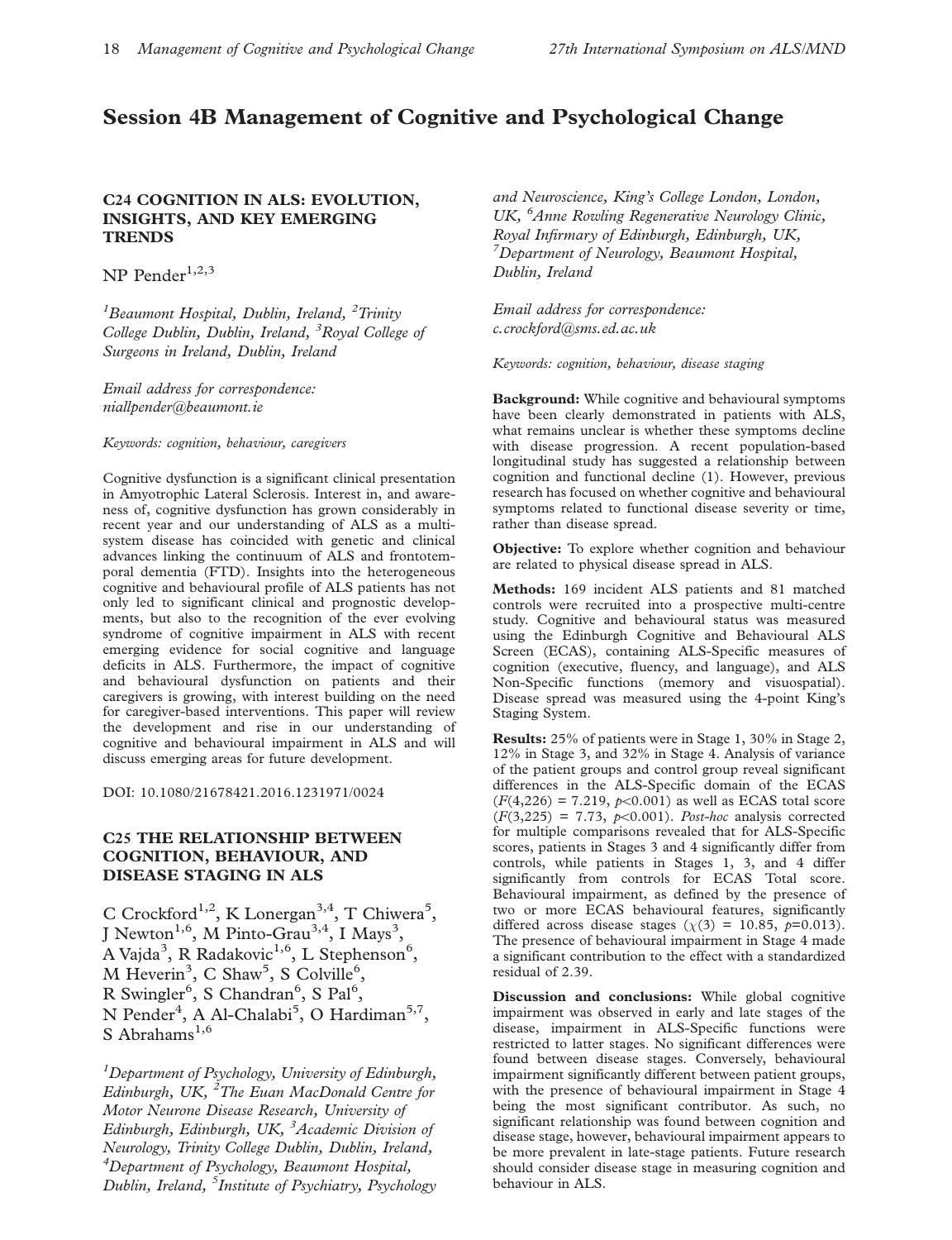# Session 4B Management of Cognitive and Psychological Change

## C24 COGNITION IN ALS: EVOLUTION, INSIGHTS, AND KEY EMERGING TRENDS

NP Pender[1,2,3]

*[1]Beaumont Hospital, Dublin, Ireland, [2]Trinity College Dublin, Dublin, Ireland, [3]Royal College of Surgeons in Ireland, Dublin, Ireland*

*Email address for correspondence: niallpender@beaumont.ie*

*Keywords: cognition, behaviour, caregivers*

Cognitive dysfunction is a significant clinical presentation in Amyotrophic Lateral Sclerosis. Interest in, and awareness of, cognitive dysfunction has grown considerably in recent year and our understanding of ALS as a multi-system disease has coincided with genetic and clinical advances linking the continuum of ALS and frontotemporal dementia (FTD). Insights into the heterogeneous cognitive and behavioural profile of ALS patients has not only led to significant clinical and prognostic developments, but also to the recognition of the ever evolving syndrome of cognitive impairment in ALS with recent emerging evidence for social cognitive and language deficits in ALS. Furthermore, the impact of cognitive and behavioural dysfunction on patients and their caregivers is growing, with interest building on the need for caregiver-based interventions. This paper will review the development and rise in our understanding of cognitive and behavioural impairment in ALS and will discuss emerging areas for future development.

DOI: 10.1080/21678421.2016.1231971/0024

## C25 THE RELATIONSHIP BETWEEN COGNITION, BEHAVIOUR, AND DISEASE STAGING IN ALS

C Crockford[1,2], K Lonergan[3,4], T Chiwera[5], J Newton[1,6], M Pinto-Grau[3,4], I Mays[3], A Vajda[3], R Radakovic[1,6], L Stephenson[6], M Heverin[3], C Shaw[5], S Colville[6], R Swingler[6], S Chandran[6], S Pal[6], N Pender[4], A Al-Chalabi[5], O Hardiman[5,7], S Abrahams[1,6]

*[1]Department of Psychology, University of Edinburgh, Edinburgh, UK, [2]The Euan MacDonald Centre for Motor Neurone Disease Research, University of Edinburgh, Edinburgh, UK, [3]Academic Division of Neurology, Trinity College Dublin, Dublin, Ireland, [4]Department of Psychology, Beaumont Hospital, Dublin, Ireland, [5]Institute of Psychiatry, Psychology and Neuroscience, King's College London, London, UK, [6]Anne Rowling Regenerative Neurology Clinic, Royal Infirmary of Edinburgh, Edinburgh, UK, [7]Department of Neurology, Beaumont Hospital, Dublin, Ireland*

*Email address for correspondence: c.crockford@sms.ed.ac.uk*

*Keywords: cognition, behaviour, disease staging*

**Background:** While cognitive and behavioural symptoms have been clearly demonstrated in patients with ALS, what remains unclear is whether these symptoms decline with disease progression. A recent population-based longitudinal study has suggested a relationship between cognition and functional decline (1). However, previous research has focused on whether cognitive and behavioural symptoms related to functional disease severity or time, rather than disease spread.

**Objective:** To explore whether cognition and behaviour are related to physical disease spread in ALS.

**Methods:** 169 incident ALS patients and 81 matched controls were recruited into a prospective multi-centre study. Cognitive and behavioural status was measured using the Edinburgh Cognitive and Behavioural ALS Screen (ECAS), containing ALS-Specific measures of cognition (executive, fluency, and language), and ALS Non-Specific functions (memory and visuospatial). Disease spread was measured using the 4-point King's Staging System.

**Results:** 25% of patients were in Stage 1, 30% in Stage 2, 12% in Stage 3, and 32% in Stage 4. Analysis of variance of the patient groups and control group reveal significant differences in the ALS-Specific domain of the ECAS ($F(4,226) = 7.219$, $p<0.001$) as well as ECAS total score ($F(3,225) = 7.73$, $p<0.001$). *Post-hoc* analysis corrected for multiple comparisons revealed that for ALS-Specific scores, patients in Stages 3 and 4 significantly differ from controls, while patients in Stages 1, 3, and 4 differ significantly from controls for ECAS Total score. Behavioural impairment, as defined by the presence of two or more ECAS behavioural features, significantly differed across disease stages ($\chi(3) = 10.85$, $p=0.013$). The presence of behavioural impairment in Stage 4 made a significant contribution to the effect with a standardized residual of 2.39.

**Discussion and conclusions:** While global cognitive impairment was observed in early and late stages of the disease, impairment in ALS-Specific functions were restricted to latter stages. No significant differences were found between disease stages. Conversely, behavioural impairment significantly different between patient groups, with the presence of behavioural impairment in Stage 4 being the most significant contributor. As such, no significant relationship was found between cognition and disease stage, however, behavioural impairment appears to be more prevalent in late-stage patients. Future research should consider disease stage in measuring cognition and behaviour in ALS.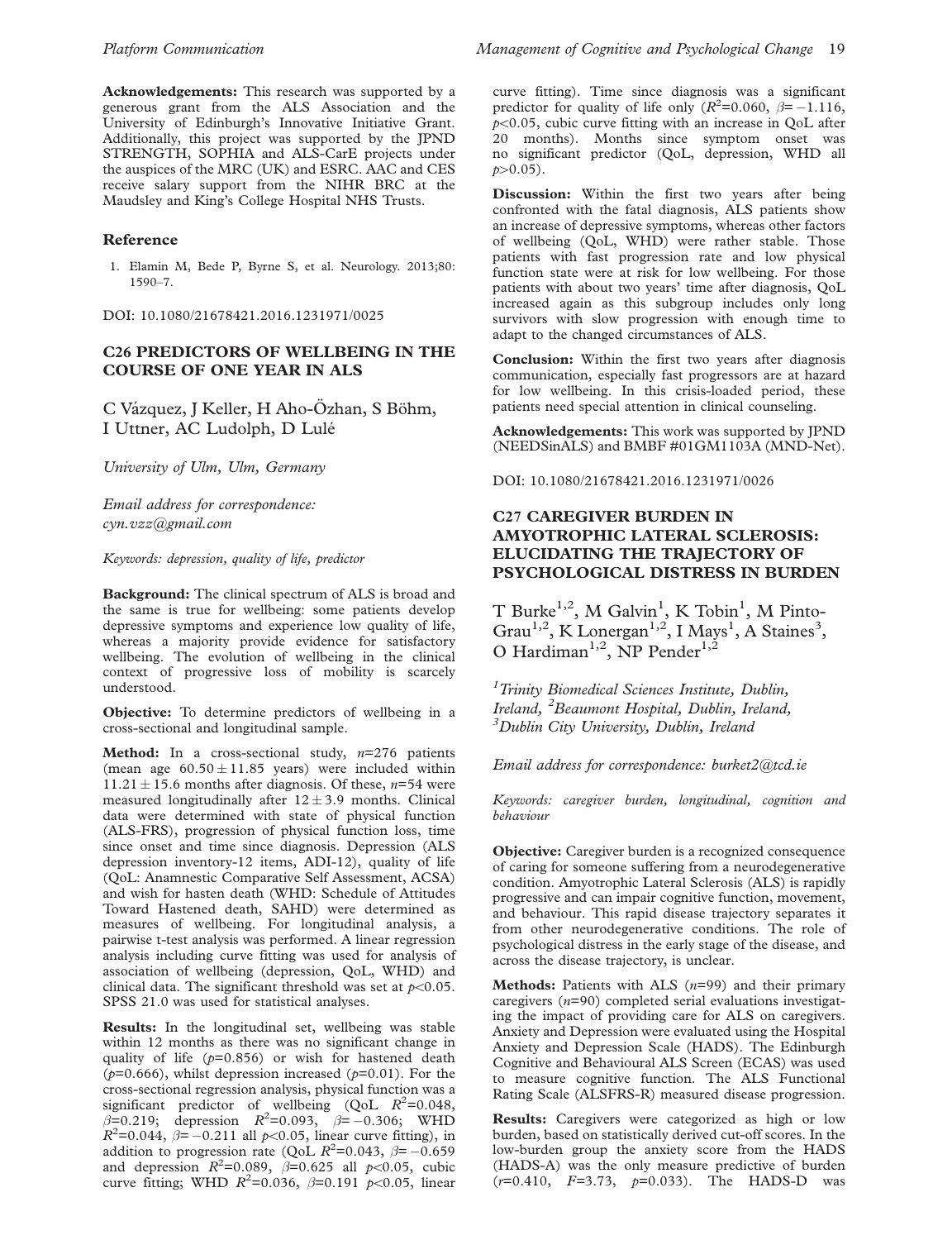**Acknowledgements:** This research was supported by a generous grant from the ALS Association and the University of Edinburgh's Innovative Initiative Grant. Additionally, this project was supported by the JPND STRENGTH, SOPHIA and ALS-CarE projects under the auspices of the MRC (UK) and ESRC. AAC and CES receive salary support from the NIHR BRC at the Maudsley and King's College Hospital NHS Trusts.

### Reference

1. Elamin M, Bede P, Byrne S, et al. Neurology. 2013;80: 1590–7.

DOI: 10.1080/21678421.2016.1231971/0025

## C26 PREDICTORS OF WELLBEING IN THE COURSE OF ONE YEAR IN ALS

C Vázquez, J Keller, H Aho-Özhan, S Böhm, I Uttner, AC Ludolph, D Lulé

*University of Ulm, Ulm, Germany*

*Email address for correspondence: cyn.vzz@gmail.com*

*Keywords: depression, quality of life, predictor*

**Background:** The clinical spectrum of ALS is broad and the same is true for wellbeing: some patients develop depressive symptoms and experience low quality of life, whereas a majority provide evidence for satisfactory wellbeing. The evolution of wellbeing in the clinical context of progressive loss of mobility is scarcely understood.

**Objective:** To determine predictors of wellbeing in a cross-sectional and longitudinal sample.

**Method:** In a cross-sectional study, $n$=276 patients (mean age $60.50 \pm 11.85$ years) were included within $11.21 \pm 15.6$ months after diagnosis. Of these, $n$=54 were measured longitudinally after $12 \pm 3.9$ months. Clinical data were determined with state of physical function (ALS-FRS), progression of physical function loss, time since onset and time since diagnosis. Depression (ALS depression inventory-12 items, ADI-12), quality of life (QoL: Anamnestic Comparative Self Assessment, ACSA) and wish for hasten death (WHD: Schedule of Attitudes Toward Hastened death, SAHD) were determined as measures of wellbeing. For longitudinal analysis, a pairwise t-test analysis was performed. A linear regression analysis including curve fitting was used for analysis of association of wellbeing (depression, QoL, WHD) and clinical data. The significant threshold was set at $p<0.05$. SPSS 21.0 was used for statistical analyses.

**Results:** In the longitudinal set, wellbeing was stable within 12 months as there was no significant change in quality of life ($p$=0.856) or wish for hastened death ($p$=0.666), whilst depression increased ($p$=0.01). For the cross-sectional regression analysis, physical function was a significant predictor of wellbeing (QoL $R^2$=0.048, $\beta$=0.219; depression $R^2$=0.093, $\beta$= −0.306; WHD $R^2$=0.044, $\beta$= −0.211 all $p<0.05$, linear curve fitting), in addition to progression rate (QoL $R^2$=0.043, $\beta$= −0.659 and depression $R^2$=0.089, $\beta$=0.625 all $p<0.05$, cubic curve fitting; WHD $R^2$=0.036, $\beta$=0.191 $p<0.05$, linear curve fitting). Time since diagnosis was a significant predictor for quality of life only ($R^2$=0.060, $\beta$= −1.116, $p<0.05$, cubic curve fitting with an increase in QoL after 20 months). Months since symptom onset was no significant predictor (QoL, depression, WHD all $p>0.05$).

**Discussion:** Within the first two years after being confronted with the fatal diagnosis, ALS patients show an increase of depressive symptoms, whereas other factors of wellbeing (QoL, WHD) were rather stable. Those patients with fast progression rate and low physical function state were at risk for low wellbeing. For those patients with about two years' time after diagnosis, QoL increased again as this subgroup includes only long survivors with slow progression with enough time to adapt to the changed circumstances of ALS.

**Conclusion:** Within the first two years after diagnosis communication, especially fast progressors are at hazard for low wellbeing. In this crisis-loaded period, these patients need special attention in clinical counseling.

**Acknowledgements:** This work was supported by JPND (NEEDSinALS) and BMBF #01GM1103A (MND-Net).

DOI: 10.1080/21678421.2016.1231971/0026

## C27 CAREGIVER BURDEN IN AMYOTROPHIC LATERAL SCLEROSIS: ELUCIDATING THE TRAJECTORY OF PSYCHOLOGICAL DISTRESS IN BURDEN

T Burke[1,2], M Galvin[1], K Tobin[1], M Pinto-Grau[1,2], K Lonergan[1,2], I Mays[1], A Staines[3], O Hardiman[1,2], NP Pender[1,2]

*[1]Trinity Biomedical Sciences Institute, Dublin, Ireland, [2]Beaumont Hospital, Dublin, Ireland, [3]Dublin City University, Dublin, Ireland*

*Email address for correspondence: burket2@tcd.ie*

*Keywords: caregiver burden, longitudinal, cognition and behaviour*

**Objective:** Caregiver burden is a recognized consequence of caring for someone suffering from a neurodegenerative condition. Amyotrophic Lateral Sclerosis (ALS) is rapidly progressive and can impair cognitive function, movement, and behaviour. This rapid disease trajectory separates it from other neurodegenerative conditions. The role of psychological distress in the early stage of the disease, and across the disease trajectory, is unclear.

**Methods:** Patients with ALS ($n$=99) and their primary caregivers ($n$=90) completed serial evaluations investigating the impact of providing care for ALS on caregivers. Anxiety and Depression were evaluated using the Hospital Anxiety and Depression Scale (HADS). The Edinburgh Cognitive and Behavioural ALS Screen (ECAS) was used to measure cognitive function. The ALS Functional Rating Scale (ALSFRS-R) measured disease progression.

**Results:** Caregivers were categorized as high or low burden, based on statistically derived cut-off scores. In the low-burden group the anxiety score from the HADS (HADS-A) was the only measure predictive of burden ($r$=0.410, $F$=3.73, $p$=0.033). The HADS-D was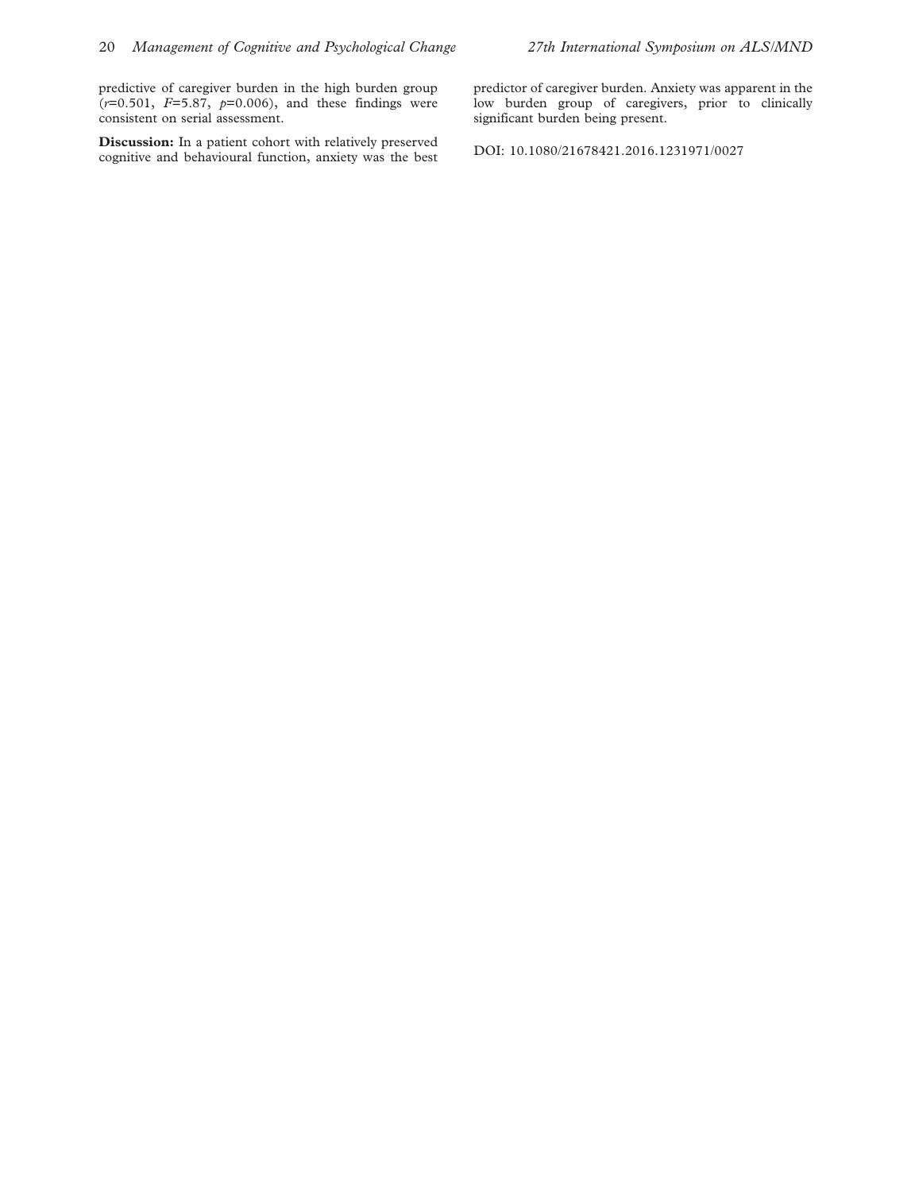predictive of caregiver burden in the high burden group ($r$=0.501, $F$=5.87, $p$=0.006), and these findings were consistent on serial assessment.

**Discussion:** In a patient cohort with relatively preserved cognitive and behavioural function, anxiety was the best predictor of caregiver burden. Anxiety was apparent in the low burden group of caregivers, prior to clinically significant burden being present.

DOI: 10.1080/21678421.2016.1231971/0027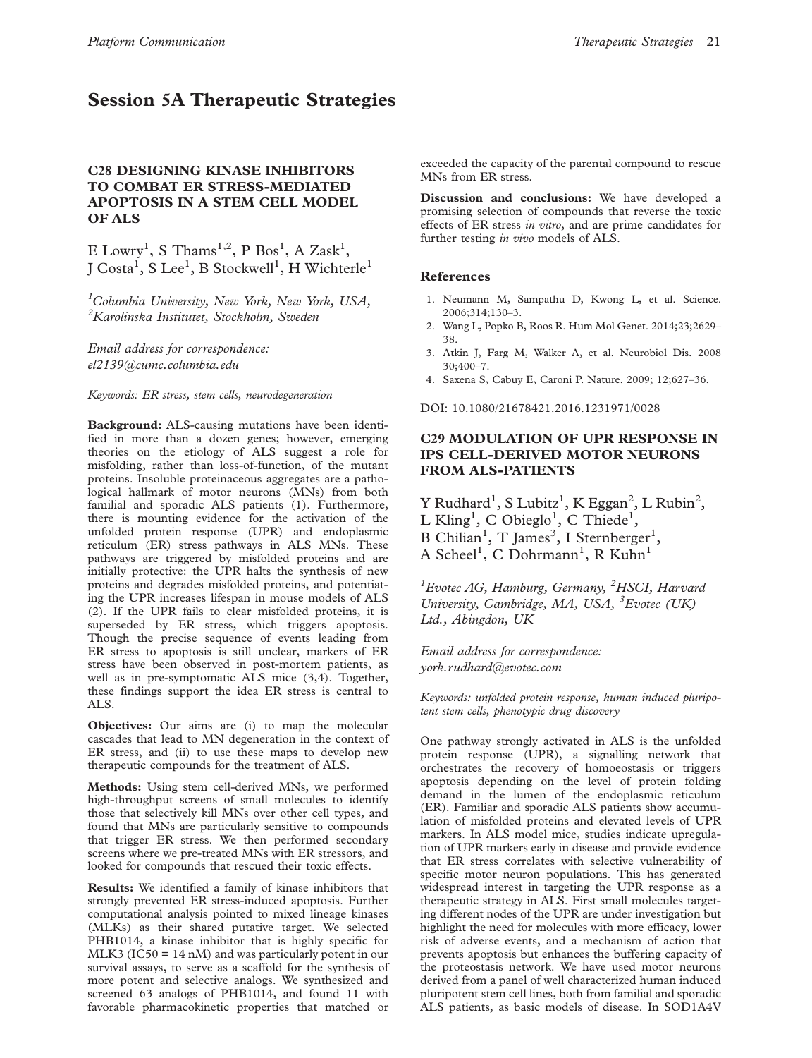# Session 5A Therapeutic Strategies

## C28 DESIGNING KINASE INHIBITORS TO COMBAT ER STRESS-MEDIATED APOPTOSIS IN A STEM CELL MODEL OF ALS

E Lowry[1], S Thams[1,2], P Bos[1], A Zask[1], J Costa[1], S Lee[1], B Stockwell[1], H Wichterle[1]

*[1]Columbia University, New York, New York, USA, [2]Karolinska Institutet, Stockholm, Sweden*

*Email address for correspondence: el2139@cumc.columbia.edu*

*Keywords: ER stress, stem cells, neurodegeneration*

**Background:** ALS-causing mutations have been identified in more than a dozen genes; however, emerging theories on the etiology of ALS suggest a role for misfolding, rather than loss-of-function, of the mutant proteins. Insoluble proteinaceous aggregates are a pathological hallmark of motor neurons (MNs) from both familial and sporadic ALS patients (1). Furthermore, there is mounting evidence for the activation of the unfolded protein response (UPR) and endoplasmic reticulum (ER) stress pathways in ALS MNs. These pathways are triggered by misfolded proteins and are initially protective: the UPR halts the synthesis of new proteins and degrades misfolded proteins, and potentiating the UPR increases lifespan in mouse models of ALS (2). If the UPR fails to clear misfolded proteins, it is superseded by ER stress, which triggers apoptosis. Though the precise sequence of events leading from ER stress to apoptosis is still unclear, markers of ER stress have been observed in post-mortem patients, as well as in pre-symptomatic ALS mice (3,4). Together, these findings support the idea ER stress is central to ALS.

**Objectives:** Our aims are (i) to map the molecular cascades that lead to MN degeneration in the context of ER stress, and (ii) to use these maps to develop new therapeutic compounds for the treatment of ALS.

**Methods:** Using stem cell-derived MNs, we performed high-throughput screens of small molecules to identify those that selectively kill MNs over other cell types, and found that MNs are particularly sensitive to compounds that trigger ER stress. We then performed secondary screens where we pre-treated MNs with ER stressors, and looked for compounds that rescued their toxic effects.

**Results:** We identified a family of kinase inhibitors that strongly prevented ER stress-induced apoptosis. Further computational analysis pointed to mixed lineage kinases (MLKs) as their shared putative target. We selected PHB1014, a kinase inhibitor that is highly specific for MLK3 (IC50 = 14 nM) and was particularly potent in our survival assays, to serve as a scaffold for the synthesis of more potent and selective analogs. We synthesized and screened 63 analogs of PHB1014, and found 11 with favorable pharmacokinetic properties that matched or exceeded the capacity of the parental compound to rescue MNs from ER stress.

**Discussion and conclusions:** We have developed a promising selection of compounds that reverse the toxic effects of ER stress *in vitro*, and are prime candidates for further testing *in vivo* models of ALS.

### References

1. Neumann M, Sampathu D, Kwong L, et al. Science. 2006;314;130–3.
2. Wang L, Popko B, Roos R. Hum Mol Genet. 2014;23;2629–38.
3. Atkin J, Farg M, Walker A, et al. Neurobiol Dis. 2008 30;400–7.
4. Saxena S, Cabuy E, Caroni P. Nature. 2009; 12;627–36.

DOI: 10.1080/21678421.2016.1231971/0028

## C29 MODULATION OF UPR RESPONSE IN IPS CELL-DERIVED MOTOR NEURONS FROM ALS-PATIENTS

Y Rudhard[1], S Lubitz[1], K Eggan[2], L Rubin[2], L Kling[1], C Obieglo[1], C Thiede[1], B Chilian[1], T James[3], I Sternberger[1], A Scheel[1], C Dohrmann[1], R Kuhn[1]

*[1]Evotec AG, Hamburg, Germany, [2]HSCI, Harvard University, Cambridge, MA, USA, [3]Evotec (UK) Ltd., Abingdon, UK*

*Email address for correspondence: york.rudhard@evotec.com*

*Keywords: unfolded protein response, human induced pluripotent stem cells, phenotypic drug discovery*

One pathway strongly activated in ALS is the unfolded protein response (UPR), a signalling network that orchestrates the recovery of homoeostasis or triggers apoptosis depending on the level of protein folding demand in the lumen of the endoplasmic reticulum (ER). Familiar and sporadic ALS patients show accumulation of misfolded proteins and elevated levels of UPR markers. In ALS model mice, studies indicate upregulation of UPR markers early in disease and provide evidence that ER stress correlates with selective vulnerability of specific motor neuron populations. This has generated widespread interest in targeting the UPR response as a therapeutic strategy in ALS. First small molecules targeting different nodes of the UPR are under investigation but highlight the need for molecules with more efficacy, lower risk of adverse events, and a mechanism of action that prevents apoptosis but enhances the buffering capacity of the proteostasis network. We have used motor neurons derived from a panel of well characterized human induced pluripotent stem cell lines, both from familial and sporadic ALS patients, as basic models of disease. In SOD1A4V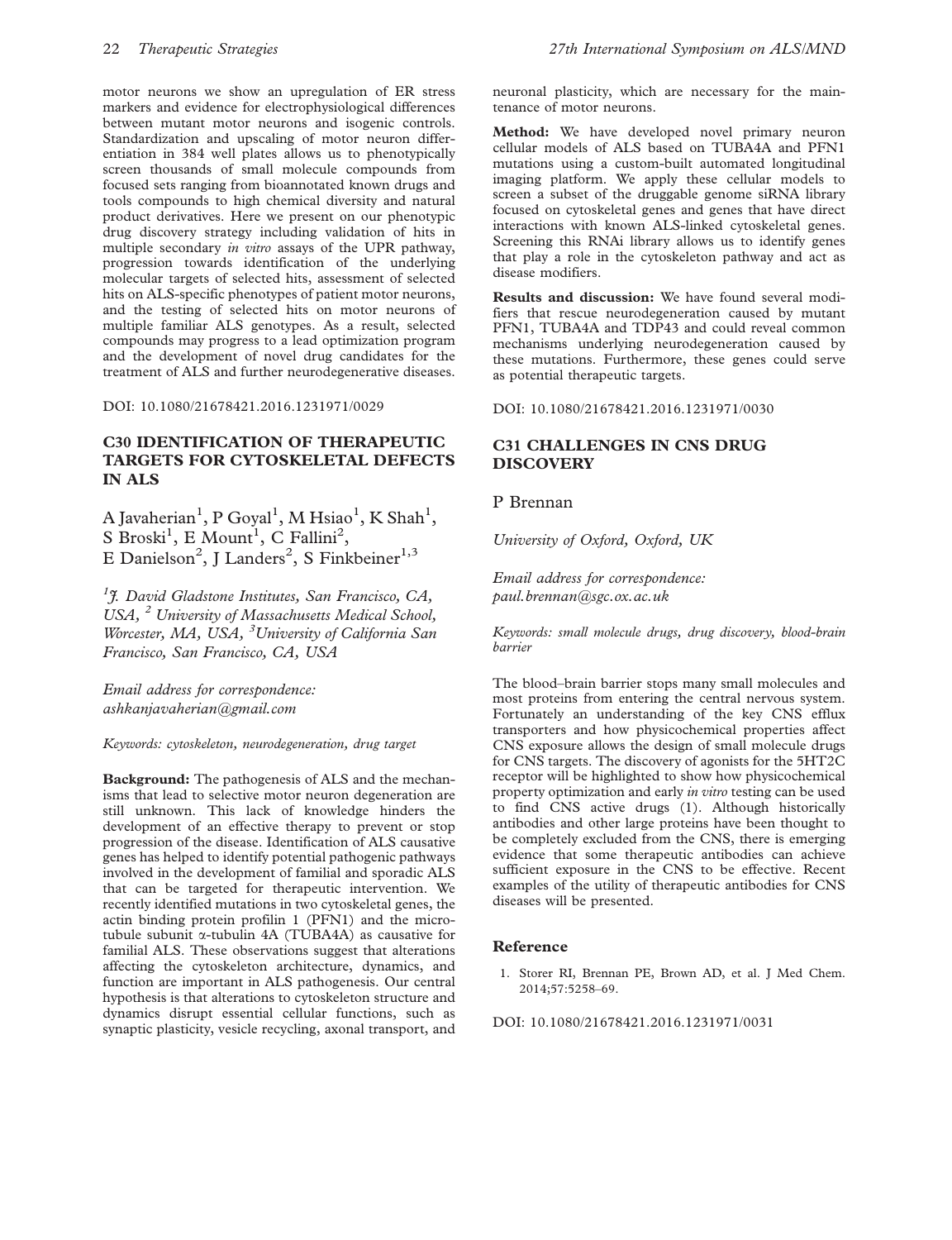motor neurons we show an upregulation of ER stress markers and evidence for electrophysiological differences between mutant motor neurons and isogenic controls. Standardization and upscaling of motor neuron differentiation in 384 well plates allows us to phenotypically screen thousands of small molecule compounds from focused sets ranging from bioannotated known drugs and tools compounds to high chemical diversity and natural product derivatives. Here we present on our phenotypic drug discovery strategy including validation of hits in multiple secondary *in vitro* assays of the UPR pathway, progression towards identification of the underlying molecular targets of selected hits, assessment of selected hits on ALS-specific phenotypes of patient motor neurons, and the testing of selected hits on motor neurons of multiple familiar ALS genotypes. As a result, selected compounds may progress to a lead optimization program and the development of novel drug candidates for the treatment of ALS and further neurodegenerative diseases.

DOI: 10.1080/21678421.2016.1231971/0029

## C30 IDENTIFICATION OF THERAPEUTIC TARGETS FOR CYTOSKELETAL DEFECTS IN ALS

A Javaherian[1], P Goyal[1], M Hsiao[1], K Shah[1], S Broski[1], E Mount[1], C Fallini[2], E Danielson[2], J Landers[2], S Finkbeiner[1,3]

*[1]J. David Gladstone Institutes, San Francisco, CA, USA, [2] University of Massachusetts Medical School, Worcester, MA, USA, [3]University of California San Francisco, San Francisco, CA, USA*

*Email address for correspondence: ashkanjavaherian@gmail.com*

*Keywords: cytoskeleton, neurodegeneration, drug target*

**Background:** The pathogenesis of ALS and the mechanisms that lead to selective motor neuron degeneration are still unknown. This lack of knowledge hinders the development of an effective therapy to prevent or stop progression of the disease. Identification of ALS causative genes has helped to identify potential pathogenic pathways involved in the development of familial and sporadic ALS that can be targeted for therapeutic intervention. We recently identified mutations in two cytoskeletal genes, the actin binding protein profilin 1 (PFN1) and the microtubule subunit α-tubulin 4A (TUBA4A) as causative for familial ALS. These observations suggest that alterations affecting the cytoskeleton architecture, dynamics, and function are important in ALS pathogenesis. Our central hypothesis is that alterations to cytoskeleton structure and dynamics disrupt essential cellular functions, such as synaptic plasticity, vesicle recycling, axonal transport, and neuronal plasticity, which are necessary for the maintenance of motor neurons.

**Method:** We have developed novel primary neuron cellular models of ALS based on TUBA4A and PFN1 mutations using a custom-built automated longitudinal imaging platform. We apply these cellular models to screen a subset of the druggable genome siRNA library focused on cytoskeletal genes and genes that have direct interactions with known ALS-linked cytoskeletal genes. Screening this RNAi library allows us to identify genes that play a role in the cytoskeleton pathway and act as disease modifiers.

**Results and discussion:** We have found several modifiers that rescue neurodegeneration caused by mutant PFN1, TUBA4A and TDP43 and could reveal common mechanisms underlying neurodegeneration caused by these mutations. Furthermore, these genes could serve as potential therapeutic targets.

DOI: 10.1080/21678421.2016.1231971/0030

## C31 CHALLENGES IN CNS DRUG DISCOVERY

P Brennan

*University of Oxford, Oxford, UK*

*Email address for correspondence: paul.brennan@sgc.ox.ac.uk*

*Keywords: small molecule drugs, drug discovery, blood-brain barrier*

The blood–brain barrier stops many small molecules and most proteins from entering the central nervous system. Fortunately an understanding of the key CNS efflux transporters and how physicochemical properties affect CNS exposure allows the design of small molecule drugs for CNS targets. The discovery of agonists for the 5HT2C receptor will be highlighted to show how physicochemical property optimization and early *in vitro* testing can be used to find CNS active drugs (1). Although historically antibodies and other large proteins have been thought to be completely excluded from the CNS, there is emerging evidence that some therapeutic antibodies can achieve sufficient exposure in the CNS to be effective. Recent examples of the utility of therapeutic antibodies for CNS diseases will be presented.

### Reference

1. Storer RI, Brennan PE, Brown AD, et al. J Med Chem. 2014;57:5258–69.

DOI: 10.1080/21678421.2016.1231971/0031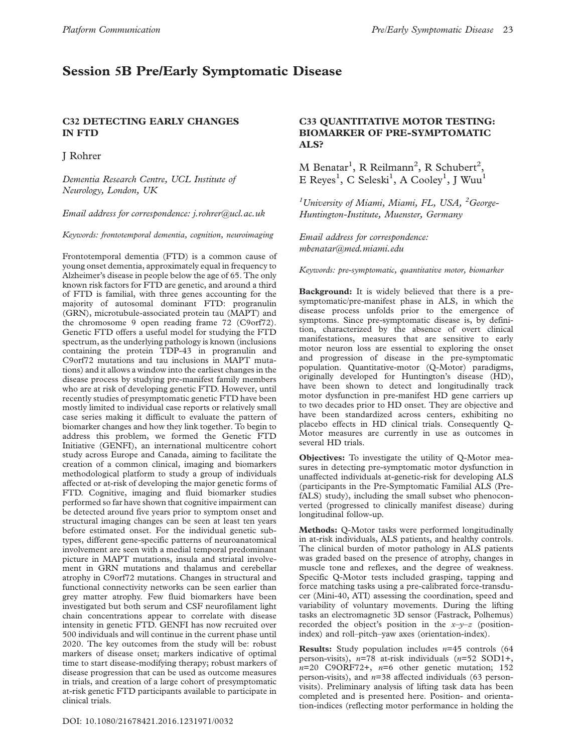# Session 5B Pre/Early Symptomatic Disease

## C32 DETECTING EARLY CHANGES IN FTD

J Rohrer

*Dementia Research Centre, UCL Institute of Neurology, London, UK*

*Email address for correspondence: j.rohrer@ucl.ac.uk*

*Keywords: frontotemporal dementia, cognition, neuroimaging*

Frontotemporal dementia (FTD) is a common cause of young onset dementia, approximately equal in frequency to Alzheimer's disease in people below the age of 65. The only known risk factors for FTD are genetic, and around a third of FTD is familial, with three genes accounting for the majority of autosomal dominant FTD: progranulin (GRN), microtubule-associated protein tau (MAPT) and the chromosome 9 open reading frame 72 (C9orf72). Genetic FTD offers a useful model for studying the FTD spectrum, as the underlying pathology is known (inclusions containing the protein TDP-43 in progranulin and C9orf72 mutations and tau inclusions in MAPT mutations) and it allows a window into the earliest changes in the disease process by studying pre-manifest family members who are at risk of developing genetic FTD. However, until recently studies of presymptomatic genetic FTD have been mostly limited to individual case reports or relatively small case series making it difficult to evaluate the pattern of biomarker changes and how they link together. To begin to address this problem, we formed the Genetic FTD Initiative (GENFI), an international multicentre cohort study across Europe and Canada, aiming to facilitate the creation of a common clinical, imaging and biomarkers methodological platform to study a group of individuals affected or at-risk of developing the major genetic forms of FTD. Cognitive, imaging and fluid biomarker studies performed so far have shown that cognitive impairment can be detected around five years prior to symptom onset and structural imaging changes can be seen at least ten years before estimated onset. For the individual genetic subtypes, different gene-specific patterns of neuroanatomical involvement are seen with a medial temporal predominant picture in MAPT mutations, insula and striatal involvement in GRN mutations and thalamus and cerebellar atrophy in C9orf72 mutations. Changes in structural and functional connectivity networks can be seen earlier than grey matter atrophy. Few fluid biomarkers have been investigated but both serum and CSF neurofilament light chain concentrations appear to correlate with disease intensity in genetic FTD. GENFI has now recruited over 500 individuals and will continue in the current phase until 2020. The key outcomes from the study will be: robust markers of disease onset; markers indicative of optimal time to start disease-modifying therapy; robust markers of disease progression that can be used as outcome measures in trials, and creation of a large cohort of presymptomatic at-risk genetic FTD participants available to participate in clinical trials.

DOI: 10.1080/21678421.2016.1231971/0032

## C33 QUANTITATIVE MOTOR TESTING: BIOMARKER OF PRE-SYMPTOMATIC ALS?

M Benatar[1], R Reilmann[2], R Schubert[2], E Reyes[1], C Seleski[1], A Cooley[1], J Wuu[1]

*[1]University of Miami, Miami, FL, USA, [2]George-Huntington-Institute, Muenster, Germany*

*Email address for correspondence: mbenatar@med.miami.edu*

*Keywords: pre-symptomatic, quantitative motor, biomarker*

**Background:** It is widely believed that there is a pre-symptomatic/pre-manifest phase in ALS, in which the disease process unfolds prior to the emergence of symptoms. Since pre-symptomatic disease is, by definition, characterized by the absence of overt clinical manifestations, measures that are sensitive to early motor neuron loss are essential to exploring the onset and progression of disease in the pre-symptomatic population. Quantitative-motor (Q-Motor) paradigms, originally developed for Huntington's disease (HD), have been shown to detect and longitudinally track motor dysfunction in pre-manifest HD gene carriers up to two decades prior to HD onset. They are objective and have been standardized across centers, exhibiting no placebo effects in HD clinical trials. Consequently Q-Motor measures are currently in use as outcomes in several HD trials.

**Objectives:** To investigate the utility of Q-Motor measures in detecting pre-symptomatic motor dysfunction in unaffected individuals at-genetic-risk for developing ALS (participants in the Pre-Symptomatic Familial ALS (Pre-fALS) study), including the small subset who phenoconverted (progressed to clinically manifest disease) during longitudinal follow-up.

**Methods:** Q-Motor tasks were performed longitudinally in at-risk individuals, ALS patients, and healthy controls. The clinical burden of motor pathology in ALS patients was graded based on the presence of atrophy, changes in muscle tone and reflexes, and the degree of weakness. Specific Q-Motor tests included grasping, tapping and force matching tasks using a pre-calibrated force-transducer (Mini-40, ATI) assessing the coordination, speed and variability of voluntary movements. During the lifting tasks an electromagnetic 3D sensor (Fastrack, Polhemus) recorded the object's position in the *x–y–z* (position-index) and roll–pitch–yaw axes (orientation-index).

**Results:** Study population includes $n$=45 controls (64 person-visits), $n$=78 at-risk individuals ($n$=52 SOD1+, $n$=20 C9ORF72+, $n$=6 other genetic mutation; 152 person-visits), and $n$=38 affected individuals (63 person-visits). Preliminary analysis of lifting task data has been completed and is presented here. Position- and orientation-indices (reflecting motor performance in holding the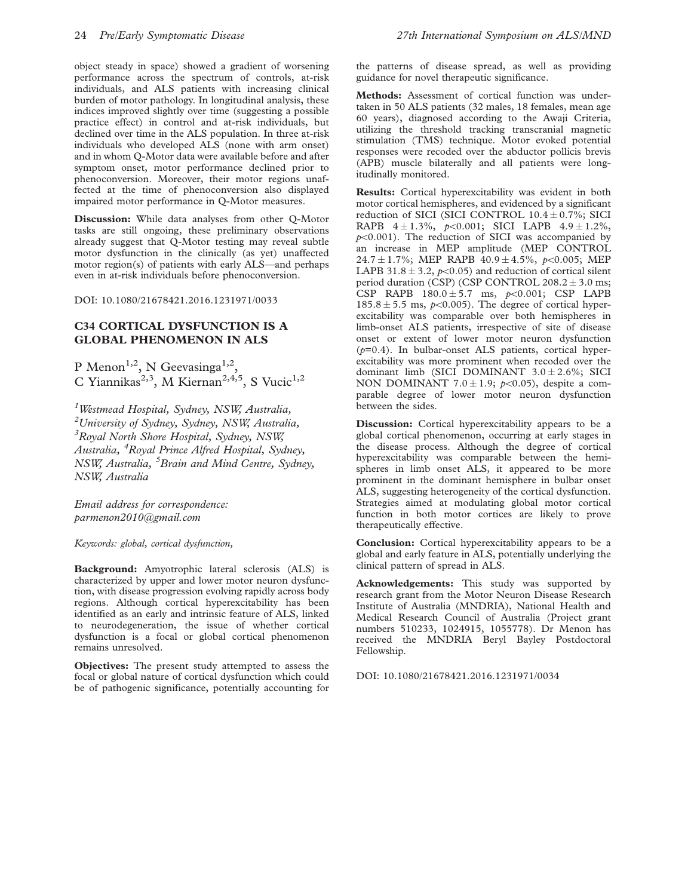object steady in space) showed a gradient of worsening performance across the spectrum of controls, at-risk individuals, and ALS patients with increasing clinical burden of motor pathology. In longitudinal analysis, these indices improved slightly over time (suggesting a possible practice effect) in control and at-risk individuals, but declined over time in the ALS population. In three at-risk individuals who developed ALS (none with arm onset) and in whom Q-Motor data were available before and after symptom onset, motor performance declined prior to phenoconversion. Moreover, their motor regions unaffected at the time of phenoconversion also displayed impaired motor performance in Q-Motor measures.

**Discussion:** While data analyses from other Q-Motor tasks are still ongoing, these preliminary observations already suggest that Q-Motor testing may reveal subtle motor dysfunction in the clinically (as yet) unaffected motor region(s) of patients with early ALS—and perhaps even in at-risk individuals before phenoconversion.

DOI: 10.1080/21678421.2016.1231971/0033

## C34 CORTICAL DYSFUNCTION IS A GLOBAL PHENOMENON IN ALS

P Menon[1,2], N Geevasinga[1,2], C Yiannikas[2,3], M Kiernan[2,4,5], S Vucic[1,2]

*[1]Westmead Hospital, Sydney, NSW, Australia, [2]University of Sydney, Sydney, NSW, Australia, [3]Royal North Shore Hospital, Sydney, NSW, Australia, [4]Royal Prince Alfred Hospital, Sydney, NSW, Australia, [5]Brain and Mind Centre, Sydney, NSW, Australia*

*Email address for correspondence: parmenon2010@gmail.com*

*Keywords: global, cortical dysfunction,*

**Background:** Amyotrophic lateral sclerosis (ALS) is characterized by upper and lower motor neuron dysfunction, with disease progression evolving rapidly across body regions. Although cortical hyperexcitability has been identified as an early and intrinsic feature of ALS, linked to neurodegeneration, the issue of whether cortical dysfunction is a focal or global cortical phenomenon remains unresolved.

**Objectives:** The present study attempted to assess the focal or global nature of cortical dysfunction which could be of pathogenic significance, potentially accounting for the patterns of disease spread, as well as providing guidance for novel therapeutic significance.

**Methods:** Assessment of cortical function was undertaken in 50 ALS patients (32 males, 18 females, mean age 60 years), diagnosed according to the Awaji Criteria, utilizing the threshold tracking transcranial magnetic stimulation (TMS) technique. Motor evoked potential responses were recoded over the abductor pollicis brevis (APB) muscle bilaterally and all patients were longitudinally monitored.

**Results:** Cortical hyperexcitability was evident in both motor cortical hemispheres, and evidenced by a significant reduction of SICI (SICI CONTROL $10.4 \pm 0.7\%$; SICI RAPB $4 \pm 1.3\%$, $p<0.001$; SICI LAPB $4.9 \pm 1.2\%$, $p<0.001$). The reduction of SICI was accompanied by an increase in MEP amplitude (MEP CONTROL $24.7 \pm 1.7\%$; MEP RAPB $40.9 \pm 4.5\%$, $p<0.005$; MEP LAPB $31.8 \pm 3.2$, $p<0.05$) and reduction of cortical silent period duration (CSP) (CSP CONTROL $208.2 \pm 3.0$ ms; CSP RAPB $180.0 \pm 5.7$ ms, $p<0.001$; CSP LAPB $185.8 \pm 5.5$ ms, $p<0.005$). The degree of cortical hyperexcitability was comparable over both hemispheres in limb-onset ALS patients, irrespective of site of disease onset or extent of lower motor neuron dysfunction ($p=0.4$). In bulbar-onset ALS patients, cortical hyperexcitability was more prominent when recoded over the dominant limb (SICI DOMINANT $3.0 \pm 2.6\%$; SICI NON DOMINANT $7.0 \pm 1.9$; $p<0.05$), despite a comparable degree of lower motor neuron dysfunction between the sides.

**Discussion:** Cortical hyperexcitability appears to be a global cortical phenomenon, occurring at early stages in the disease process. Although the degree of cortical hyperexcitability was comparable between the hemispheres in limb onset ALS, it appeared to be more prominent in the dominant hemisphere in bulbar onset ALS, suggesting heterogeneity of the cortical dysfunction. Strategies aimed at modulating global motor cortical function in both motor cortices are likely to prove therapeutically effective.

**Conclusion:** Cortical hyperexcitability appears to be a global and early feature in ALS, potentially underlying the clinical pattern of spread in ALS.

**Acknowledgements:** This study was supported by research grant from the Motor Neuron Disease Research Institute of Australia (MNDRIA), National Health and Medical Research Council of Australia (Project grant numbers 510233, 1024915, 1055778). Dr Menon has received the MNDRIA Beryl Bayley Postdoctoral Fellowship.

DOI: 10.1080/21678421.2016.1231971/0034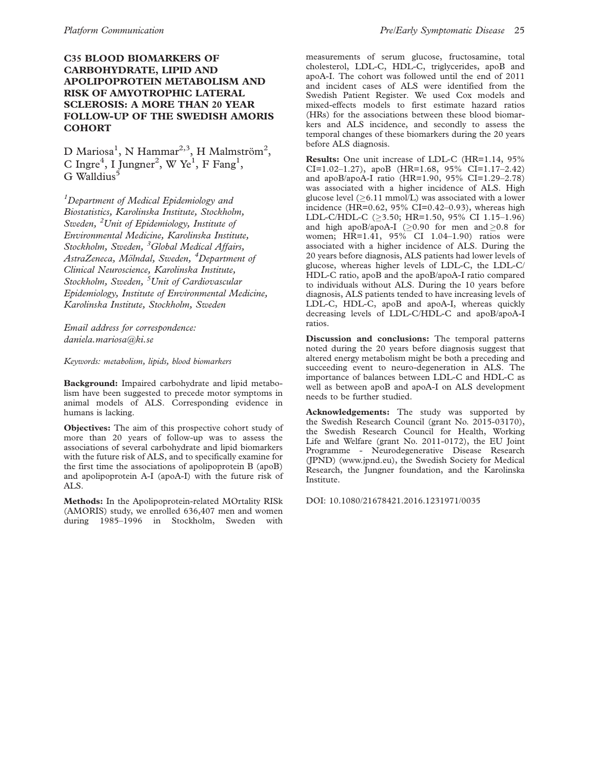## C35 BLOOD BIOMARKERS OF CARBOHYDRATE, LIPID AND APOLIPOPROTEIN METABOLISM AND RISK OF AMYOTROPHIC LATERAL SCLEROSIS: A MORE THAN 20 YEAR FOLLOW-UP OF THE SWEDISH AMORIS COHORT

D Mariosa[1], N Hammar[2,3], H Malmström[2], C Ingre[4], I Jungner[2], W Ye[1], F Fang[1], G Walldius[5]

*[1]Department of Medical Epidemiology and Biostatistics, Karolinska Institute, Stockholm, Sweden, [2]Unit of Epidemiology, Institute of Environmental Medicine, Karolinska Institute, Stockholm, Sweden, [3]Global Medical Affairs, AstraZeneca, Mölndal, Sweden, [4]Department of Clinical Neuroscience, Karolinska Institute, Stockholm, Sweden, [5]Unit of Cardiovascular Epidemiology, Institute of Environmental Medicine, Karolinska Institute, Stockholm, Sweden*

*Email address for correspondence: daniela.mariosa@ki.se*

*Keywords: metabolism, lipids, blood biomarkers*

**Background:** Impaired carbohydrate and lipid metabolism have been suggested to precede motor symptoms in animal models of ALS. Corresponding evidence in humans is lacking.

**Objectives:** The aim of this prospective cohort study of more than 20 years of follow-up was to assess the associations of several carbohydrate and lipid biomarkers with the future risk of ALS, and to specifically examine for the first time the associations of apolipoprotein B (apoB) and apolipoprotein A-I (apoA-I) with the future risk of ALS.

**Methods:** In the Apolipoprotein-related MOrtality RISk (AMORIS) study, we enrolled 636,407 men and women during 1985–1996 in Stockholm, Sweden with measurements of serum glucose, fructosamine, total cholesterol, LDL-C, HDL-C, triglycerides, apoB and apoA-I. The cohort was followed until the end of 2011 and incident cases of ALS were identified from the Swedish Patient Register. We used Cox models and mixed-effects models to first estimate hazard ratios (HRs) for the associations between these blood biomarkers and ALS incidence, and secondly to assess the temporal changes of these biomarkers during the 20 years before ALS diagnosis.

**Results:** One unit increase of LDL-C (HR=1.14, 95% CI=1.02–1.27), apoB (HR=1.68, 95% CI=1.17–2.42) and apoB/apoA-I ratio (HR=1.90, 95% CI=1.29–2.78) was associated with a higher incidence of ALS. High glucose level ($\geq$6.11 mmol/L) was associated with a lower incidence (HR=0.62, 95% CI=0.42–0.93), whereas high LDL-C/HDL-C ($\geq$3.50; HR=1.50, 95% CI 1.15–1.96) and high apoB/apoA-I ($\geq$0.90 for men and $\geq$0.8 for women; HR=1.41, 95% CI 1.04–1.90) ratios were associated with a higher incidence of ALS. During the 20 years before diagnosis, ALS patients had lower levels of glucose, whereas higher levels of LDL-C, the LDL-C/HDL-C ratio, apoB and the apoB/apoA-I ratio compared to individuals without ALS. During the 10 years before diagnosis, ALS patients tended to have increasing levels of LDL-C, HDL-C, apoB and apoA-I, whereas quickly decreasing levels of LDL-C/HDL-C and apoB/apoA-I ratios.

**Discussion and conclusions:** The temporal patterns noted during the 20 years before diagnosis suggest that altered energy metabolism might be both a preceding and succeeding event to neuro-degeneration in ALS. The importance of balances between LDL-C and HDL-C as well as between apoB and apoA-I on ALS development needs to be further studied.

**Acknowledgements:** The study was supported by the Swedish Research Council (grant No. 2015-03170), the Swedish Research Council for Health, Working Life and Welfare (grant No. 2011-0172), the EU Joint Programme - Neurodegenerative Disease Research (JPND) (www.jpnd.eu), the Swedish Society for Medical Research, the Jungner foundation, and the Karolinska Institute.

DOI: 10.1080/21678421.2016.1231971/0035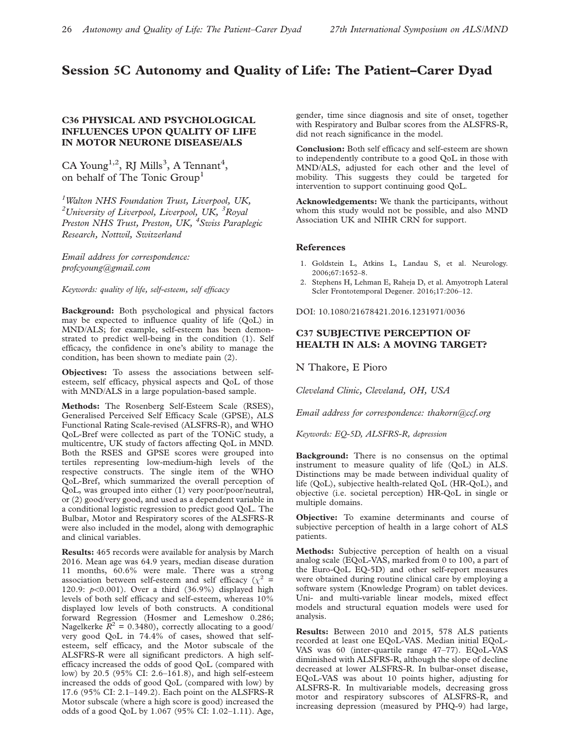# Session 5C Autonomy and Quality of Life: The Patient–Carer Dyad

## C36 PHYSICAL AND PSYCHOLOGICAL INFLUENCES UPON QUALITY OF LIFE IN MOTOR NEURONE DISEASE/ALS

CA Young[1,2], RJ Mills[3], A Tennant[4], on behalf of The Tonic Group[1]

*[1]Walton NHS Foundation Trust, Liverpool, UK, [2]University of Liverpool, Liverpool, UK, [3]Royal Preston NHS Trust, Preston, UK, [4]Swiss Paraplegic Research, Nottwil, Switzerland*

*Email address for correspondence: profcyoung@gmail.com*

*Keywords: quality of life, self-esteem, self efficacy*

**Background:** Both psychological and physical factors may be expected to influence quality of life (QoL) in MND/ALS; for example, self-esteem has been demonstrated to predict well-being in the condition (1). Self efficacy, the confidence in one's ability to manage the condition, has been shown to mediate pain (2).

**Objectives:** To assess the associations between self-esteem, self efficacy, physical aspects and QoL of those with MND/ALS in a large population-based sample.

**Methods:** The Rosenberg Self-Esteem Scale (RSES), Generalised Perceived Self Efficacy Scale (GPSE), ALS Functional Rating Scale-revised (ALSFRS-R), and WHO QoL-Bref were collected as part of the TONiC study, a multicentre, UK study of factors affecting QoL in MND. Both the RSES and GPSE scores were grouped into tertiles representing low-medium-high levels of the respective constructs. The single item of the WHO QoL-Bref, which summarized the overall perception of QoL, was grouped into either (1) very poor/poor/neutral, or (2) good/very good, and used as a dependent variable in a conditional logistic regression to predict good QoL. The Bulbar, Motor and Respiratory scores of the ALSFRS-R were also included in the model, along with demographic and clinical variables.

**Results:** 465 records were available for analysis by March 2016. Mean age was 64.9 years, median disease duration 11 months, 60.6% were male. There was a strong association between self-esteem and self efficacy ($\chi^2$ = 120.9: $p$<0.001). Over a third (36.9%) displayed high levels of both self efficacy and self-esteem, whereas 10% displayed low levels of both constructs. A conditional forward Regression (Hosmer and Lemeshow 0.286; Nagelkerke $R^2$ = 0.3480), correctly allocating to a good/very good QoL in 74.4% of cases, showed that self-esteem, self efficacy, and the Motor subscale of the ALSFRS-R were all significant predictors. A high self-efficacy increased the odds of good QoL (compared with low) by 20.5 (95% CI: 2.6–161.8), and high self-esteem increased the odds of good QoL (compared with low) by 17.6 (95% CI: 2.1–149.2). Each point on the ALSFRS-R Motor subscale (where a high score is good) increased the odds of a good QoL by 1.067 (95% CI: 1.02–1.11). Age, gender, time since diagnosis and site of onset, together with Respiratory and Bulbar scores from the ALSFRS-R, did not reach significance in the model.

**Conclusion:** Both self efficacy and self-esteem are shown to independently contribute to a good QoL in those with MND/ALS, adjusted for each other and the level of mobility. This suggests they could be targeted for intervention to support continuing good QoL.

**Acknowledgements:** We thank the participants, without whom this study would not be possible, and also MND Association UK and NIHR CRN for support.

### References

1. Goldstein L, Atkins L, Landau S, et al. Neurology. 2006;67:1652–8.
2. Stephens H, Lehman E, Raheja D, et al. Amyotroph Lateral Scler Frontotemporal Degener. 2016;17:206–12.

DOI: 10.1080/21678421.2016.1231971/0036

## C37 SUBJECTIVE PERCEPTION OF HEALTH IN ALS: A MOVING TARGET?

N Thakore, E Pioro

*Cleveland Clinic, Cleveland, OH, USA*

*Email address for correspondence: thakorn@ccf.org*

*Keywords: EQ-5D, ALSFRS-R, depression*

**Background:** There is no consensus on the optimal instrument to measure quality of life (QoL) in ALS. Distinctions may be made between individual quality of life (QoL), subjective health-related QoL (HR-QoL), and objective (i.e. societal perception) HR-QoL in single or multiple domains.

**Objective:** To examine determinants and course of subjective perception of health in a large cohort of ALS patients.

**Methods:** Subjective perception of health on a visual analog scale (EQoL-VAS, marked from 0 to 100, a part of the Euro-QoL EQ-5D) and other self-report measures were obtained during routine clinical care by employing a software system (Knowledge Program) on tablet devices. Uni- and multi-variable linear models, mixed effect models and structural equation models were used for analysis.

**Results:** Between 2010 and 2015, 578 ALS patients recorded at least one EQoL-VAS. Median initial EQoL-VAS was 60 (inter-quartile range 47–77). EQoL-VAS diminished with ALSFRS-R, although the slope of decline decreased at lower ALSFRS-R. In bulbar-onset disease, EQoL-VAS was about 10 points higher, adjusting for ALSFRS-R. In multivariable models, decreasing gross motor and respiratory subscores of ALSFRS-R, and increasing depression (measured by PHQ-9) had large,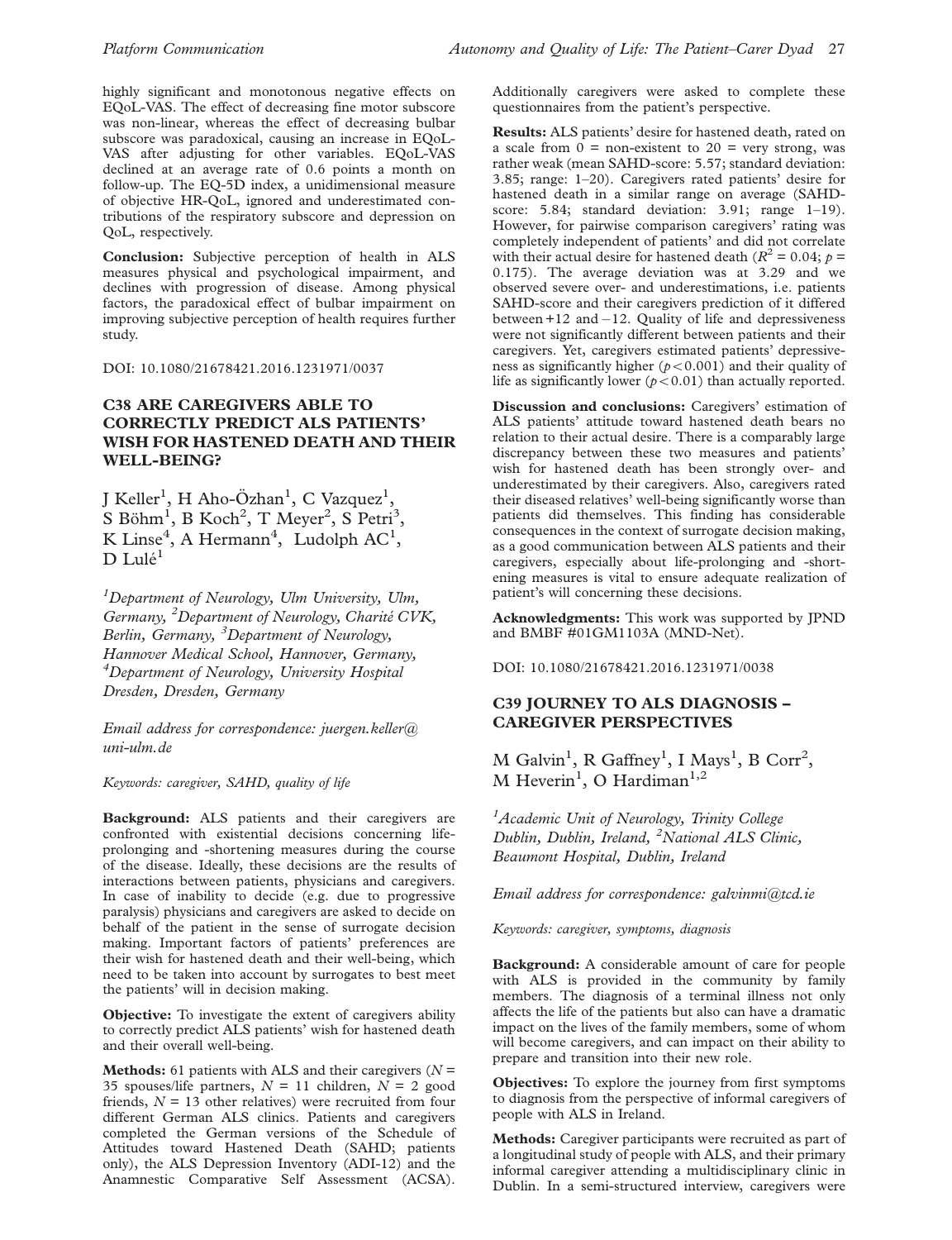highly significant and monotonous negative effects on EQoL-VAS. The effect of decreasing fine motor subscore was non-linear, whereas the effect of decreasing bulbar subscore was paradoxical, causing an increase in EQoL-VAS after adjusting for other variables. EQoL-VAS declined at an average rate of 0.6 points a month on follow-up. The EQ-5D index, a unidimensional measure of objective HR-QoL, ignored and underestimated contributions of the respiratory subscore and depression on QoL, respectively.

**Conclusion:** Subjective perception of health in ALS measures physical and psychological impairment, and declines with progression of disease. Among physical factors, the paradoxical effect of bulbar impairment on improving subjective perception of health requires further study.

DOI: 10.1080/21678421.2016.1231971/0037

## C38 ARE CAREGIVERS ABLE TO CORRECTLY PREDICT ALS PATIENTS' WISH FOR HASTENED DEATH AND THEIR WELL-BEING?

J Keller[1], H Aho-Özhan[1], C Vazquez[1], S Böhm[1], B Koch[2], T Meyer[2], S Petri[3], K Linse[4], A Hermann[4], Ludolph AC[1], D Lulé[1]

*[1]Department of Neurology, Ulm University, Ulm, Germany, [2]Department of Neurology, Charité CVK, Berlin, Germany, [3]Department of Neurology, Hannover Medical School, Hannover, Germany, [4]Department of Neurology, University Hospital Dresden, Dresden, Germany*

*Email address for correspondence: juergen.keller@uni-ulm.de*

*Keywords: caregiver, SAHD, quality of life*

**Background:** ALS patients and their caregivers are confronted with existential decisions concerning life-prolonging and -shortening measures during the course of the disease. Ideally, these decisions are the results of interactions between patients, physicians and caregivers. In case of inability to decide (e.g. due to progressive paralysis) physicians and caregivers are asked to decide on behalf of the patient in the sense of surrogate decision making. Important factors of patients' preferences are their wish for hastened death and their well-being, which need to be taken into account by surrogates to best meet the patients' will in decision making.

**Objective:** To investigate the extent of caregivers ability to correctly predict ALS patients' wish for hastened death and their overall well-being.

**Methods:** 61 patients with ALS and their caregivers ($N$ = 35 spouses/life partners, $N$ = 11 children, $N$ = 2 good friends, $N$ = 13 other relatives) were recruited from four different German ALS clinics. Patients and caregivers completed the German versions of the Schedule of Attitudes toward Hastened Death (SAHD; patients only), the ALS Depression Inventory (ADI-12) and the Anamnestic Comparative Self Assessment (ACSA). Additionally caregivers were asked to complete these questionnaires from the patient's perspective.

**Results:** ALS patients' desire for hastened death, rated on a scale from 0 = non-existent to 20 = very strong, was rather weak (mean SAHD-score: 5.57; standard deviation: 3.85; range: 1–20). Caregivers rated patients' desire for hastened death in a similar range on average (SAHD-score: 5.84; standard deviation: 3.91; range 1–19). However, for pairwise comparison caregivers' rating was completely independent of patients' and did not correlate with their actual desire for hastened death ($R^2$ = 0.04; $p$ = 0.175). The average deviation was at 3.29 and we observed severe over- and underestimations, i.e. patients SAHD-score and their caregivers prediction of it differed between +12 and −12. Quality of life and depressiveness were not significantly different between patients and their caregivers. Yet, caregivers estimated patients' depressiveness as significantly higher ($p < 0.001$) and their quality of life as significantly lower ($p < 0.01$) than actually reported.

**Discussion and conclusions:** Caregivers' estimation of ALS patients' attitude toward hastened death bears no relation to their actual desire. There is a comparably large discrepancy between these two measures and patients' wish for hastened death has been strongly over- and underestimated by their caregivers. Also, caregivers rated their diseased relatives' well-being significantly worse than patients did themselves. This finding has considerable consequences in the context of surrogate decision making, as a good communication between ALS patients and their caregivers, especially about life-prolonging and -shortening measures is vital to ensure adequate realization of patient's will concerning these decisions.

**Acknowledgments:** This work was supported by JPND and BMBF #01GM1103A (MND-Net).

DOI: 10.1080/21678421.2016.1231971/0038

## C39 JOURNEY TO ALS DIAGNOSIS – CAREGIVER PERSPECTIVES

M Galvin[1], R Gaffney[1], I Mays[1], B Corr[2], M Heverin[1], O Hardiman[1,2]

*[1]Academic Unit of Neurology, Trinity College Dublin, Dublin, Ireland, [2]National ALS Clinic, Beaumont Hospital, Dublin, Ireland*

*Email address for correspondence: galvinmi@tcd.ie*

*Keywords: caregiver, symptoms, diagnosis*

**Background:** A considerable amount of care for people with ALS is provided in the community by family members. The diagnosis of a terminal illness not only affects the life of the patients but also can have a dramatic impact on the lives of the family members, some of whom will become caregivers, and can impact on their ability to prepare and transition into their new role.

**Objectives:** To explore the journey from first symptoms to diagnosis from the perspective of informal caregivers of people with ALS in Ireland.

**Methods:** Caregiver participants were recruited as part of a longitudinal study of people with ALS, and their primary informal caregiver attending a multidisciplinary clinic in Dublin. In a semi-structured interview, caregivers were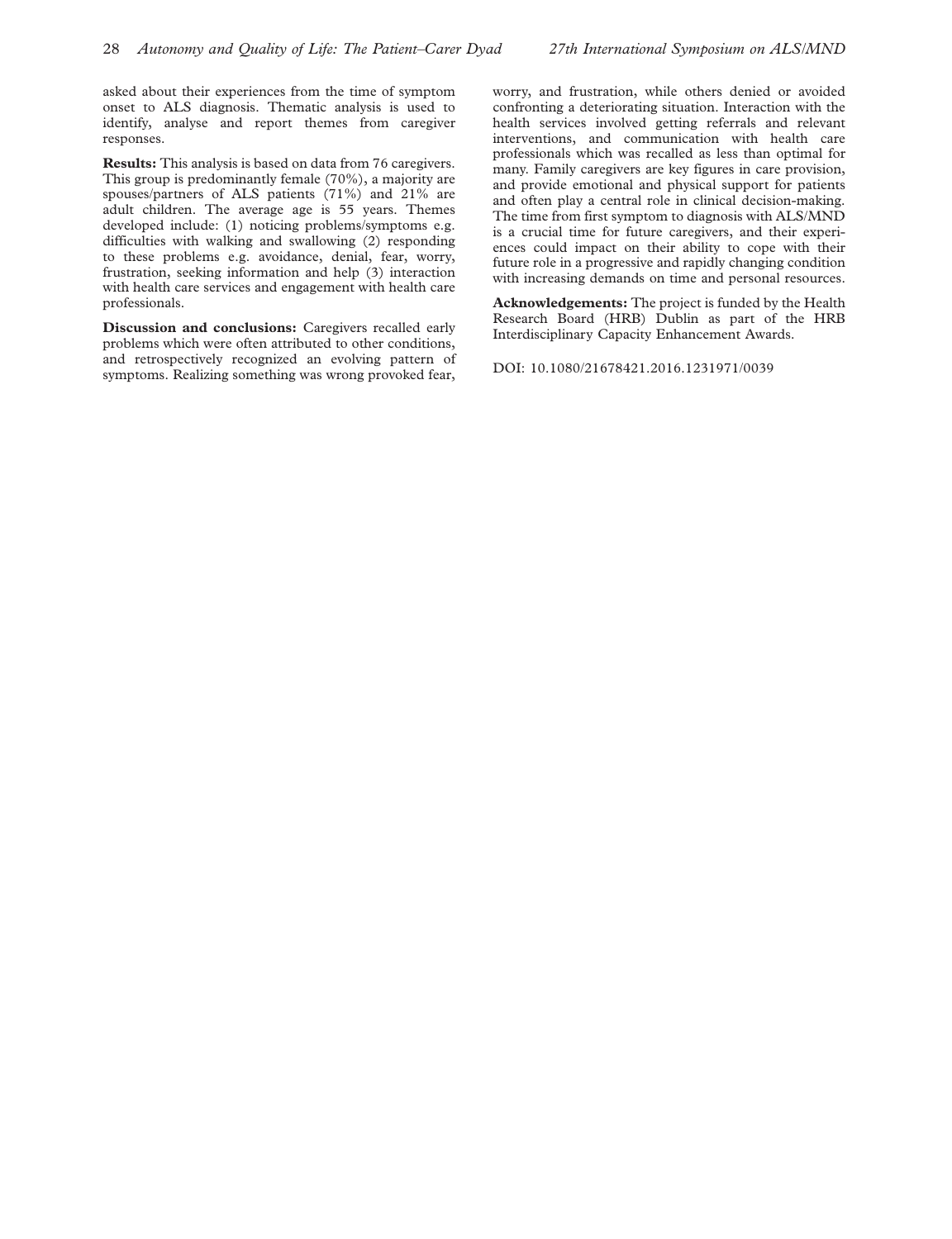asked about their experiences from the time of symptom onset to ALS diagnosis. Thematic analysis is used to identify, analyse and report themes from caregiver responses.

**Results:** This analysis is based on data from 76 caregivers. This group is predominantly female (70%), a majority are spouses/partners of ALS patients (71%) and 21% are adult children. The average age is 55 years. Themes developed include: (1) noticing problems/symptoms e.g. difficulties with walking and swallowing (2) responding to these problems e.g. avoidance, denial, fear, worry, frustration, seeking information and help (3) interaction with health care services and engagement with health care professionals.

**Discussion and conclusions:** Caregivers recalled early problems which were often attributed to other conditions, and retrospectively recognized an evolving pattern of symptoms. Realizing something was wrong provoked fear, worry, and frustration, while others denied or avoided confronting a deteriorating situation. Interaction with the health services involved getting referrals and relevant interventions, and communication with health care professionals which was recalled as less than optimal for many. Family caregivers are key figures in care provision, and provide emotional and physical support for patients and often play a central role in clinical decision-making. The time from first symptom to diagnosis with ALS/MND is a crucial time for future caregivers, and their experiences could impact on their ability to cope with their future role in a progressive and rapidly changing condition with increasing demands on time and personal resources.

**Acknowledgements:** The project is funded by the Health Research Board (HRB) Dublin as part of the HRB Interdisciplinary Capacity Enhancement Awards.

DOI: 10.1080/21678421.2016.1231971/0039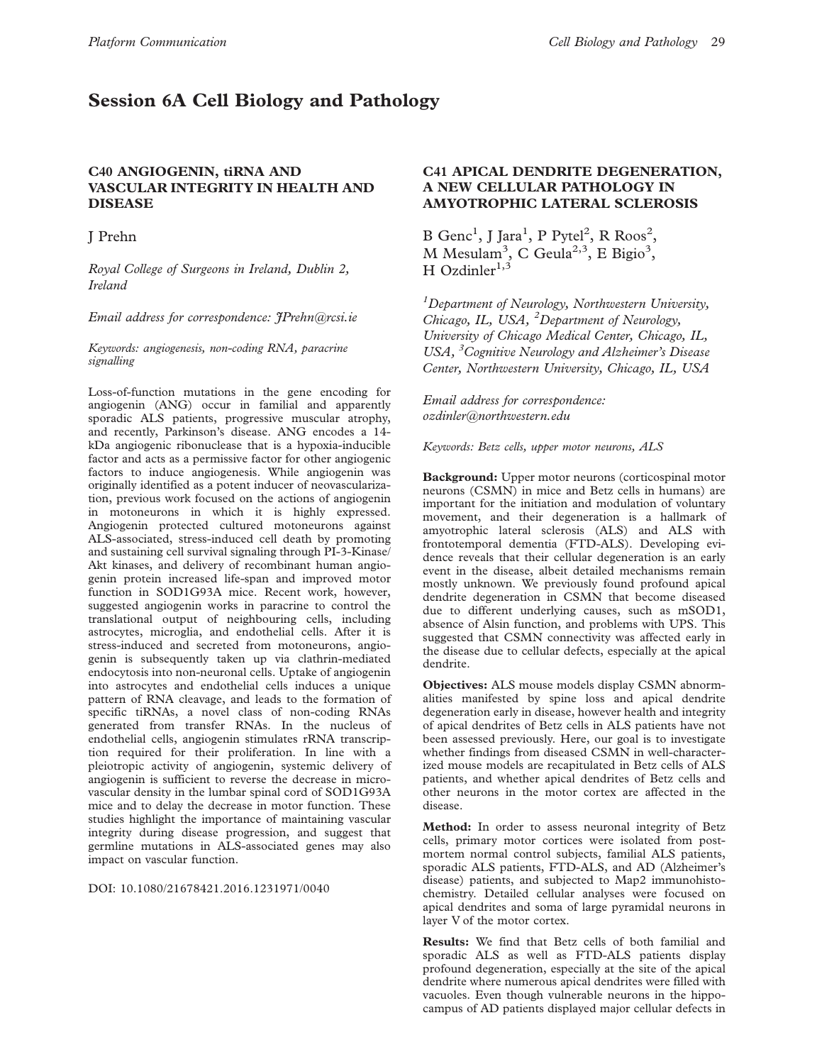# Session 6A Cell Biology and Pathology

## C40 ANGIOGENIN, tiRNA AND VASCULAR INTEGRITY IN HEALTH AND DISEASE

J Prehn

*Royal College of Surgeons in Ireland, Dublin 2, Ireland*

*Email address for correspondence: JPrehn@rcsi.ie*

*Keywords: angiogenesis, non-coding RNA, paracrine signalling*

Loss-of-function mutations in the gene encoding for angiogenin (ANG) occur in familial and apparently sporadic ALS patients, progressive muscular atrophy, and recently, Parkinson's disease. ANG encodes a 14-kDa angiogenic ribonuclease that is a hypoxia-inducible factor and acts as a permissive factor for other angiogenic factors to induce angiogenesis. While angiogenin was originally identified as a potent inducer of neovascularization, previous work focused on the actions of angiogenin in motoneurons in which it is highly expressed. Angiogenin protected cultured motoneurons against ALS-associated, stress-induced cell death by promoting and sustaining cell survival signaling through PI-3-Kinase/Akt kinases, and delivery of recombinant human angiogenin protein increased life-span and improved motor function in SOD1G93A mice. Recent work, however, suggested angiogenin works in paracrine to control the translational output of neighbouring cells, including astrocytes, microglia, and endothelial cells. After it is stress-induced and secreted from motoneurons, angiogenin is subsequently taken up via clathrin-mediated endocytosis into non-neuronal cells. Uptake of angiogenin into astrocytes and endothelial cells induces a unique pattern of RNA cleavage, and leads to the formation of specific tiRNAs, a novel class of non-coding RNAs generated from transfer RNAs. In the nucleus of endothelial cells, angiogenin stimulates rRNA transcription required for their proliferation. In line with a pleiotropic activity of angiogenin, systemic delivery of angiogenin is sufficient to reverse the decrease in microvascular density in the lumbar spinal cord of SOD1G93A mice and to delay the decrease in motor function. These studies highlight the importance of maintaining vascular integrity during disease progression, and suggest that germline mutations in ALS-associated genes may also impact on vascular function.

DOI: 10.1080/21678421.2016.1231971/0040

## C41 APICAL DENDRITE DEGENERATION, A NEW CELLULAR PATHOLOGY IN AMYOTROPHIC LATERAL SCLEROSIS

B Genc[1], J Jara[1], P Pytel[2], R Roos[2], M Mesulam[3], C Geula[2,3], E Bigio[3], H Ozdinler[1,3]

*[1]Department of Neurology, Northwestern University, Chicago, IL, USA, [2]Department of Neurology, University of Chicago Medical Center, Chicago, IL, USA, [3]Cognitive Neurology and Alzheimer's Disease Center, Northwestern University, Chicago, IL, USA*

*Email address for correspondence: ozdinler@northwestern.edu*

*Keywords: Betz cells, upper motor neurons, ALS*

**Background:** Upper motor neurons (corticospinal motor neurons (CSMN) in mice and Betz cells in humans) are important for the initiation and modulation of voluntary movement, and their degeneration is a hallmark of amyotrophic lateral sclerosis (ALS) and ALS with frontotemporal dementia (FTD-ALS). Developing evidence reveals that their cellular degeneration is an early event in the disease, albeit detailed mechanisms remain mostly unknown. We previously found profound apical dendrite degeneration in CSMN that become diseased due to different underlying causes, such as mSOD1, absence of Alsin function, and problems with UPS. This suggested that CSMN connectivity was affected early in the disease due to cellular defects, especially at the apical dendrite.

**Objectives:** ALS mouse models display CSMN abnormalities manifested by spine loss and apical dendrite degeneration early in disease, however health and integrity of apical dendrites of Betz cells in ALS patients have not been assessed previously. Here, our goal is to investigate whether findings from diseased CSMN in well-characterized mouse models are recapitulated in Betz cells of ALS patients, and whether apical dendrites of Betz cells and other neurons in the motor cortex are affected in the disease.

**Method:** In order to assess neuronal integrity of Betz cells, primary motor cortices were isolated from post-mortem normal control subjects, familial ALS patients, sporadic ALS patients, FTD-ALS, and AD (Alzheimer's disease) patients, and subjected to Map2 immunohistochemistry. Detailed cellular analyses were focused on apical dendrites and soma of large pyramidal neurons in layer V of the motor cortex.

**Results:** We find that Betz cells of both familial and sporadic ALS as well as FTD-ALS patients display profound degeneration, especially at the site of the apical dendrite where numerous apical dendrites were filled with vacuoles. Even though vulnerable neurons in the hippocampus of AD patients displayed major cellular defects in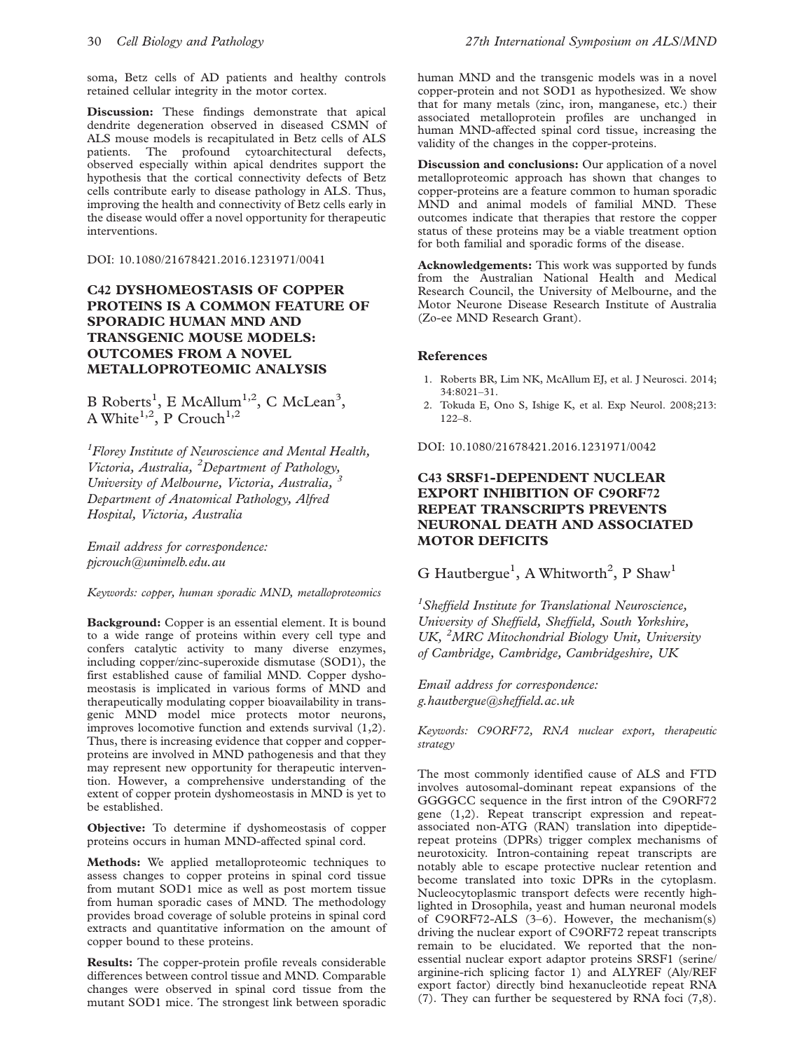soma, Betz cells of AD patients and healthy controls retained cellular integrity in the motor cortex.

**Discussion:** These findings demonstrate that apical dendrite degeneration observed in diseased CSMN of ALS mouse models is recapitulated in Betz cells of ALS patients. The profound cytoarchitectural defects, observed especially within apical dendrites support the hypothesis that the cortical connectivity defects of Betz cells contribute early to disease pathology in ALS. Thus, improving the health and connectivity of Betz cells early in the disease would offer a novel opportunity for therapeutic interventions.

DOI: 10.1080/21678421.2016.1231971/0041

## C42 DYSHOMEOSTASIS OF COPPER PROTEINS IS A COMMON FEATURE OF SPORADIC HUMAN MND AND TRANSGENIC MOUSE MODELS: OUTCOMES FROM A NOVEL METALLOPROTEOMIC ANALYSIS

B Roberts[1], E McAllum[1,2], C McLean[3], A White[1,2], P Crouch[1,2]

*[1]Florey Institute of Neuroscience and Mental Health, Victoria, Australia, [2]Department of Pathology, University of Melbourne, Victoria, Australia, [3] Department of Anatomical Pathology, Alfred Hospital, Victoria, Australia*

*Email address for correspondence: pjcrouch@unimelb.edu.au*

*Keywords: copper, human sporadic MND, metalloproteomics*

**Background:** Copper is an essential element. It is bound to a wide range of proteins within every cell type and confers catalytic activity to many diverse enzymes, including copper/zinc-superoxide dismutase (SOD1), the first established cause of familial MND. Copper dyshomeostasis is implicated in various forms of MND and therapeutically modulating copper bioavailability in transgenic MND model mice protects motor neurons, improves locomotive function and extends survival (1,2). Thus, there is increasing evidence that copper and copper-proteins are involved in MND pathogenesis and that they may represent new opportunity for therapeutic intervention. However, a comprehensive understanding of the extent of copper protein dyshomeostasis in MND is yet to be established.

**Objective:** To determine if dyshomeostasis of copper proteins occurs in human MND-affected spinal cord.

**Methods:** We applied metalloproteomic techniques to assess changes to copper proteins in spinal cord tissue from mutant SOD1 mice as well as post mortem tissue from human sporadic cases of MND. The methodology provides broad coverage of soluble proteins in spinal cord extracts and quantitative information on the amount of copper bound to these proteins.

**Results:** The copper-protein profile reveals considerable differences between control tissue and MND. Comparable changes were observed in spinal cord tissue from the mutant SOD1 mice. The strongest link between sporadic human MND and the transgenic models was in a novel copper-protein and not SOD1 as hypothesized. We show that for many metals (zinc, iron, manganese, etc.) their associated metalloprotein profiles are unchanged in human MND-affected spinal cord tissue, increasing the validity of the changes in the copper-proteins.

**Discussion and conclusions:** Our application of a novel metalloproteomic approach has shown that changes to copper-proteins are a feature common to human sporadic MND and animal models of familial MND. These outcomes indicate that therapies that restore the copper status of these proteins may be a viable treatment option for both familial and sporadic forms of the disease.

**Acknowledgements:** This work was supported by funds from the Australian National Health and Medical Research Council, the University of Melbourne, and the Motor Neurone Disease Research Institute of Australia (Zo-ee MND Research Grant).

### References

1. Roberts BR, Lim NK, McAllum EJ, et al. J Neurosci. 2014; 34:8021–31.
2. Tokuda E, Ono S, Ishige K, et al. Exp Neurol. 2008;213: 122–8.

DOI: 10.1080/21678421.2016.1231971/0042

## C43 SRSF1-DEPENDENT NUCLEAR EXPORT INHIBITION OF C9ORF72 REPEAT TRANSCRIPTS PREVENTS NEURONAL DEATH AND ASSOCIATED MOTOR DEFICITS

G Hautbergue[1], A Whitworth[2], P Shaw[1]

*[1]Sheffield Institute for Translational Neuroscience, University of Sheffield, Sheffield, South Yorkshire, UK, [2]MRC Mitochondrial Biology Unit, University of Cambridge, Cambridge, Cambridgeshire, UK*

*Email address for correspondence: g.hautbergue@sheffield.ac.uk*

*Keywords: C9ORF72, RNA nuclear export, therapeutic strategy*

The most commonly identified cause of ALS and FTD involves autosomal-dominant repeat expansions of the GGGGCC sequence in the first intron of the C9ORF72 gene (1,2). Repeat transcript expression and repeat-associated non-ATG (RAN) translation into dipeptide-repeat proteins (DPRs) trigger complex mechanisms of neurotoxicity. Intron-containing repeat transcripts are notably able to escape protective nuclear retention and become translated into toxic DPRs in the cytoplasm. Nucleocytoplasmic transport defects were recently highlighted in Drosophila, yeast and human neuronal models of C9ORF72-ALS (3–6). However, the mechanism(s) driving the nuclear export of C9ORF72 repeat transcripts remain to be elucidated. We reported that the non-essential nuclear export adaptor proteins SRSF1 (serine/arginine-rich splicing factor 1) and ALYREF (Aly/REF export factor) directly bind hexanucleotide repeat RNA (7). They can further be sequestered by RNA foci (7,8).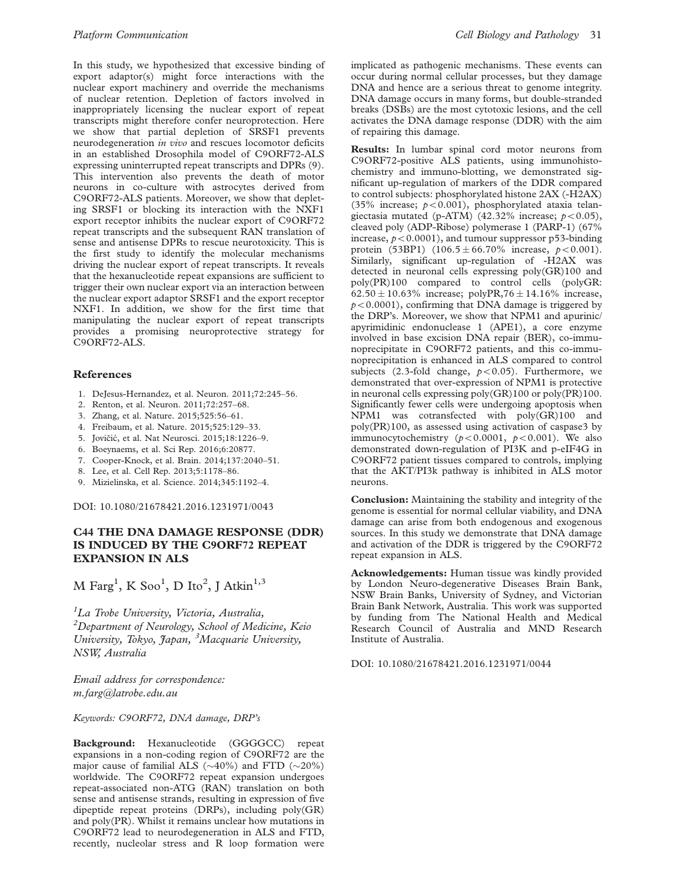In this study, we hypothesized that excessive binding of export adaptor(s) might force interactions with the nuclear export machinery and override the mechanisms of nuclear retention. Depletion of factors involved in inappropriately licensing the nuclear export of repeat transcripts might therefore confer neuroprotection. Here we show that partial depletion of SRSF1 prevents neurodegeneration *in vivo* and rescues locomotor deficits in an established Drosophila model of C9ORF72-ALS expressing uninterrupted repeat transcripts and DPRs (9). This intervention also prevents the death of motor neurons in co-culture with astrocytes derived from C9ORF72-ALS patients. Moreover, we show that depleting SRSF1 or blocking its interaction with the NXF1 export receptor inhibits the nuclear export of C9ORF72 repeat transcripts and the subsequent RAN translation of sense and antisense DPRs to rescue neurotoxicity. This is the first study to identify the molecular mechanisms driving the nuclear export of repeat transcripts. It reveals that the hexanucleotide repeat expansions are sufficient to trigger their own nuclear export via an interaction between the nuclear export adaptor SRSF1 and the export receptor NXF1. In addition, we show for the first time that manipulating the nuclear export of repeat transcripts provides a promising neuroprotective strategy for C9ORF72-ALS.

## References

1. DeJesus-Hernandez, et al. Neuron. 2011;72:245–56.
2. Renton, et al. Neuron. 2011;72:257–68.
3. Zhang, et al. Nature. 2015;525:56–61.
4. Freibaum, et al. Nature. 2015;525:129–33.
5. Jovičić, et al. Nat Neurosci. 2015;18:1226–9.
6. Boeynaems, et al. Sci Rep. 2016;6:20877.
7. Cooper-Knock, et al. Brain. 2014;137:2040–51.
8. Lee, et al. Cell Rep. 2013;5:1178–86.
9. Mizielinska, et al. Science. 2014;345:1192–4.

DOI: 10.1080/21678421.2016.1231971/0043

## C44 THE DNA DAMAGE RESPONSE (DDR) IS INDUCED BY THE C9ORF72 REPEAT EXPANSION IN ALS

M Farg[1], K Soo[1], D Ito[2], J Atkin[1,3]

*[1]La Trobe University, Victoria, Australia,*
*[2]Department of Neurology, School of Medicine, Keio University, Tokyo, Japan, [3]Macquarie University, NSW, Australia*

*Email address for correspondence: m.farg@latrobe.edu.au*

*Keywords: C9ORF72, DNA damage, DRP's*

**Background:** Hexanucleotide (GGGGCC) repeat expansions in a non-coding region of C9ORF72 are the major cause of familial ALS (~40%) and FTD (~20%) worldwide. The C9ORF72 repeat expansion undergoes repeat-associated non-ATG (RAN) translation on both sense and antisense strands, resulting in expression of five dipeptide repeat proteins (DRPs), including poly(GR) and poly(PR). Whilst it remains unclear how mutations in C9ORF72 lead to neurodegeneration in ALS and FTD, recently, nucleolar stress and R loop formation were implicated as pathogenic mechanisms. These events can occur during normal cellular processes, but they damage DNA and hence are a serious threat to genome integrity. DNA damage occurs in many forms, but double-stranded breaks (DSBs) are the most cytotoxic lesions, and the cell activates the DNA damage response (DDR) with the aim of repairing this damage.

**Results:** In lumbar spinal cord motor neurons from C9ORF72-positive ALS patients, using immunohistochemistry and immuno-blotting, we demonstrated significant up-regulation of markers of the DDR compared to control subjects: phosphorylated histone 2AX (-H2AX) (35% increase; $p < 0.001$), phosphorylated ataxia telangiectasia mutated (p-ATM) (42.32% increase; $p < 0.05$), cleaved poly (ADP-Ribose) polymerase 1 (PARP-1) (67% increase, $p < 0.0001$), and tumour suppressor p53-binding protein (53BP1) ($106.5 \pm 66.70\%$ increase, $p < 0.001$). Similarly, significant up-regulation of -H2AX was detected in neuronal cells expressing poly(GR)100 and poly(PR)100 compared to control cells (polyGR: $62.50 \pm 10.63\%$ increase; polyPR,$76 \pm 14.16\%$ increase, $p < 0.0001$), confirming that DNA damage is triggered by the DRP's. Moreover, we show that NPM1 and apurinic/apyrimidinic endonuclease 1 (APE1), a core enzyme involved in base excision DNA repair (BER), co-immunoprecipitate in C9ORF72 patients, and this co-immunoprecipitation is enhanced in ALS compared to control subjects (2.3-fold change, $p < 0.05$). Furthermore, we demonstrated that over-expression of NPM1 is protective in neuronal cells expressing poly(GR)100 or poly(PR)100. Significantly fewer cells were undergoing apoptosis when NPM1 was cotransfected with poly(GR)100 and poly(PR)100, as assessed using activation of caspase3 by immunocytochemistry ($p < 0.0001$, $p < 0.001$). We also demonstrated down-regulation of PI3K and p-eIF4G in C9ORF72 patient tissues compared to controls, implying that the AKT/PI3k pathway is inhibited in ALS motor neurons.

**Conclusion:** Maintaining the stability and integrity of the genome is essential for normal cellular viability, and DNA damage can arise from both endogenous and exogenous sources. In this study we demonstrate that DNA damage and activation of the DDR is triggered by the C9ORF72 repeat expansion in ALS.

**Acknowledgements:** Human tissue was kindly provided by London Neuro-degenerative Diseases Brain Bank, NSW Brain Banks, University of Sydney, and Victorian Brain Bank Network, Australia. This work was supported by funding from The National Health and Medical Research Council of Australia and MND Research Institute of Australia.

DOI: 10.1080/21678421.2016.1231971/0044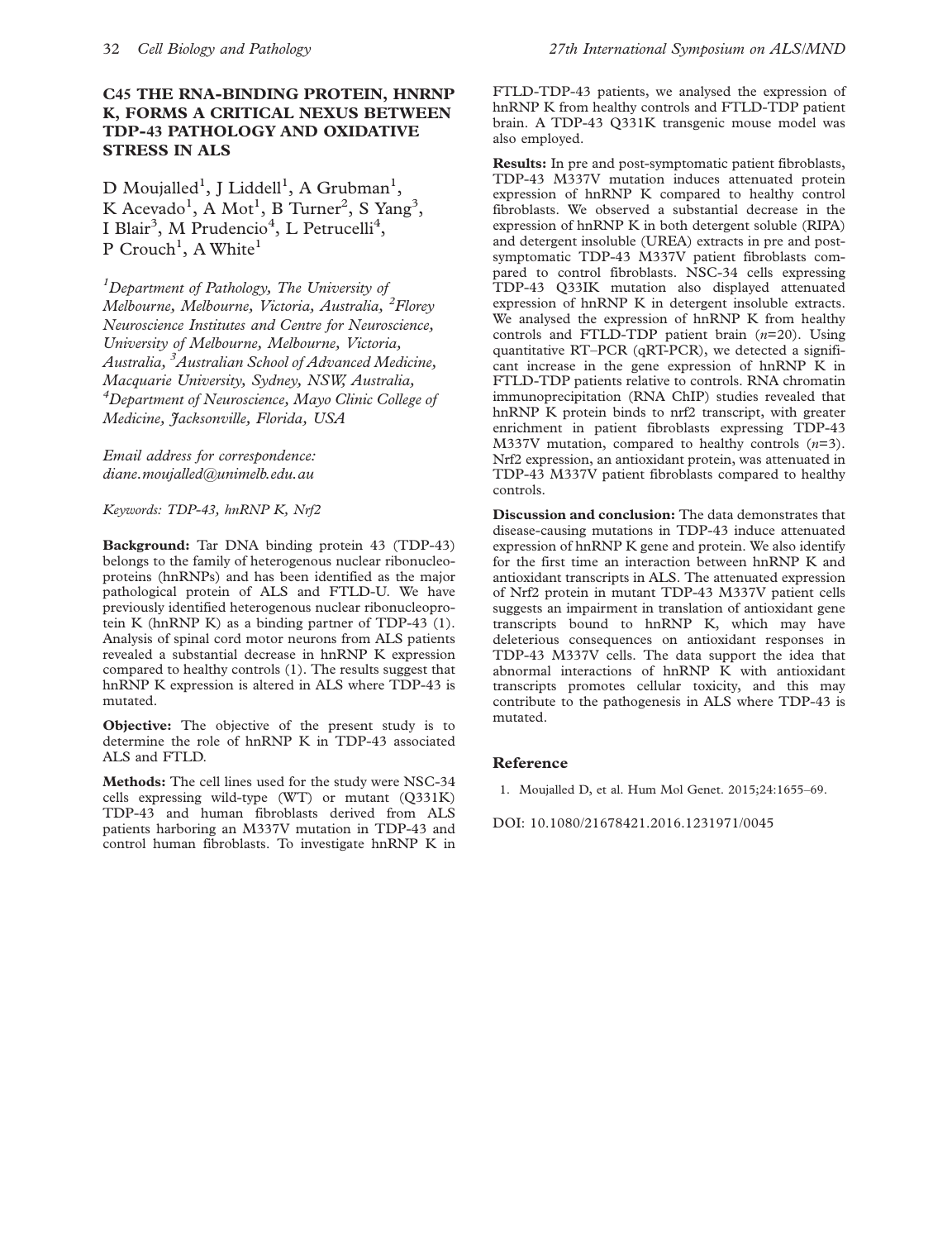## C45 THE RNA-BINDING PROTEIN, HNRNP K, FORMS A CRITICAL NEXUS BETWEEN TDP-43 PATHOLOGY AND OXIDATIVE STRESS IN ALS

D Moujalled[1], J Liddell[1], A Grubman[1], K Acevado[1], A Mot[1], B Turner[2], S Yang[3], I Blair[3], M Prudencio[4], L Petrucelli[4], P Crouch[1], A White[1]

*[1]Department of Pathology, The University of Melbourne, Melbourne, Victoria, Australia, [2]Florey Neuroscience Institutes and Centre for Neuroscience, University of Melbourne, Melbourne, Victoria, Australia, [3]Australian School of Advanced Medicine, Macquarie University, Sydney, NSW, Australia, [4]Department of Neuroscience, Mayo Clinic College of Medicine, Jacksonville, Florida, USA*

*Email address for correspondence: diane.moujalled@unimelb.edu.au*

*Keywords: TDP-43, hnRNP K, Nrf2*

**Background:** Tar DNA binding protein 43 (TDP-43) belongs to the family of heterogenous nuclear ribonucleoproteins (hnRNPs) and has been identified as the major pathological protein of ALS and FTLD-U. We have previously identified heterogenous nuclear ribonucleoprotein K (hnRNP K) as a binding partner of TDP-43 (1). Analysis of spinal cord motor neurons from ALS patients revealed a substantial decrease in hnRNP K expression compared to healthy controls (1). The results suggest that hnRNP K expression is altered in ALS where TDP-43 is mutated.

**Objective:** The objective of the present study is to determine the role of hnRNP K in TDP-43 associated ALS and FTLD.

**Methods:** The cell lines used for the study were NSC-34 cells expressing wild-type (WT) or mutant (Q331K) TDP-43 and human fibroblasts derived from ALS patients harboring an M337V mutation in TDP-43 and control human fibroblasts. To investigate hnRNP K in FTLD-TDP-43 patients, we analysed the expression of hnRNP K from healthy controls and FTLD-TDP patient brain. A TDP-43 Q331K transgenic mouse model was also employed.

**Results:** In pre and post-symptomatic patient fibroblasts, TDP-43 M337V mutation induces attenuated protein expression of hnRNP K compared to healthy control fibroblasts. We observed a substantial decrease in the expression of hnRNP K in both detergent soluble (RIPA) and detergent insoluble (UREA) extracts in pre and post-symptomatic TDP-43 M337V patient fibroblasts compared to control fibroblasts. NSC-34 cells expressing TDP-43 Q33IK mutation also displayed attenuated expression of hnRNP K in detergent insoluble extracts. We analysed the expression of hnRNP K from healthy controls and FTLD-TDP patient brain ($n$=20). Using quantitative RT–PCR (qRT-PCR), we detected a significant increase in the gene expression of hnRNP K in FTLD-TDP patients relative to controls. RNA chromatin immunoprecipitation (RNA ChIP) studies revealed that hnRNP K protein binds to nrf2 transcript, with greater enrichment in patient fibroblasts expressing TDP-43 M337V mutation, compared to healthy controls ($n$=3). Nrf2 expression, an antioxidant protein, was attenuated in TDP-43 M337V patient fibroblasts compared to healthy controls.

**Discussion and conclusion:** The data demonstrates that disease-causing mutations in TDP-43 induce attenuated expression of hnRNP K gene and protein. We also identify for the first time an interaction between hnRNP K and antioxidant transcripts in ALS. The attenuated expression of Nrf2 protein in mutant TDP-43 M337V patient cells suggests an impairment in translation of antioxidant gene transcripts bound to hnRNP K, which may have deleterious consequences on antioxidant responses in TDP-43 M337V cells. The data support the idea that abnormal interactions of hnRNP K with antioxidant transcripts promotes cellular toxicity, and this may contribute to the pathogenesis in ALS where TDP-43 is mutated.

### Reference

1. Moujalled D, et al. Hum Mol Genet. 2015;24:1655–69.

DOI: 10.1080/21678421.2016.1231971/0045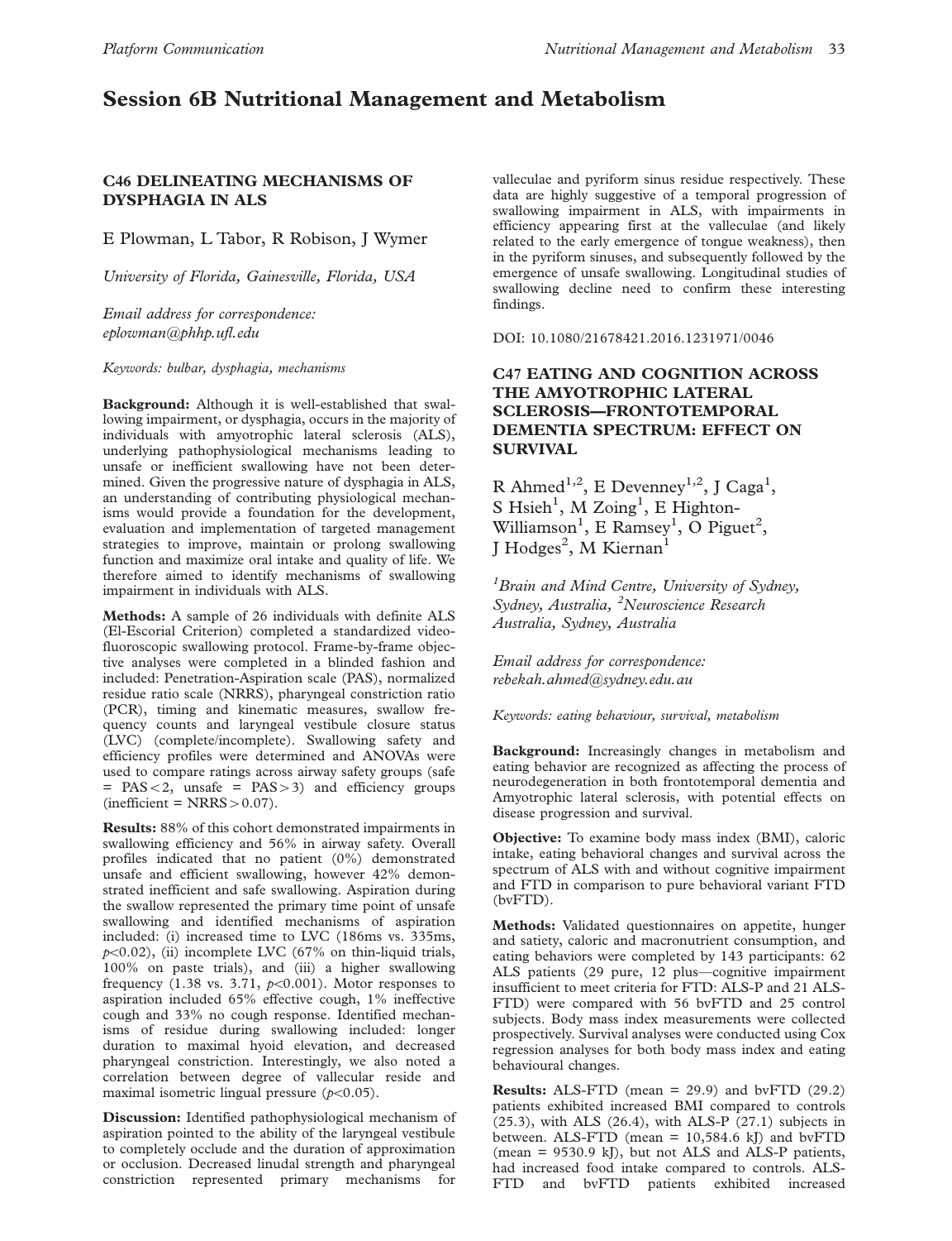# Session 6B Nutritional Management and Metabolism

## C46 DELINEATING MECHANISMS OF DYSPHAGIA IN ALS

E Plowman, L Tabor, R Robison, J Wymer

*University of Florida, Gainesville, Florida, USA*

*Email address for correspondence: eplowman@phhp.ufl.edu*

*Keywords: bulbar, dysphagia, mechanisms*

**Background:** Although it is well-established that swallowing impairment, or dysphagia, occurs in the majority of individuals with amyotrophic lateral sclerosis (ALS), underlying pathophysiological mechanisms leading to unsafe or inefficient swallowing have not been determined. Given the progressive nature of dysphagia in ALS, an understanding of contributing physiological mechanisms would provide a foundation for the development, evaluation and implementation of targeted management strategies to improve, maintain or prolong swallowing function and maximize oral intake and quality of life. We therefore aimed to identify mechanisms of swallowing impairment in individuals with ALS.

**Methods:** A sample of 26 individuals with definite ALS (El-Escorial Criterion) completed a standardized videofluoroscopic swallowing protocol. Frame-by-frame objective analyses were completed in a blinded fashion and included: Penetration-Aspiration scale (PAS), normalized residue ratio scale (NRRS), pharyngeal constriction ratio (PCR), timing and kinematic measures, swallow frequency counts and laryngeal vestibule closure status (LVC) (complete/incomplete). Swallowing safety and efficiency profiles were determined and ANOVAs were used to compare ratings across airway safety groups (safe = PAS $<$ 2, unsafe = PAS $>$ 3) and efficiency groups (inefficient = NRRS $>$ 0.07).

**Results:** 88% of this cohort demonstrated impairments in swallowing efficiency and 56% in airway safety. Overall profiles indicated that no patient (0%) demonstrated unsafe and efficient swallowing, however 42% demonstrated inefficient and safe swallowing. Aspiration during the swallow represented the primary time point of unsafe swallowing and identified mechanisms of aspiration included: (i) increased time to LVC (186ms vs. 335ms, $p<0.02$), (ii) incomplete LVC (67% on thin-liquid trials, 100% on paste trials), and (iii) a higher swallowing frequency (1.38 vs. 3.71, $p<0.001$). Motor responses to aspiration included 65% effective cough, 1% ineffective cough and 33% no cough response. Identified mechanisms of residue during swallowing included: longer duration to maximal hyoid elevation, and decreased pharyngeal constriction. Interestingly, we also noted a correlation between degree of vallecular reside and maximal isometric lingual pressure ($p<0.05$).

**Discussion:** Identified pathophysiological mechanism of aspiration pointed to the ability of the laryngeal vestibule to completely occlude and the duration of approximation or occlusion. Decreased linudal strength and pharyngeal constriction represented primary mechanisms for valleculae and pyriform sinus residue respectively. These data are highly suggestive of a temporal progression of swallowing impairment in ALS, with impairments in efficiency appearing first at the valleculae (and likely related to the early emergence of tongue weakness), then in the pyriform sinuses, and subsequently followed by the emergence of unsafe swallowing. Longitudinal studies of swallowing decline need to confirm these interesting findings.

DOI: 10.1080/21678421.2016.1231971/0046

## C47 EATING AND COGNITION ACROSS THE AMYOTROPHIC LATERAL SCLEROSIS—FRONTOTEMPORAL DEMENTIA SPECTRUM: EFFECT ON SURVIVAL

R Ahmed[1,2], E Devenney[1,2], J Caga[1], S Hsieh[1], M Zoing[1], E Highton-Williamson[1], E Ramsey[1], O Piguet[2], J Hodges[2], M Kiernan[1]

*[1]Brain and Mind Centre, University of Sydney, Sydney, Australia, [2]Neuroscience Research Australia, Sydney, Australia*

*Email address for correspondence: rebekah.ahmed@sydney.edu.au*

*Keywords: eating behaviour, survival, metabolism*

**Background:** Increasingly changes in metabolism and eating behavior are recognized as affecting the process of neurodegeneration in both frontotemporal dementia and Amyotrophic lateral sclerosis, with potential effects on disease progression and survival.

**Objective:** To examine body mass index (BMI), caloric intake, eating behavioral changes and survival across the spectrum of ALS with and without cognitive impairment and FTD in comparison to pure behavioral variant FTD (bvFTD).

**Methods:** Validated questionnaires on appetite, hunger and satiety, caloric and macronutrient consumption, and eating behaviors were completed by 143 participants: 62 ALS patients (29 pure, 12 plus—cognitive impairment insufficient to meet criteria for FTD: ALS-P and 21 ALS-FTD) were compared with 56 bvFTD and 25 control subjects. Body mass index measurements were collected prospectively. Survival analyses were conducted using Cox regression analyses for both body mass index and eating behavioural changes.

**Results:** ALS-FTD (mean = 29.9) and bvFTD (29.2) patients exhibited increased BMI compared to controls (25.3), with ALS (26.4), with ALS-P (27.1) subjects in between. ALS-FTD (mean = 10,584.6 kJ) and bvFTD (mean = 9530.9 kJ), but not ALS and ALS-P patients, had increased food intake compared to controls. ALS-FTD and bvFTD patients exhibited increased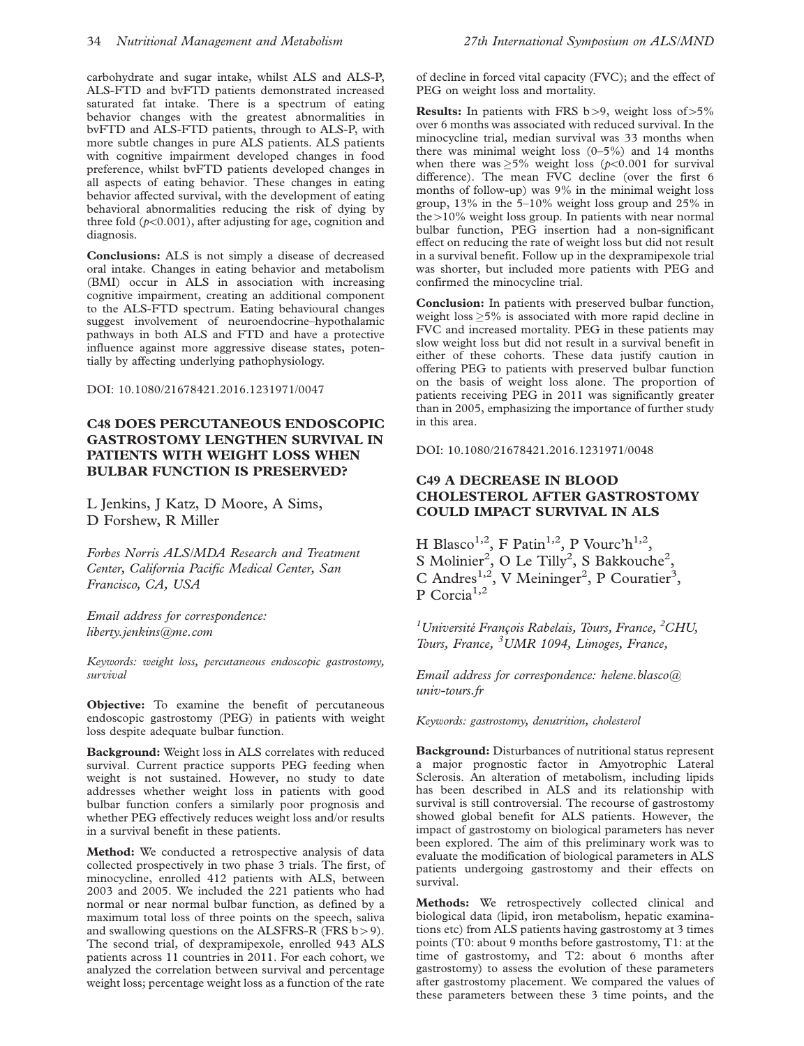carbohydrate and sugar intake, whilst ALS and ALS-P, ALS-FTD and bvFTD patients demonstrated increased saturated fat intake. There is a spectrum of eating behavior changes with the greatest abnormalities in bvFTD and ALS-FTD patients, through to ALS-P, with more subtle changes in pure ALS patients. ALS patients with cognitive impairment developed changes in food preference, whilst bvFTD patients developed changes in all aspects of eating behavior. These changes in eating behavior affected survival, with the development of eating behavioral abnormalities reducing the risk of dying by three fold ($p<0.001$), after adjusting for age, cognition and diagnosis.

**Conclusions:** ALS is not simply a disease of decreased oral intake. Changes in eating behavior and metabolism (BMI) occur in ALS in association with increasing cognitive impairment, creating an additional component to the ALS-FTD spectrum. Eating behavioural changes suggest involvement of neuroendocrine–hypothalamic pathways in both ALS and FTD and have a protective influence against more aggressive disease states, potentially by affecting underlying pathophysiology.

DOI: 10.1080/21678421.2016.1231971/0047

## C48 DOES PERCUTANEOUS ENDOSCOPIC GASTROSTOMY LENGTHEN SURVIVAL IN PATIENTS WITH WEIGHT LOSS WHEN BULBAR FUNCTION IS PRESERVED?

L Jenkins, J Katz, D Moore, A Sims, D Forshew, R Miller

*Forbes Norris ALS/MDA Research and Treatment Center, California Pacific Medical Center, San Francisco, CA, USA*

*Email address for correspondence: liberty.jenkins@me.com*

*Keywords: weight loss, percutaneous endoscopic gastrostomy, survival*

**Objective:** To examine the benefit of percutaneous endoscopic gastrostomy (PEG) in patients with weight loss despite adequate bulbar function.

**Background:** Weight loss in ALS correlates with reduced survival. Current practice supports PEG feeding when weight is not sustained. However, no study to date addresses whether weight loss in patients with good bulbar function confers a similarly poor prognosis and whether PEG effectively reduces weight loss and/or results in a survival benefit in these patients.

**Method:** We conducted a retrospective analysis of data collected prospectively in two phase 3 trials. The first, of minocycline, enrolled 412 patients with ALS, between 2003 and 2005. We included the 221 patients who had normal or near normal bulbar function, as defined by a maximum total loss of three points on the speech, saliva and swallowing questions on the ALSFRS-R (FRS b > 9). The second trial, of dexpramipexole, enrolled 943 ALS patients across 11 countries in 2011. For each cohort, we analyzed the correlation between survival and percentage weight loss; percentage weight loss as a function of the rate of decline in forced vital capacity (FVC); and the effect of PEG on weight loss and mortality.

**Results:** In patients with FRS b > 9, weight loss of > 5% over 6 months was associated with reduced survival. In the minocycline trial, median survival was 33 months when there was minimal weight loss (0–5%) and 14 months when there was $\geq$5% weight loss ($p<0.001$ for survival difference). The mean FVC decline (over the first 6 months of follow-up) was 9% in the minimal weight loss group, 13% in the 5–10% weight loss group and 25% in the > 10% weight loss group. In patients with near normal bulbar function, PEG insertion had a non-significant effect on reducing the rate of weight loss but did not result in a survival benefit. Follow up in the dexpramipexole trial was shorter, but included more patients with PEG and confirmed the minocycline trial.

**Conclusion:** In patients with preserved bulbar function, weight loss $\geq$5% is associated with more rapid decline in FVC and increased mortality. PEG in these patients may slow weight loss but did not result in a survival benefit in either of these cohorts. These data justify caution in offering PEG to patients with preserved bulbar function on the basis of weight loss alone. The proportion of patients receiving PEG in 2011 was significantly greater than in 2005, emphasizing the importance of further study in this area.

DOI: 10.1080/21678421.2016.1231971/0048

## C49 A DECREASE IN BLOOD CHOLESTEROL AFTER GASTROSTOMY COULD IMPACT SURVIVAL IN ALS

H Blasco[1,2], F Patin[1,2], P Vourc'h[1,2], S Molinier[2], O Le Tilly[2], S Bakkouche[2], C Andres[1,2], V Meininger[2], P Couratier[3], P Corcia[1,2]

*[1]Université François Rabelais, Tours, France, [2]CHU, Tours, France, [3]UMR 1094, Limoges, France,*

*Email address for correspondence: helene.blasco@univ-tours.fr*

*Keywords: gastrostomy, denutrition, cholesterol*

**Background:** Disturbances of nutritional status represent a major prognostic factor in Amyotrophic Lateral Sclerosis. An alteration of metabolism, including lipids has been described in ALS and its relationship with survival is still controversial. The recourse of gastrostomy showed global benefit for ALS patients. However, the impact of gastrostomy on biological parameters has never been explored. The aim of this preliminary work was to evaluate the modification of biological parameters in ALS patients undergoing gastrostomy and their effects on survival.

**Methods:** We retrospectively collected clinical and biological data (lipid, iron metabolism, hepatic examinations etc) from ALS patients having gastrostomy at 3 times points (T0: about 9 months before gastrostomy, T1: at the time of gastrostomy, and T2: about 6 months after gastrostomy) to assess the evolution of these parameters after gastrostomy placement. We compared the values of these parameters between these 3 time points, and the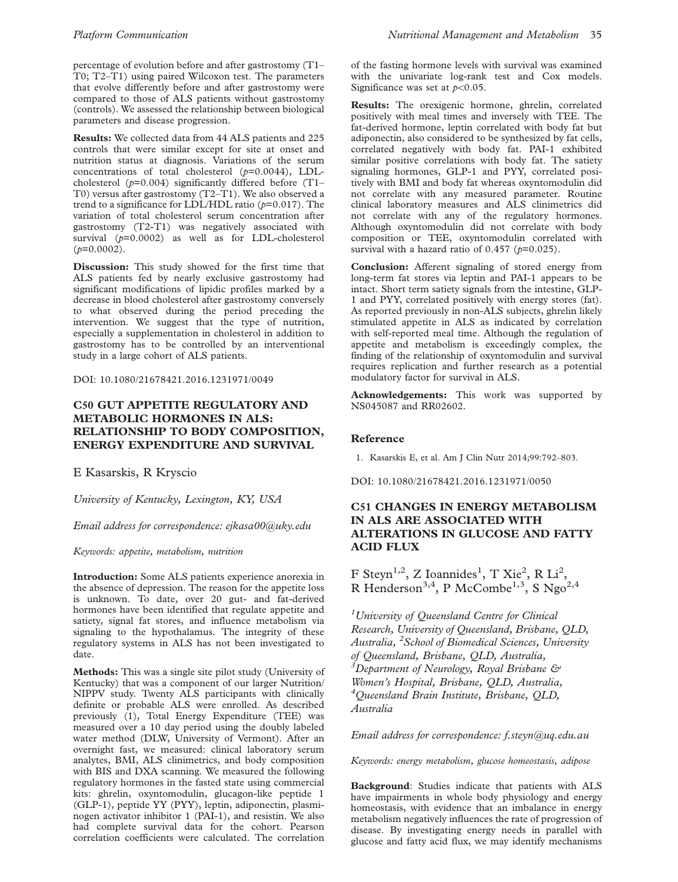percentage of evolution before and after gastrostomy (T1–T0; T2–T1) using paired Wilcoxon test. The parameters that evolve differently before and after gastrostomy were compared to those of ALS patients without gastrostomy (controls). We assessed the relationship between biological parameters and disease progression.

**Results:** We collected data from 44 ALS patients and 225 controls that were similar except for site at onset and nutrition status at diagnosis. Variations of the serum concentrations of total cholesterol ($p$=0.0044), LDL-cholesterol ($p$=0.004) significantly differed before (T1–T0) versus after gastrostomy (T2–T1). We also observed a trend to a significance for LDL/HDL ratio ($p$=0.017). The variation of total cholesterol serum concentration after gastrostomy (T2-T1) was negatively associated with survival ($p$=0.0002) as well as for LDL-cholesterol ($p$=0.0002).

**Discussion:** This study showed for the first time that ALS patients fed by nearly exclusive gastrostomy had significant modifications of lipidic profiles marked by a decrease in blood cholesterol after gastrostomy conversely to what observed during the period preceding the intervention. We suggest that the type of nutrition, especially a supplementation in cholesterol in addition to gastrostomy has to be controlled by an interventional study in a large cohort of ALS patients.

DOI: 10.1080/21678421.2016.1231971/0049

## C50 GUT APPETITE REGULATORY AND METABOLIC HORMONES IN ALS: RELATIONSHIP TO BODY COMPOSITION, ENERGY EXPENDITURE AND SURVIVAL

E Kasarskis, R Kryscio

*University of Kentucky, Lexington, KY, USA*

*Email address for correspondence: ejkasa00@uky.edu*

*Keywords: appetite, metabolism, nutrition*

**Introduction:** Some ALS patients experience anorexia in the absence of depression. The reason for the appetite loss is unknown. To date, over 20 gut- and fat-derived hormones have been identified that regulate appetite and satiety, signal fat stores, and influence metabolism via signaling to the hypothalamus. The integrity of these regulatory systems in ALS has not been investigated to date.

**Methods:** This was a single site pilot study (University of Kentucky) that was a component of our larger Nutrition/NIPPV study. Twenty ALS participants with clinically definite or probable ALS were enrolled. As described previously (1), Total Energy Expenditure (TEE) was measured over a 10 day period using the doubly labeled water method (DLW, University of Vermont). After an overnight fast, we measured: clinical laboratory serum analytes, BMI, ALS clinimetrics, and body composition with BIS and DXA scanning. We measured the following regulatory hormones in the fasted state using commercial kits: ghrelin, oxyntomodulin, glucagon-like peptide 1 (GLP-1), peptide YY (PYY), leptin, adiponectin, plasminogen activator inhibitor 1 (PAI-1), and resistin. We also had complete survival data for the cohort. Pearson correlation coefficients were calculated. The correlation of the fasting hormone levels with survival was examined with the univariate log-rank test and Cox models. Significance was set at $p$<0.05.

**Results:** The orexigenic hormone, ghrelin, correlated positively with meal times and inversely with TEE. The fat-derived hormone, leptin correlated with body fat but adiponectin, also considered to be synthesized by fat cells, correlated negatively with body fat. PAI-1 exhibited similar positive correlations with body fat. The satiety signaling hormones, GLP-1 and PYY, correlated positively with BMI and body fat whereas oxyntomodulin did not correlate with any measured parameter. Routine clinical laboratory measures and ALS clinimetrics did not correlate with any of the regulatory hormones. Although oxyntomodulin did not correlate with body composition or TEE, oxyntomodulin correlated with survival with a hazard ratio of 0.457 ($p$=0.025).

**Conclusion:** Afferent signaling of stored energy from long-term fat stores via leptin and PAI-1 appears to be intact. Short term satiety signals from the intestine, GLP-1 and PYY, correlated positively with energy stores (fat). As reported previously in non-ALS subjects, ghrelin likely stimulated appetite in ALS as indicated by correlation with self-reported meal time. Although the regulation of appetite and metabolism is exceedingly complex, the finding of the relationship of oxyntomodulin and survival requires replication and further research as a potential modulatory factor for survival in ALS.

**Acknowledgements:** This work was supported by NS045087 and RR02602.

### Reference

1. Kasarskis E, et al. Am J Clin Nutr 2014;99:792–803.

DOI: 10.1080/21678421.2016.1231971/0050

## C51 CHANGES IN ENERGY METABOLISM IN ALS ARE ASSOCIATED WITH ALTERATIONS IN GLUCOSE AND FATTY ACID FLUX

F Steyn[1,2], Z Ioannides[1], T Xie[2], R Li[2], R Henderson[3,4], P McCombe[1,3], S Ngo[2,4]

*[1]University of Queensland Centre for Clinical Research, University of Queensland, Brisbane, QLD, Australia, [2]School of Biomedical Sciences, University of Queensland, Brisbane, QLD, Australia, [3]Department of Neurology, Royal Brisbane & Women's Hospital, Brisbane, QLD, Australia, [4]Queensland Brain Institute, Brisbane, QLD, Australia*

*Email address for correspondence: f.steyn@uq.edu.au*

*Keywords: energy metabolism, glucose homeostasis, adipose*

**Background**: Studies indicate that patients with ALS have impairments in whole body physiology and energy homeostasis, with evidence that an imbalance in energy metabolism negatively influences the rate of progression of disease. By investigating energy needs in parallel with glucose and fatty acid flux, we may identify mechanisms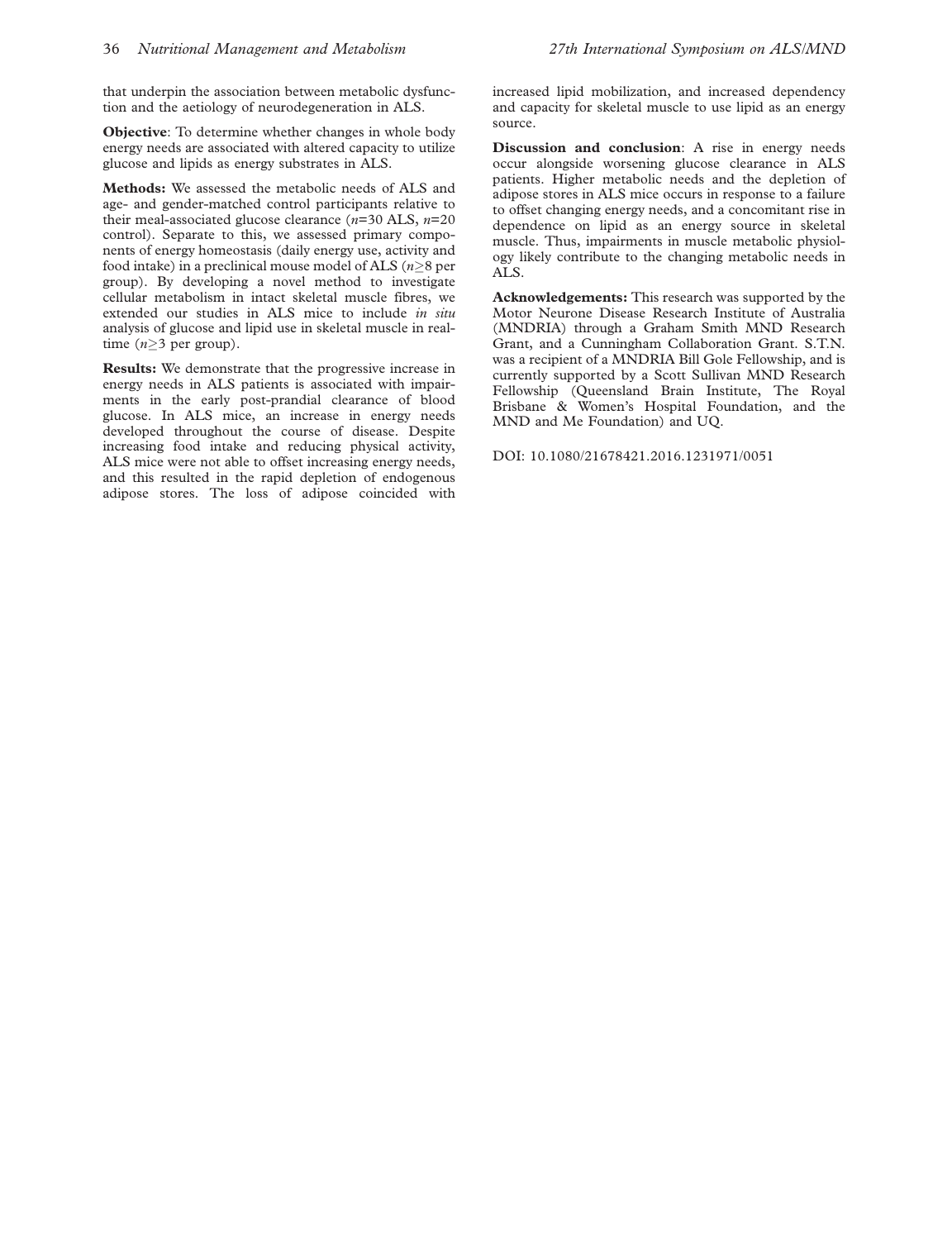that underpin the association between metabolic dysfunction and the aetiology of neurodegeneration in ALS.

**Objective**: To determine whether changes in whole body energy needs are associated with altered capacity to utilize glucose and lipids as energy substrates in ALS.

**Methods:** We assessed the metabolic needs of ALS and age- and gender-matched control participants relative to their meal-associated glucose clearance ($n$=30 ALS, $n$=20 control). Separate to this, we assessed primary components of energy homeostasis (daily energy use, activity and food intake) in a preclinical mouse model of ALS ($n \geq 8$ per group). By developing a novel method to investigate cellular metabolism in intact skeletal muscle fibres, we extended our studies in ALS mice to include *in situ* analysis of glucose and lipid use in skeletal muscle in real-time ($n \geq 3$ per group).

**Results:** We demonstrate that the progressive increase in energy needs in ALS patients is associated with impairments in the early post-prandial clearance of blood glucose. In ALS mice, an increase in energy needs developed throughout the course of disease. Despite increasing food intake and reducing physical activity, ALS mice were not able to offset increasing energy needs, and this resulted in the rapid depletion of endogenous adipose stores. The loss of adipose coincided with increased lipid mobilization, and increased dependency and capacity for skeletal muscle to use lipid as an energy source.

**Discussion and conclusion**: A rise in energy needs occur alongside worsening glucose clearance in ALS patients. Higher metabolic needs and the depletion of adipose stores in ALS mice occurs in response to a failure to offset changing energy needs, and a concomitant rise in dependence on lipid as an energy source in skeletal muscle. Thus, impairments in muscle metabolic physiology likely contribute to the changing metabolic needs in ALS.

**Acknowledgements:** This research was supported by the Motor Neurone Disease Research Institute of Australia (MNDRIA) through a Graham Smith MND Research Grant, and a Cunningham Collaboration Grant. S.T.N. was a recipient of a MNDRIA Bill Gole Fellowship, and is currently supported by a Scott Sullivan MND Research Fellowship (Queensland Brain Institute, The Royal Brisbane & Women's Hospital Foundation, and the MND and Me Foundation) and UQ.

DOI: 10.1080/21678421.2016.1231971/0051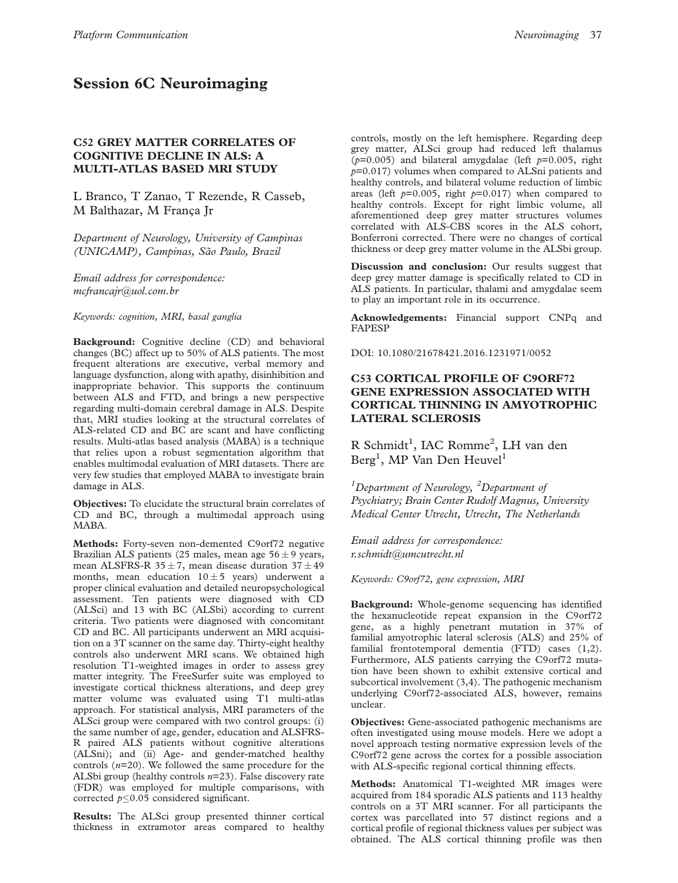# Session 6C Neuroimaging

## C52 GREY MATTER CORRELATES OF COGNITIVE DECLINE IN ALS: A MULTI-ATLAS BASED MRI STUDY

L Branco, T Zanao, T Rezende, R Casseb, M Balthazar, M França Jr

*Department of Neurology, University of Campinas (UNICAMP), Campinas, São Paulo, Brazil*

*Email address for correspondence: mcfrancajr@uol.com.br*

*Keywords: cognition, MRI, basal ganglia*

**Background:** Cognitive decline (CD) and behavioral changes (BC) affect up to 50% of ALS patients. The most frequent alterations are executive, verbal memory and language dysfunction, along with apathy, disinhibition and inappropriate behavior. This supports the continuum between ALS and FTD, and brings a new perspective regarding multi-domain cerebral damage in ALS. Despite that, MRI studies looking at the structural correlates of ALS-related CD and BC are scant and have conflicting results. Multi-atlas based analysis (MABA) is a technique that relies upon a robust segmentation algorithm that enables multimodal evaluation of MRI datasets. There are very few studies that employed MABA to investigate brain damage in ALS.

**Objectives:** To elucidate the structural brain correlates of CD and BC, through a multimodal approach using MABA.

**Methods:** Forty-seven non-demented C9orf72 negative Brazilian ALS patients (25 males, mean age $56 \pm 9$ years, mean ALSFRS-R $35 \pm 7$, mean disease duration $37 \pm 49$ months, mean education $10 \pm 5$ years) underwent a proper clinical evaluation and detailed neuropsychological assessment. Ten patients were diagnosed with CD (ALSci) and 13 with BC (ALSbi) according to current criteria. Two patients were diagnosed with concomitant CD and BC. All participants underwent an MRI acquisition on a 3T scanner on the same day. Thirty-eight healthy controls also underwent MRI scans. We obtained high resolution T1-weighted images in order to assess grey matter integrity. The FreeSurfer suite was employed to investigate cortical thickness alterations, and deep grey matter volume was evaluated using T1 multi-atlas approach. For statistical analysis, MRI parameters of the ALSci group were compared with two control groups: (i) the same number of age, gender, education and ALSFRS-R paired ALS patients without cognitive alterations (ALSni); and (ii) Age- and gender-matched healthy controls ($n$=20). We followed the same procedure for the ALSbi group (healthy controls $n$=23). False discovery rate (FDR) was employed for multiple comparisons, with corrected $p \leq 0.05$ considered significant.

**Results:** The ALSci group presented thinner cortical thickness in extramotor areas compared to healthy controls, mostly on the left hemisphere. Regarding deep grey matter, ALSci group had reduced left thalamus ($p$=0.005) and bilateral amygdalae (left $p$=0.005, right $p$=0.017) volumes when compared to ALSni patients and healthy controls, and bilateral volume reduction of limbic areas (left $p$=0.005, right $p$=0.017) when compared to healthy controls. Except for right limbic volume, all aforementioned deep grey matter structures volumes correlated with ALS-CBS scores in the ALS cohort, Bonferroni corrected. There were no changes of cortical thickness or deep grey matter volume in the ALSbi group.

**Discussion and conclusion:** Our results suggest that deep grey matter damage is specifically related to CD in ALS patients. In particular, thalami and amygdalae seem to play an important role in its occurrence.

**Acknowledgements:** Financial support CNPq and FAPESP

DOI: 10.1080/21678421.2016.1231971/0052

## C53 CORTICAL PROFILE OF C9ORF72 GENE EXPRESSION ASSOCIATED WITH CORTICAL THINNING IN AMYOTROPHIC LATERAL SCLEROSIS

R Schmidt[1], IAC Romme[2], LH van den Berg[1], MP Van Den Heuvel[1]

*[1]Department of Neurology, [2]Department of Psychiatry; Brain Center Rudolf Magnus, University Medical Center Utrecht, Utrecht, The Netherlands*

*Email address for correspondence: r.schmidt@umcutrecht.nl*

*Keywords: C9orf72, gene expression, MRI*

**Background:** Whole-genome sequencing has identified the hexanucleotide repeat expansion in the C9orf72 gene, as a highly penetrant mutation in 37% of familial amyotrophic lateral sclerosis (ALS) and 25% of familial frontotemporal dementia (FTD) cases (1,2). Furthermore, ALS patients carrying the C9orf72 mutation have been shown to exhibit extensive cortical and subcortical involvement (3,4). The pathogenic mechanism underlying C9orf72-associated ALS, however, remains unclear.

**Objectives:** Gene-associated pathogenic mechanisms are often investigated using mouse models. Here we adopt a novel approach testing normative expression levels of the C9orf72 gene across the cortex for a possible association with ALS-specific regional cortical thinning effects.

**Methods:** Anatomical T1-weighted MR images were acquired from 184 sporadic ALS patients and 113 healthy controls on a 3T MRI scanner. For all participants the cortex was parcellated into 57 distinct regions and a cortical profile of regional thickness values per subject was obtained. The ALS cortical thinning profile was then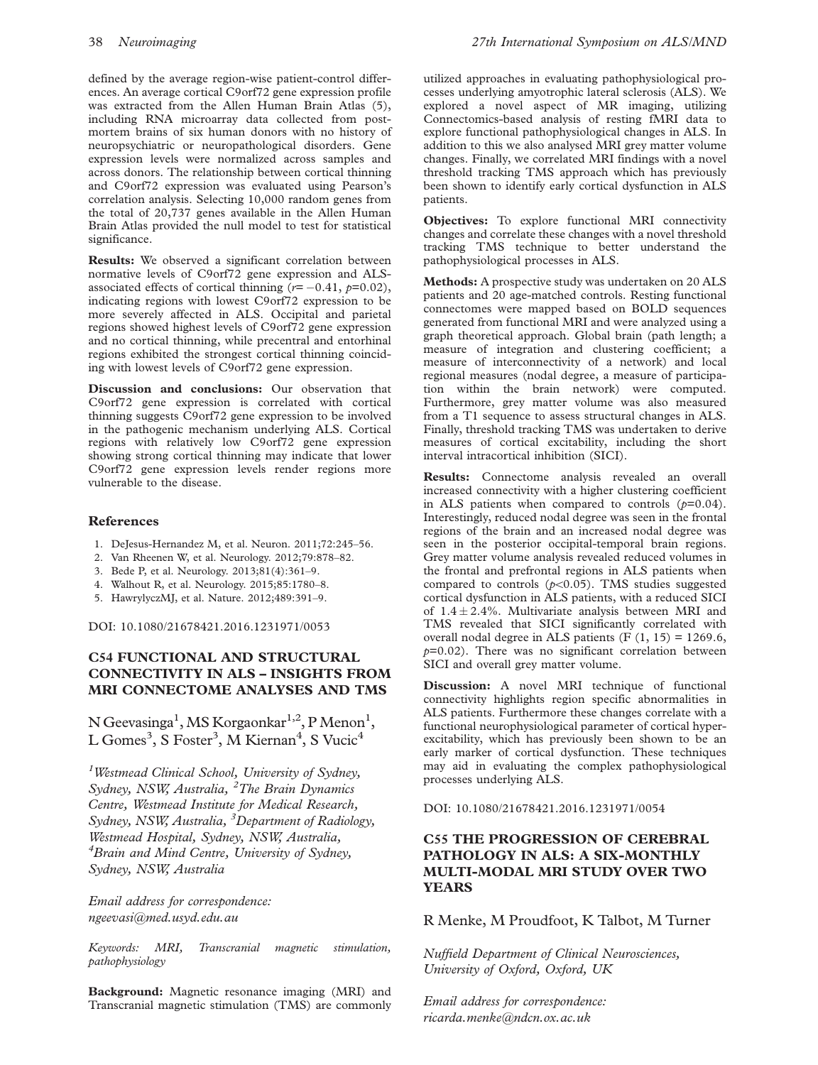defined by the average region-wise patient-control differences. An average cortical C9orf72 gene expression profile was extracted from the Allen Human Brain Atlas (5), including RNA microarray data collected from postmortem brains of six human donors with no history of neuropsychiatric or neuropathological disorders. Gene expression levels were normalized across samples and across donors. The relationship between cortical thinning and C9orf72 expression was evaluated using Pearson's correlation analysis. Selecting 10,000 random genes from the total of 20,737 genes available in the Allen Human Brain Atlas provided the null model to test for statistical significance.

**Results:** We observed a significant correlation between normative levels of C9orf72 gene expression and ALS-associated effects of cortical thinning ($r = -0.41$, $p = 0.02$), indicating regions with lowest C9orf72 expression to be more severely affected in ALS. Occipital and parietal regions showed highest levels of C9orf72 gene expression and no cortical thinning, while precentral and entorhinal regions exhibited the strongest cortical thinning coinciding with lowest levels of C9orf72 gene expression.

**Discussion and conclusions:** Our observation that C9orf72 gene expression is correlated with cortical thinning suggests C9orf72 gene expression to be involved in the pathogenic mechanism underlying ALS. Cortical regions with relatively low C9orf72 gene expression showing strong cortical thinning may indicate that lower C9orf72 gene expression levels render regions more vulnerable to the disease.

### References

1. DeJesus-Hernandez M, et al. Neuron. 2011;72:245–56.
2. Van Rheenen W, et al. Neurology. 2012;79:878–82.
3. Bede P, et al. Neurology. 2013;81(4):361–9.
4. Walhout R, et al. Neurology. 2015;85:1780–8.
5. HawrylyczMJ, et al. Nature. 2012;489:391–9.

DOI: 10.1080/21678421.2016.1231971/0053

## C54 FUNCTIONAL AND STRUCTURAL CONNECTIVITY IN ALS – INSIGHTS FROM MRI CONNECTOME ANALYSES AND TMS

N Geevasinga[1], MS Korgaonkar[1,2], P Menon[1], L Gomes[3], S Foster[3], M Kiernan[4], S Vucic[4]

*[1]Westmead Clinical School, University of Sydney, Sydney, NSW, Australia, [2]The Brain Dynamics Centre, Westmead Institute for Medical Research, Sydney, NSW, Australia, [3]Department of Radiology, Westmead Hospital, Sydney, NSW, Australia, [4]Brain and Mind Centre, University of Sydney, Sydney, NSW, Australia*

*Email address for correspondence: ngeevasi@med.usyd.edu.au*

*Keywords: MRI, Transcranial magnetic stimulation, pathophysiology*

**Background:** Magnetic resonance imaging (MRI) and Transcranial magnetic stimulation (TMS) are commonly utilized approaches in evaluating pathophysiological processes underlying amyotrophic lateral sclerosis (ALS). We explored a novel aspect of MR imaging, utilizing Connectomics-based analysis of resting fMRI data to explore functional pathophysiological changes in ALS. In addition to this we also analysed MRI grey matter volume changes. Finally, we correlated MRI findings with a novel threshold tracking TMS approach which has previously been shown to identify early cortical dysfunction in ALS patients.

**Objectives:** To explore functional MRI connectivity changes and correlate these changes with a novel threshold tracking TMS technique to better understand the pathophysiological processes in ALS.

**Methods:** A prospective study was undertaken on 20 ALS patients and 20 age-matched controls. Resting functional connectomes were mapped based on BOLD sequences generated from functional MRI and were analyzed using a graph theoretical approach. Global brain (path length; a measure of integration and clustering coefficient; a measure of interconnectivity of a network) and local regional measures (nodal degree, a measure of participation within the brain network) were computed. Furthermore, grey matter volume was also measured from a T1 sequence to assess structural changes in ALS. Finally, threshold tracking TMS was undertaken to derive measures of cortical excitability, including the short interval intracortical inhibition (SICI).

**Results:** Connectome analysis revealed an overall increased connectivity with a higher clustering coefficient in ALS patients when compared to controls ($p = 0.04$). Interestingly, reduced nodal degree was seen in the frontal regions of the brain and an increased nodal degree was seen in the posterior occipital-temporal brain regions. Grey matter volume analysis revealed reduced volumes in the frontal and prefrontal regions in ALS patients when compared to controls ($p < 0.05$). TMS studies suggested cortical dysfunction in ALS patients, with a reduced SICI of $1.4 \pm 2.4\%$. Multivariate analysis between MRI and TMS revealed that SICI significantly correlated with overall nodal degree in ALS patients ($F(1, 15) = 1269.6$, $p = 0.02$). There was no significant correlation between SICI and overall grey matter volume.

**Discussion:** A novel MRI technique of functional connectivity highlights region specific abnormalities in ALS patients. Furthermore these changes correlate with a functional neurophysiological parameter of cortical hyperexcitability, which has previously been shown to be an early marker of cortical dysfunction. These techniques may aid in evaluating the complex pathophysiological processes underlying ALS.

DOI: 10.1080/21678421.2016.1231971/0054

## C55 THE PROGRESSION OF CEREBRAL PATHOLOGY IN ALS: A SIX-MONTHLY MULTI-MODAL MRI STUDY OVER TWO YEARS

R Menke, M Proudfoot, K Talbot, M Turner

*Nuffield Department of Clinical Neurosciences, University of Oxford, Oxford, UK*

*Email address for correspondence: ricarda.menke@ndcn.ox.ac.uk*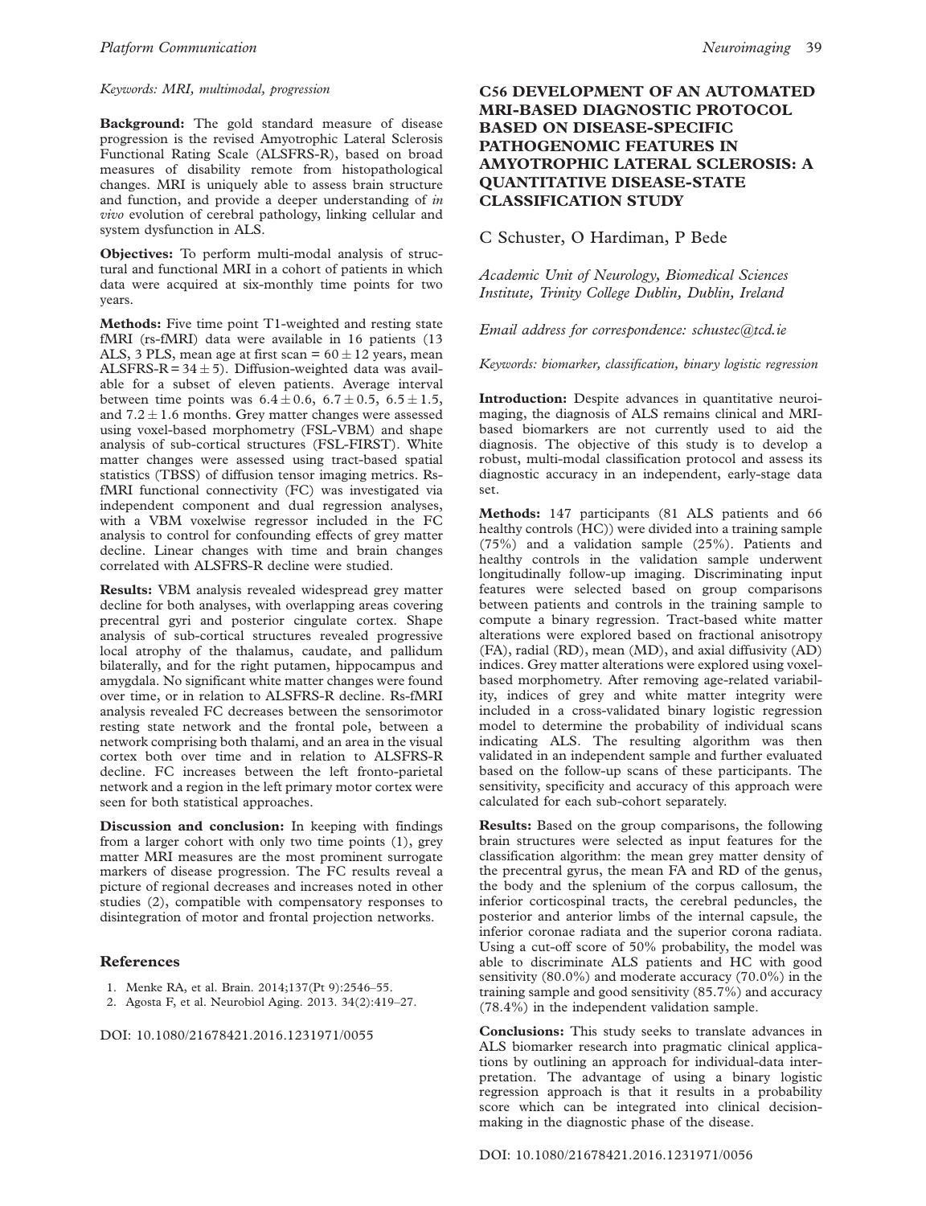*Keywords: MRI, multimodal, progression*

**Background:** The gold standard measure of disease progression is the revised Amyotrophic Lateral Sclerosis Functional Rating Scale (ALSFRS-R), based on broad measures of disability remote from histopathological changes. MRI is uniquely able to assess brain structure and function, and provide a deeper understanding of *in vivo* evolution of cerebral pathology, linking cellular and system dysfunction in ALS.

**Objectives:** To perform multi-modal analysis of structural and functional MRI in a cohort of patients in which data were acquired at six-monthly time points for two years.

**Methods:** Five time point T1-weighted and resting state fMRI (rs-fMRI) data were available in 16 patients (13 ALS, 3 PLS, mean age at first scan = $60 \pm 12$ years, mean ALSFRS-R = $34 \pm 5$). Diffusion-weighted data was available for a subset of eleven patients. Average interval between time points was $6.4 \pm 0.6$, $6.7 \pm 0.5$, $6.5 \pm 1.5$, and $7.2 \pm 1.6$ months. Grey matter changes were assessed using voxel-based morphometry (FSL-VBM) and shape analysis of sub-cortical structures (FSL-FIRST). White matter changes were assessed using tract-based spatial statistics (TBSS) of diffusion tensor imaging metrics. Rs-fMRI functional connectivity (FC) was investigated via independent component and dual regression analyses, with a VBM voxelwise regressor included in the FC analysis to control for confounding effects of grey matter decline. Linear changes with time and brain changes correlated with ALSFRS-R decline were studied.

**Results:** VBM analysis revealed widespread grey matter decline for both analyses, with overlapping areas covering precentral gyri and posterior cingulate cortex. Shape analysis of sub-cortical structures revealed progressive local atrophy of the thalamus, caudate, and pallidum bilaterally, and for the right putamen, hippocampus and amygdala. No significant white matter changes were found over time, or in relation to ALSFRS-R decline. Rs-fMRI analysis revealed FC decreases between the sensorimotor resting state network and the frontal pole, between a network comprising both thalami, and an area in the visual cortex both over time and in relation to ALSFRS-R decline. FC increases between the left fronto-parietal network and a region in the left primary motor cortex were seen for both statistical approaches.

**Discussion and conclusion:** In keeping with findings from a larger cohort with only two time points (1), grey matter MRI measures are the most prominent surrogate markers of disease progression. The FC results reveal a picture of regional decreases and increases noted in other studies (2), compatible with compensatory responses to disintegration of motor and frontal projection networks.

## References

1. Menke RA, et al. Brain. 2014;137(Pt 9):2546–55.
2. Agosta F, et al. Neurobiol Aging. 2013. 34(2):419–27.

DOI: 10.1080/21678421.2016.1231971/0055

## C56 DEVELOPMENT OF AN AUTOMATED MRI-BASED DIAGNOSTIC PROTOCOL BASED ON DISEASE-SPECIFIC PATHOGENOMIC FEATURES IN AMYOTROPHIC LATERAL SCLEROSIS: A QUANTITATIVE DISEASE-STATE CLASSIFICATION STUDY

C Schuster, O Hardiman, P Bede

*Academic Unit of Neurology, Biomedical Sciences Institute, Trinity College Dublin, Dublin, Ireland*

*Email address for correspondence: schustec@tcd.ie*

*Keywords: biomarker, classification, binary logistic regression*

**Introduction:** Despite advances in quantitative neuroimaging, the diagnosis of ALS remains clinical and MRI-based biomarkers are not currently used to aid the diagnosis. The objective of this study is to develop a robust, multi-modal classification protocol and assess its diagnostic accuracy in an independent, early-stage data set.

**Methods:** 147 participants (81 ALS patients and 66 healthy controls (HC)) were divided into a training sample (75%) and a validation sample (25%). Patients and healthy controls in the validation sample underwent longitudinally follow-up imaging. Discriminating input features were selected based on group comparisons between patients and controls in the training sample to compute a binary regression. Tract-based white matter alterations were explored based on fractional anisotropy (FA), radial (RD), mean (MD), and axial diffusivity (AD) indices. Grey matter alterations were explored using voxel-based morphometry. After removing age-related variability, indices of grey and white matter integrity were included in a cross-validated binary logistic regression model to determine the probability of individual scans indicating ALS. The resulting algorithm was then validated in an independent sample and further evaluated based on the follow-up scans of these participants. The sensitivity, specificity and accuracy of this approach were calculated for each sub-cohort separately.

**Results:** Based on the group comparisons, the following brain structures were selected as input features for the classification algorithm: the mean grey matter density of the precentral gyrus, the mean FA and RD of the genus, the body and the splenium of the corpus callosum, the inferior corticospinal tracts, the cerebral peduncles, the posterior and anterior limbs of the internal capsule, the inferior coronae radiata and the superior corona radiata. Using a cut-off score of 50% probability, the model was able to discriminate ALS patients and HC with good sensitivity (80.0%) and moderate accuracy (70.0%) in the training sample and good sensitivity (85.7%) and accuracy (78.4%) in the independent validation sample.

**Conclusions:** This study seeks to translate advances in ALS biomarker research into pragmatic clinical applications by outlining an approach for individual-data interpretation. The advantage of using a binary logistic regression approach is that it results in a probability score which can be integrated into clinical decision-making in the diagnostic phase of the disease.

DOI: 10.1080/21678421.2016.1231971/0056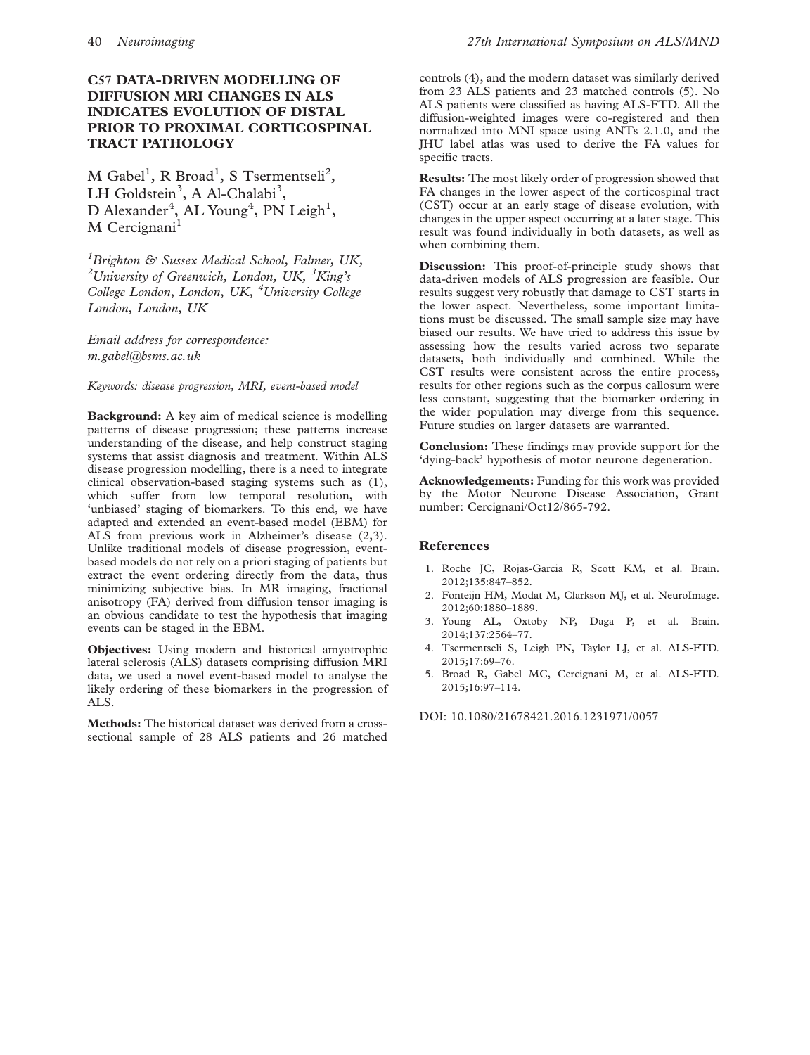## C57 DATA-DRIVEN MODELLING OF DIFFUSION MRI CHANGES IN ALS INDICATES EVOLUTION OF DISTAL PRIOR TO PROXIMAL CORTICOSPINAL TRACT PATHOLOGY

M Gabel[1], R Broad[1], S Tsermentseli[2], LH Goldstein[3], A Al-Chalabi[3], D Alexander[4], AL Young[4], PN Leigh[1], M Cercignani[1]

*[1]Brighton & Sussex Medical School, Falmer, UK, [2]University of Greenwich, London, UK, [3]King's College London, London, UK, [4]University College London, London, UK*

*Email address for correspondence: m.gabel@bsms.ac.uk*

*Keywords: disease progression, MRI, event-based model*

**Background:** A key aim of medical science is modelling patterns of disease progression; these patterns increase understanding of the disease, and help construct staging systems that assist diagnosis and treatment. Within ALS disease progression modelling, there is a need to integrate clinical observation-based staging systems such as (1), which suffer from low temporal resolution, with 'unbiased' staging of biomarkers. To this end, we have adapted and extended an event-based model (EBM) for ALS from previous work in Alzheimer's disease (2,3). Unlike traditional models of disease progression, event-based models do not rely on a priori staging of patients but extract the event ordering directly from the data, thus minimizing subjective bias. In MR imaging, fractional anisotropy (FA) derived from diffusion tensor imaging is an obvious candidate to test the hypothesis that imaging events can be staged in the EBM.

**Objectives:** Using modern and historical amyotrophic lateral sclerosis (ALS) datasets comprising diffusion MRI data, we used a novel event-based model to analyse the likely ordering of these biomarkers in the progression of ALS.

**Methods:** The historical dataset was derived from a cross-sectional sample of 28 ALS patients and 26 matched controls (4), and the modern dataset was similarly derived from 23 ALS patients and 23 matched controls (5). No ALS patients were classified as having ALS-FTD. All the diffusion-weighted images were co-registered and then normalized into MNI space using ANTs 2.1.0, and the JHU label atlas was used to derive the FA values for specific tracts.

**Results:** The most likely order of progression showed that FA changes in the lower aspect of the corticospinal tract (CST) occur at an early stage of disease evolution, with changes in the upper aspect occurring at a later stage. This result was found individually in both datasets, as well as when combining them.

**Discussion:** This proof-of-principle study shows that data-driven models of ALS progression are feasible. Our results suggest very robustly that damage to CST starts in the lower aspect. Nevertheless, some important limitations must be discussed. The small sample size may have biased our results. We have tried to address this issue by assessing how the results varied across two separate datasets, both individually and combined. While the CST results were consistent across the entire process, results for other regions such as the corpus callosum were less constant, suggesting that the biomarker ordering in the wider population may diverge from this sequence. Future studies on larger datasets are warranted.

**Conclusion:** These findings may provide support for the 'dying-back' hypothesis of motor neurone degeneration.

**Acknowledgements:** Funding for this work was provided by the Motor Neurone Disease Association, Grant number: Cercignani/Oct12/865-792.

### References

1. Roche JC, Rojas-Garcia R, Scott KM, et al. Brain. 2012;135:847–852.
2. Fonteijn HM, Modat M, Clarkson MJ, et al. NeuroImage. 2012;60:1880–1889.
3. Young AL, Oxtoby NP, Daga P, et al. Brain. 2014;137:2564–77.
4. Tsermentseli S, Leigh PN, Taylor LJ, et al. ALS-FTD. 2015;17:69–76.
5. Broad R, Gabel MC, Cercignani M, et al. ALS-FTD. 2015;16:97–114.

DOI: 10.1080/21678421.2016.1231971/0057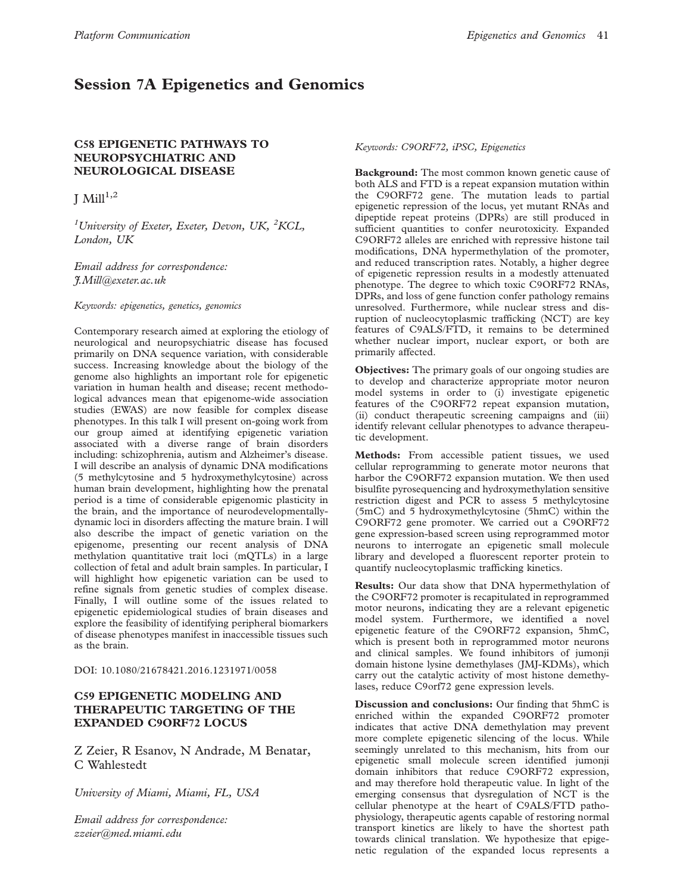# Session 7A Epigenetics and Genomics

## C58 EPIGENETIC PATHWAYS TO NEUROPSYCHIATRIC AND NEUROLOGICAL DISEASE

J Mill[1,2]

*[1]University of Exeter, Exeter, Devon, UK, [2]KCL, London, UK*

*Email address for correspondence: J.Mill@exeter.ac.uk*

*Keywords: epigenetics, genetics, genomics*

Contemporary research aimed at exploring the etiology of neurological and neuropsychiatric disease has focused primarily on DNA sequence variation, with considerable success. Increasing knowledge about the biology of the genome also highlights an important role for epigenetic variation in human health and disease; recent methodological advances mean that epigenome-wide association studies (EWAS) are now feasible for complex disease phenotypes. In this talk I will present on-going work from our group aimed at identifying epigenetic variation associated with a diverse range of brain disorders including: schizophrenia, autism and Alzheimer's disease. I will describe an analysis of dynamic DNA modifications (5 methylcytosine and 5 hydroxymethylcytosine) across human brain development, highlighting how the prenatal period is a time of considerable epigenomic plasticity in the brain, and the importance of neurodevelopmentally-dynamic loci in disorders affecting the mature brain. I will also describe the impact of genetic variation on the epigenome, presenting our recent analysis of DNA methylation quantitative trait loci (mQTLs) in a large collection of fetal and adult brain samples. In particular, I will highlight how epigenetic variation can be used to refine signals from genetic studies of complex disease. Finally, I will outline some of the issues related to epigenetic epidemiological studies of brain diseases and explore the feasibility of identifying peripheral biomarkers of disease phenotypes manifest in inaccessible tissues such as the brain.

DOI: 10.1080/21678421.2016.1231971/0058

## C59 EPIGENETIC MODELING AND THERAPEUTIC TARGETING OF THE EXPANDED C9ORF72 LOCUS

Z Zeier, R Esanov, N Andrade, M Benatar, C Wahlestedt

*University of Miami, Miami, FL, USA*

*Email address for correspondence: zzeier@med.miami.edu*

*Keywords: C9ORF72, iPSC, Epigenetics*

**Background:** The most common known genetic cause of both ALS and FTD is a repeat expansion mutation within the C9ORF72 gene. The mutation leads to partial epigenetic repression of the locus, yet mutant RNAs and dipeptide repeat proteins (DPRs) are still produced in sufficient quantities to confer neurotoxicity. Expanded C9ORF72 alleles are enriched with repressive histone tail modifications, DNA hypermethylation of the promoter, and reduced transcription rates. Notably, a higher degree of epigenetic repression results in a modestly attenuated phenotype. The degree to which toxic C9ORF72 RNAs, DPRs, and loss of gene function confer pathology remains unresolved. Furthermore, while nuclear stress and disruption of nucleocytoplasmic trafficking (NCT) are key features of C9ALS/FTD, it remains to be determined whether nuclear import, nuclear export, or both are primarily affected.

**Objectives:** The primary goals of our ongoing studies are to develop and characterize appropriate motor neuron model systems in order to (i) investigate epigenetic features of the C9ORF72 repeat expansion mutation, (ii) conduct therapeutic screening campaigns and (iii) identify relevant cellular phenotypes to advance therapeutic development.

**Methods:** From accessible patient tissues, we used cellular reprogramming to generate motor neurons that harbor the C9ORF72 expansion mutation. We then used bisulfite pyrosequencing and hydroxymethylation sensitive restriction digest and PCR to assess 5 methylcytosine (5mC) and 5 hydroxymethylcytosine (5hmC) within the C9ORF72 gene promoter. We carried out a C9ORF72 gene expression-based screen using reprogrammed motor neurons to interrogate an epigenetic small molecule library and developed a fluorescent reporter protein to quantify nucleocytoplasmic trafficking kinetics.

**Results:** Our data show that DNA hypermethylation of the C9ORF72 promoter is recapitulated in reprogrammed motor neurons, indicating they are a relevant epigenetic model system. Furthermore, we identified a novel epigenetic feature of the C9ORF72 expansion, 5hmC, which is present both in reprogrammed motor neurons and clinical samples. We found inhibitors of jumonji domain histone lysine demethylases (JMJ-KDMs), which carry out the catalytic activity of most histone demethylases, reduce C9orf72 gene expression levels.

**Discussion and conclusions:** Our finding that 5hmC is enriched within the expanded C9ORF72 promoter indicates that active DNA demethylation may prevent more complete epigenetic silencing of the locus. While seemingly unrelated to this mechanism, hits from our epigenetic small molecule screen identified jumonji domain inhibitors that reduce C9ORF72 expression, and may therefore hold therapeutic value. In light of the emerging consensus that dysregulation of NCT is the cellular phenotype at the heart of C9ALS/FTD pathophysiology, therapeutic agents capable of restoring normal transport kinetics are likely to have the shortest path towards clinical translation. We hypothesize that epigenetic regulation of the expanded locus represents a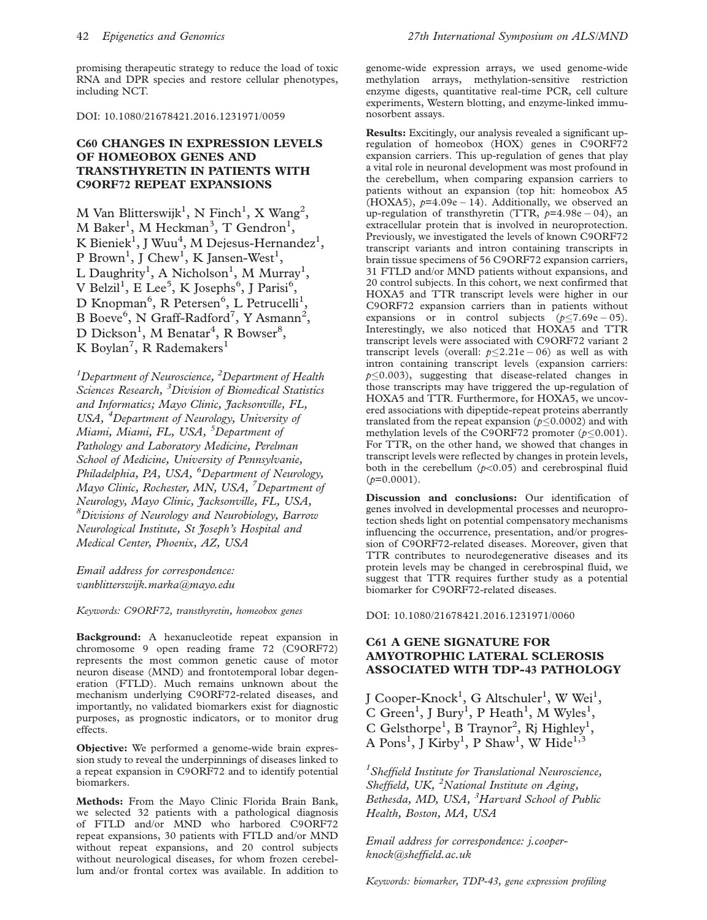promising therapeutic strategy to reduce the load of toxic RNA and DPR species and restore cellular phenotypes, including NCT.

DOI: 10.1080/21678421.2016.1231971/0059

## C60 CHANGES IN EXPRESSION LEVELS OF HOMEOBOX GENES AND TRANSTHYRETIN IN PATIENTS WITH C9ORF72 REPEAT EXPANSIONS

M Van Blitterswijk[1], N Finch[1], X Wang[2], M Baker[1], M Heckman[3], T Gendron[1], K Bieniek[1], J Wuu[4], M Dejesus-Hernandez[1], P Brown[1], J Chew[1], K Jansen-West[1], L Daughrity[1], A Nicholson[1], M Murray[1], V Belzil[1], E Lee[5], K Josephs[6], J Parisi[6], D Knopman[6], R Petersen[6], L Petrucelli[1], B Boeve[6], N Graff-Radford[7], Y Asmann[2], D Dickson[1], M Benatar[4], R Bowser[8], K Boylan[7], R Rademakers[1]

*[1]Department of Neuroscience, [2]Department of Health Sciences Research, [3]Division of Biomedical Statistics and Informatics; Mayo Clinic, Jacksonville, FL, USA, [4]Department of Neurology, University of Miami, Miami, FL, USA, [5]Department of Pathology and Laboratory Medicine, Perelman School of Medicine, University of Pennsylvania, Philadelphia, PA, USA, [6]Department of Neurology, Mayo Clinic, Rochester, MN, USA, [7]Department of Neurology, Mayo Clinic, Jacksonville, FL, USA, [8]Divisions of Neurology and Neurobiology, Barrow Neurological Institute, St Joseph's Hospital and Medical Center, Phoenix, AZ, USA*

*Email address for correspondence: vanblitterswijk.marka@mayo.edu*

*Keywords: C9ORF72, transthyretin, homeobox genes*

**Background:** A hexanucleotide repeat expansion in chromosome 9 open reading frame 72 (C9ORF72) represents the most common genetic cause of motor neuron disease (MND) and frontotemporal lobar degeneration (FTLD). Much remains unknown about the mechanism underlying C9ORF72-related diseases, and importantly, no validated biomarkers exist for diagnostic purposes, as prognostic indicators, or to monitor drug effects.

**Objective:** We performed a genome-wide brain expression study to reveal the underpinnings of diseases linked to a repeat expansion in C9ORF72 and to identify potential biomarkers.

**Methods:** From the Mayo Clinic Florida Brain Bank, we selected 32 patients with a pathological diagnosis of FTLD and/or MND who harbored C9ORF72 repeat expansions, 30 patients with FTLD and/or MND without repeat expansions, and 20 control subjects without neurological diseases, for whom frozen cerebellum and/or frontal cortex was available. In addition to genome-wide expression arrays, we used genome-wide methylation arrays, methylation-sensitive restriction enzyme digests, quantitative real-time PCR, cell culture experiments, Western blotting, and enzyme-linked immunosorbent assays.

**Results:** Excitingly, our analysis revealed a significant up-regulation of homeobox (HOX) genes in C9ORF72 expansion carriers. This up-regulation of genes that play a vital role in neuronal development was most profound in the cerebellum, when comparing expansion carriers to patients without an expansion (top hit: homeobox A5 (HOXA5), $p$=4.09e − 14). Additionally, we observed an up-regulation of transthyretin (TTR, $p$=4.98e − 04), an extracellular protein that is involved in neuroprotection. Previously, we investigated the levels of known C9ORF72 transcript variants and intron containing transcripts in brain tissue specimens of 56 C9ORF72 expansion carriers, 31 FTLD and/or MND patients without expansions, and 20 control subjects. In this cohort, we next confirmed that HOXA5 and TTR transcript levels were higher in our C9ORF72 expansion carriers than in patients without expansions or in control subjects ($p \leq 7.69e-05$). Interestingly, we also noticed that HOXA5 and TTR transcript levels were associated with C9ORF72 variant 2 transcript levels (overall: $p \leq 2.21e-06$) as well as with intron containing transcript levels (expansion carriers: $p \leq 0.003$), suggesting that disease-related changes in those transcripts may have triggered the up-regulation of HOXA5 and TTR. Furthermore, for HOXA5, we uncovered associations with dipeptide-repeat proteins aberrantly translated from the repeat expansion ($p \leq 0.0002$) and with methylation levels of the C9ORF72 promoter ($p \leq 0.001$). For TTR, on the other hand, we showed that changes in transcript levels were reflected by changes in protein levels, both in the cerebellum ($p<0.05$) and cerebrospinal fluid ($p$=0.0001).

**Discussion and conclusions:** Our identification of genes involved in developmental processes and neuroprotection sheds light on potential compensatory mechanisms influencing the occurrence, presentation, and/or progression of C9ORF72-related diseases. Moreover, given that TTR contributes to neurodegenerative diseases and its protein levels may be changed in cerebrospinal fluid, we suggest that TTR requires further study as a potential biomarker for C9ORF72-related diseases.

DOI: 10.1080/21678421.2016.1231971/0060

## C61 A GENE SIGNATURE FOR AMYOTROPHIC LATERAL SCLEROSIS ASSOCIATED WITH TDP-43 PATHOLOGY

J Cooper-Knock[1], G Altschuler[1], W Wei[1], C Green[1], J Bury[1], P Heath[1], M Wyles[1], C Gelsthorpe[1], B Traynor[2], Rj Highley[1], A Pons[1], J Kirby[1], P Shaw[1], W Hide[1,3]

*[1]Sheffield Institute for Translational Neuroscience, Sheffield, UK, [2]National Institute on Aging, Bethesda, MD, USA, [3]Harvard School of Public Health, Boston, MA, USA*

*Email address for correspondence: j.cooper-knock@sheffield.ac.uk*

*Keywords: biomarker, TDP-43, gene expression profiling*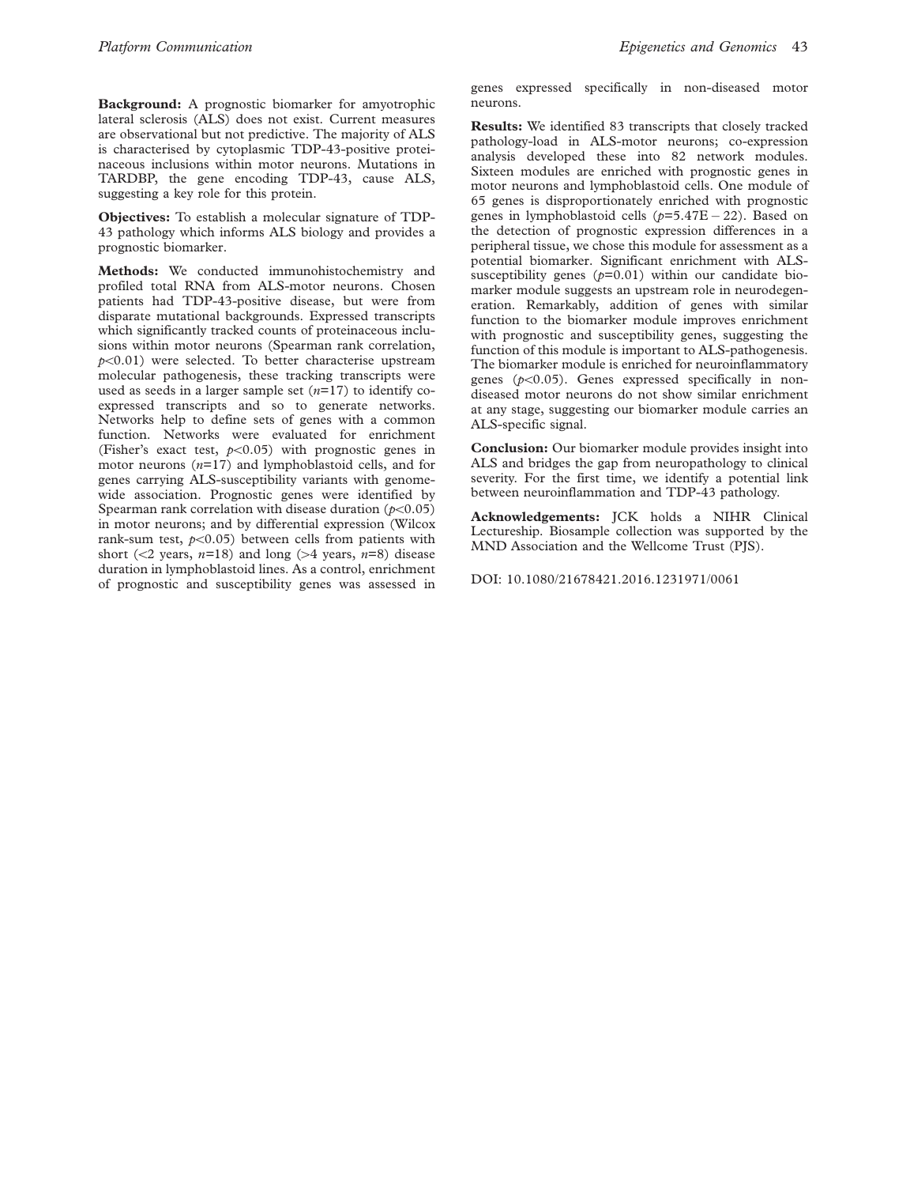**Background:** A prognostic biomarker for amyotrophic lateral sclerosis (ALS) does not exist. Current measures are observational but not predictive. The majority of ALS is characterised by cytoplasmic TDP-43-positive proteinaceous inclusions within motor neurons. Mutations in TARDBP, the gene encoding TDP-43, cause ALS, suggesting a key role for this protein.

**Objectives:** To establish a molecular signature of TDP-43 pathology which informs ALS biology and provides a prognostic biomarker.

**Methods:** We conducted immunohistochemistry and profiled total RNA from ALS-motor neurons. Chosen patients had TDP-43-positive disease, but were from disparate mutational backgrounds. Expressed transcripts which significantly tracked counts of proteinaceous inclusions within motor neurons (Spearman rank correlation, $p<0.01$) were selected. To better characterise upstream molecular pathogenesis, these tracking transcripts were used as seeds in a larger sample set ($n=17$) to identify co-expressed transcripts and so to generate networks. Networks help to define sets of genes with a common function. Networks were evaluated for enrichment (Fisher's exact test, $p<0.05$) with prognostic genes in motor neurons ($n=17$) and lymphoblastoid cells, and for genes carrying ALS-susceptibility variants with genome-wide association. Prognostic genes were identified by Spearman rank correlation with disease duration ($p<0.05$) in motor neurons; and by differential expression (Wilcox rank-sum test, $p<0.05$) between cells from patients with short (<2 years, $n=18$) and long (>4 years, $n=8$) disease duration in lymphoblastoid lines. As a control, enrichment of prognostic and susceptibility genes was assessed in genes expressed specifically in non-diseased motor neurons.

**Results:** We identified 83 transcripts that closely tracked pathology-load in ALS-motor neurons; co-expression analysis developed these into 82 network modules. Sixteen modules are enriched with prognostic genes in motor neurons and lymphoblastoid cells. One module of 65 genes is disproportionately enriched with prognostic genes in lymphoblastoid cells ($p=5.47\text{E}-22$). Based on the detection of prognostic expression differences in a peripheral tissue, we chose this module for assessment as a potential biomarker. Significant enrichment with ALS-susceptibility genes ($p=0.01$) within our candidate biomarker module suggests an upstream role in neurodegeneration. Remarkably, addition of genes with similar function to the biomarker module improves enrichment with prognostic and susceptibility genes, suggesting the function of this module is important to ALS-pathogenesis. The biomarker module is enriched for neuroinflammatory genes ($p<0.05$). Genes expressed specifically in non-diseased motor neurons do not show similar enrichment at any stage, suggesting our biomarker module carries an ALS-specific signal.

**Conclusion:** Our biomarker module provides insight into ALS and bridges the gap from neuropathology to clinical severity. For the first time, we identify a potential link between neuroinflammation and TDP-43 pathology.

**Acknowledgements:** JCK holds a NIHR Clinical Lectureship. Biosample collection was supported by the MND Association and the Wellcome Trust (PJS).

DOI: 10.1080/21678421.2016.1231971/0061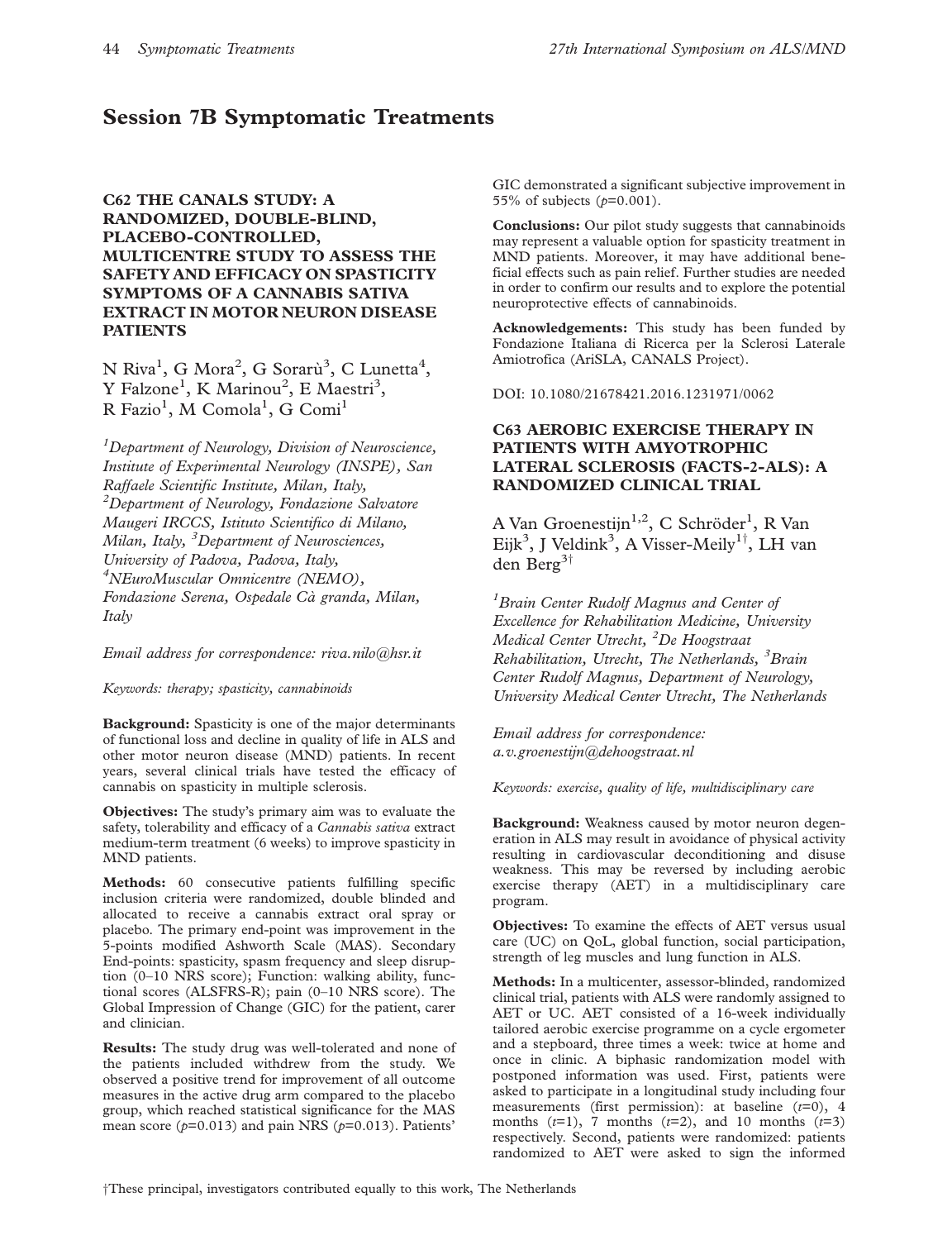# Session 7B Symptomatic Treatments

## C62 THE CANALS STUDY: A RANDOMIZED, DOUBLE-BLIND, PLACEBO-CONTROLLED, MULTICENTRE STUDY TO ASSESS THE SAFETY AND EFFICACY ON SPASTICITY SYMPTOMS OF A CANNABIS SATIVA EXTRACT IN MOTOR NEURON DISEASE PATIENTS

N Riva[1], G Mora[2], G Sorarù[3], C Lunetta[4], Y Falzone[1], K Marinou[2], E Maestri[3], R Fazio[1], M Comola[1], G Comi[1]

*[1]Department of Neurology, Division of Neuroscience, Institute of Experimental Neurology (INSPE), San Raffaele Scientific Institute, Milan, Italy, [2]Department of Neurology, Fondazione Salvatore Maugeri IRCCS, Istituto Scientifico di Milano, Milan, Italy, [3]Department of Neurosciences, University of Padova, Padova, Italy, [4]NEuroMuscular Omnicentre (NEMO), Fondazione Serena, Ospedale Cà granda, Milan, Italy*

*Email address for correspondence: riva.nilo@hsr.it*

*Keywords: therapy; spasticity, cannabinoids*

**Background:** Spasticity is one of the major determinants of functional loss and decline in quality of life in ALS and other motor neuron disease (MND) patients. In recent years, several clinical trials have tested the efficacy of cannabis on spasticity in multiple sclerosis.

**Objectives:** The study's primary aim was to evaluate the safety, tolerability and efficacy of a *Cannabis sativa* extract medium-term treatment (6 weeks) to improve spasticity in MND patients.

**Methods:** 60 consecutive patients fulfilling specific inclusion criteria were randomized, double blinded and allocated to receive a cannabis extract oral spray or placebo. The primary end-point was improvement in the 5-points modified Ashworth Scale (MAS). Secondary End-points: spasticity, spasm frequency and sleep disruption (0–10 NRS score); Function: walking ability, functional scores (ALSFRS-R); pain (0–10 NRS score). The Global Impression of Change (GIC) for the patient, carer and clinician.

**Results:** The study drug was well-tolerated and none of the patients included withdrew from the study. We observed a positive trend for improvement of all outcome measures in the active drug arm compared to the placebo group, which reached statistical significance for the MAS mean score ($p$=0.013) and pain NRS ($p$=0.013). Patients' GIC demonstrated a significant subjective improvement in 55% of subjects ($p$=0.001).

**Conclusions:** Our pilot study suggests that cannabinoids may represent a valuable option for spasticity treatment in MND patients. Moreover, it may have additional beneficial effects such as pain relief. Further studies are needed in order to confirm our results and to explore the potential neuroprotective effects of cannabinoids.

**Acknowledgements:** This study has been funded by Fondazione Italiana di Ricerca per la Sclerosi Laterale Amiotrofica (AriSLA, CANALS Project).

DOI: 10.1080/21678421.2016.1231971/0062

## C63 AEROBIC EXERCISE THERAPY IN PATIENTS WITH AMYOTROPHIC LATERAL SCLEROSIS (FACTS-2-ALS): A RANDOMIZED CLINICAL TRIAL

A Van Groenestijn[1,2], C Schröder[1], R Van Eijk[3], J Veldink[3], A Visser-Meily[1†], LH van den Berg[3†]

*[1]Brain Center Rudolf Magnus and Center of Excellence for Rehabilitation Medicine, University Medical Center Utrecht, [2]De Hoogstraat Rehabilitation, Utrecht, The Netherlands, [3]Brain Center Rudolf Magnus, Department of Neurology, University Medical Center Utrecht, The Netherlands*

*Email address for correspondence: a.v.groenestijn@dehoogstraat.nl*

*Keywords: exercise, quality of life, multidisciplinary care*

**Background:** Weakness caused by motor neuron degeneration in ALS may result in avoidance of physical activity resulting in cardiovascular deconditioning and disuse weakness. This may be reversed by including aerobic exercise therapy (AET) in a multidisciplinary care program.

**Objectives:** To examine the effects of AET versus usual care (UC) on QoL, global function, social participation, strength of leg muscles and lung function in ALS.

**Methods:** In a multicenter, assessor-blinded, randomized clinical trial, patients with ALS were randomly assigned to AET or UC. AET consisted of a 16-week individually tailored aerobic exercise programme on a cycle ergometer and a stepboard, three times a week: twice at home and once in clinic. A biphasic randomization model with postponed information was used. First, patients were asked to participate in a longitudinal study including four measurements (first permission): at baseline ($t$=0), 4 months ($t$=1), 7 months ($t$=2), and 10 months ($t$=3) respectively. Second, patients were randomized: patients randomized to AET were asked to sign the informed

†These principal, investigators contributed equally to this work, The Netherlands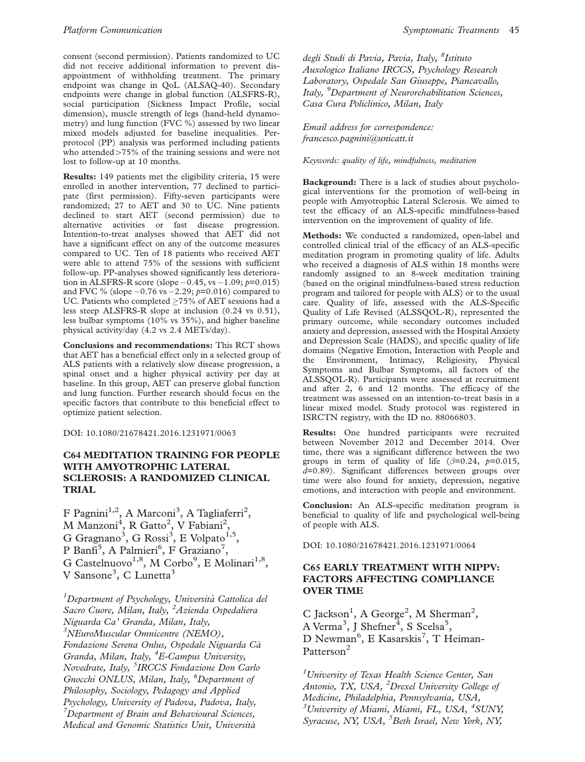consent (second permission). Patients randomized to UC did not receive additional information to prevent disappointment of withholding treatment. The primary endpoint was change in QoL (ALSAQ-40). Secondary endpoints were change in global function (ALSFRS-R), social participation (Sickness Impact Profile, social dimension), muscle strength of legs (hand-held dynamometry) and lung function (FVC %) assessed by two linear mixed models adjusted for baseline inequalities. Per-protocol (PP) analysis was performed including patients who attended >75% of the training sessions and were not lost to follow-up at 10 months.

**Results:** 149 patients met the eligibility criteria, 15 were enrolled in another intervention, 77 declined to participate (first permission). Fifty-seven participants were randomized; 27 to AET and 30 to UC. Nine patients declined to start AET (second permission) due to alternative activities or fast disease progression. Intention-to-treat analyses showed that AET did not have a significant effect on any of the outcome measures compared to UC. Ten of 18 patients who received AET were able to attend 75% of the sessions with sufficient follow-up. PP-analyses showed significantly less deterioration in ALSFRS-R score (slope −0.45, vs −1.09; $p$=0.015) and FVC % (slope −0.76 vs −2.29; $p$=0.016) compared to UC. Patients who completed ≥75% of AET sessions had a less steep ALSFRS-R slope at inclusion (0.24 vs 0.51), less bulbar symptoms (10% vs 35%), and higher baseline physical activity/day (4.2 vs 2.4 METs/day).

**Conclusions and recommendations:** This RCT shows that AET has a beneficial effect only in a selected group of ALS patients with a relatively slow disease progression, a spinal onset and a higher physical activity per day at baseline. In this group, AET can preserve global function and lung function. Further research should focus on the specific factors that contribute to this beneficial effect to optimize patient selection.

DOI: 10.1080/21678421.2016.1231971/0063

## C64 MEDITATION TRAINING FOR PEOPLE WITH AMYOTROPHIC LATERAL SCLEROSIS: A RANDOMIZED CLINICAL TRIAL

F Pagnini[1,2], A Marconi[3], A Tagliaferri[2], M Manzoni[4], R Gatto[2], V Fabiani[2], G Gragnano[3], G Rossi[3], E Volpato[1,5], P Banfi[5], A Palmieri[6], F Graziano[7], G Castelnuovo[1,8], M Corbo[9], E Molinari[1,8], V Sansone[3], C Lunetta[3]

*[1]Department of Psychology, Università Cattolica del Sacro Cuore, Milan, Italy, [2]Azienda Ospedaliera Niguarda Ca' Granda, Milan, Italy, [3]NEuroMuscular Omnicentre (NEMO), Fondazione Serena Onlus, Ospedale Niguarda Cà Granda, Milan, Italy, [4]E-Campus University, Novedrate, Italy, [5]IRCCS Fondazione Don Carlo Gnocchi ONLUS, Milan, Italy, [6]Department of Philosophy, Sociology, Pedagogy and Applied Psychology, University of Padova, Padova, Italy, [7]Department of Brain and Behavioural Sciences, Medical and Genomic Statistics Unit, Università degli Studi di Pavia, Pavia, Italy, [8]Istituto Auxologico Italiano IRCCS, Psychology Research Laboratory, Ospedale San Giuseppe, Piancavallo, Italy, [9]Department of Neurorehabilitation Sciences, Casa Cura Policlinico, Milan, Italy*

*Email address for correspondence: francesco.pagnini@unicatt.it*

*Keywords: quality of life, mindfulness, meditation*

**Background:** There is a lack of studies about psychological interventions for the promotion of well-being in people with Amyotrophic Lateral Sclerosis. We aimed to test the efficacy of an ALS-specific mindfulness-based intervention on the improvement of quality of life.

**Methods:** We conducted a randomized, open-label and controlled clinical trial of the efficacy of an ALS-specific meditation program in promoting quality of life. Adults who received a diagnosis of ALS within 18 months were randomly assigned to an 8-week meditation training (based on the original mindfulness-based stress reduction program and tailored for people with ALS) or to the usual care. Quality of life, assessed with the ALS-Specific Quality of Life Revised (ALSSQOL-R), represented the primary outcome, while secondary outcomes included anxiety and depression, assessed with the Hospital Anxiety and Depression Scale (HADS), and specific quality of life domains (Negative Emotion, Interaction with People and the Environment, Intimacy, Religiosity, Physical Symptoms and Bulbar Symptoms, all factors of the ALSSQOL-R). Participants were assessed at recruitment and after 2, 6 and 12 months. The efficacy of the treatment was assessed on an intention-to-treat basis in a linear mixed model. Study protocol was registered in ISRCTN registry, with the ID no. 88066803.

**Results:** One hundred participants were recruited between November 2012 and December 2014. Over time, there was a significant difference between the two groups in term of quality of life ($\beta$=0.24, $p$=0.015, $d$=0.89). Significant differences between groups over time were also found for anxiety, depression, negative emotions, and interaction with people and environment.

**Conclusion:** An ALS-specific meditation program is beneficial to quality of life and psychological well-being of people with ALS.

DOI: 10.1080/21678421.2016.1231971/0064

## C65 EARLY TREATMENT WITH NIPPV: FACTORS AFFECTING COMPLIANCE OVER TIME

C Jackson[1], A George[2], M Sherman[2], A Verma[3], J Shefner[4], S Scelsa[5], D Newman[6], E Kasarskis[7], T Heiman-Patterson[2]

*[1]University of Texas Health Science Center, San Antonio, TX, USA, [2]Drexel University College of Medicine, Philadelphia, Pennsylvania, USA, [3]University of Miami, Miami, FL, USA, [4]SUNY, Syracuse, NY, USA, [5]Beth Israel, New York, NY,*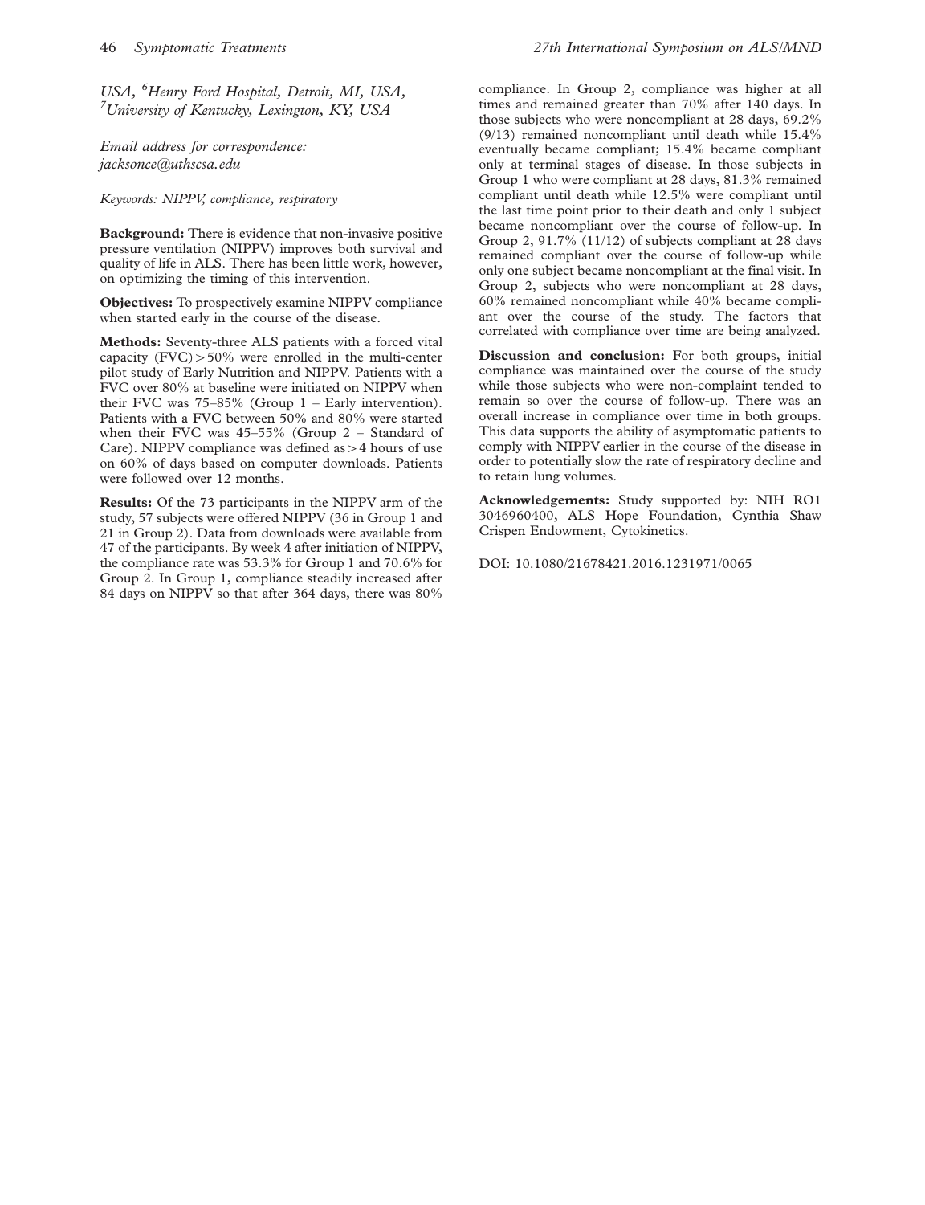USA, [6]Henry Ford Hospital, Detroit, MI, USA, [7]University of Kentucky, Lexington, KY, USA

*Email address for correspondence: jacksonce@uthscsa.edu*

*Keywords: NIPPV, compliance, respiratory*

**Background:** There is evidence that non-invasive positive pressure ventilation (NIPPV) improves both survival and quality of life in ALS. There has been little work, however, on optimizing the timing of this intervention.

**Objectives:** To prospectively examine NIPPV compliance when started early in the course of the disease.

**Methods:** Seventy-three ALS patients with a forced vital capacity (FVC) > 50% were enrolled in the multi-center pilot study of Early Nutrition and NIPPV. Patients with a FVC over 80% at baseline were initiated on NIPPV when their FVC was 75–85% (Group 1 – Early intervention). Patients with a FVC between 50% and 80% were started when their FVC was 45–55% (Group 2 – Standard of Care). NIPPV compliance was defined as > 4 hours of use on 60% of days based on computer downloads. Patients were followed over 12 months.

**Results:** Of the 73 participants in the NIPPV arm of the study, 57 subjects were offered NIPPV (36 in Group 1 and 21 in Group 2). Data from downloads were available from 47 of the participants. By week 4 after initiation of NIPPV, the compliance rate was 53.3% for Group 1 and 70.6% for Group 2. In Group 1, compliance steadily increased after 84 days on NIPPV so that after 364 days, there was 80% compliance. In Group 2, compliance was higher at all times and remained greater than 70% after 140 days. In those subjects who were noncompliant at 28 days, 69.2% (9/13) remained noncompliant until death while 15.4% eventually became compliant; 15.4% became compliant only at terminal stages of disease. In those subjects in Group 1 who were compliant at 28 days, 81.3% remained compliant until death while 12.5% were compliant until the last time point prior to their death and only 1 subject became noncompliant over the course of follow-up. In Group 2, 91.7% (11/12) of subjects compliant at 28 days remained compliant over the course of follow-up while only one subject became noncompliant at the final visit. In Group 2, subjects who were noncompliant at 28 days, 60% remained noncompliant while 40% became compliant over the course of the study. The factors that correlated with compliance over time are being analyzed.

**Discussion and conclusion:** For both groups, initial compliance was maintained over the course of the study while those subjects who were non-complaint tended to remain so over the course of follow-up. There was an overall increase in compliance over time in both groups. This data supports the ability of asymptomatic patients to comply with NIPPV earlier in the course of the disease in order to potentially slow the rate of respiratory decline and to retain lung volumes.

**Acknowledgements:** Study supported by: NIH RO1 3046960400, ALS Hope Foundation, Cynthia Shaw Crispen Endowment, Cytokinetics.

DOI: 10.1080/21678421.2016.1231971/0065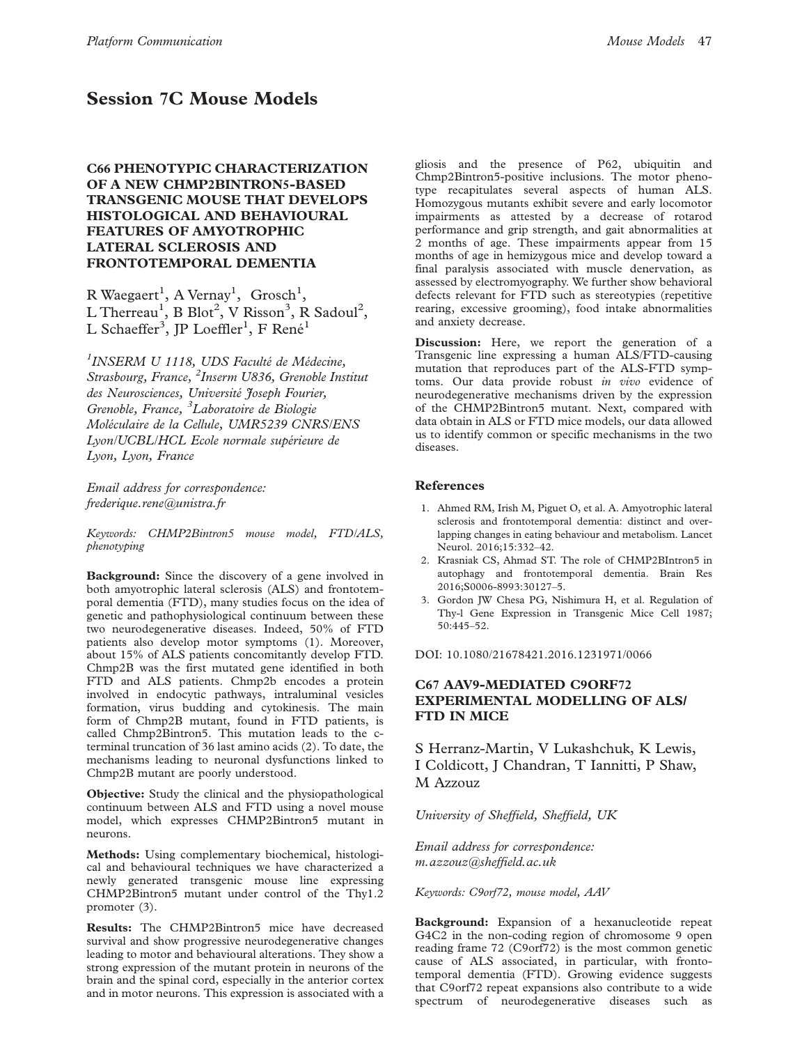# Session 7C Mouse Models

## C66 PHENOTYPIC CHARACTERIZATION OF A NEW CHMP2BINTRON5-BASED TRANSGENIC MOUSE THAT DEVELOPS HISTOLOGICAL AND BEHAVIOURAL FEATURES OF AMYOTROPHIC LATERAL SCLEROSIS AND FRONTOTEMPORAL DEMENTIA

R Waegaert[1], A Vernay[1], Grosch[1], L Therreau[1], B Blot[2], V Risson[3], R Sadoul[2], L Schaeffer[3], JP Loeffler[1], F René[1]

*[1]INSERM U 1118, UDS Faculté de Médecine, Strasbourg, France, [2]Inserm U836, Grenoble Institut des Neurosciences, Université Joseph Fourier, Grenoble, France, [3]Laboratoire de Biologie Moléculaire de la Cellule, UMR5239 CNRS/ENS Lyon/UCBL/HCL Ecole normale supérieure de Lyon, Lyon, France*

*Email address for correspondence: frederique.rene@unistra.fr*

*Keywords: CHMP2Bintron5 mouse model, FTD/ALS, phenotyping*

**Background:** Since the discovery of a gene involved in both amyotrophic lateral sclerosis (ALS) and frontotemporal dementia (FTD), many studies focus on the idea of genetic and pathophysiological continuum between these two neurodegenerative diseases. Indeed, 50% of FTD patients also develop motor symptoms (1). Moreover, about 15% of ALS patients concomitantly develop FTD. Chmp2B was the first mutated gene identified in both FTD and ALS patients. Chmp2b encodes a protein involved in endocytic pathways, intraluminal vesicles formation, virus budding and cytokinesis. The main form of Chmp2B mutant, found in FTD patients, is called Chmp2Bintron5. This mutation leads to the c-terminal truncation of 36 last amino acids (2). To date, the mechanisms leading to neuronal dysfunctions linked to Chmp2B mutant are poorly understood.

**Objective:** Study the clinical and the physiopathological continuum between ALS and FTD using a novel mouse model, which expresses CHMP2Bintron5 mutant in neurons.

**Methods:** Using complementary biochemical, histological and behavioural techniques we have characterized a newly generated transgenic mouse line expressing CHMP2Bintron5 mutant under control of the Thy1.2 promoter (3).

**Results:** The CHMP2Bintron5 mice have decreased survival and show progressive neurodegenerative changes leading to motor and behavioural alterations. They show a strong expression of the mutant protein in neurons of the brain and the spinal cord, especially in the anterior cortex and in motor neurons. This expression is associated with a gliosis and the presence of P62, ubiquitin and Chmp2Bintron5-positive inclusions. The motor phenotype recapitulates several aspects of human ALS. Homozygous mutants exhibit severe and early locomotor impairments as attested by a decrease of rotarod performance and grip strength, and gait abnormalities at 2 months of age. These impairments appear from 15 months of age in hemizygous mice and develop toward a final paralysis associated with muscle denervation, as assessed by electromyography. We further show behavioral defects relevant for FTD such as stereotypies (repetitive rearing, excessive grooming), food intake abnormalities and anxiety decrease.

**Discussion:** Here, we report the generation of a Transgenic line expressing a human ALS/FTD-causing mutation that reproduces part of the ALS-FTD symptoms. Our data provide robust *in vivo* evidence of neurodegenerative mechanisms driven by the expression of the CHMP2Bintron5 mutant. Next, compared with data obtain in ALS or FTD mice models, our data allowed us to identify common or specific mechanisms in the two diseases.

### References

1. Ahmed RM, Irish M, Piguet O, et al. A. Amyotrophic lateral sclerosis and frontotemporal dementia: distinct and overlapping changes in eating behaviour and metabolism. Lancet Neurol. 2016;15:332–42.
2. Krasniak CS, Ahmad ST. The role of CHMP2BIntron5 in autophagy and frontotemporal dementia. Brain Res 2016;S0006-8993:30127–5.
3. Gordon JW Chesa PG, Nishimura H, et al. Regulation of Thy-l Gene Expression in Transgenic Mice Cell 1987; 50:445–52.

DOI: 10.1080/21678421.2016.1231971/0066

## C67 AAV9-MEDIATED C9ORF72 EXPERIMENTAL MODELLING OF ALS/FTD IN MICE

S Herranz-Martin, V Lukashchuk, K Lewis, I Coldicott, J Chandran, T Iannitti, P Shaw, M Azzouz

*University of Sheffield, Sheffield, UK*

*Email address for correspondence: m.azzouz@sheffield.ac.uk*

*Keywords: C9orf72, mouse model, AAV*

**Background:** Expansion of a hexanucleotide repeat G4C2 in the non-coding region of chromosome 9 open reading frame 72 (C9orf72) is the most common genetic cause of ALS associated, in particular, with frontotemporal dementia (FTD). Growing evidence suggests that C9orf72 repeat expansions also contribute to a wide spectrum of neurodegenerative diseases such as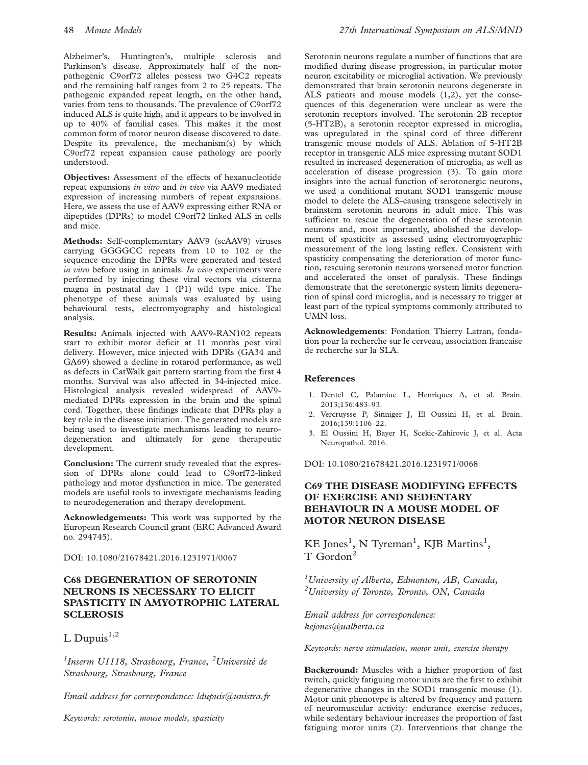Alzheimer's, Huntington's, multiple sclerosis and Parkinson's disease. Approximately half of the non-pathogenic C9orf72 alleles possess two G4C2 repeats and the remaining half ranges from 2 to 25 repeats. The pathogenic expanded repeat length, on the other hand, varies from tens to thousands. The prevalence of C9orf72 induced ALS is quite high, and it appears to be involved in up to 40% of familial cases. This makes it the most common form of motor neuron disease discovered to date. Despite its prevalence, the mechanism(s) by which C9orf72 repeat expansion cause pathology are poorly understood.

**Objectives:** Assessment of the effects of hexanucleotide repeat expansions *in vitro* and *in vivo* via AAV9 mediated expression of increasing numbers of repeat expansions. Here, we assess the use of AAV9 expressing either RNA or dipeptides (DPRs) to model C9orf72 linked ALS in cells and mice.

**Methods:** Self-complementary AAV9 (scAAV9) viruses carrying GGGGCC repeats from 10 to 102 or the sequence encoding the DPRs were generated and tested *in vitro* before using in animals. *In vivo* experiments were performed by injecting these viral vectors via cisterna magna in postnatal day 1 (P1) wild type mice. The phenotype of these animals was evaluated by using behavioural tests, electromyography and histological analysis.

**Results:** Animals injected with AAV9-RAN102 repeats start to exhibit motor deficit at 11 months post viral delivery. However, mice injected with DPRs (GA34 and GA69) showed a decline in rotarod performance, as well as defects in CatWalk gait pattern starting from the first 4 months. Survival was also affected in 34-injected mice. Histological analysis revealed widespread of AAV9-mediated DPRs expression in the brain and the spinal cord. Together, these findings indicate that DPRs play a key role in the disease initiation. The generated models are being used to investigate mechanisms leading to neurodegeneration and ultimately for gene therapeutic development.

**Conclusion:** The current study revealed that the expression of DPRs alone could lead to C9orf72-linked pathology and motor dysfunction in mice. The generated models are useful tools to investigate mechanisms leading to neurodegeneration and therapy development.

**Acknowledgements:** This work was supported by the European Research Council grant (ERC Advanced Award no. 294745).

DOI: 10.1080/21678421.2016.1231971/0067

## C68 DEGENERATION OF SEROTONIN NEURONS IS NECESSARY TO ELICIT SPASTICITY IN AMYOTROPHIC LATERAL SCLEROSIS

L Dupuis[1,2]

*[1]Inserm U1118, Strasbourg, France, [2]Université de Strasbourg, Strasbourg, France*

*Email address for correspondence: ldupuis@unistra.fr*

*Keywords: serotonin, mouse models, spasticity*

Serotonin neurons regulate a number of functions that are modified during disease progression, in particular motor neuron excitability or microglial activation. We previously demonstrated that brain serotonin neurons degenerate in ALS patients and mouse models (1,2), yet the consequences of this degeneration were unclear as were the serotonin receptors involved. The serotonin 2B receptor (5-HT2B), a serotonin receptor expressed in microglia, was upregulated in the spinal cord of three different transgenic mouse models of ALS. Ablation of 5-HT2B receptor in transgenic ALS mice expressing mutant SOD1 resulted in increased degeneration of microglia, as well as acceleration of disease progression (3). To gain more insights into the actual function of serotonergic neurons, we used a conditional mutant SOD1 transgenic mouse model to delete the ALS-causing transgene selectively in brainstem serotonin neurons in adult mice. This was sufficient to rescue the degeneration of these serotonin neurons and, most importantly, abolished the development of spasticity as assessed using electromyographic measurement of the long lasting reflex. Consistent with spasticity compensating the deterioration of motor function, rescuing serotonin neurons worsened motor function and accelerated the onset of paralysis. These findings demonstrate that the serotonergic system limits degeneration of spinal cord microglia, and is necessary to trigger at least part of the typical symptoms commonly attributed to UMN loss.

**Acknowledgements**: Fondation Thierry Latran, fondation pour la recherche sur le cerveau, association francaise de recherche sur la SLA.

### References

1. Dentel C, Palamiuc L, Henriques A, et al. Brain. 2013;136:483–93.
2. Vercruysse P, Sinniger J, El Oussini H, et al. Brain. 2016;139:1106–22.
3. El Oussini H, Bayer H, Scekic-Zahirovic J, et al. Acta Neuropathol. 2016.

DOI: 10.1080/21678421.2016.1231971/0068

## C69 THE DISEASE MODIFYING EFFECTS OF EXERCISE AND SEDENTARY BEHAVIOUR IN A MOUSE MODEL OF MOTOR NEURON DISEASE

KE Jones[1], N Tyreman[1], KJB Martins[1], T Gordon[2]

*[1]University of Alberta, Edmonton, AB, Canada, [2]University of Toronto, Toronto, ON, Canada*

*Email address for correspondence: kejones@ualberta.ca*

*Keywords: nerve stimulation, motor unit, exercise therapy*

**Background:** Muscles with a higher proportion of fast twitch, quickly fatiguing motor units are the first to exhibit degenerative changes in the SOD1 transgenic mouse (1). Motor unit phenotype is altered by frequency and pattern of neuromuscular activity: endurance exercise reduces, while sedentary behaviour increases the proportion of fast fatiguing motor units (2). Interventions that change the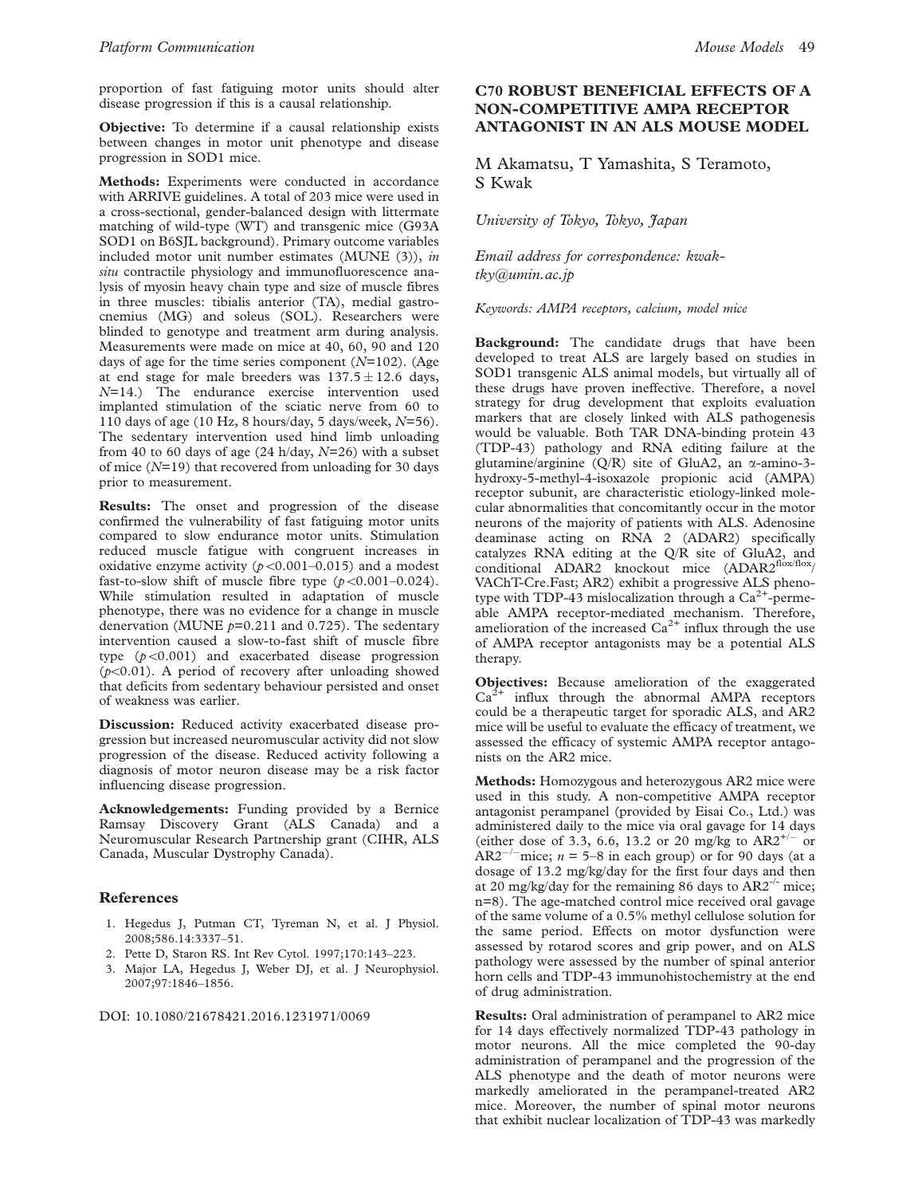proportion of fast fatiguing motor units should alter disease progression if this is a causal relationship.

**Objective:** To determine if a causal relationship exists between changes in motor unit phenotype and disease progression in SOD1 mice.

**Methods:** Experiments were conducted in accordance with ARRIVE guidelines. A total of 203 mice were used in a cross-sectional, gender-balanced design with littermate matching of wild-type (WT) and transgenic mice (G93A SOD1 on B6SJL background). Primary outcome variables included motor unit number estimates (MUNE (3)), *in situ* contractile physiology and immunofluorescence analysis of myosin heavy chain type and size of muscle fibres in three muscles: tibialis anterior (TA), medial gastrocnemius (MG) and soleus (SOL). Researchers were blinded to genotype and treatment arm during analysis. Measurements were made on mice at 40, 60, 90 and 120 days of age for the time series component ($N$=102). (Age at end stage for male breeders was $137.5 \pm 12.6$ days, $N$=14.) The endurance exercise intervention used implanted stimulation of the sciatic nerve from 60 to 110 days of age (10 Hz, 8 hours/day, 5 days/week, $N$=56). The sedentary intervention used hind limb unloading from 40 to 60 days of age (24 h/day, $N$=26) with a subset of mice ($N$=19) that recovered from unloading for 30 days prior to measurement.

**Results:** The onset and progression of the disease confirmed the vulnerability of fast fatiguing motor units compared to slow endurance motor units. Stimulation reduced muscle fatigue with congruent increases in oxidative enzyme activity ($p$<0.001–0.015) and a modest fast-to-slow shift of muscle fibre type ($p$<0.001–0.024). While stimulation resulted in adaptation of muscle phenotype, there was no evidence for a change in muscle denervation (MUNE $p$=0.211 and 0.725). The sedentary intervention caused a slow-to-fast shift of muscle fibre type ($p$<0.001) and exacerbated disease progression ($p$<0.01). A period of recovery after unloading showed that deficits from sedentary behaviour persisted and onset of weakness was earlier.

**Discussion:** Reduced activity exacerbated disease progression but increased neuromuscular activity did not slow progression of the disease. Reduced activity following a diagnosis of motor neuron disease may be a risk factor influencing disease progression.

**Acknowledgements:** Funding provided by a Bernice Ramsay Discovery Grant (ALS Canada) and a Neuromuscular Research Partnership grant (CIHR, ALS Canada, Muscular Dystrophy Canada).

## References

1. Hegedus J, Putman CT, Tyreman N, et al. J Physiol. 2008;586.14:3337–51.
2. Pette D, Staron RS. Int Rev Cytol. 1997;170:143–223.
3. Major LA, Hegedus J, Weber DJ, et al. J Neurophysiol. 2007;97:1846–1856.

DOI: 10.1080/21678421.2016.1231971/0069

## C70 ROBUST BENEFICIAL EFFECTS OF A NON-COMPETITIVE AMPA RECEPTOR ANTAGONIST IN AN ALS MOUSE MODEL

M Akamatsu, T Yamashita, S Teramoto, S Kwak

*University of Tokyo, Tokyo, Japan*

*Email address for correspondence: kwak-tky@umin.ac.jp*

*Keywords: AMPA receptors, calcium, model mice*

**Background:** The candidate drugs that have been developed to treat ALS are largely based on studies in SOD1 transgenic ALS animal models, but virtually all of these drugs have proven ineffective. Therefore, a novel strategy for drug development that exploits evaluation markers that are closely linked with ALS pathogenesis would be valuable. Both TAR DNA-binding protein 43 (TDP-43) pathology and RNA editing failure at the glutamine/arginine (Q/R) site of GluA2, an α-amino-3-hydroxy-5-methyl-4-isoxazole propionic acid (AMPA) receptor subunit, are characteristic etiology-linked molecular abnormalities that concomitantly occur in the motor neurons of the majority of patients with ALS. Adenosine deaminase acting on RNA 2 (ADAR2) specifically catalyzes RNA editing at the Q/R site of GluA2, and conditional ADAR2 knockout mice ($ADAR2^{flox/flox}$/VAChT-Cre.Fast; AR2) exhibit a progressive ALS phenotype with TDP-43 mislocalization through a $Ca^{2+}$-permeable AMPA receptor-mediated mechanism. Therefore, amelioration of the increased $Ca^{2+}$ influx through the use of AMPA receptor antagonists may be a potential ALS therapy.

**Objectives:** Because amelioration of the exaggerated $Ca^{2+}$ influx through the abnormal AMPA receptors could be a therapeutic target for sporadic ALS, and AR2 mice will be useful to evaluate the efficacy of treatment, we assessed the efficacy of systemic AMPA receptor antagonists on the AR2 mice.

**Methods:** Homozygous and heterozygous AR2 mice were used in this study. A non-competitive AMPA receptor antagonist perampanel (provided by Eisai Co., Ltd.) was administered daily to the mice via oral gavage for 14 days (either dose of 3.3, 6.6, 13.2 or 20 mg/kg to $AR2^{+/-}$ or $AR2^{-/-}$mice; $n$ = 5–8 in each group) or for 90 days (at a dosage of 13.2 mg/kg/day for the first four days and then at 20 mg/kg/day for the remaining 86 days to $AR2^{-/-}$ mice; n=8). The age-matched control mice received oral gavage of the same volume of a 0.5% methyl cellulose solution for the same period. Effects on motor dysfunction were assessed by rotarod scores and grip power, and on ALS pathology were assessed by the number of spinal anterior horn cells and TDP-43 immunohistochemistry at the end of drug administration.

**Results:** Oral administration of perampanel to AR2 mice for 14 days effectively normalized TDP-43 pathology in motor neurons. All the mice completed the 90-day administration of perampanel and the progression of the ALS phenotype and the death of motor neurons were markedly ameliorated in the perampanel-treated AR2 mice. Moreover, the number of spinal motor neurons that exhibit nuclear localization of TDP-43 was markedly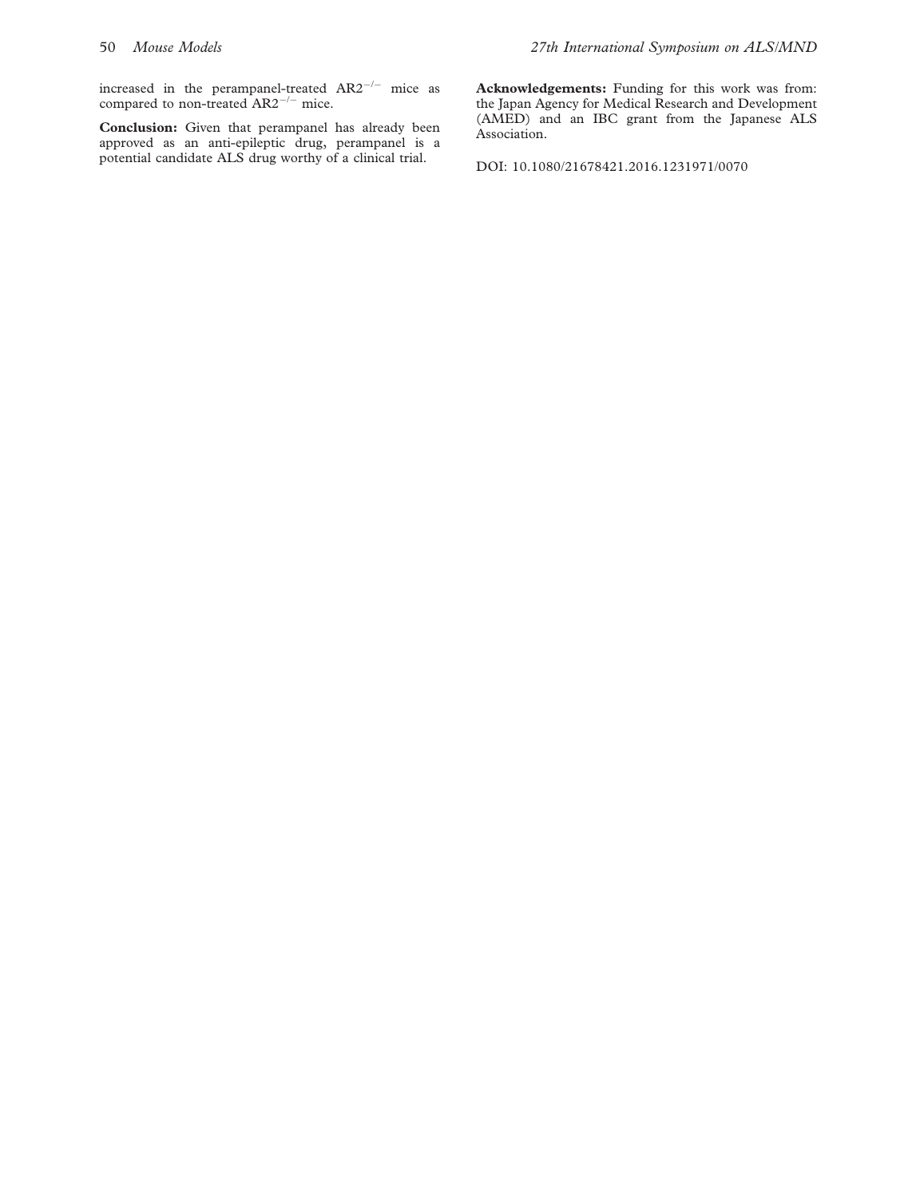increased in the perampanel-treated $AR2^{-/-}$ mice as compared to non-treated $AR2^{-/-}$ mice.

**Conclusion:** Given that perampanel has already been approved as an anti-epileptic drug, perampanel is a potential candidate ALS drug worthy of a clinical trial.

**Acknowledgements:** Funding for this work was from: the Japan Agency for Medical Research and Development (AMED) and an IBC grant from the Japanese ALS Association.

DOI: 10.1080/21678421.2016.1231971/0070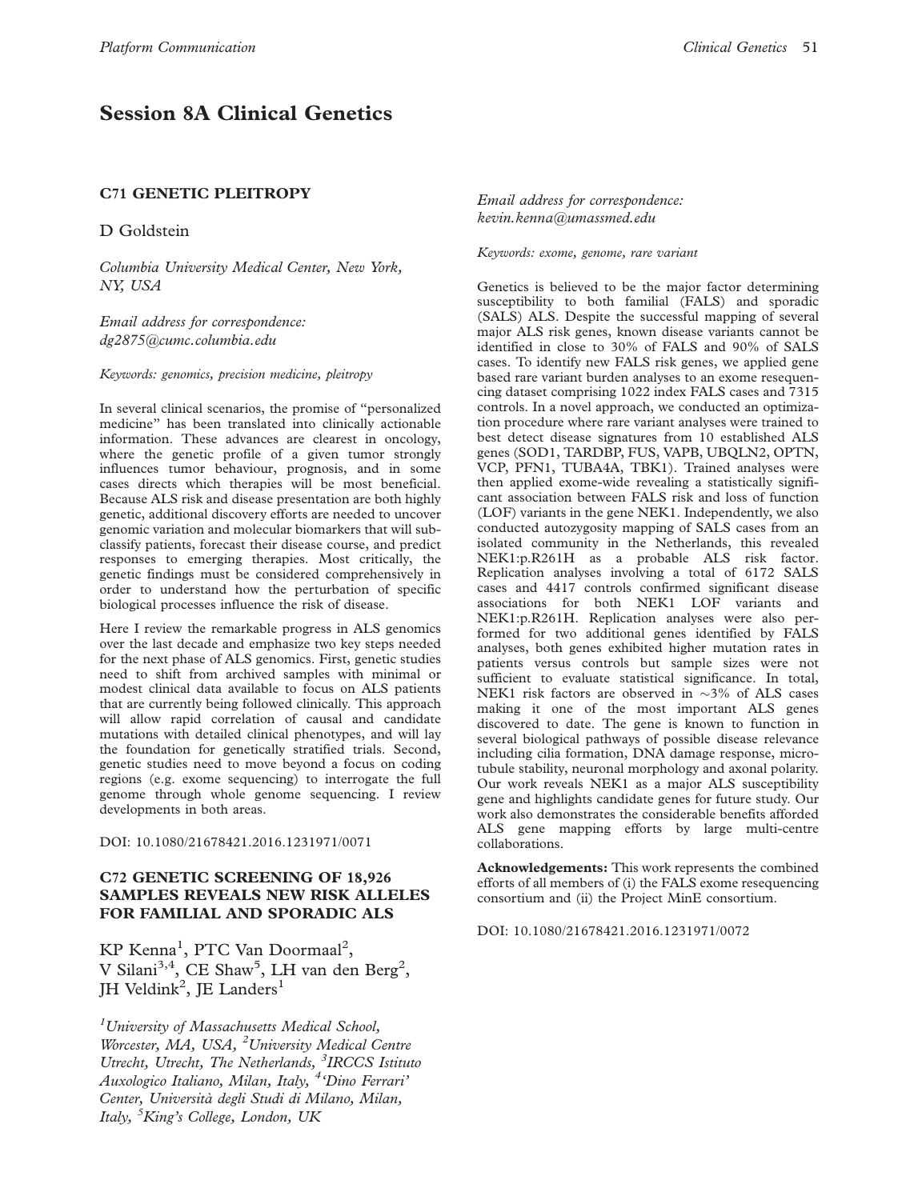# Session 8A Clinical Genetics

## C71 GENETIC PLEITROPY

D Goldstein

*Columbia University Medical Center, New York, NY, USA*

*Email address for correspondence: dg2875@cumc.columbia.edu*

*Keywords: genomics, precision medicine, pleitropy*

In several clinical scenarios, the promise of "personalized medicine" has been translated into clinically actionable information. These advances are clearest in oncology, where the genetic profile of a given tumor strongly influences tumor behaviour, prognosis, and in some cases directs which therapies will be most beneficial. Because ALS risk and disease presentation are both highly genetic, additional discovery efforts are needed to uncover genomic variation and molecular biomarkers that will subclassify patients, forecast their disease course, and predict responses to emerging therapies. Most critically, the genetic findings must be considered comprehensively in order to understand how the perturbation of specific biological processes influence the risk of disease.

Here I review the remarkable progress in ALS genomics over the last decade and emphasize two key steps needed for the next phase of ALS genomics. First, genetic studies need to shift from archived samples with minimal or modest clinical data available to focus on ALS patients that are currently being followed clinically. This approach will allow rapid correlation of causal and candidate mutations with detailed clinical phenotypes, and will lay the foundation for genetically stratified trials. Second, genetic studies need to move beyond a focus on coding regions (e.g. exome sequencing) to interrogate the full genome through whole genome sequencing. I review developments in both areas.

DOI: 10.1080/21678421.2016.1231971/0071

## C72 GENETIC SCREENING OF 18,926 SAMPLES REVEALS NEW RISK ALLELES FOR FAMILIAL AND SPORADIC ALS

KP Kenna[1], PTC Van Doormaal[2], V Silani[3,4], CE Shaw[5], LH van den Berg[2], JH Veldink[2], JE Landers[1]

*[1]University of Massachusetts Medical School, Worcester, MA, USA, [2]University Medical Centre Utrecht, Utrecht, The Netherlands, [3]IRCCS Istituto Auxologico Italiano, Milan, Italy, [4]'Dino Ferrari' Center, Università degli Studi di Milano, Milan, Italy, [5]King's College, London, UK*

*Email address for correspondence: kevin.kenna@umassmed.edu*

*Keywords: exome, genome, rare variant*

Genetics is believed to be the major factor determining susceptibility to both familial (FALS) and sporadic (SALS) ALS. Despite the successful mapping of several major ALS risk genes, known disease variants cannot be identified in close to 30% of FALS and 90% of SALS cases. To identify new FALS risk genes, we applied gene based rare variant burden analyses to an exome resequencing dataset comprising 1022 index FALS cases and 7315 controls. In a novel approach, we conducted an optimization procedure where rare variant analyses were trained to best detect disease signatures from 10 established ALS genes (SOD1, TARDBP, FUS, VAPB, UBQLN2, OPTN, VCP, PFN1, TUBA4A, TBK1). Trained analyses were then applied exome-wide revealing a statistically significant association between FALS risk and loss of function (LOF) variants in the gene NEK1. Independently, we also conducted autozygosity mapping of SALS cases from an isolated community in the Netherlands, this revealed NEK1:p.R261H as a probable ALS risk factor. Replication analyses involving a total of 6172 SALS cases and 4417 controls confirmed significant disease associations for both NEK1 LOF variants and NEK1:p.R261H. Replication analyses were also performed for two additional genes identified by FALS analyses, both genes exhibited higher mutation rates in patients versus controls but sample sizes were not sufficient to evaluate statistical significance. In total, NEK1 risk factors are observed in ~3% of ALS cases making it one of the most important ALS genes discovered to date. The gene is known to function in several biological pathways of possible disease relevance including cilia formation, DNA damage response, microtubule stability, neuronal morphology and axonal polarity. Our work reveals NEK1 as a major ALS susceptibility gene and highlights candidate genes for future study. Our work also demonstrates the considerable benefits afforded ALS gene mapping efforts by large multi-centre collaborations.

**Acknowledgements:** This work represents the combined efforts of all members of (i) the FALS exome resequencing consortium and (ii) the Project MinE consortium.

DOI: 10.1080/21678421.2016.1231971/0072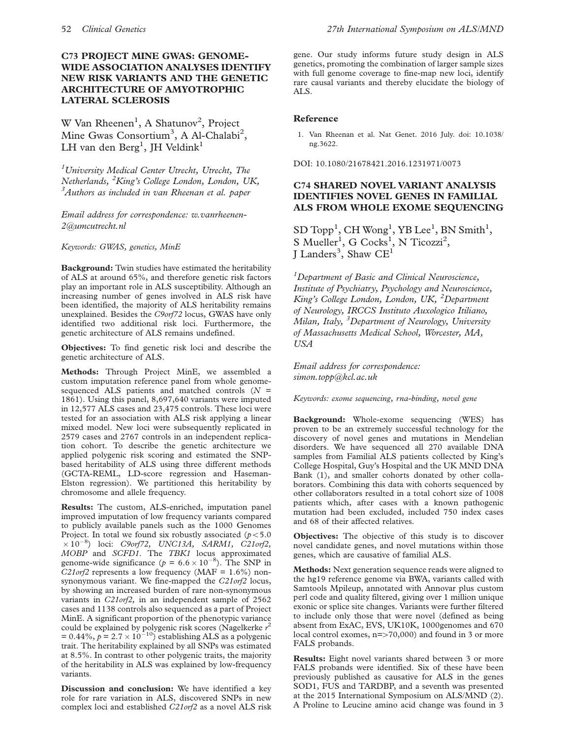## C73 PROJECT MINE GWAS: GENOME-WIDE ASSOCIATION ANALYSES IDENTIFY NEW RISK VARIANTS AND THE GENETIC ARCHITECTURE OF AMYOTROPHIC LATERAL SCLEROSIS

W Van Rheenen[1], A Shatunov[2], Project Mine Gwas Consortium[3], A Al-Chalabi[2], LH van den Berg[1], JH Veldink[1]

*[1]University Medical Center Utrecht, Utrecht, The Netherlands, [2]King's College London, London, UK, [3]Authors as included in van Rheenan et al. paper*

*Email address for correspondence: w.vanrheenen-2@umcutrecht.nl*

*Keywords: GWAS, genetics, MinE*

**Background:** Twin studies have estimated the heritability of ALS at around 65%, and therefore genetic risk factors play an important role in ALS susceptibility. Although an increasing number of genes involved in ALS risk have been identified, the majority of ALS heritability remains unexplained. Besides the *C9orf72* locus, GWAS have only identified two additional risk loci. Furthermore, the genetic architecture of ALS remains undefined.

**Objectives:** To find genetic risk loci and describe the genetic architecture of ALS.

**Methods:** Through Project MinE, we assembled a custom imputation reference panel from whole genome-sequenced ALS patients and matched controls ($N$ = 1861). Using this panel, 8,697,640 variants were imputed in 12,577 ALS cases and 23,475 controls. These loci were tested for an association with ALS risk applying a linear mixed model. New loci were subsequently replicated in 2579 cases and 2767 controls in an independent replication cohort. To describe the genetic architecture we applied polygenic risk scoring and estimated the SNP-based heritability of ALS using three different methods (GCTA-REML, LD-score regression and Haseman-Elston regression). We partitioned this heritability by chromosome and allele frequency.

**Results:** The custom, ALS-enriched, imputation panel improved imputation of low frequency variants compared to publicly available panels such as the 1000 Genomes Project. In total we found six robustly associated ($p < 5.0 \times 10^{-8}$) loci: *C9orf72, UNC13A, SARM1, C21orf2, MOBP* and *SCFD1*. The *TBK1* locus approximated genome-wide significance ($p = 6.6 \times 10^{-8}$). The SNP in *C21orf2* represents a low frequency (MAF = 1.6%) non-synonymous variant. We fine-mapped the *C21orf2* locus, by showing an increased burden of rare non-synonymous variants in *C21orf2,* in an independent sample of 2562 cases and 1138 controls also sequenced as a part of Project MinE. A significant proportion of the phenotypic variance could be explained by polygenic risk scores (Nagelkerke $r^2$ = 0.44%, $p = 2.7 \times 10^{-10}$) establishing ALS as a polygenic trait. The heritability explained by all SNPs was estimated at 8.5%. In contrast to other polygenic traits, the majority of the heritability in ALS was explained by low-frequency variants.

**Discussion and conclusion:** We have identified a key role for rare variation in ALS, discovered SNPs in new complex loci and established *C21orf2* as a novel ALS risk gene. Our study informs future study design in ALS genetics, promoting the combination of larger sample sizes with full genome coverage to fine-map new loci, identify rare causal variants and thereby elucidate the biology of ALS.

### Reference

1. Van Rheenan et al. Nat Genet. 2016 July. doi: 10.1038/ng.3622.

DOI: 10.1080/21678421.2016.1231971/0073

## C74 SHARED NOVEL VARIANT ANALYSIS IDENTIFIES NOVEL GENES IN FAMILIAL ALS FROM WHOLE EXOME SEQUENCING

SD Topp[1], CH Wong[1], YB Lee[1], BN Smith[1], S Mueller[1], G Cocks[1], N Ticozzi[2], J Landers[3], Shaw CE[1]

*[1]Department of Basic and Clinical Neuroscience, Institute of Psychiatry, Psychology and Neuroscience, King's College London, London, UK, [2]Department of Neurology, IRCCS Instituto Auxologico Itiliano, Milan, Italy, [3]Department of Neurology, University of Massachusetts Medical School, Worcester, MA, USA*

*Email address for correspondence: simon.topp@kcl.ac.uk*

*Keywords: exome sequencing, rna-binding, novel gene*

**Background:** Whole-exome sequencing (WES) has proven to be an extremely successful technology for the discovery of novel genes and mutations in Mendelian disorders. We have sequenced all 270 available DNA samples from Familial ALS patients collected by King's College Hospital, Guy's Hospital and the UK MND DNA Bank (1), and smaller cohorts donated by other collaborators. Combining this data with cohorts sequenced by other collaborators resulted in a total cohort size of 1008 patients which, after cases with a known pathogenic mutation had been excluded, included 750 index cases and 68 of their affected relatives.

**Objectives:** The objective of this study is to discover novel candidate genes, and novel mutations within those genes, which are causative of familial ALS.

**Methods:** Next generation sequence reads were aligned to the hg19 reference genome via BWA, variants called with Samtools Mpileup, annotated with Annovar plus custom perl code and quality filtered, giving over 1 million unique exonic or splice site changes. Variants were further filtered to include only those that were novel (defined as being absent from ExAC, EVS, UK10K, 1000genomes and 670 local control exomes, n=>70,000) and found in 3 or more FALS probands.

**Results:** Eight novel variants shared between 3 or more FALS probands were identified. Six of these have been previously published as causative for ALS in the genes SOD1, FUS and TARDBP, and a seventh was presented at the 2015 International Symposium on ALS/MND (2). A Proline to Leucine amino acid change was found in 3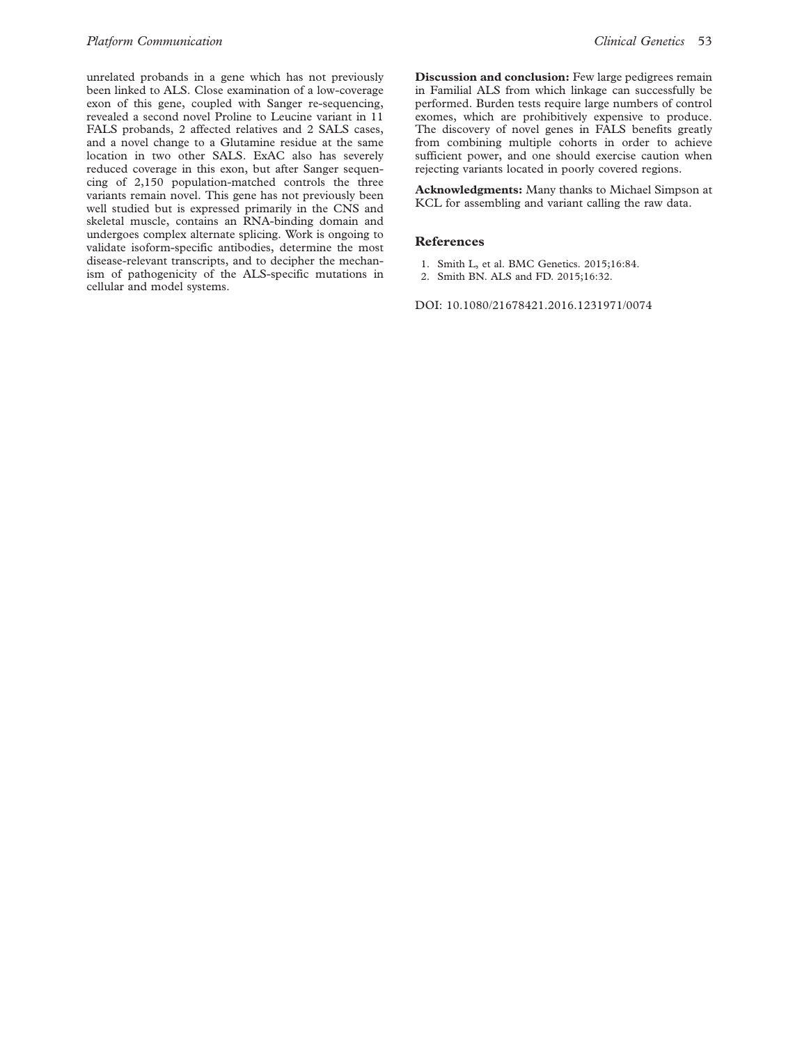unrelated probands in a gene which has not previously been linked to ALS. Close examination of a low-coverage exon of this gene, coupled with Sanger re-sequencing, revealed a second novel Proline to Leucine variant in 11 FALS probands, 2 affected relatives and 2 SALS cases, and a novel change to a Glutamine residue at the same location in two other SALS. ExAC also has severely reduced coverage in this exon, but after Sanger sequencing of 2,150 population-matched controls the three variants remain novel. This gene has not previously been well studied but is expressed primarily in the CNS and skeletal muscle, contains an RNA-binding domain and undergoes complex alternate splicing. Work is ongoing to validate isoform-specific antibodies, determine the most disease-relevant transcripts, and to decipher the mechanism of pathogenicity of the ALS-specific mutations in cellular and model systems.

**Discussion and conclusion:** Few large pedigrees remain in Familial ALS from which linkage can successfully be performed. Burden tests require large numbers of control exomes, which are prohibitively expensive to produce. The discovery of novel genes in FALS benefits greatly from combining multiple cohorts in order to achieve sufficient power, and one should exercise caution when rejecting variants located in poorly covered regions.

**Acknowledgments:** Many thanks to Michael Simpson at KCL for assembling and variant calling the raw data.

## References

1. Smith L, et al. BMC Genetics. 2015;16:84.
2. Smith BN. ALS and FD. 2015;16:32.

DOI: 10.1080/21678421.2016.1231971/0074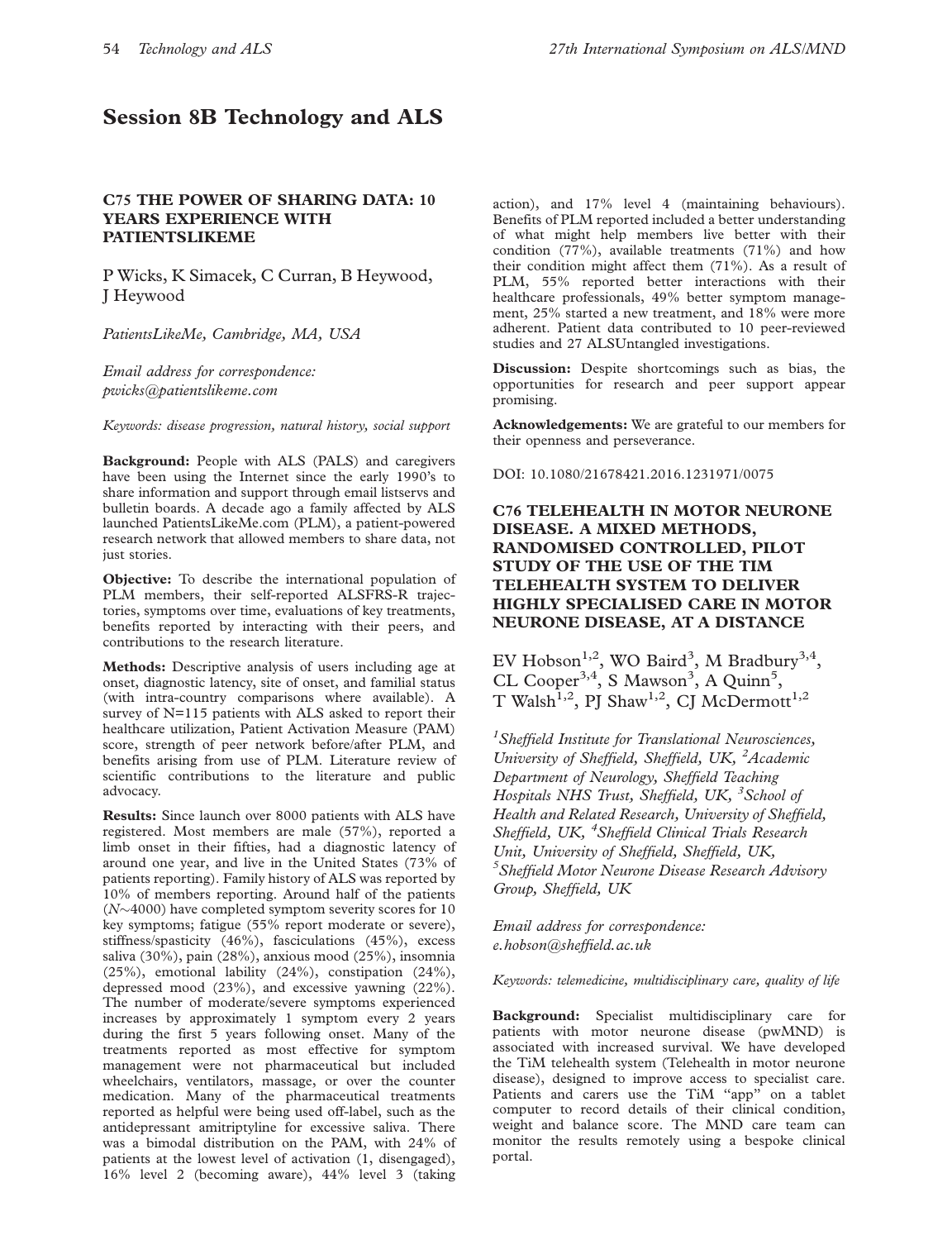# Session 8B Technology and ALS

## C75 THE POWER OF SHARING DATA: 10 YEARS EXPERIENCE WITH PATIENTSLIKEME

P Wicks, K Simacek, C Curran, B Heywood, J Heywood

*PatientsLikeMe, Cambridge, MA, USA*

*Email address for correspondence: pwicks@patientslikeme.com*

*Keywords: disease progression, natural history, social support*

**Background:** People with ALS (PALS) and caregivers have been using the Internet since the early 1990's to share information and support through email listservs and bulletin boards. A decade ago a family affected by ALS launched PatientsLikeMe.com (PLM), a patient-powered research network that allowed members to share data, not just stories.

**Objective:** To describe the international population of PLM members, their self-reported ALSFRS-R trajectories, symptoms over time, evaluations of key treatments, benefits reported by interacting with their peers, and contributions to the research literature.

**Methods:** Descriptive analysis of users including age at onset, diagnostic latency, site of onset, and familial status (with intra-country comparisons where available). A survey of N=115 patients with ALS asked to report their healthcare utilization, Patient Activation Measure (PAM) score, strength of peer network before/after PLM, and benefits arising from use of PLM. Literature review of scientific contributions to the literature and public advocacy.

**Results:** Since launch over 8000 patients with ALS have registered. Most members are male (57%), reported a limb onset in their fifties, had a diagnostic latency of around one year, and live in the United States (73% of patients reporting). Family history of ALS was reported by 10% of members reporting. Around half of the patients ($N$~4000) have completed symptom severity scores for 10 key symptoms; fatigue (55% report moderate or severe), stiffness/spasticity (46%), fasciculations (45%), excess saliva (30%), pain (28%), anxious mood (25%), insomnia (25%), emotional lability (24%), constipation (24%), depressed mood (23%), and excessive yawning (22%). The number of moderate/severe symptoms experienced increases by approximately 1 symptom every 2 years during the first 5 years following onset. Many of the treatments reported as most effective for symptom management were not pharmaceutical but included wheelchairs, ventilators, massage, or over the counter medication. Many of the pharmaceutical treatments reported as helpful were being used off-label, such as the antidepressant amitriptyline for excessive saliva. There was a bimodal distribution on the PAM, with 24% of patients at the lowest level of activation (1, disengaged), 16% level 2 (becoming aware), 44% level 3 (taking action), and 17% level 4 (maintaining behaviours). Benefits of PLM reported included a better understanding of what might help members live better with their condition (77%), available treatments (71%) and how their condition might affect them (71%). As a result of PLM, 55% reported better interactions with their healthcare professionals, 49% better symptom management, 25% started a new treatment, and 18% were more adherent. Patient data contributed to 10 peer-reviewed studies and 27 ALSUntangled investigations.

**Discussion:** Despite shortcomings such as bias, the opportunities for research and peer support appear promising.

**Acknowledgements:** We are grateful to our members for their openness and perseverance.

DOI: 10.1080/21678421.2016.1231971/0075

## C76 TELEHEALTH IN MOTOR NEURONE DISEASE. A MIXED METHODS, RANDOMISED CONTROLLED, PILOT STUDY OF THE USE OF THE TIM TELEHEALTH SYSTEM TO DELIVER HIGHLY SPECIALISED CARE IN MOTOR NEURONE DISEASE, AT A DISTANCE

EV Hobson[1,2], WO Baird[3], M Bradbury[3,4], CL Cooper[3,4], S Mawson[3], A Quinn[5], T Walsh[1,2], PJ Shaw[1,2], CJ McDermott[1,2]

*[1]Sheffield Institute for Translational Neurosciences, University of Sheffield, Sheffield, UK, [2]Academic Department of Neurology, Sheffield Teaching Hospitals NHS Trust, Sheffield, UK, [3]School of Health and Related Research, University of Sheffield, Sheffield, UK, [4]Sheffield Clinical Trials Research Unit, University of Sheffield, Sheffield, UK, [5]Sheffield Motor Neurone Disease Research Advisory Group, Sheffield, UK*

*Email address for correspondence: e.hobson@sheffield.ac.uk*

*Keywords: telemedicine, multidisciplinary care, quality of life*

**Background:** Specialist multidisciplinary care for patients with motor neurone disease (pwMND) is associated with increased survival. We have developed the TiM telehealth system (Telehealth in motor neurone disease), designed to improve access to specialist care. Patients and carers use the TiM "app" on a tablet computer to record details of their clinical condition, weight and balance score. The MND care team can monitor the results remotely using a bespoke clinical portal.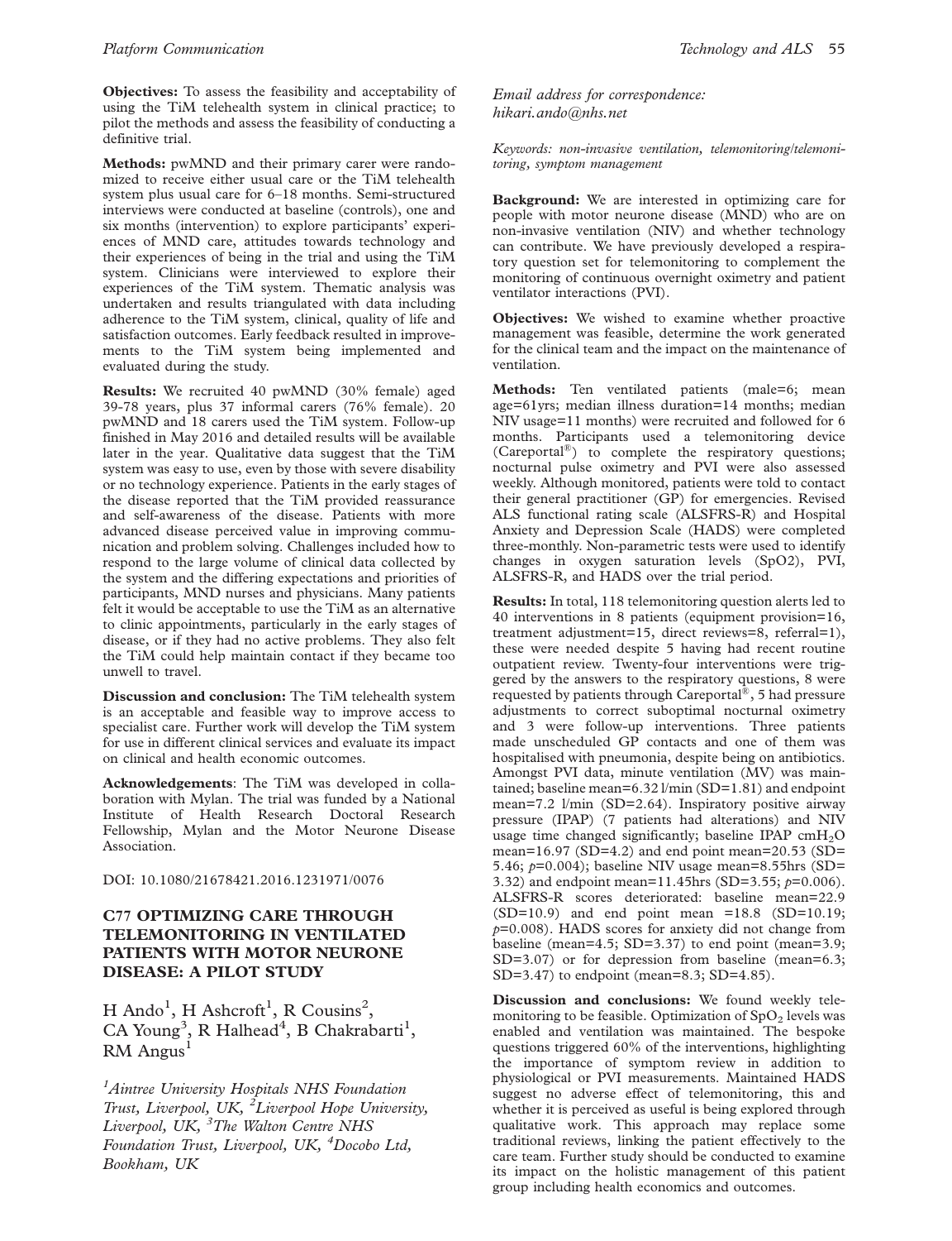**Objectives:** To assess the feasibility and acceptability of using the TiM telehealth system in clinical practice; to pilot the methods and assess the feasibility of conducting a definitive trial.

**Methods:** pwMND and their primary carer were randomized to receive either usual care or the TiM telehealth system plus usual care for 6–18 months. Semi-structured interviews were conducted at baseline (controls), one and six months (intervention) to explore participants' experiences of MND care, attitudes towards technology and their experiences of being in the trial and using the TiM system. Clinicians were interviewed to explore their experiences of the TiM system. Thematic analysis was undertaken and results triangulated with data including adherence to the TiM system, clinical, quality of life and satisfaction outcomes. Early feedback resulted in improvements to the TiM system being implemented and evaluated during the study.

**Results:** We recruited 40 pwMND (30% female) aged 39-78 years, plus 37 informal carers (76% female). 20 pwMND and 18 carers used the TiM system. Follow-up finished in May 2016 and detailed results will be available later in the year. Qualitative data suggest that the TiM system was easy to use, even by those with severe disability or no technology experience. Patients in the early stages of the disease reported that the TiM provided reassurance and self-awareness of the disease. Patients with more advanced disease perceived value in improving communication and problem solving. Challenges included how to respond to the large volume of clinical data collected by the system and the differing expectations and priorities of participants, MND nurses and physicians. Many patients felt it would be acceptable to use the TiM as an alternative to clinic appointments, particularly in the early stages of disease, or if they had no active problems. They also felt the TiM could help maintain contact if they became too unwell to travel.

**Discussion and conclusion:** The TiM telehealth system is an acceptable and feasible way to improve access to specialist care. Further work will develop the TiM system for use in different clinical services and evaluate its impact on clinical and health economic outcomes.

**Acknowledgements**: The TiM was developed in collaboration with Mylan. The trial was funded by a National Institute of Health Research Doctoral Research Fellowship, Mylan and the Motor Neurone Disease Association.

DOI: 10.1080/21678421.2016.1231971/0076

## C77 OPTIMIZING CARE THROUGH TELEMONITORING IN VENTILATED PATIENTS WITH MOTOR NEURONE DISEASE: A PILOT STUDY

H Ando[1], H Ashcroft[1], R Cousins[2], CA Young[3], R Halhead[4], B Chakrabarti[1], RM Angus[1]

*[1]Aintree University Hospitals NHS Foundation Trust, Liverpool, UK, [2]Liverpool Hope University, Liverpool, UK, [3]The Walton Centre NHS Foundation Trust, Liverpool, UK, [4]Docobo Ltd, Bookham, UK*

*Email address for correspondence: hikari.ando@nhs.net*

*Keywords: non-invasive ventilation, telemonitoring/telemonitoring, symptom management*

**Background:** We are interested in optimizing care for people with motor neurone disease (MND) who are on non-invasive ventilation (NIV) and whether technology can contribute. We have previously developed a respiratory question set for telemonitoring to complement the monitoring of continuous overnight oximetry and patient ventilator interactions (PVI).

**Objectives:** We wished to examine whether proactive management was feasible, determine the work generated for the clinical team and the impact on the maintenance of ventilation.

**Methods:** Ten ventilated patients (male=6; mean age=61yrs; median illness duration=14 months; median NIV usage=11 months) were recruited and followed for 6 months. Participants used a telemonitoring device (Careportal®) to complete the respiratory questions; nocturnal pulse oximetry and PVI were also assessed weekly. Although monitored, patients were told to contact their general practitioner (GP) for emergencies. Revised ALS functional rating scale (ALSFRS-R) and Hospital Anxiety and Depression Scale (HADS) were completed three-monthly. Non-parametric tests were used to identify changes in oxygen saturation levels (SpO2), PVI, ALSFRS-R, and HADS over the trial period.

**Results:** In total, 118 telemonitoring question alerts led to 40 interventions in 8 patients (equipment provision=16, treatment adjustment=15, direct reviews=8, referral=1), these were needed despite 5 having had recent routine outpatient review. Twenty-four interventions were triggered by the answers to the respiratory questions, 8 were requested by patients through Careportal®, 5 had pressure adjustments to correct suboptimal nocturnal oximetry and 3 were follow-up interventions. Three patients made unscheduled GP contacts and one of them was hospitalised with pneumonia, despite being on antibiotics. Amongst PVI data, minute ventilation (MV) was maintained; baseline mean=6.32 l/min (SD=1.81) and endpoint mean=7.2 l/min (SD=2.64). Inspiratory positive airway pressure (IPAP) (7 patients had alterations) and NIV usage time changed significantly; baseline IPAP cm$H_2O$ mean=16.97 (SD=4.2) and end point mean=20.53 (SD=5.46; $p$=0.004); baseline NIV usage mean=8.55hrs (SD=3.32) and endpoint mean=11.45hrs (SD=3.55; $p$=0.006). ALSFRS-R scores deteriorated: baseline mean=22.9 (SD=10.9) and end point mean =18.8 (SD=10.19; $p$=0.008). HADS scores for anxiety did not change from baseline (mean=4.5; SD=3.37) to end point (mean=3.9; SD=3.07) or for depression from baseline (mean=6.3; SD=3.47) to endpoint (mean=8.3; SD=4.85).

**Discussion and conclusions:** We found weekly telemonitoring to be feasible. Optimization of $SpO_2$ levels was enabled and ventilation was maintained. The bespoke questions triggered 60% of the interventions, highlighting the importance of symptom review in addition to physiological or PVI measurements. Maintained HADS suggest no adverse effect of telemonitoring, this and whether it is perceived as useful is being explored through qualitative work. This approach may replace some traditional reviews, linking the patient effectively to the care team. Further study should be conducted to examine its impact on the holistic management of this patient group including health economics and outcomes.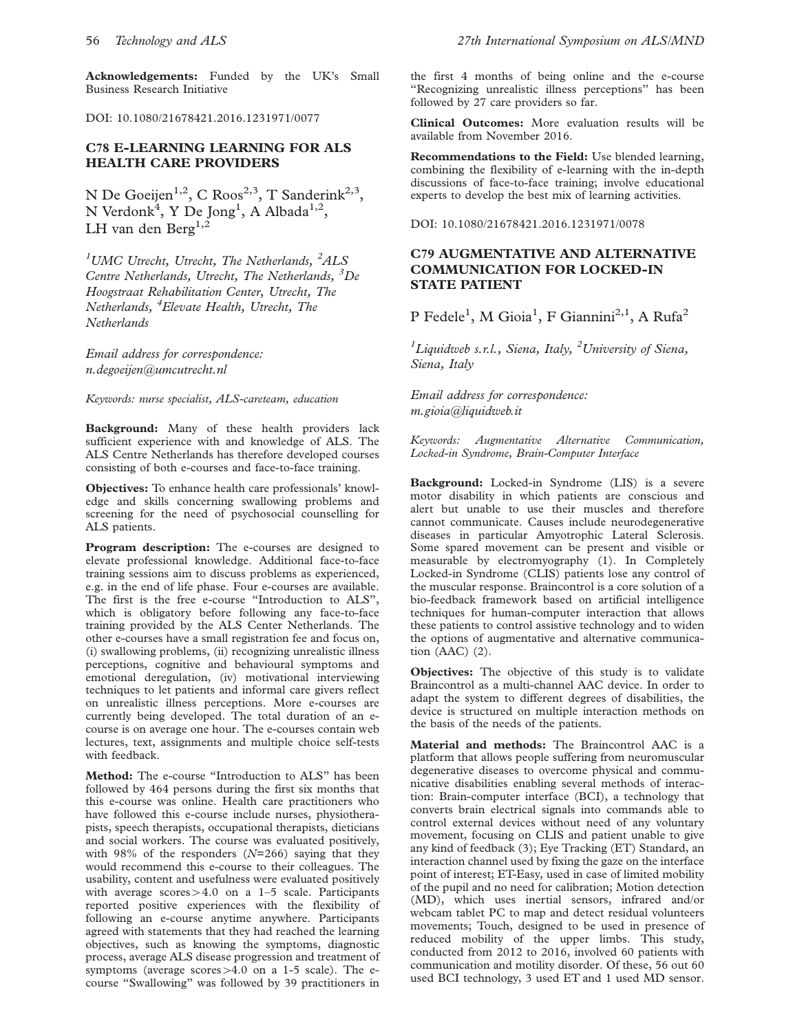**Acknowledgements:** Funded by the UK's Small Business Research Initiative

DOI: 10.1080/21678421.2016.1231971/0077

## C78 E-LEARNING LEARNING FOR ALS HEALTH CARE PROVIDERS

N De Goeijen[1,2], C Roos[2,3], T Sanderink[2,3], N Verdonk[4], Y De Jong[1], A Albada[1,2], LH van den Berg[1,2]

*[1]UMC Utrecht, Utrecht, The Netherlands, [2]ALS Centre Netherlands, Utrecht, The Netherlands, [3]De Hoogstraat Rehabilitation Center, Utrecht, The Netherlands, [4]Elevate Health, Utrecht, The Netherlands*

*Email address for correspondence: n.degoeijen@umcutrecht.nl*

*Keywords: nurse specialist, ALS-careteam, education*

**Background:** Many of these health providers lack sufficient experience with and knowledge of ALS. The ALS Centre Netherlands has therefore developed courses consisting of both e-courses and face-to-face training.

**Objectives:** To enhance health care professionals' knowledge and skills concerning swallowing problems and screening for the need of psychosocial counselling for ALS patients.

**Program description:** The e-courses are designed to elevate professional knowledge. Additional face-to-face training sessions aim to discuss problems as experienced, e.g. in the end of life phase. Four e-courses are available. The first is the free e-course "Introduction to ALS", which is obligatory before following any face-to-face training provided by the ALS Center Netherlands. The other e-courses have a small registration fee and focus on, (i) swallowing problems, (ii) recognizing unrealistic illness perceptions, cognitive and behavioural symptoms and emotional deregulation, (iv) motivational interviewing techniques to let patients and informal care givers reflect on unrealistic illness perceptions. More e-courses are currently being developed. The total duration of an e-course is on average one hour. The e-courses contain web lectures, text, assignments and multiple choice self-tests with feedback.

**Method:** The e-course "Introduction to ALS" has been followed by 464 persons during the first six months that this e-course was online. Health care practitioners who have followed this e-course include nurses, physiotherapists, speech therapists, occupational therapists, dieticians and social workers. The course was evaluated positively, with 98% of the responders ($N$=266) saying that they would recommend this e-course to their colleagues. The usability, content and usefulness were evaluated positively with average scores > 4.0 on a 1–5 scale. Participants reported positive experiences with the flexibility of following an e-course anytime anywhere. Participants agreed with statements that they had reached the learning objectives, such as knowing the symptoms, diagnostic process, average ALS disease progression and treatment of symptoms (average scores > 4.0 on a 1-5 scale). The e-course "Swallowing" was followed by 39 practitioners in the first 4 months of being online and the e-course "Recognizing unrealistic illness perceptions" has been followed by 27 care providers so far.

**Clinical Outcomes:** More evaluation results will be available from November 2016.

**Recommendations to the Field:** Use blended learning, combining the flexibility of e-learning with the in-depth discussions of face-to-face training; involve educational experts to develop the best mix of learning activities.

DOI: 10.1080/21678421.2016.1231971/0078

## C79 AUGMENTATIVE AND ALTERNATIVE COMMUNICATION FOR LOCKED-IN STATE PATIENT

P Fedele[1], M Gioia[1], F Giannini[2,1], A Rufa[2]

*[1]Liquidweb s.r.l., Siena, Italy, [2]University of Siena, Siena, Italy*

*Email address for correspondence: m.gioia@liquidweb.it*

*Keywords: Augmentative Alternative Communication, Locked-in Syndrome, Brain-Computer Interface*

**Background:** Locked-in Syndrome (LIS) is a severe motor disability in which patients are conscious and alert but unable to use their muscles and therefore cannot communicate. Causes include neurodegenerative diseases in particular Amyotrophic Lateral Sclerosis. Some spared movement can be present and visible or measurable by electromyography (1). In Completely Locked-in Syndrome (CLIS) patients lose any control of the muscular response. Braincontrol is a core solution of a bio-feedback framework based on artificial intelligence techniques for human-computer interaction that allows these patients to control assistive technology and to widen the options of augmentative and alternative communication (AAC) (2).

**Objectives:** The objective of this study is to validate Braincontrol as a multi-channel AAC device. In order to adapt the system to different degrees of disabilities, the device is structured on multiple interaction methods on the basis of the needs of the patients.

**Material and methods:** The Braincontrol AAC is a platform that allows people suffering from neuromuscular degenerative diseases to overcome physical and communicative disabilities enabling several methods of interaction: Brain-computer interface (BCI), a technology that converts brain electrical signals into commands able to control external devices without need of any voluntary movement, focusing on CLIS and patient unable to give any kind of feedback (3); Eye Tracking (ET) Standard, an interaction channel used by fixing the gaze on the interface point of interest; ET-Easy, used in case of limited mobility of the pupil and no need for calibration; Motion detection (MD), which uses inertial sensors, infrared and/or webcam tablet PC to map and detect residual volunteers movements; Touch, designed to be used in presence of reduced mobility of the upper limbs. This study, conducted from 2012 to 2016, involved 60 patients with communication and motility disorder. Of these, 56 out 60 used BCI technology, 3 used ET and 1 used MD sensor.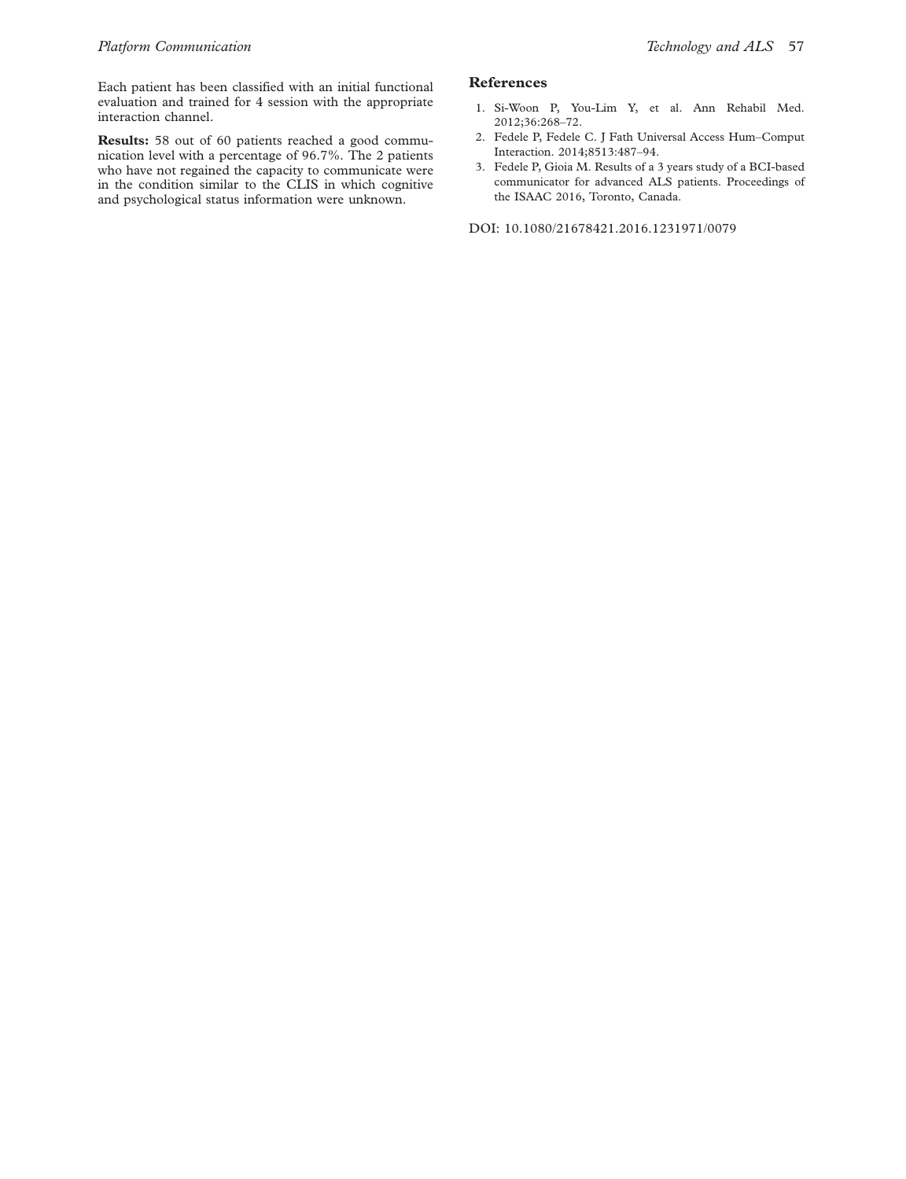Each patient has been classified with an initial functional evaluation and trained for 4 session with the appropriate interaction channel.

**Results:** 58 out of 60 patients reached a good communication level with a percentage of 96.7%. The 2 patients who have not regained the capacity to communicate were in the condition similar to the CLIS in which cognitive and psychological status information were unknown.

## References

1. Si-Woon P, You-Lim Y, et al. Ann Rehabil Med. 2012;36:268–72.
2. Fedele P, Fedele C. J Fath Universal Access Hum–Comput Interaction. 2014;8513:487–94.
3. Fedele P, Gioia M. Results of a 3 years study of a BCI-based communicator for advanced ALS patients. Proceedings of the ISAAC 2016, Toronto, Canada.

DOI: 10.1080/21678421.2016.1231971/0079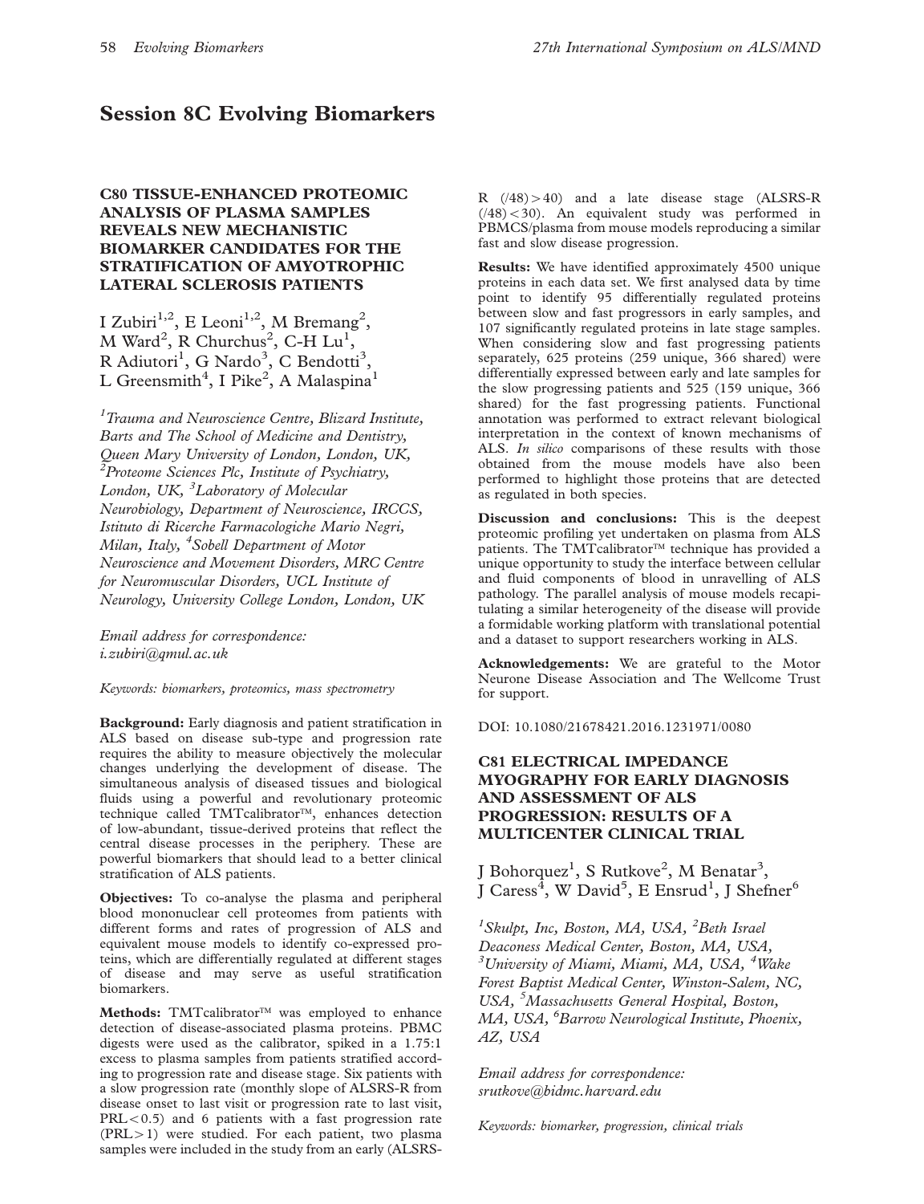# Session 8C Evolving Biomarkers

## C80 TISSUE-ENHANCED PROTEOMIC ANALYSIS OF PLASMA SAMPLES REVEALS NEW MECHANISTIC BIOMARKER CANDIDATES FOR THE STRATIFICATION OF AMYOTROPHIC LATERAL SCLEROSIS PATIENTS

I Zubiri[1,2], E Leoni[1,2], M Bremang[2], M Ward[2], R Churchus[2], C-H Lu[1], R Adiutori[1], G Nardo[3], C Bendotti[3], L Greensmith[4], I Pike[2], A Malaspina[1]

*[1]Trauma and Neuroscience Centre, Blizard Institute, Barts and The School of Medicine and Dentistry, Queen Mary University of London, London, UK, [2]Proteome Sciences Plc, Institute of Psychiatry, London, UK, [3]Laboratory of Molecular Neurobiology, Department of Neuroscience, IRCCS, Istituto di Ricerche Farmacologiche Mario Negri, Milan, Italy, [4]Sobell Department of Motor Neuroscience and Movement Disorders, MRC Centre for Neuromuscular Disorders, UCL Institute of Neurology, University College London, London, UK*

*Email address for correspondence: i.zubiri@qmul.ac.uk*

*Keywords: biomarkers, proteomics, mass spectrometry*

**Background:** Early diagnosis and patient stratification in ALS based on disease sub-type and progression rate requires the ability to measure objectively the molecular changes underlying the development of disease. The simultaneous analysis of diseased tissues and biological fluids using a powerful and revolutionary proteomic technique called TMTcalibrator™, enhances detection of low-abundant, tissue-derived proteins that reflect the central disease processes in the periphery. These are powerful biomarkers that should lead to a better clinical stratification of ALS patients.

**Objectives:** To co-analyse the plasma and peripheral blood mononuclear cell proteomes from patients with different forms and rates of progression of ALS and equivalent mouse models to identify co-expressed proteins, which are differentially regulated at different stages of disease and may serve as useful stratification biomarkers.

**Methods:** TMTcalibrator™ was employed to enhance detection of disease-associated plasma proteins. PBMC digests were used as the calibrator, spiked in a 1.75:1 excess to plasma samples from patients stratified according to progression rate and disease stage. Six patients with a slow progression rate (monthly slope of ALSRS-R from disease onset to last visit or progression rate to last visit, PRL<0.5) and 6 patients with a fast progression rate (PRL>1) were studied. For each patient, two plasma samples were included in the study from an early (ALSRS-R (/48)>40) and a late disease stage (ALSRS-R (/48)<30). An equivalent study was performed in PBMCS/plasma from mouse models reproducing a similar fast and slow disease progression.

**Results:** We have identified approximately 4500 unique proteins in each data set. We first analysed data by time point to identify 95 differentially regulated proteins between slow and fast progressors in early samples, and 107 significantly regulated proteins in late stage samples. When considering slow and fast progressing patients separately, 625 proteins (259 unique, 366 shared) were differentially expressed between early and late samples for the slow progressing patients and 525 (159 unique, 366 shared) for the fast progressing patients. Functional annotation was performed to extract relevant biological interpretation in the context of known mechanisms of ALS. *In silico* comparisons of these results with those obtained from the mouse models have also been performed to highlight those proteins that are detected as regulated in both species.

**Discussion and conclusions:** This is the deepest proteomic profiling yet undertaken on plasma from ALS patients. The TMTcalibrator™ technique has provided a unique opportunity to study the interface between cellular and fluid components of blood in unravelling of ALS pathology. The parallel analysis of mouse models recapitulating a similar heterogeneity of the disease will provide a formidable working platform with translational potential and a dataset to support researchers working in ALS.

**Acknowledgements:** We are grateful to the Motor Neurone Disease Association and The Wellcome Trust for support.

DOI: 10.1080/21678421.2016.1231971/0080

## C81 ELECTRICAL IMPEDANCE MYOGRAPHY FOR EARLY DIAGNOSIS AND ASSESSMENT OF ALS PROGRESSION: RESULTS OF A MULTICENTER CLINICAL TRIAL

J Bohorquez[1], S Rutkove[2], M Benatar[3], J Caress[4], W David[5], E Ensrud[1], J Shefner[6]

*[1]Skulpt, Inc, Boston, MA, USA, [2]Beth Israel Deaconess Medical Center, Boston, MA, USA, [3]University of Miami, Miami, MA, USA, [4]Wake Forest Baptist Medical Center, Winston-Salem, NC, USA, [5]Massachusetts General Hospital, Boston, MA, USA, [6]Barrow Neurological Institute, Phoenix, AZ, USA*

*Email address for correspondence: srutkove@bidmc.harvard.edu*

*Keywords: biomarker, progression, clinical trials*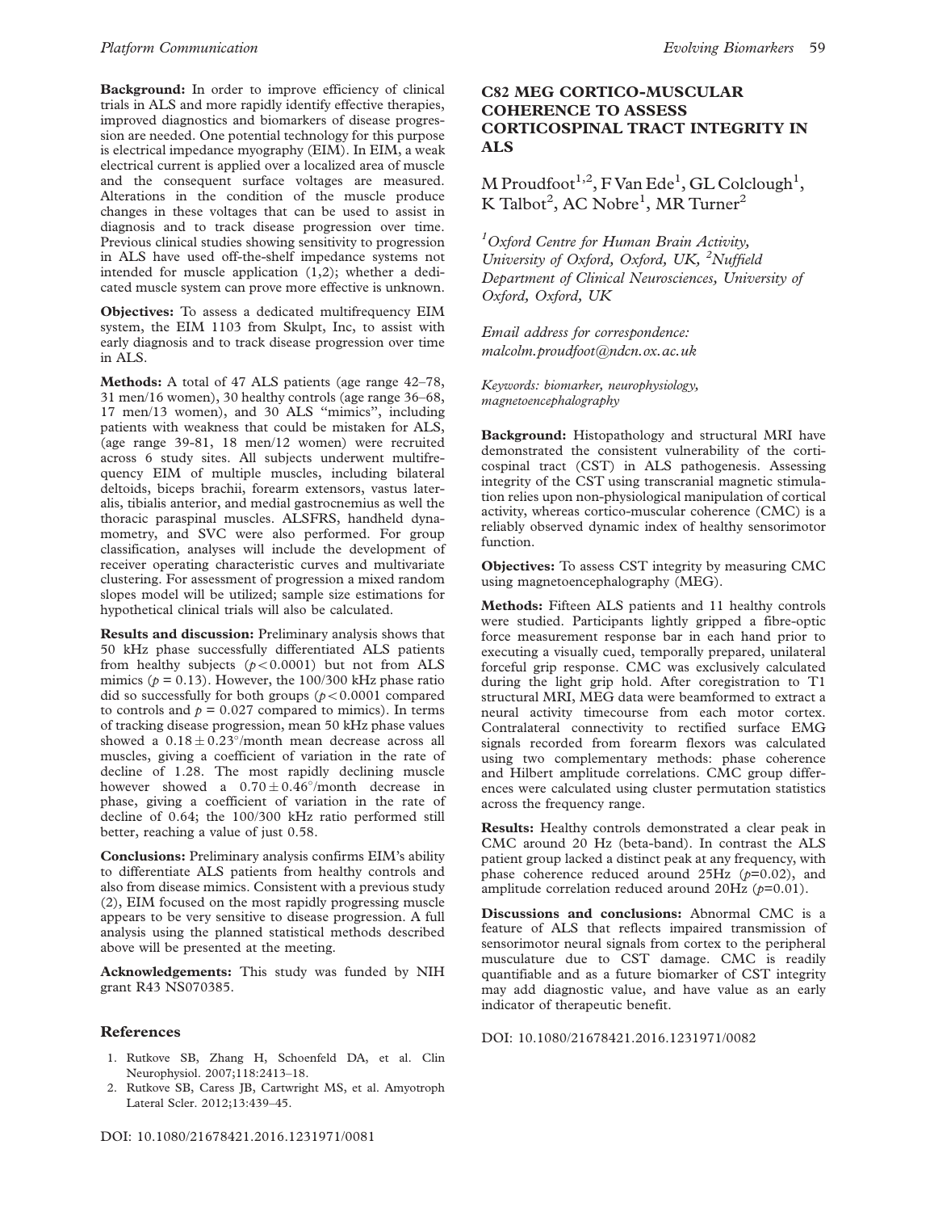**Background:** In order to improve efficiency of clinical trials in ALS and more rapidly identify effective therapies, improved diagnostics and biomarkers of disease progression are needed. One potential technology for this purpose is electrical impedance myography (EIM). In EIM, a weak electrical current is applied over a localized area of muscle and the consequent surface voltages are measured. Alterations in the condition of the muscle produce changes in these voltages that can be used to assist in diagnosis and to track disease progression over time. Previous clinical studies showing sensitivity to progression in ALS have used off-the-shelf impedance systems not intended for muscle application (1,2); whether a dedicated muscle system can prove more effective is unknown.

**Objectives:** To assess a dedicated multifrequency EIM system, the EIM 1103 from Skulpt, Inc, to assist with early diagnosis and to track disease progression over time in ALS.

**Methods:** A total of 47 ALS patients (age range 42–78, 31 men/16 women), 30 healthy controls (age range 36–68, 17 men/13 women), and 30 ALS "mimics", including patients with weakness that could be mistaken for ALS, (age range 39-81, 18 men/12 women) were recruited across 6 study sites. All subjects underwent multifrequency EIM of multiple muscles, including bilateral deltoids, biceps brachii, forearm extensors, vastus lateralis, tibialis anterior, and medial gastrocnemius as well the thoracic paraspinal muscles. ALSFRS, handheld dynamometry, and SVC were also performed. For group classification, analyses will include the development of receiver operating characteristic curves and multivariate clustering. For assessment of progression a mixed random slopes model will be utilized; sample size estimations for hypothetical clinical trials will also be calculated.

**Results and discussion:** Preliminary analysis shows that 50 kHz phase successfully differentiated ALS patients from healthy subjects ($p < 0.0001$) but not from ALS mimics ($p = 0.13$). However, the 100/300 kHz phase ratio did so successfully for both groups ($p < 0.0001$ compared to controls and $p = 0.027$ compared to mimics). In terms of tracking disease progression, mean 50 kHz phase values showed a $0.18 \pm 0.23°$/month mean decrease across all muscles, giving a coefficient of variation in the rate of decline of 1.28. The most rapidly declining muscle however showed a $0.70 \pm 0.46°$/month decrease in phase, giving a coefficient of variation in the rate of decline of 0.64; the 100/300 kHz ratio performed still better, reaching a value of just 0.58.

**Conclusions:** Preliminary analysis confirms EIM's ability to differentiate ALS patients from healthy controls and also from disease mimics. Consistent with a previous study (2), EIM focused on the most rapidly progressing muscle appears to be very sensitive to disease progression. A full analysis using the planned statistical methods described above will be presented at the meeting.

**Acknowledgements:** This study was funded by NIH grant R43 NS070385.

## References

1. Rutkove SB, Zhang H, Schoenfeld DA, et al. Clin Neurophysiol. 2007;118:2413–18.
2. Rutkove SB, Caress JB, Cartwright MS, et al. Amyotroph Lateral Scler. 2012;13:439–45.

DOI: 10.1080/21678421.2016.1231971/0081

## C82 MEG CORTICO-MUSCULAR COHERENCE TO ASSESS CORTICOSPINAL TRACT INTEGRITY IN ALS

M Proudfoot[1,2], F Van Ede[1], GL Colclough[1], K Talbot[2], AC Nobre[1], MR Turner[2]

*[1]Oxford Centre for Human Brain Activity, University of Oxford, Oxford, UK, [2]Nuffield Department of Clinical Neurosciences, University of Oxford, Oxford, UK*

*Email address for correspondence: malcolm.proudfoot@ndcn.ox.ac.uk*

*Keywords: biomarker, neurophysiology, magnetoencephalography*

**Background:** Histopathology and structural MRI have demonstrated the consistent vulnerability of the corticospinal tract (CST) in ALS pathogenesis. Assessing integrity of the CST using transcranial magnetic stimulation relies upon non-physiological manipulation of cortical activity, whereas cortico-muscular coherence (CMC) is a reliably observed dynamic index of healthy sensorimotor function.

**Objectives:** To assess CST integrity by measuring CMC using magnetoencephalography (MEG).

**Methods:** Fifteen ALS patients and 11 healthy controls were studied. Participants lightly gripped a fibre-optic force measurement response bar in each hand prior to executing a visually cued, temporally prepared, unilateral forceful grip response. CMC was exclusively calculated during the light grip hold. After coregistration to T1 structural MRI, MEG data were beamformed to extract a neural activity timecourse from each motor cortex. Contralateral connectivity to rectified surface EMG signals recorded from forearm flexors was calculated using two complementary methods: phase coherence and Hilbert amplitude correlations. CMC group differences were calculated using cluster permutation statistics across the frequency range.

**Results:** Healthy controls demonstrated a clear peak in CMC around 20 Hz (beta-band). In contrast the ALS patient group lacked a distinct peak at any frequency, with phase coherence reduced around 25Hz ($p$=0.02), and amplitude correlation reduced around 20Hz ($p$=0.01).

**Discussions and conclusions:** Abnormal CMC is a feature of ALS that reflects impaired transmission of sensorimotor neural signals from cortex to the peripheral musculature due to CST damage. CMC is readily quantifiable and as a future biomarker of CST integrity may add diagnostic value, and have value as an early indicator of therapeutic benefit.

DOI: 10.1080/21678421.2016.1231971/0082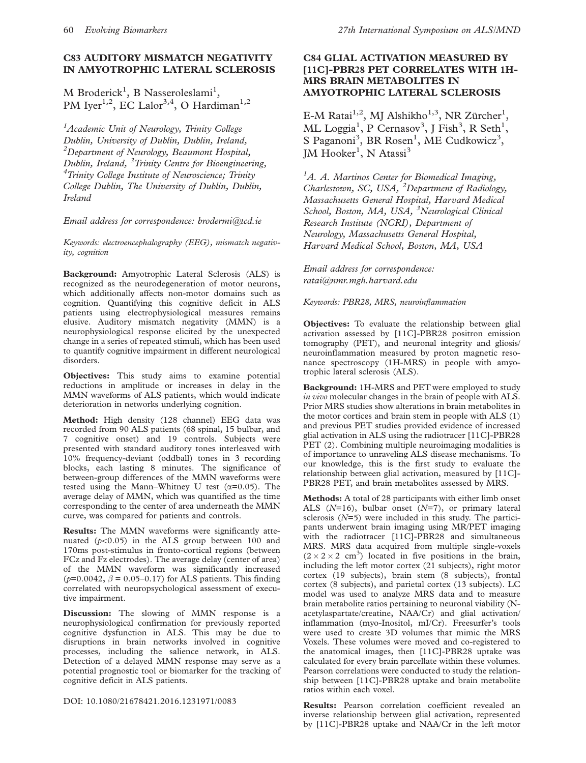## C83 AUDITORY MISMATCH NEGATIVITY IN AMYOTROPHIC LATERAL SCLEROSIS

M Broderick[1], B Nasseroleslami[1], PM Iyer[1,2], EC Lalor[3,4], O Hardiman[1,2]

*[1]Academic Unit of Neurology, Trinity College Dublin, University of Dublin, Dublin, Ireland, [2]Department of Neurology, Beaumont Hospital, Dublin, Ireland, [3]Trinity Centre for Bioengineering, [4]Trinity College Institute of Neuroscience; Trinity College Dublin, The University of Dublin, Dublin, Ireland*

*Email address for correspondence: brodermi@tcd.ie*

*Keywords: electroencephalography (EEG), mismatch negativity, cognition*

**Background:** Amyotrophic Lateral Sclerosis (ALS) is recognized as the neurodegeneration of motor neurons, which additionally affects non-motor domains such as cognition. Quantifying this cognitive deficit in ALS patients using electrophysiological measures remains elusive. Auditory mismatch negativity (MMN) is a neurophysiological response elicited by the unexpected change in a series of repeated stimuli, which has been used to quantify cognitive impairment in different neurological disorders.

**Objectives:** This study aims to examine potential reductions in amplitude or increases in delay in the MMN waveforms of ALS patients, which would indicate deterioration in networks underlying cognition.

**Method:** High density (128 channel) EEG data was recorded from 90 ALS patients (68 spinal, 15 bulbar, and 7 cognitive onset) and 19 controls. Subjects were presented with standard auditory tones interleaved with 10% frequency-deviant (oddball) tones in 3 recording blocks, each lasting 8 minutes. The significance of between-group differences of the MMN waveforms were tested using the Mann–Whitney U test ($\alpha$=0.05). The average delay of MMN, which was quantified as the time corresponding to the center of area underneath the MMN curve, was compared for patients and controls.

**Results:** The MMN waveforms were significantly attenuated ($p$<0.05) in the ALS group between 100 and 170ms post-stimulus in fronto-cortical regions (between FCz and Fz electrodes). The average delay (center of area) of the MMN waveform was significantly increased ($p$=0.0042, $\beta$ = 0.05–0.17) for ALS patients. This finding correlated with neuropsychological assessment of executive impairment.

**Discussion:** The slowing of MMN response is a neurophysiological confirmation for previously reported cognitive dysfunction in ALS. This may be due to disruptions in brain networks involved in cognitive processes, including the salience network, in ALS. Detection of a delayed MMN response may serve as a potential prognostic tool or biomarker for the tracking of cognitive deficit in ALS patients.

DOI: 10.1080/21678421.2016.1231971/0083

## C84 GLIAL ACTIVATION MEASURED BY [11C]-PBR28 PET CORRELATES WITH 1H-MRS BRAIN METABOLITES IN AMYOTROPHIC LATERAL SCLEROSIS

E-M Ratai[1,2], MJ Alshikho[1,3], NR Zürcher[1], ML Loggia[1], P Cernasov[3], J Fish[3], R Seth[1], S Paganoni[3], BR Rosen[1], ME Cudkowicz[3], JM Hooker[1], N Atassi[3]

*[1]A. A. Martinos Center for Biomedical Imaging, Charlestown, SC, USA, [2]Department of Radiology, Massachusetts General Hospital, Harvard Medical School, Boston, MA, USA, [3]Neurological Clinical Research Institute (NCRI), Department of Neurology, Massachusetts General Hospital, Harvard Medical School, Boston, MA, USA*

*Email address for correspondence: ratai@nmr.mgh.harvard.edu*

*Keywords: PBR28, MRS, neuroinflammation*

**Objectives:** To evaluate the relationship between glial activation assessed by [11C]-PBR28 positron emission tomography (PET), and neuronal integrity and gliosis/neuroinflammation measured by proton magnetic resonance spectroscopy (1H-MRS) in people with amyotrophic lateral sclerosis (ALS).

**Background:** 1H-MRS and PET were employed to study *in vivo* molecular changes in the brain of people with ALS. Prior MRS studies show alterations in brain metabolites in the motor cortices and brain stem in people with ALS (1) and previous PET studies provided evidence of increased glial activation in ALS using the radiotracer [11C]-PBR28 PET (2). Combining multiple neuroimaging modalities is of importance to unraveling ALS disease mechanisms. To our knowledge, this is the first study to evaluate the relationship between glial activation, measured by [11C]-PBR28 PET, and brain metabolites assessed by MRS.

**Methods:** A total of 28 participants with either limb onset ALS ($N$=16), bulbar onset ($N$=7), or primary lateral sclerosis ($N$=5) were included in this study. The participants underwent brain imaging using MR/PET imaging with the radiotracer [11C]-PBR28 and simultaneous MRS. MRS data acquired from multiple single-voxels ($2 \times 2 \times 2$ cm$^3$) located in five positions in the brain, including the left motor cortex (21 subjects), right motor cortex (19 subjects), brain stem (8 subjects), frontal cortex (8 subjects), and parietal cortex (13 subjects). LC model was used to analyze MRS data and to measure brain metabolite ratios pertaining to neuronal viability (N-acetylaspartate/creatine, NAA/Cr) and glial activation/inflammation (myo-Inositol, mI/Cr). Freesurfer's tools were used to create 3D volumes that mimic the MRS Voxels. These volumes were moved and co-registered to the anatomical images, then [11C]-PBR28 uptake was calculated for every brain parcellate within these volumes. Pearson correlations were conducted to study the relationship between [11C]-PBR28 uptake and brain metabolite ratios within each voxel.

**Results:** Pearson correlation coefficient revealed an inverse relationship between glial activation, represented by [11C]-PBR28 uptake and NAA/Cr in the left motor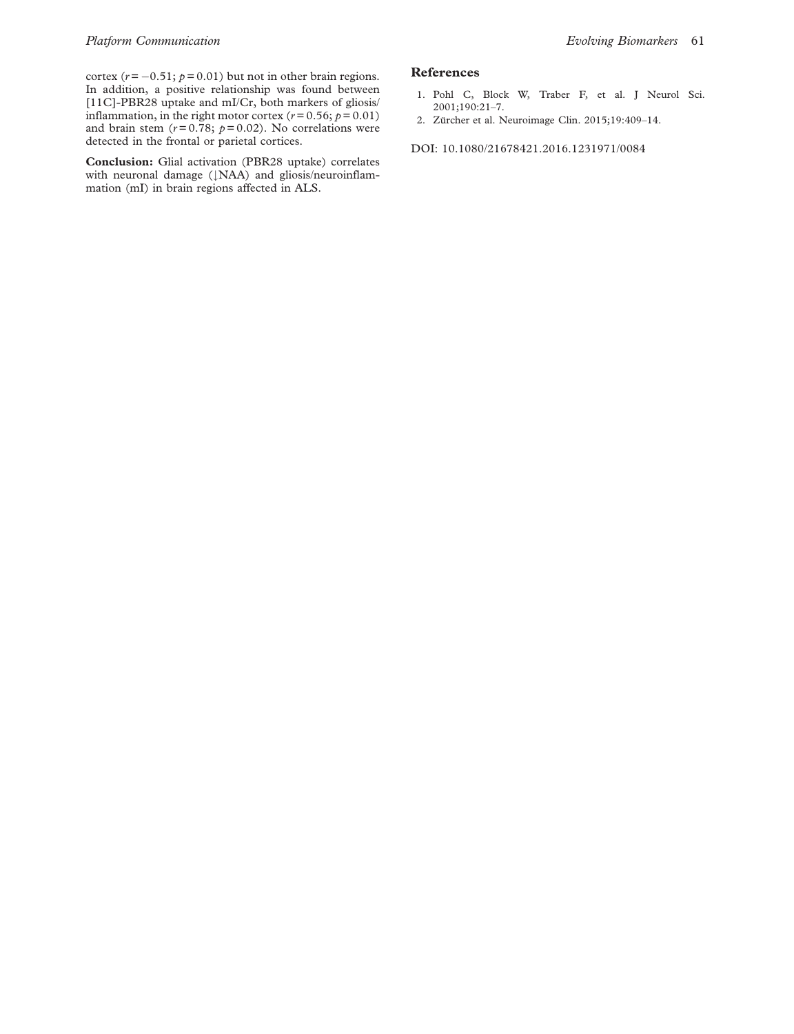cortex ($r = -0.51$; $p = 0.01$) but not in other brain regions. In addition, a positive relationship was found between [11C]-PBR28 uptake and mI/Cr, both markers of gliosis/inflammation, in the right motor cortex ($r = 0.56$; $p = 0.01$) and brain stem ($r = 0.78$; $p = 0.02$). No correlations were detected in the frontal or parietal cortices.

**Conclusion:** Glial activation (PBR28 uptake) correlates with neuronal damage (↓NAA) and gliosis/neuroinflammation (mI) in brain regions affected in ALS.

## References

1. Pohl C, Block W, Traber F, et al. J Neurol Sci. 2001;190:21–7.
2. Zürcher et al. Neuroimage Clin. 2015;19:409–14.

DOI: 10.1080/21678421.2016.1231971/0084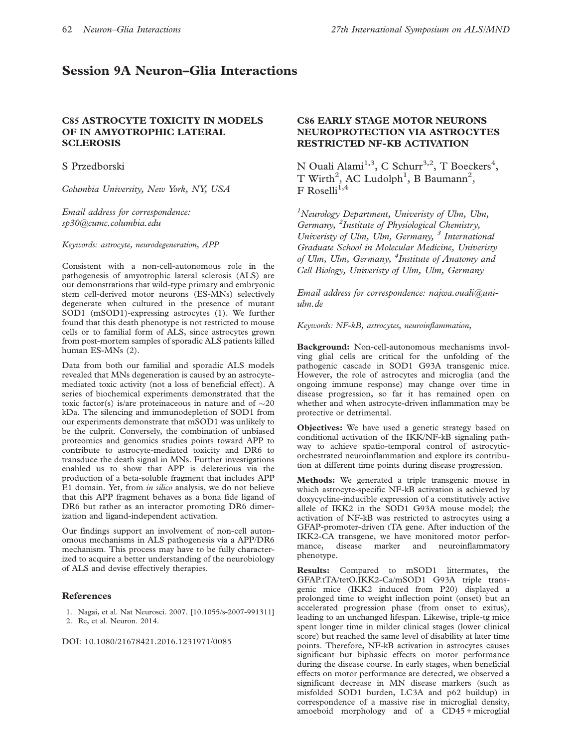# Session 9A Neuron–Glia Interactions

## C85 ASTROCYTE TOXICITY IN MODELS OF IN AMYOTROPHIC LATERAL SCLEROSIS

S Przedborski

*Columbia University, New York, NY, USA*

*Email address for correspondence: sp30@cumc.columbia.edu*

*Keywords: astrocyte, neurodegeneration, APP*

Consistent with a non-cell-autonomous role in the pathogenesis of amyotrophic lateral sclerosis (ALS) are our demonstrations that wild-type primary and embryonic stem cell-derived motor neurons (ES-MNs) selectively degenerate when cultured in the presence of mutant SOD1 (mSOD1)-expressing astrocytes (1). We further found that this death phenotype is not restricted to mouse cells or to familial form of ALS, since astrocytes grown from post-mortem samples of sporadic ALS patients killed human ES-MNs (2).

Data from both our familial and sporadic ALS models revealed that MNs degeneration is caused by an astrocyte-mediated toxic activity (not a loss of beneficial effect). A series of biochemical experiments demonstrated that the toxic factor(s) is/are proteinaceous in nature and of ~20 kDa. The silencing and immunodepletion of SOD1 from our experiments demonstrate that mSOD1 was unlikely to be the culprit. Conversely, the combination of unbiased proteomics and genomics studies points toward APP to contribute to astrocyte-mediated toxicity and DR6 to transduce the death signal in MNs. Further investigations enabled us to show that APP is deleterious via the production of a beta-soluble fragment that includes APP E1 domain. Yet, from *in silico* analysis, we do not believe that this APP fragment behaves as a bona fide ligand of DR6 but rather as an interactor promoting DR6 dimerization and ligand-independent activation.

Our findings support an involvement of non-cell autonomous mechanisms in ALS pathogenesis via a APP/DR6 mechanism. This process may have to be fully characterized to acquire a better understanding of the neurobiology of ALS and devise effectively therapies.

### References

1. Nagai, et al. Nat Neurosci. 2007. [10.1055/s-2007-991311]
2. Re, et al. Neuron. 2014.

DOI: 10.1080/21678421.2016.1231971/0085

## C86 EARLY STAGE MOTOR NEURONS NEUROPROTECTION VIA ASTROCYTES RESTRICTED NF-KB ACTIVATION

N Ouali Alami[1,3], C Schurr[3,2], T Boeckers[4], T Wirth[2], AC Ludolph[1], B Baumann[2], F Roselli[1,4]

*[1]Neurology Department, Univeristy of Ulm, Ulm, Germany, [2]Institute of Physiological Chemistry, Univeristy of Ulm, Ulm, Germany, [3] International Graduate School in Molecular Medicine, Univeristy of Ulm, Ulm, Germany, [4]Institute of Anatomy and Cell Biology, Univeristy of Ulm, Ulm, Germany*

*Email address for correspondence: najwa.ouali@uni-ulm.de*

*Keywords: NF-kB, astrocytes, neuroinflammation,*

**Background:** Non-cell-autonomous mechanisms involving glial cells are critical for the unfolding of the pathogenic cascade in SOD1 G93A transgenic mice. However, the role of astrocytes and microglia (and the ongoing immune response) may change over time in disease progression, so far it has remained open on whether and when astrocyte-driven inflammation may be protective or detrimental.

**Objectives:** We have used a genetic strategy based on conditional activation of the IKK/NF-kB signaling pathway to achieve spatio-temporal control of astrocytic-orchestrated neuroinflammation and explore its contribution at different time points during disease progression.

**Methods:** We generated a triple transgenic mouse in which astrocyte-specific NF-kB activation is achieved by doxycycline-inducible expression of a constitutively active allele of IKK2 in the SOD1 G93A mouse model; the activation of NF-kB was restricted to astrocytes using a GFAP-promoter-driven tTA gene. After induction of the IKK2-CA transgene, we have monitored motor performance, disease marker and neuroinflammatory phenotype.

**Results:** Compared to mSOD1 littermates, the GFAP.tTA/tetO.IKK2-Ca/mSOD1 G93A triple transgenic mice (IKK2 induced from P20) displayed a prolonged time to weight inflection point (onset) but an accelerated progression phase (from onset to exitus), leading to an unchanged lifespan. Likewise, triple-tg mice spent longer time in milder clinical stages (lower clinical score) but reached the same level of disability at later time points. Therefore, NF-kB activation in astrocytes causes significant but biphasic effects on motor performance during the disease course. In early stages, when beneficial effects on motor performance are detected, we observed a significant decrease in MN disease markers (such as misfolded SOD1 burden, LC3A and p62 buildup) in correspondence of a massive rise in microglial density, amoeboid morphology and of a CD45+microglial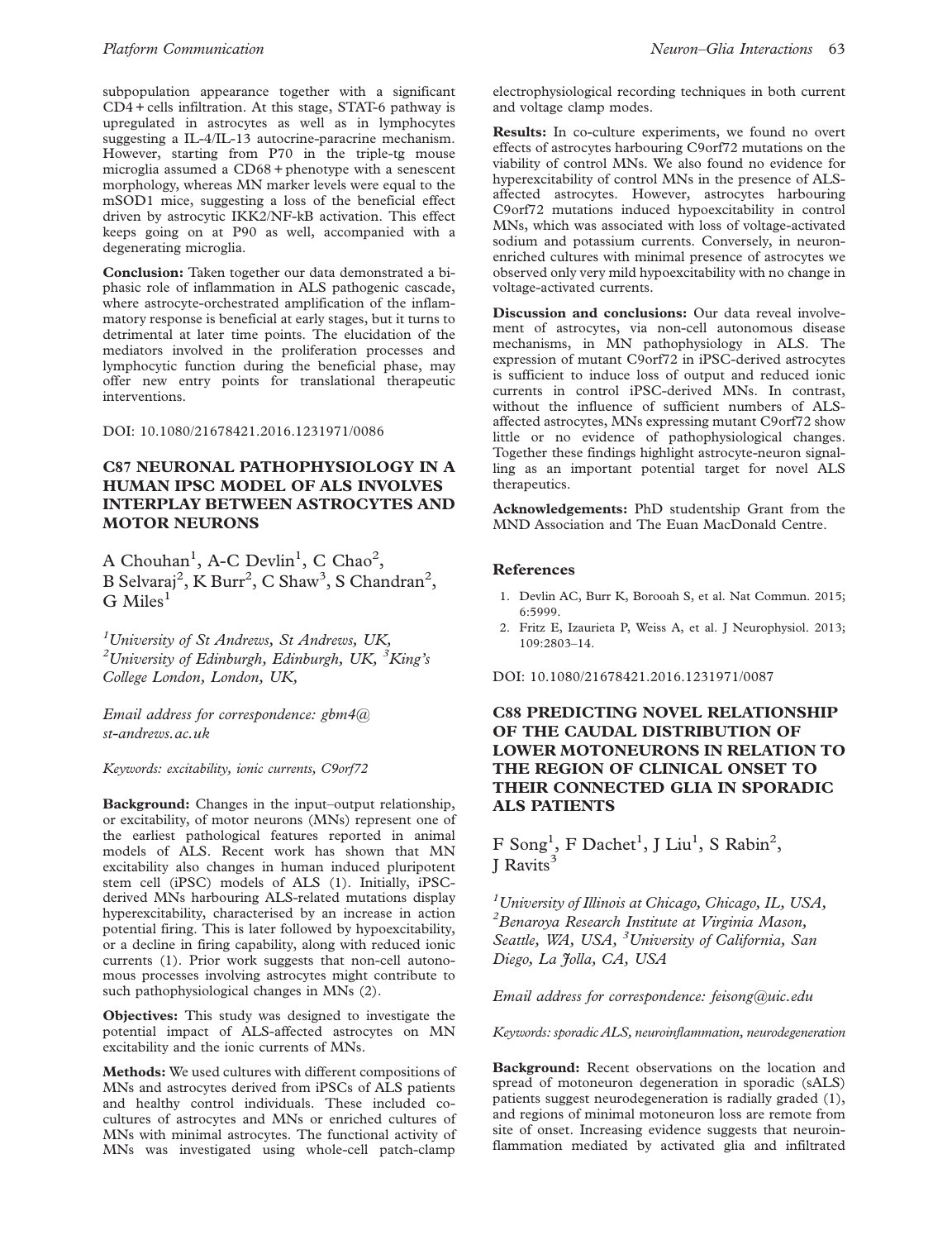subpopulation appearance together with a significant CD4 + cells infiltration. At this stage, STAT-6 pathway is upregulated in astrocytes as well as in lymphocytes suggesting a IL-4/IL-13 autocrine-paracrine mechanism. However, starting from P70 in the triple-tg mouse microglia assumed a CD68 + phenotype with a senescent morphology, whereas MN marker levels were equal to the mSOD1 mice, suggesting a loss of the beneficial effect driven by astrocytic IKK2/NF-kB activation. This effect keeps going on at P90 as well, accompanied with a degenerating microglia.

**Conclusion:** Taken together our data demonstrated a biphasic role of inflammation in ALS pathogenic cascade, where astrocyte-orchestrated amplification of the inflammatory response is beneficial at early stages, but it turns to detrimental at later time points. The elucidation of the mediators involved in the proliferation processes and lymphocytic function during the beneficial phase, may offer new entry points for translational therapeutic interventions.

DOI: 10.1080/21678421.2016.1231971/0086

## C87 NEURONAL PATHOPHYSIOLOGY IN A HUMAN IPSC MODEL OF ALS INVOLVES INTERPLAY BETWEEN ASTROCYTES AND MOTOR NEURONS

A Chouhan[1], A-C Devlin[1], C Chao[2], B Selvaraj[2], K Burr[2], C Shaw[3], S Chandran[2], G Miles[1]

*[1]University of St Andrews, St Andrews, UK, [2]University of Edinburgh, Edinburgh, UK, [3]King's College London, London, UK,*

*Email address for correspondence: gbm4@st-andrews.ac.uk*

*Keywords: excitability, ionic currents, C9orf72*

**Background:** Changes in the input–output relationship, or excitability, of motor neurons (MNs) represent one of the earliest pathological features reported in animal models of ALS. Recent work has shown that MN excitability also changes in human induced pluripotent stem cell (iPSC) models of ALS (1). Initially, iPSC-derived MNs harbouring ALS-related mutations display hyperexcitability, characterised by an increase in action potential firing. This is later followed by hypoexcitability, or a decline in firing capability, along with reduced ionic currents (1). Prior work suggests that non-cell autonomous processes involving astrocytes might contribute to such pathophysiological changes in MNs (2).

**Objectives:** This study was designed to investigate the potential impact of ALS-affected astrocytes on MN excitability and the ionic currents of MNs.

**Methods:** We used cultures with different compositions of MNs and astrocytes derived from iPSCs of ALS patients and healthy control individuals. These included co-cultures of astrocytes and MNs or enriched cultures of MNs with minimal astrocytes. The functional activity of MNs was investigated using whole-cell patch-clamp electrophysiological recording techniques in both current and voltage clamp modes.

**Results:** In co-culture experiments, we found no overt effects of astrocytes harbouring C9orf72 mutations on the viability of control MNs. We also found no evidence for hyperexcitability of control MNs in the presence of ALS-affected astrocytes. However, astrocytes harbouring C9orf72 mutations induced hypoexcitability in control MNs, which was associated with loss of voltage-activated sodium and potassium currents. Conversely, in neuron-enriched cultures with minimal presence of astrocytes we observed only very mild hypoexcitability with no change in voltage-activated currents.

**Discussion and conclusions:** Our data reveal involvement of astrocytes, via non-cell autonomous disease mechanisms, in MN pathophysiology in ALS. The expression of mutant C9orf72 in iPSC-derived astrocytes is sufficient to induce loss of output and reduced ionic currents in control iPSC-derived MNs. In contrast, without the influence of sufficient numbers of ALS-affected astrocytes, MNs expressing mutant C9orf72 show little or no evidence of pathophysiological changes. Together these findings highlight astrocyte-neuron signalling as an important potential target for novel ALS therapeutics.

**Acknowledgements:** PhD studentship Grant from the MND Association and The Euan MacDonald Centre.

### References

1. Devlin AC, Burr K, Borooah S, et al. Nat Commun. 2015; 6:5999.
2. Fritz E, Izaurieta P, Weiss A, et al. J Neurophysiol. 2013; 109:2803–14.

DOI: 10.1080/21678421.2016.1231971/0087

## C88 PREDICTING NOVEL RELATIONSHIP OF THE CAUDAL DISTRIBUTION OF LOWER MOTONEURONS IN RELATION TO THE REGION OF CLINICAL ONSET TO THEIR CONNECTED GLIA IN SPORADIC ALS PATIENTS

F Song[1], F Dachet[1], J Liu[1], S Rabin[2], J Ravits[3]

*[1]University of Illinois at Chicago, Chicago, IL, USA, [2]Benaroya Research Institute at Virginia Mason, Seattle, WA, USA, [3]University of California, San Diego, La Jolla, CA, USA*

*Email address for correspondence: feisong@uic.edu*

*Keywords: sporadic ALS, neuroinflammation, neurodegeneration*

**Background:** Recent observations on the location and spread of motoneuron degeneration in sporadic (sALS) patients suggest neurodegeneration is radially graded (1), and regions of minimal motoneuron loss are remote from site of onset. Increasing evidence suggests that neuroinflammation mediated by activated glia and infiltrated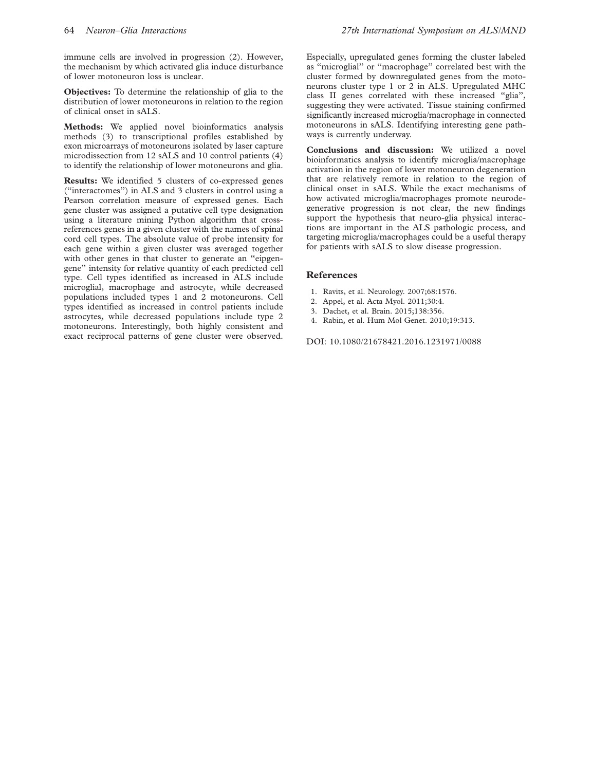immune cells are involved in progression (2). However, the mechanism by which activated glia induce disturbance of lower motoneuron loss is unclear.

**Objectives:** To determine the relationship of glia to the distribution of lower motoneurons in relation to the region of clinical onset in sALS.

**Methods:** We applied novel bioinformatics analysis methods (3) to transcriptional profiles established by exon microarrays of motoneurons isolated by laser capture microdissection from 12 sALS and 10 control patients (4) to identify the relationship of lower motoneurons and glia.

**Results:** We identified 5 clusters of co-expressed genes ("interactomes") in ALS and 3 clusters in control using a Pearson correlation measure of expressed genes. Each gene cluster was assigned a putative cell type designation using a literature mining Python algorithm that cross-references genes in a given cluster with the names of spinal cord cell types. The absolute value of probe intensity for each gene within a given cluster was averaged together with other genes in that cluster to generate an "eipgengene" intensity for relative quantity of each predicted cell type. Cell types identified as increased in ALS include microglial, macrophage and astrocyte, while decreased populations included types 1 and 2 motoneurons. Cell types identified as increased in control patients include astrocytes, while decreased populations include type 2 motoneurons. Interestingly, both highly consistent and exact reciprocal patterns of gene cluster were observed. Especially, upregulated genes forming the cluster labeled as "microglial" or "macrophage" correlated best with the cluster formed by downregulated genes from the motoneurons cluster type 1 or 2 in ALS. Upregulated MHC class II genes correlated with these increased "glia", suggesting they were activated. Tissue staining confirmed significantly increased microglia/macrophage in connected motoneurons in sALS. Identifying interesting gene pathways is currently underway.

**Conclusions and discussion:** We utilized a novel bioinformatics analysis to identify microglia/macrophage activation in the region of lower motoneuron degeneration that are relatively remote in relation to the region of clinical onset in sALS. While the exact mechanisms of how activated microglia/macrophages promote neurodegenerative progression is not clear, the new findings support the hypothesis that neuro-glia physical interactions are important in the ALS pathologic process, and targeting microglia/macrophages could be a useful therapy for patients with sALS to slow disease progression.

## References

1. Ravits, et al. Neurology. 2007;68:1576.
2. Appel, et al. Acta Myol. 2011;30:4.
3. Dachet, et al. Brain. 2015;138:356.
4. Rabin, et al. Hum Mol Genet. 2010;19:313.

DOI: 10.1080/21678421.2016.1231971/0088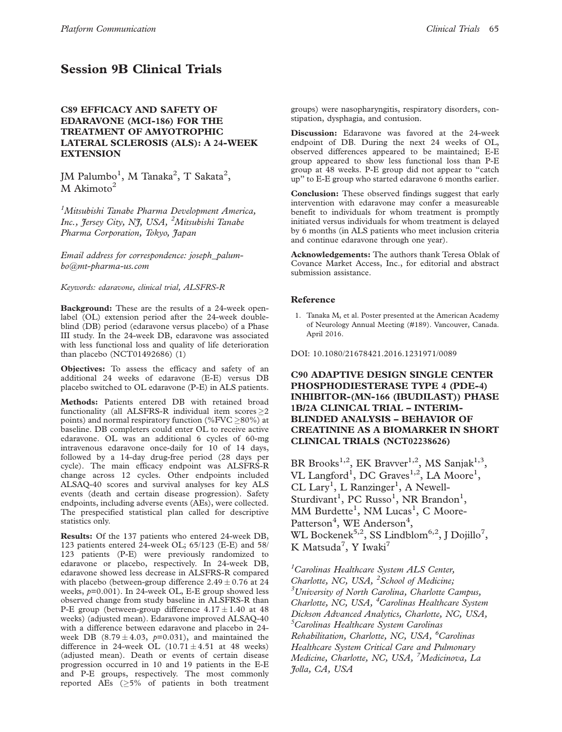# Session 9B Clinical Trials

## C89 EFFICACY AND SAFETY OF EDARAVONE (MCI-186) FOR THE TREATMENT OF AMYOTROPHIC LATERAL SCLEROSIS (ALS): A 24-WEEK EXTENSION

JM Palumbo[1], M Tanaka[2], T Sakata[2], M Akimoto[2]

*[1]Mitsubishi Tanabe Pharma Development America, Inc., Jersey City, NJ, USA, [2]Mitsubishi Tanabe Pharma Corporation, Tokyo, Japan*

*Email address for correspondence: joseph_palumbo@mt-pharma-us.com*

*Keywords: edaravone, clinical trial, ALSFRS-R*

**Background:** These are the results of a 24-week open-label (OL) extension period after the 24-week double-blind (DB) period (edaravone versus placebo) of a Phase III study. In the 24-week DB, edaravone was associated with less functional loss and quality of life deterioration than placebo (NCT01492686) (1)

**Objectives:** To assess the efficacy and safety of an additional 24 weeks of edaravone (E-E) versus DB placebo switched to OL edaravone (P-E) in ALS patients.

**Methods:** Patients entered DB with retained broad functionality (all ALSFRS-R individual item scores $\geq$2 points) and normal respiratory function (%FVC $\geq$80%) at baseline. DB completers could enter OL to receive active edaravone. OL was an additional 6 cycles of 60-mg intravenous edaravone once-daily for 10 of 14 days, followed by a 14-day drug-free period (28 days per cycle). The main efficacy endpoint was ALSFRS-R change across 12 cycles. Other endpoints included ALSAQ-40 scores and survival analyses for key ALS events (death and certain disease progression). Safety endpoints, including adverse events (AEs), were collected. The prespecified statistical plan called for descriptive statistics only.

**Results:** Of the 137 patients who entered 24-week DB, 123 patients entered 24-week OL; 65/123 (E-E) and 58/123 patients (P-E) were previously randomized to edaravone or placebo, respectively. In 24-week DB, edaravone showed less decrease in ALSFRS-R compared with placebo (between-group difference $2.49 \pm 0.76$ at 24 weeks, $p$=0.001). In 24-week OL, E-E group showed less observed change from study baseline in ALSFRS-R than P-E group (between-group difference $4.17 \pm 1.40$ at 48 weeks) (adjusted mean). Edaravone improved ALSAQ-40 with a difference between edaravone and placebo in 24-week DB ($8.79 \pm 4.03$, $p$=0.031), and maintained the difference in 24-week OL ($10.71 \pm 4.51$ at 48 weeks) (adjusted mean). Death or events of certain disease progression occurred in 10 and 19 patients in the E-E and P-E groups, respectively. The most commonly reported AEs ($\geq$5% of patients in both treatment groups) were nasopharyngitis, respiratory disorders, constipation, dysphagia, and contusion.

**Discussion:** Edaravone was favored at the 24-week endpoint of DB. During the next 24 weeks of OL, observed differences appeared to be maintained; E-E group appeared to show less functional loss than P-E group at 48 weeks. P-E group did not appear to "catch up" to E-E group who started edaravone 6 months earlier.

**Conclusion:** These observed findings suggest that early intervention with edaravone may confer a measureable benefit to individuals for whom treatment is promptly initiated versus individuals for whom treatment is delayed by 6 months (in ALS patients who meet inclusion criteria and continue edaravone through one year).

**Acknowledgements:** The authors thank Teresa Oblak of Covance Market Access, Inc., for editorial and abstract submission assistance.

### Reference

1. Tanaka M, et al. Poster presented at the American Academy of Neurology Annual Meeting (#189). Vancouver, Canada. April 2016.

DOI: 10.1080/21678421.2016.1231971/0089

## C90 ADAPTIVE DESIGN SINGLE CENTER PHOSPHODIESTERASE TYPE 4 (PDE-4) INHIBITOR-(MN-166 (IBUDILAST)) PHASE 1B/2A CLINICAL TRIAL – INTERIM-BLINDED ANALYSIS – BEHAVIOR OF CREATININE AS A BIOMARKER IN SHORT CLINICAL TRIALS (NCT02238626)

BR Brooks[1,2], EK Bravver[1,2], MS Sanjak[1,3], VL Langford[1], DC Graves[1,2], LA Moore[1], CL Lary[1], L Ranzinger[1], A Newell-Sturdivant[1], PC Russo[1], NR Brandon[1], MM Burdette[1], NM Lucas[1], C Moore-Patterson[4], WE Anderson[4], WL Bockenek[5,2], SS Lindblom[6,2], J Dojillo[7], K Matsuda[7], Y Iwaki[7]

*[1]Carolinas Healthcare System ALS Center, Charlotte, NC, USA, [2]School of Medicine; [3]University of North Carolina, Charlotte Campus, Charlotte, NC, USA, [4]Carolinas Healthcare System Dickson Advanced Analytics, Charlotte, NC, USA, [5]Carolinas Healthcare System Carolinas Rehabilitation, Charlotte, NC, USA, [6]Carolinas Healthcare System Critical Care and Pulmonary Medicine, Charlotte, NC, USA, [7]Medicinova, La Jolla, CA, USA*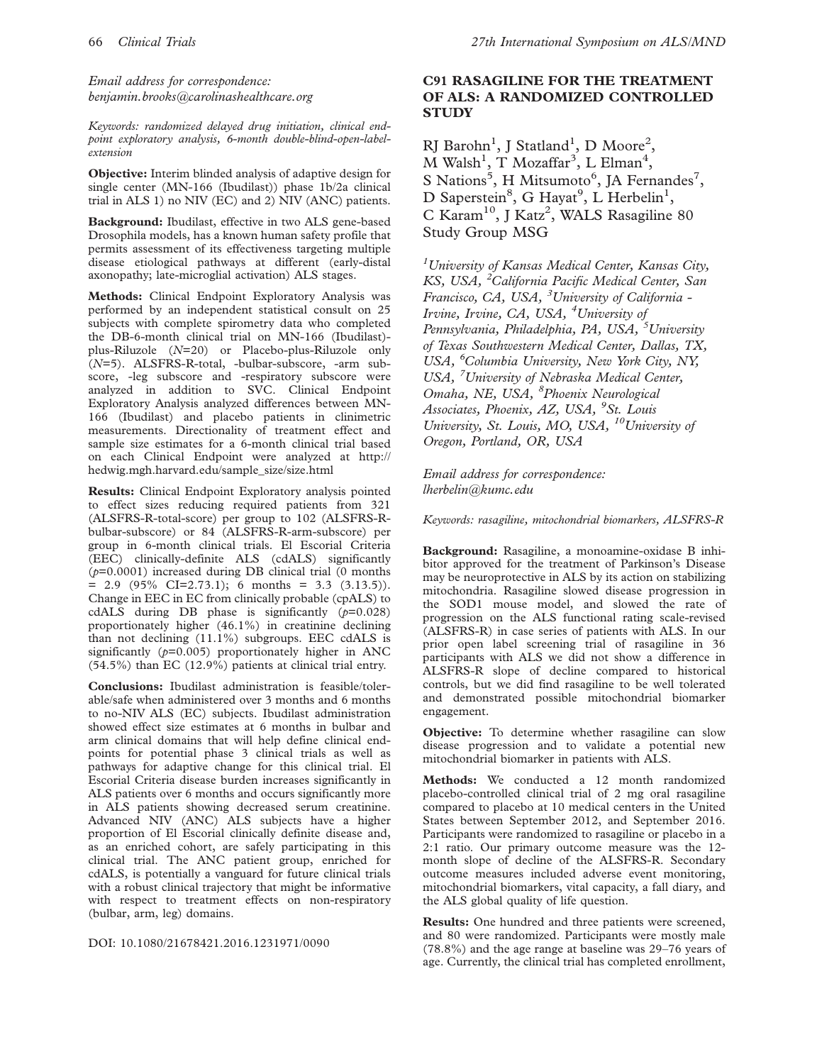*Email address for correspondence: benjamin.brooks@carolinashealthcare.org*

*Keywords: randomized delayed drug initiation, clinical endpoint exploratory analysis, 6-month double-blind-open-label-extension*

**Objective:** Interim blinded analysis of adaptive design for single center (MN-166 (Ibudilast)) phase 1b/2a clinical trial in ALS 1) no NIV (EC) and 2) NIV (ANC) patients.

**Background:** Ibudilast, effective in two ALS gene-based Drosophila models, has a known human safety profile that permits assessment of its effectiveness targeting multiple disease etiological pathways at different (early-distal axonopathy; late-microglial activation) ALS stages.

**Methods:** Clinical Endpoint Exploratory Analysis was performed by an independent statistical consult on 25 subjects with complete spirometry data who completed the DB-6-month clinical trial on MN-166 (Ibudilast)-plus-Riluzole ($N$=20) or Placebo-plus-Riluzole only ($N$=5). ALSFRS-R-total, -bulbar-subscore, -arm subscore, -leg subscore and -respiratory subscore were analyzed in addition to SVC. Clinical Endpoint Exploratory Analysis analyzed differences between MN-166 (Ibudilast) and placebo patients in clinimetric measurements. Directionality of treatment effect and sample size estimates for a 6-month clinical trial based on each Clinical Endpoint were analyzed at http://hedwig.mgh.harvard.edu/sample_size/size.html

**Results:** Clinical Endpoint Exploratory analysis pointed to effect sizes reducing required patients from 321 (ALSFRS-R-total-score) per group to 102 (ALSFRS-R-bulbar-subscore) or 84 (ALSFRS-R-arm-subscore) per group in 6-month clinical trials. El Escorial Criteria (EEC) clinically-definite ALS (cdALS) significantly ($p$=0.0001) increased during DB clinical trial (0 months = 2.9 (95% CI=2.73.1); 6 months = 3.3 (3.13.5)). Change in EEC in EC from clinically probable (cpALS) to cdALS during DB phase is significantly ($p$=0.028) proportionately higher (46.1%) in creatinine declining than not declining (11.1%) subgroups. EEC cdALS is significantly ($p$=0.005) proportionately higher in ANC (54.5%) than EC (12.9%) patients at clinical trial entry.

**Conclusions:** Ibudilast administration is feasible/tolerable/safe when administered over 3 months and 6 months to no-NIV ALS (EC) subjects. Ibudilast administration showed effect size estimates at 6 months in bulbar and arm clinical domains that will help define clinical endpoints for potential phase 3 clinical trials as well as pathways for adaptive change for this clinical trial. El Escorial Criteria disease burden increases significantly in ALS patients over 6 months and occurs significantly more in ALS patients showing decreased serum creatinine. Advanced NIV (ANC) ALS subjects have a higher proportion of El Escorial clinically definite disease and, as an enriched cohort, are safely participating in this clinical trial. The ANC patient group, enriched for cdALS, is potentially a vanguard for future clinical trials with a robust clinical trajectory that might be informative with respect to treatment effects on non-respiratory (bulbar, arm, leg) domains.

DOI: 10.1080/21678421.2016.1231971/0090

## C91 RASAGILINE FOR THE TREATMENT OF ALS: A RANDOMIZED CONTROLLED STUDY

RJ Barohn[1], J Statland[1], D Moore[2], M Walsh[1], T Mozaffar[3], L Elman[4], S Nations[5], H Mitsumoto[6], JA Fernandes[7], D Saperstein[8], G Hayat[9], L Herbelin[1], C Karam[10], J Katz[2], WALS Rasagiline 80 Study Group MSG

*[1]University of Kansas Medical Center, Kansas City, KS, USA, [2]California Pacific Medical Center, San Francisco, CA, USA, [3]University of California - Irvine, Irvine, CA, USA, [4]University of Pennsylvania, Philadelphia, PA, USA, [5]University of Texas Southwestern Medical Center, Dallas, TX, USA, [6]Columbia University, New York City, NY, USA, [7]University of Nebraska Medical Center, Omaha, NE, USA, [8]Phoenix Neurological Associates, Phoenix, AZ, USA, [9]St. Louis University, St. Louis, MO, USA, [10]University of Oregon, Portland, OR, USA*

*Email address for correspondence: lherbelin@kumc.edu*

*Keywords: rasagiline, mitochondrial biomarkers, ALSFRS-R*

**Background:** Rasagiline, a monoamine-oxidase B inhibitor approved for the treatment of Parkinson's Disease may be neuroprotective in ALS by its action on stabilizing mitochondria. Rasagiline slowed disease progression in the SOD1 mouse model, and slowed the rate of progression on the ALS functional rating scale-revised (ALSFRS-R) in case series of patients with ALS. In our prior open label screening trial of rasagiline in 36 participants with ALS we did not show a difference in ALSFRS-R slope of decline compared to historical controls, but we did find rasagiline to be well tolerated and demonstrated possible mitochondrial biomarker engagement.

**Objective:** To determine whether rasagiline can slow disease progression and to validate a potential new mitochondrial biomarker in patients with ALS.

**Methods:** We conducted a 12 month randomized placebo-controlled clinical trial of 2 mg oral rasagiline compared to placebo at 10 medical centers in the United States between September 2012, and September 2016. Participants were randomized to rasagiline or placebo in a 2:1 ratio. Our primary outcome measure was the 12-month slope of decline of the ALSFRS-R. Secondary outcome measures included adverse event monitoring, mitochondrial biomarkers, vital capacity, a fall diary, and the ALS global quality of life question.

**Results:** One hundred and three patients were screened, and 80 were randomized. Participants were mostly male (78.8%) and the age range at baseline was 29–76 years of age. Currently, the clinical trial has completed enrollment,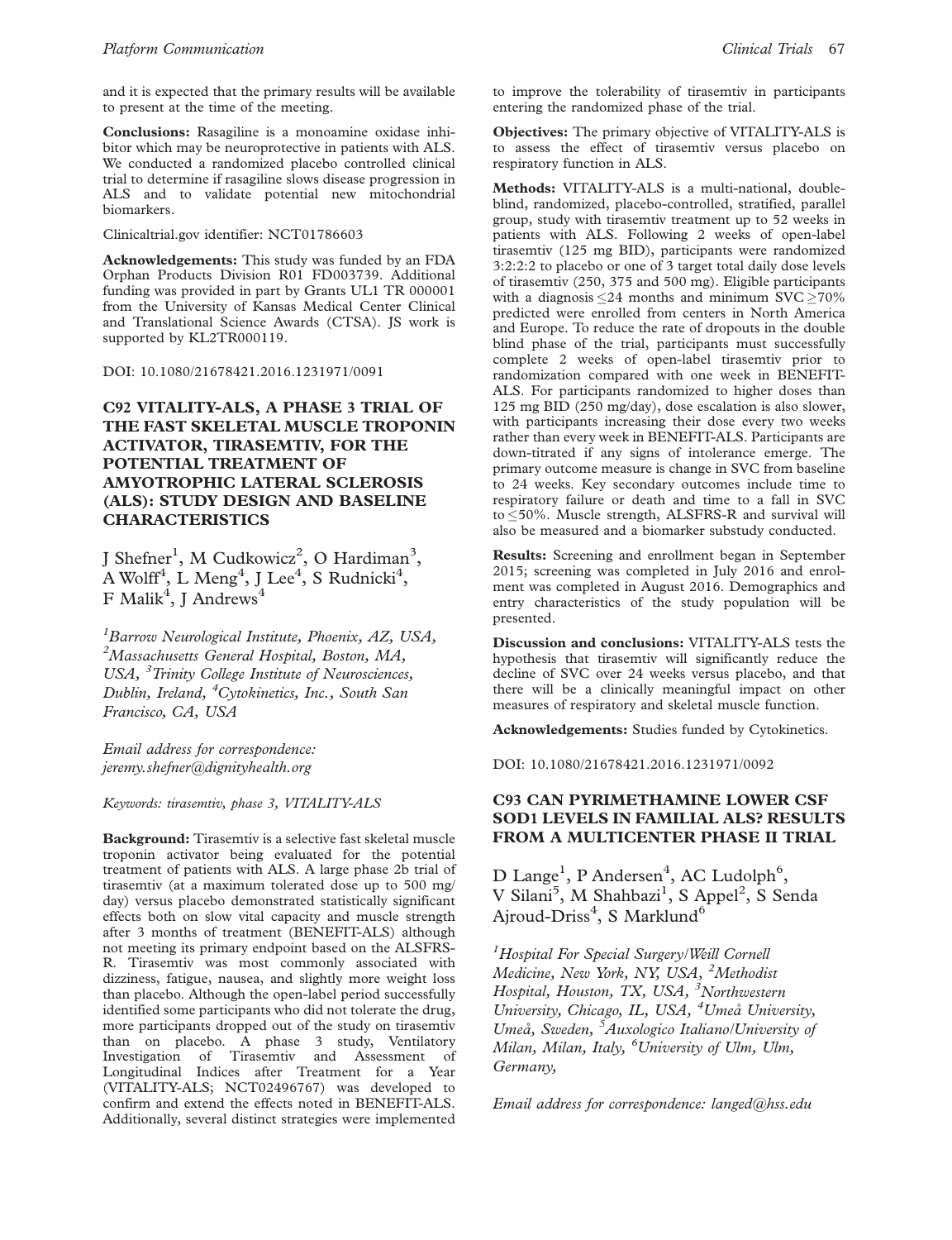and it is expected that the primary results will be available to present at the time of the meeting.

**Conclusions:** Rasagiline is a monoamine oxidase inhibitor which may be neuroprotective in patients with ALS. We conducted a randomized placebo controlled clinical trial to determine if rasagiline slows disease progression in ALS and to validate potential new mitochondrial biomarkers.

Clinicaltrial.gov identifier: NCT01786603

**Acknowledgements:** This study was funded by an FDA Orphan Products Division R01 FD003739. Additional funding was provided in part by Grants UL1 TR 000001 from the University of Kansas Medical Center Clinical and Translational Science Awards (CTSA). JS work is supported by KL2TR000119.

DOI: 10.1080/21678421.2016.1231971/0091

## C92 VITALITY-ALS, A PHASE 3 TRIAL OF THE FAST SKELETAL MUSCLE TROPONIN ACTIVATOR, TIRASEMTIV, FOR THE POTENTIAL TREATMENT OF AMYOTROPHIC LATERAL SCLEROSIS (ALS): STUDY DESIGN AND BASELINE CHARACTERISTICS

J Shefner[1], M Cudkowicz[2], O Hardiman[3], A Wolff[4], L Meng[4], J Lee[4], S Rudnicki[4], F Malik[4], J Andrews[4]

*[1]Barrow Neurological Institute, Phoenix, AZ, USA, [2]Massachusetts General Hospital, Boston, MA, USA, [3]Trinity College Institute of Neurosciences, Dublin, Ireland, [4]Cytokinetics, Inc., South San Francisco, CA, USA*

*Email address for correspondence: jeremy.shefner@dignityhealth.org*

*Keywords: tirasemtiv, phase 3, VITALITY-ALS*

**Background:** Tirasemtiv is a selective fast skeletal muscle troponin activator being evaluated for the potential treatment of patients with ALS. A large phase 2b trial of tirasemtiv (at a maximum tolerated dose up to 500 mg/day) versus placebo demonstrated statistically significant effects both on slow vital capacity and muscle strength after 3 months of treatment (BENEFIT-ALS) although not meeting its primary endpoint based on the ALSFRS-R. Tirasemtiv was most commonly associated with dizziness, fatigue, nausea, and slightly more weight loss than placebo. Although the open-label period successfully identified some participants who did not tolerate the drug, more participants dropped out of the study on tirasemtiv than on placebo. A phase 3 study, Ventilatory Investigation of Tirasemtiv and Assessment of Longitudinal Indices after Treatment for a Year (VITALITY-ALS; NCT02496767) was developed to confirm and extend the effects noted in BENEFIT-ALS. Additionally, several distinct strategies were implemented to improve the tolerability of tirasemtiv in participants entering the randomized phase of the trial.

**Objectives:** The primary objective of VITALITY-ALS is to assess the effect of tirasemtiv versus placebo on respiratory function in ALS.

**Methods:** VITALITY-ALS is a multi-national, double-blind, randomized, placebo-controlled, stratified, parallel group, study with tirasemtiv treatment up to 52 weeks in patients with ALS. Following 2 weeks of open-label tirasemtiv (125 mg BID), participants were randomized 3:2:2:2 to placebo or one of 3 target total daily dose levels of tirasemtiv (250, 375 and 500 mg). Eligible participants with a diagnosis $\leq$24 months and minimum SVC $\geq$70% predicted were enrolled from centers in North America and Europe. To reduce the rate of dropouts in the double blind phase of the trial, participants must successfully complete 2 weeks of open-label tirasemtiv prior to randomization compared with one week in BENEFIT-ALS. For participants randomized to higher doses than 125 mg BID (250 mg/day), dose escalation is also slower, with participants increasing their dose every two weeks rather than every week in BENEFIT-ALS. Participants are down-titrated if any signs of intolerance emerge. The primary outcome measure is change in SVC from baseline to 24 weeks. Key secondary outcomes include time to respiratory failure or death and time to a fall in SVC to $\leq$50%. Muscle strength, ALSFRS-R and survival will also be measured and a biomarker substudy conducted.

**Results:** Screening and enrollment began in September 2015; screening was completed in July 2016 and enrolment was completed in August 2016. Demographics and entry characteristics of the study population will be presented.

**Discussion and conclusions:** VITALITY-ALS tests the hypothesis that tirasemtiv will significantly reduce the decline of SVC over 24 weeks versus placebo, and that there will be a clinically meaningful impact on other measures of respiratory and skeletal muscle function.

**Acknowledgements:** Studies funded by Cytokinetics.

DOI: 10.1080/21678421.2016.1231971/0092

## C93 CAN PYRIMETHAMINE LOWER CSF SOD1 LEVELS IN FAMILIAL ALS? RESULTS FROM A MULTICENTER PHASE II TRIAL

D Lange[1], P Andersen[4], AC Ludolph[6], V Silani[5], M Shahbazi[1], S Appel[2], S Senda Ajroud-Driss[4], S Marklund[6]

*[1]Hospital For Special Surgery/Weill Cornell Medicine, New York, NY, USA, [2]Methodist Hospital, Houston, TX, USA, [3]Northwestern University, Chicago, IL, USA, [4]Umeå University, Umeå, Sweden, [5]Auxologico Italiano/University of Milan, Milan, Italy, [6]University of Ulm, Ulm, Germany,*

*Email address for correspondence: langed@hss.edu*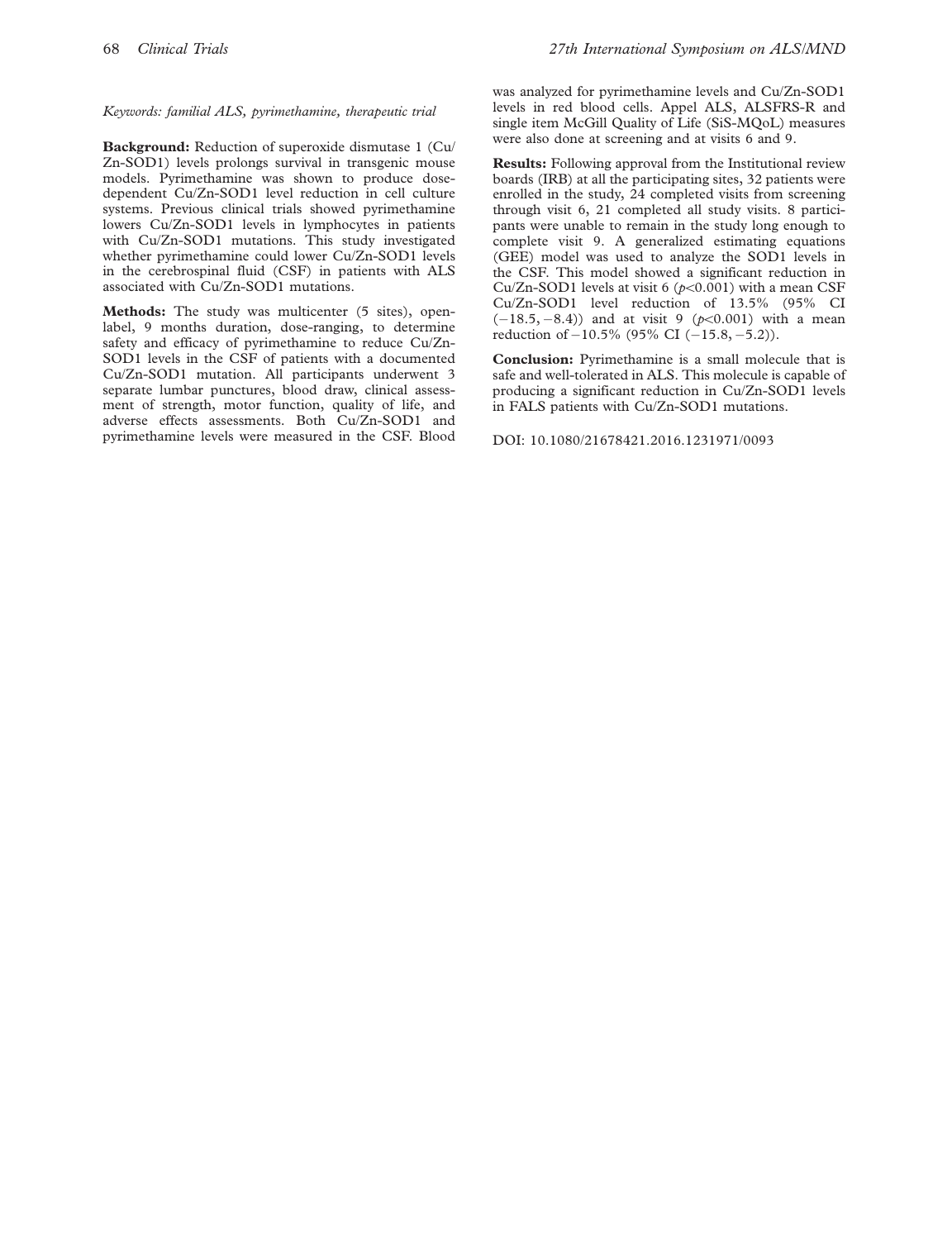*Keywords: familial ALS, pyrimethamine, therapeutic trial*

**Background:** Reduction of superoxide dismutase 1 (Cu/Zn-SOD1) levels prolongs survival in transgenic mouse models. Pyrimethamine was shown to produce dose-dependent Cu/Zn-SOD1 level reduction in cell culture systems. Previous clinical trials showed pyrimethamine lowers Cu/Zn-SOD1 levels in lymphocytes in patients with Cu/Zn-SOD1 mutations. This study investigated whether pyrimethamine could lower Cu/Zn-SOD1 levels in the cerebrospinal fluid (CSF) in patients with ALS associated with Cu/Zn-SOD1 mutations.

**Methods:** The study was multicenter (5 sites), open-label, 9 months duration, dose-ranging, to determine safety and efficacy of pyrimethamine to reduce Cu/Zn-SOD1 levels in the CSF of patients with a documented Cu/Zn-SOD1 mutation. All participants underwent 3 separate lumbar punctures, blood draw, clinical assessment of strength, motor function, quality of life, and adverse effects assessments. Both Cu/Zn-SOD1 and pyrimethamine levels were measured in the CSF. Blood was analyzed for pyrimethamine levels and Cu/Zn-SOD1 levels in red blood cells. Appel ALS, ALSFRS-R and single item McGill Quality of Life (SiS-MQoL) measures were also done at screening and at visits 6 and 9.

**Results:** Following approval from the Institutional review boards (IRB) at all the participating sites, 32 patients were enrolled in the study, 24 completed visits from screening through visit 6, 21 completed all study visits. 8 participants were unable to remain in the study long enough to complete visit 9. A generalized estimating equations (GEE) model was used to analyze the SOD1 levels in the CSF. This model showed a significant reduction in Cu/Zn-SOD1 levels at visit 6 ($p<0.001$) with a mean CSF Cu/Zn-SOD1 level reduction of 13.5% (95% CI $(-18.5, -8.4)$) and at visit 9 ($p<0.001$) with a mean reduction of $-10.5\%$ (95% CI $(-15.8, -5.2)$).

**Conclusion:** Pyrimethamine is a small molecule that is safe and well-tolerated in ALS. This molecule is capable of producing a significant reduction in Cu/Zn-SOD1 levels in FALS patients with Cu/Zn-SOD1 mutations.

DOI: 10.1080/21678421.2016.1231971/0093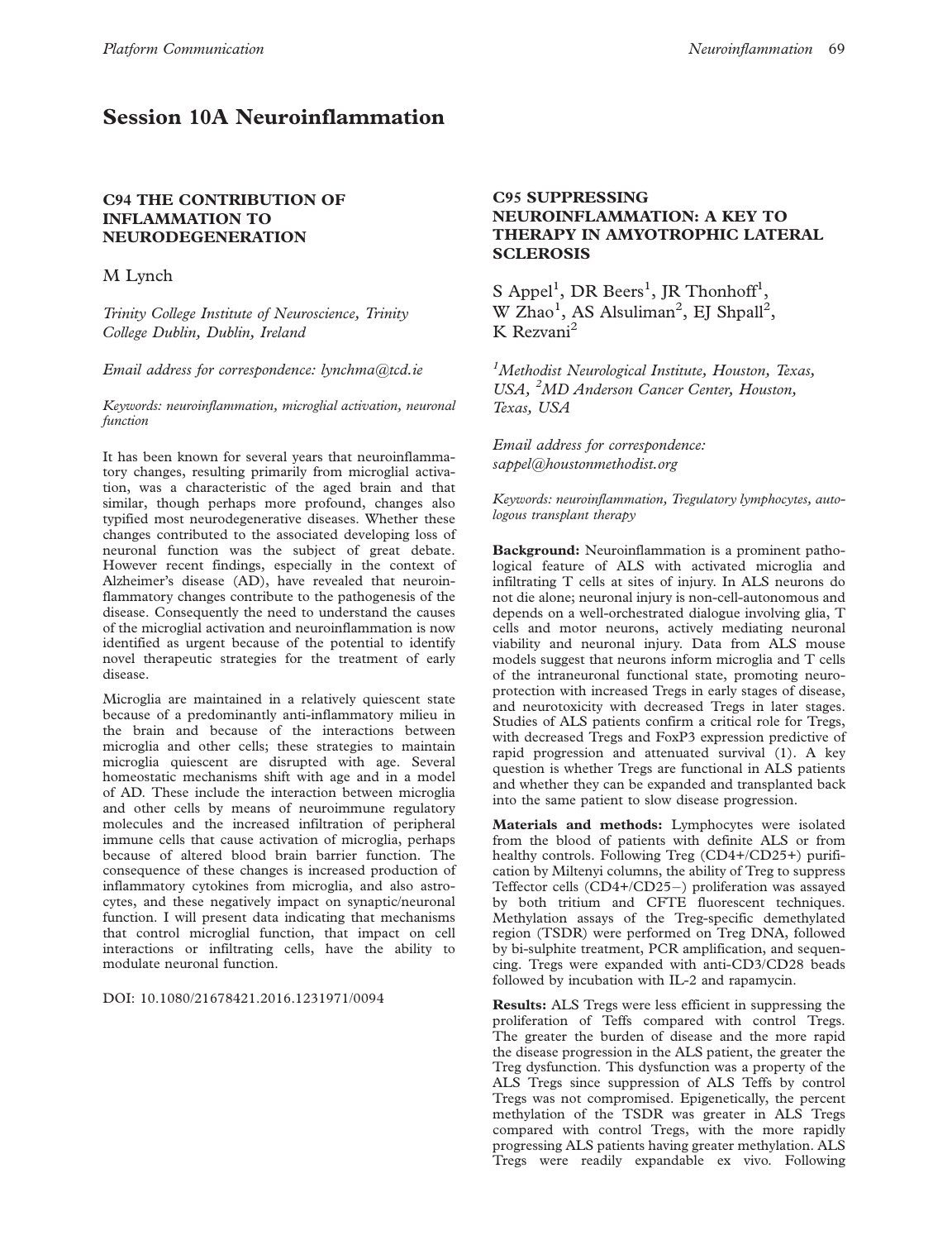# Session 10A Neuroinflammation

## C94 THE CONTRIBUTION OF INFLAMMATION TO NEURODEGENERATION

M Lynch

*Trinity College Institute of Neuroscience, Trinity College Dublin, Dublin, Ireland*

*Email address for correspondence: lynchma@tcd.ie*

*Keywords: neuroinflammation, microglial activation, neuronal function*

It has been known for several years that neuroinflammatory changes, resulting primarily from microglial activation, was a characteristic of the aged brain and that similar, though perhaps more profound, changes also typified most neurodegenerative diseases. Whether these changes contributed to the associated developing loss of neuronal function was the subject of great debate. However recent findings, especially in the context of Alzheimer's disease (AD), have revealed that neuroinflammatory changes contribute to the pathogenesis of the disease. Consequently the need to understand the causes of the microglial activation and neuroinflammation is now identified as urgent because of the potential to identify novel therapeutic strategies for the treatment of early disease.

Microglia are maintained in a relatively quiescent state because of a predominantly anti-inflammatory milieu in the brain and because of the interactions between microglia and other cells; these strategies to maintain microglia quiescent are disrupted with age. Several homeostatic mechanisms shift with age and in a model of AD. These include the interaction between microglia and other cells by means of neuroimmune regulatory molecules and the increased infiltration of peripheral immune cells that cause activation of microglia, perhaps because of altered blood brain barrier function. The consequence of these changes is increased production of inflammatory cytokines from microglia, and also astrocytes, and these negatively impact on synaptic/neuronal function. I will present data indicating that mechanisms that control microglial function, that impact on cell interactions or infiltrating cells, have the ability to modulate neuronal function.

DOI: 10.1080/21678421.2016.1231971/0094

## C95 SUPPRESSING NEUROINFLAMMATION: A KEY TO THERAPY IN AMYOTROPHIC LATERAL SCLEROSIS

S Appel[1], DR Beers[1], JR Thonhoff[1], W Zhao[1], AS Alsuliman[2], EJ Shpall[2], K Rezvani[2]

*[1]Methodist Neurological Institute, Houston, Texas, USA, [2]MD Anderson Cancer Center, Houston, Texas, USA*

*Email address for correspondence: sappel@houstonmethodist.org*

*Keywords: neuroinflammation, Tregulatory lymphocytes, autologous transplant therapy*

**Background:** Neuroinflammation is a prominent pathological feature of ALS with activated microglia and infiltrating T cells at sites of injury. In ALS neurons do not die alone; neuronal injury is non-cell-autonomous and depends on a well-orchestrated dialogue involving glia, T cells and motor neurons, actively mediating neuronal viability and neuronal injury. Data from ALS mouse models suggest that neurons inform microglia and T cells of the intraneuronal functional state, promoting neuroprotection with increased Tregs in early stages of disease, and neurotoxicity with decreased Tregs in later stages. Studies of ALS patients confirm a critical role for Tregs, with decreased Tregs and FoxP3 expression predictive of rapid progression and attenuated survival (1). A key question is whether Tregs are functional in ALS patients and whether they can be expanded and transplanted back into the same patient to slow disease progression.

**Materials and methods:** Lymphocytes were isolated from the blood of patients with definite ALS or from healthy controls. Following Treg (CD4+/CD25+) purification by Miltenyi columns, the ability of Treg to suppress Teffector cells (CD4+/CD25−) proliferation was assayed by both tritium and CFTE fluorescent techniques. Methylation assays of the Treg-specific demethylated region (TSDR) were performed on Treg DNA, followed by bi-sulphite treatment, PCR amplification, and sequencing. Tregs were expanded with anti-CD3/CD28 beads followed by incubation with IL-2 and rapamycin.

**Results:** ALS Tregs were less efficient in suppressing the proliferation of Teffs compared with control Tregs. The greater the burden of disease and the more rapid the disease progression in the ALS patient, the greater the Treg dysfunction. This dysfunction was a property of the ALS Tregs since suppression of ALS Teffs by control Tregs was not compromised. Epigenetically, the percent methylation of the TSDR was greater in ALS Tregs compared with control Tregs, with the more rapidly progressing ALS patients having greater methylation. ALS Tregs were readily expandable ex vivo. Following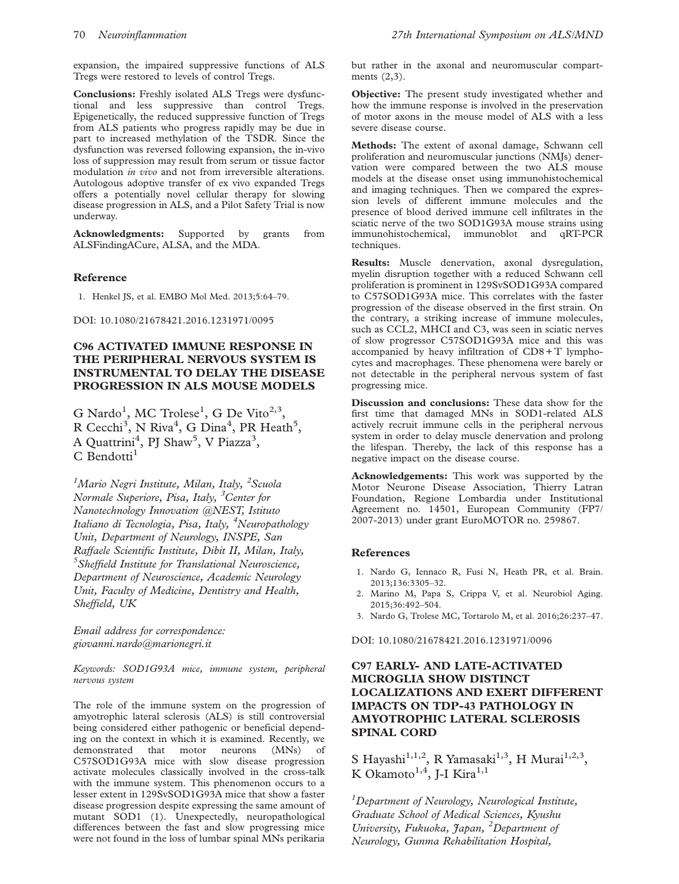expansion, the impaired suppressive functions of ALS Tregs were restored to levels of control Tregs.

**Conclusions:** Freshly isolated ALS Tregs were dysfunctional and less suppressive than control Tregs. Epigenetically, the reduced suppressive function of Tregs from ALS patients who progress rapidly may be due in part to increased methylation of the TSDR. Since the dysfunction was reversed following expansion, the in-vivo loss of suppression may result from serum or tissue factor modulation *in vivo* and not from irreversible alterations. Autologous adoptive transfer of ex vivo expanded Tregs offers a potentially novel cellular therapy for slowing disease progression in ALS, and a Pilot Safety Trial is now underway.

**Acknowledgments:** Supported by grants from ALSFindingACure, ALSA, and the MDA.

### Reference

1. Henkel JS, et al. EMBO Mol Med. 2013;5:64–79.

DOI: 10.1080/21678421.2016.1231971/0095

## C96 ACTIVATED IMMUNE RESPONSE IN THE PERIPHERAL NERVOUS SYSTEM IS INSTRUMENTAL TO DELAY THE DISEASE PROGRESSION IN ALS MOUSE MODELS

G Nardo[1], MC Trolese[1], G De Vito[2,3], R Cecchi[3], N Riva[4], G Dina[4], PR Heath[5], A Quattrini[4], PJ Shaw[5], V Piazza[3], C Bendotti[1]

*[1]Mario Negri Institute, Milan, Italy, [2]Scuola Normale Superiore, Pisa, Italy, [3]Center for Nanotechnology Innovation @NEST, Istituto Italiano di Tecnologia, Pisa, Italy, [4]Neuropathology Unit, Department of Neurology, INSPE, San Raffaele Scientific Institute, Dibit II, Milan, Italy, [5]Sheffield Institute for Translational Neuroscience, Department of Neuroscience, Academic Neurology Unit, Faculty of Medicine, Dentistry and Health, Sheffield, UK*

*Email address for correspondence: giovanni.nardo@marionegri.it*

*Keywords: SOD1G93A mice, immune system, peripheral nervous system*

The role of the immune system on the progression of amyotrophic lateral sclerosis (ALS) is still controversial being considered either pathogenic or beneficial depending on the context in which it is examined. Recently, we demonstrated that motor neurons (MNs) of C57SOD1G93A mice with slow disease progression activate molecules classically involved in the cross-talk with the immune system. This phenomenon occurs to a lesser extent in 129SvSOD1G93A mice that show a faster disease progression despite expressing the same amount of mutant SOD1 (1). Unexpectedly, neuropathological differences between the fast and slow progressing mice were not found in the loss of lumbar spinal MNs perikaria but rather in the axonal and neuromuscular compartments (2,3).

**Objective:** The present study investigated whether and how the immune response is involved in the preservation of motor axons in the mouse model of ALS with a less severe disease course.

**Methods:** The extent of axonal damage, Schwann cell proliferation and neuromuscular junctions (NMJs) denervation were compared between the two ALS mouse models at the disease onset using immunohistochemical and imaging techniques. Then we compared the expression levels of different immune molecules and the presence of blood derived immune cell infiltrates in the sciatic nerve of the two SOD1G93A mouse strains using immunohistochemical, immunoblot and qRT-PCR techniques.

**Results:** Muscle denervation, axonal dysregulation, myelin disruption together with a reduced Schwann cell proliferation is prominent in 129SvSOD1G93A compared to C57SOD1G93A mice. This correlates with the faster progression of the disease observed in the first strain. On the contrary, a striking increase of immune molecules, such as CCL2, MHCI and C3, was seen in sciatic nerves of slow progressor C57SOD1G93A mice and this was accompanied by heavy infiltration of CD8+T lymphocytes and macrophages. These phenomena were barely or not detectable in the peripheral nervous system of fast progressing mice.

**Discussion and conclusions:** These data show for the first time that damaged MNs in SOD1-related ALS actively recruit immune cells in the peripheral nervous system in order to delay muscle denervation and prolong the lifespan. Thereby, the lack of this response has a negative impact on the disease course.

**Acknowledgements:** This work was supported by the Motor Neurone Disease Association, Thierry Latran Foundation, Regione Lombardia under Institutional Agreement no. 14501, European Community (FP7/2007-2013) under grant EuroMOTOR no. 259867.

### References

1. Nardo G, Iennaco R, Fusi N, Heath PR, et al. Brain. 2013;136:3305–32.
2. Marino M, Papa S, Crippa V, et al. Neurobiol Aging. 2015;36:492–504.
3. Nardo G, Trolese MC, Tortarolo M, et al. 2016;26:237–47.

DOI: 10.1080/21678421.2016.1231971/0096

## C97 EARLY- AND LATE-ACTIVATED MICROGLIA SHOW DISTINCT LOCALIZATIONS AND EXERT DIFFERENT IMPACTS ON TDP-43 PATHOLOGY IN AMYOTROPHIC LATERAL SCLEROSIS SPINAL CORD

S Hayashi[1,1,2], R Yamasaki[1,3], H Murai[1,2,3], K Okamoto[1,4], J-I Kira[1,1]

*[1]Department of Neurology, Neurological Institute, Graduate School of Medical Sciences, Kyushu University, Fukuoka, Japan, [2]Department of Neurology, Gunma Rehabilitation Hospital,*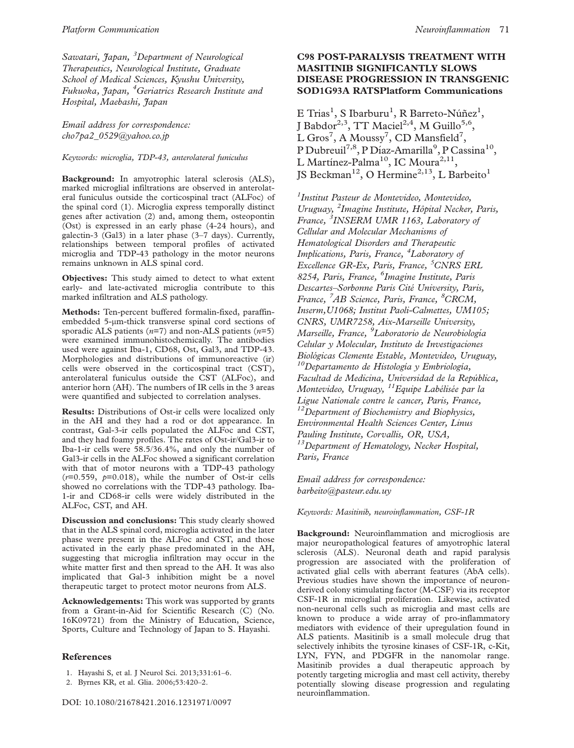Sawatari, Japan, [3]Department of Neurological Therapeutics, Neurological Institute, Graduate School of Medical Sciences, Kyushu University, Fukuoka, Japan, [4]Geriatrics Research Institute and Hospital, Maebashi, Japan

*Email address for correspondence: cho7pa2_0529@yahoo.co.jp*

*Keywords: microglia, TDP-43, anterolateral funiculus*

**Background:** In amyotrophic lateral sclerosis (ALS), marked microglial infiltrations are observed in anterolateral funiculus outside the corticospinal tract (ALFoc) of the spinal cord (1). Microglia express temporally distinct genes after activation (2) and, among them, osteopontin (Ost) is expressed in an early phase (4-24 hours), and galectin-3 (Gal3) in a later phase (3–7 days). Currently, relationships between temporal profiles of activated microglia and TDP-43 pathology in the motor neurons remains unknown in ALS spinal cord.

**Objectives:** This study aimed to detect to what extent early- and late-activated microglia contribute to this marked infiltration and ALS pathology.

**Methods:** Ten-percent buffered formalin-fixed, paraffin-embedded 5-μm-thick transverse spinal cord sections of sporadic ALS patients ($n$=7) and non-ALS patients ($n$=5) were examined immunohistochemically. The antibodies used were against Iba-1, CD68, Ost, Gal3, and TDP-43. Morphologies and distributions of immunoreactive (ir) cells were observed in the corticospinal tract (CST), anterolateral funiculus outside the CST (ALFoc), and anterior horn (AH). The numbers of IR cells in the 3 areas were quantified and subjected to correlation analyses.

**Results:** Distributions of Ost-ir cells were localized only in the AH and they had a rod or dot appearance. In contrast, Gal-3-ir cells populated the ALFoc and CST, and they had foamy profiles. The rates of Ost-ir/Gal3-ir to Iba-1-ir cells were 58.5/36.4%, and only the number of Gal3-ir cells in the ALFoc showed a significant correlation with that of motor neurons with a TDP-43 pathology ($r$=0.559, $p$=0.018), while the number of Ost-ir cells showed no correlations with the TDP-43 pathology. Iba-1-ir and CD68-ir cells were widely distributed in the ALFoc, CST, and AH.

**Discussion and conclusions:** This study clearly showed that in the ALS spinal cord, microglia activated in the later phase were present in the ALFoc and CST, and those activated in the early phase predominated in the AH, suggesting that microglia infiltration may occur in the white matter first and then spread to the AH. It was also implicated that Gal-3 inhibition might be a novel therapeutic target to protect motor neurons from ALS.

**Acknowledgements:** This work was supported by grants from a Grant-in-Aid for Scientific Research (C) (No. 16K09721) from the Ministry of Education, Science, Sports, Culture and Technology of Japan to S. Hayashi.

## References

1. Hayashi S, et al. J Neurol Sci. 2013;331:61–6.
2. Byrnes KR, et al. Glia. 2006;53:420–2.

DOI: 10.1080/21678421.2016.1231971/0097

## C98 POST-PARALYSIS TREATMENT WITH MASITINIB SIGNIFICANTLY SLOWS DISEASE PROGRESSION IN TRANSGENIC SOD1G93A RATSPlatform Communications

E Trias[1], S Ibarburu[1], R Barreto-Núñez[1], J Babdor[2,3], TT Maciel[2,4], M Guillo[5,6], L Gros[7], A Moussy[7], CD Mansfield[7], P Dubreuil[7,8], P Díaz-Amarilla[9], P Cassina[10], L Martínez-Palma[10], IC Moura[2,11], JS Beckman[12], O Hermine[2,13], L Barbeito[1]

*[1]Institut Pasteur de Montevideo, Montevideo, Uruguay, [2]Imagine Institute, Hôpital Necker, Paris, France, [3]INSERM UMR 1163, Laboratory of Cellular and Molecular Mechanisms of Hematological Disorders and Therapeutic Implications, Paris, France, [4]Laboratory of Excellence GR-Ex, Paris, France, [5]CNRS ERL 8254, Paris, France, [6]Imagine Institute, Paris Descartes–Sorbonne Paris Cité University, Paris, France, [7]AB Science, Paris, France, [8]CRCM, Inserm,U1068; Institut Paoli-Calmettes, UM105; CNRS, UMR7258, Aix-Marseille University, Marseille, France, [9]Laboratorio de Neurobiología Celular y Molecular, Instituto de Investigaciones Biológicas Clemente Estable, Montevideo, Uruguay, [10]Departamento de Histología y Embriología, Facultad de Medicina, Universidad de la República, Montevideo, Uruguay, [11]Equipe Labélisée par la Ligue Nationale contre le cancer, Paris, France, [12]Department of Biochemistry and Biophysics, Environmental Health Sciences Center, Linus Pauling Institute, Corvallis, OR, USA, [13]Department of Hematology, Necker Hospital, Paris, France*

*Email address for correspondence: barbeito@pasteur.edu.uy*

*Keywords: Masitinib, neuroinflammation, CSF-1R*

**Background:** Neuroinflammation and microgliosis are major neuropathological features of amyotrophic lateral sclerosis (ALS). Neuronal death and rapid paralysis progression are associated with the proliferation of activated glial cells with aberrant features (AbA cells). Previous studies have shown the importance of neuron-derived colony stimulating factor (M-CSF) via its receptor CSF-1R in microglial proliferation. Likewise, activated non-neuronal cells such as microglia and mast cells are known to produce a wide array of pro-inflammatory mediators with evidence of their upregulation found in ALS patients. Masitinib is a small molecule drug that selectively inhibits the tyrosine kinases of CSF-1R, c-Kit, LYN, FYN, and PDGFR in the nanomolar range. Masitinib provides a dual therapeutic approach by potently targeting microglia and mast cell activity, thereby potentially slowing disease progression and regulating neuroinflammation.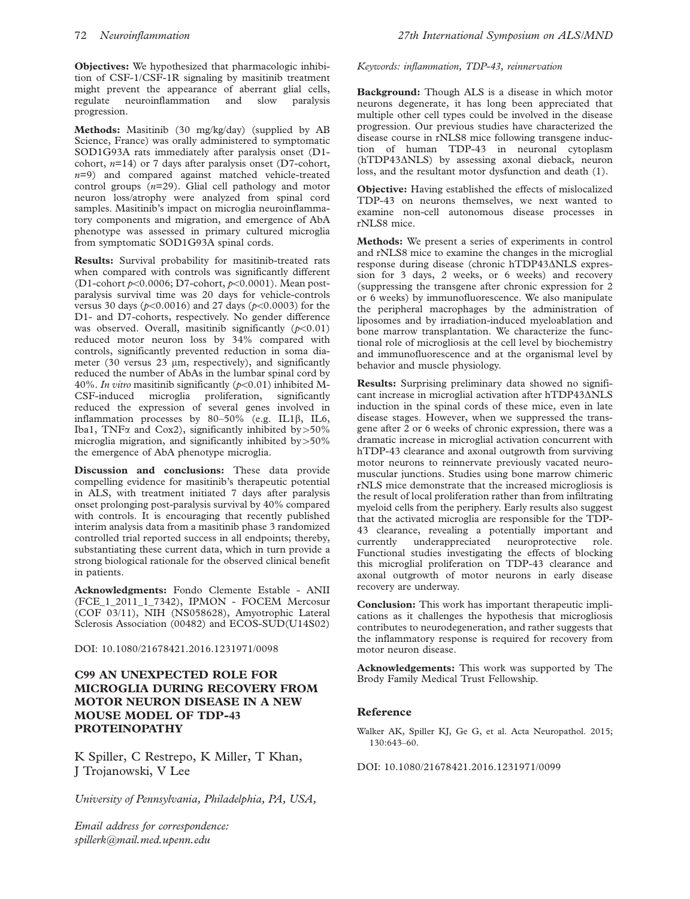**Objectives:** We hypothesized that pharmacologic inhibition of CSF-1/CSF-1R signaling by masitinib treatment might prevent the appearance of aberrant glial cells, regulate neuroinflammation and slow paralysis progression.

**Methods:** Masitinib (30 mg/kg/day) (supplied by AB Science, France) was orally administered to symptomatic SOD1G93A rats immediately after paralysis onset (D1-cohort, $n$=14) or 7 days after paralysis onset (D7-cohort, $n$=9) and compared against matched vehicle-treated control groups ($n$=29). Glial cell pathology and motor neuron loss/atrophy were analyzed from spinal cord samples. Masitinib's impact on microglia neuroinflammatory components and migration, and emergence of AbA phenotype was assessed in primary cultured microglia from symptomatic SOD1G93A spinal cords.

**Results:** Survival probability for masitinib-treated rats when compared with controls was significantly different (D1-cohort $p$<0.0006; D7-cohort, $p$<0.0001). Mean post-paralysis survival time was 20 days for vehicle-controls versus 30 days ($p$<0.0016) and 27 days ($p$<0.0003) for the D1- and D7-cohorts, respectively. No gender difference was observed. Overall, masitinib significantly ($p$<0.01) reduced motor neuron loss by 34% compared with controls, significantly prevented reduction in soma diameter (30 versus 23 μm, respectively), and significantly reduced the number of AbAs in the lumbar spinal cord by 40%. *In vitro* masitinib significantly ($p$<0.01) inhibited M-CSF-induced microglia proliferation, significantly reduced the expression of several genes involved in inflammation processes by 80–50% (e.g. IL1β, IL6, Iba1, TNFα and Cox2), significantly inhibited by >50% microglia migration, and significantly inhibited by >50% the emergence of AbA phenotype microglia.

**Discussion and conclusions:** These data provide compelling evidence for masitinib's therapeutic potential in ALS, with treatment initiated 7 days after paralysis onset prolonging post-paralysis survival by 40% compared with controls. It is encouraging that recently published interim analysis data from a masitinib phase 3 randomized controlled trial reported success in all endpoints; thereby, substantiating these current data, which in turn provide a strong biological rationale for the observed clinical benefit in patients.

**Acknowledgments:** Fondo Clemente Estable - ANII (FCE_1_2011_1_7342), IPMON - FOCEM Mercosur (COF 03/11), NIH (NS058628), Amyotrophic Lateral Sclerosis Association (00482) and ECOS-SUD(U14S02)

DOI: 10.1080/21678421.2016.1231971/0098

## C99 AN UNEXPECTED ROLE FOR MICROGLIA DURING RECOVERY FROM MOTOR NEURON DISEASE IN A NEW MOUSE MODEL OF TDP-43 PROTEINOPATHY

K Spiller, C Restrepo, K Miller, T Khan, J Trojanowski, V Lee

*University of Pennsylvania, Philadelphia, PA, USA,*

*Email address for correspondence: spillerk@mail.med.upenn.edu*

*Keywords: inflammation, TDP-43, reinnervation*

**Background:** Though ALS is a disease in which motor neurons degenerate, it has long been appreciated that multiple other cell types could be involved in the disease progression. Our previous studies have characterized the disease course in rNLS8 mice following transgene induction of human TDP-43 in neuronal cytoplasm (hTDP43ΔNLS) by assessing axonal dieback, neuron loss, and the resultant motor dysfunction and death (1).

**Objective:** Having established the effects of mislocalized TDP-43 on neurons themselves, we next wanted to examine non-cell autonomous disease processes in rNLS8 mice.

**Methods:** We present a series of experiments in control and rNLS8 mice to examine the changes in the microglial response during disease (chronic hTDP43ΔNLS expression for 3 days, 2 weeks, or 6 weeks) and recovery (suppressing the transgene after chronic expression for 2 or 6 weeks) by immunofluorescence. We also manipulate the peripheral macrophages by the administration of liposomes and by irradiation-induced myeloablation and bone marrow transplantation. We characterize the functional role of microgliosis at the cell level by biochemistry and immunofluorescence and at the organismal level by behavior and muscle physiology.

**Results:** Surprising preliminary data showed no significant increase in microglial activation after hTDP43ΔNLS induction in the spinal cords of these mice, even in late disease stages. However, when we suppressed the transgene after 2 or 6 weeks of chronic expression, there was a dramatic increase in microglial activation concurrent with hTDP-43 clearance and axonal outgrowth from surviving motor neurons to reinnervate previously vacated neuromuscular junctions. Studies using bone marrow chimeric rNLS mice demonstrate that the increased microgliosis is the result of local proliferation rather than from infiltrating myeloid cells from the periphery. Early results also suggest that the activated microglia are responsible for the TDP-43 clearance, revealing a potentially important and currently underappreciated neuroprotective role. Functional studies investigating the effects of blocking this microglial proliferation on TDP-43 clearance and axonal outgrowth of motor neurons in early disease recovery are underway.

**Conclusion:** This work has important therapeutic implications as it challenges the hypothesis that microgliosis contributes to neurodegeneration, and rather suggests that the inflammatory response is required for recovery from motor neuron disease.

**Acknowledgements:** This work was supported by The Brody Family Medical Trust Fellowship.

### Reference

Walker AK, Spiller KJ, Ge G, et al. Acta Neuropathol. 2015; 130:643–60.

DOI: 10.1080/21678421.2016.1231971/0099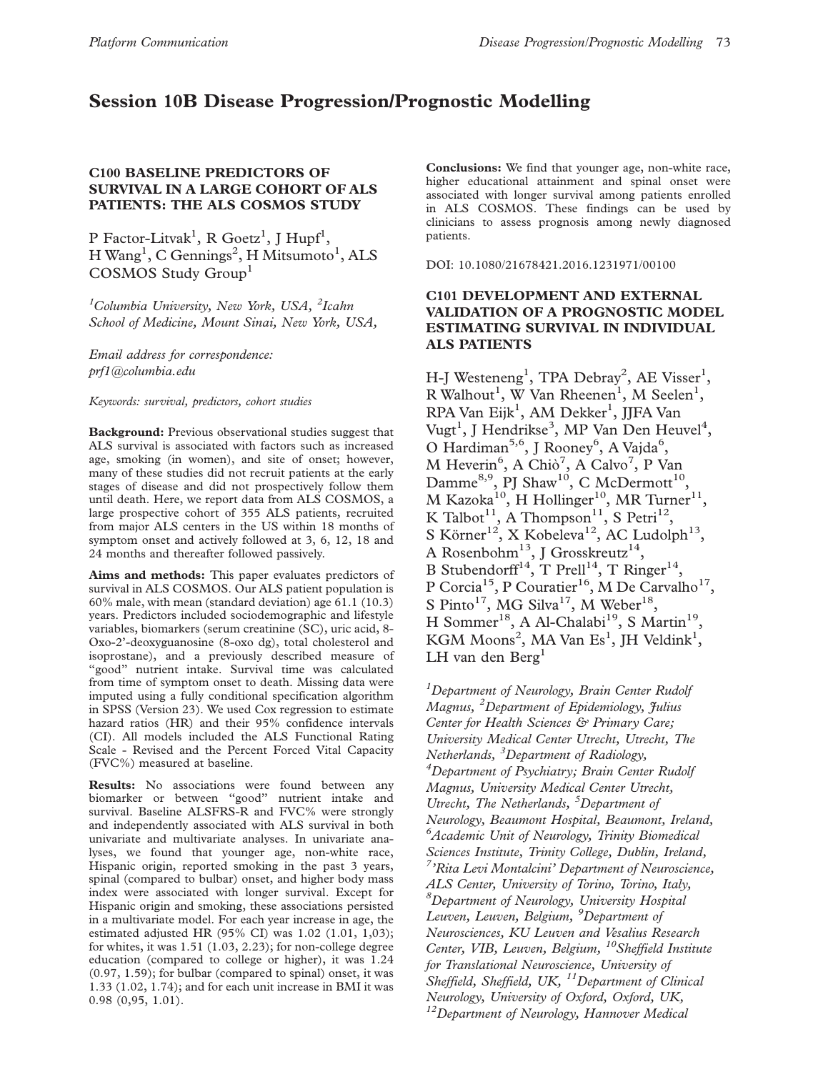# Session 10B Disease Progression/Prognostic Modelling

## C100 BASELINE PREDICTORS OF SURVIVAL IN A LARGE COHORT OF ALS PATIENTS: THE ALS COSMOS STUDY

P Factor-Litvak[1], R Goetz[1], J Hupf[1], H Wang[1], C Gennings[2], H Mitsumoto[1], ALS COSMOS Study Group[1]

*[1]Columbia University, New York, USA, [2]Icahn School of Medicine, Mount Sinai, New York, USA,*

*Email address for correspondence: prf1@columbia.edu*

*Keywords: survival, predictors, cohort studies*

**Background:** Previous observational studies suggest that ALS survival is associated with factors such as increased age, smoking (in women), and site of onset; however, many of these studies did not recruit patients at the early stages of disease and did not prospectively follow them until death. Here, we report data from ALS COSMOS, a large prospective cohort of 355 ALS patients, recruited from major ALS centers in the US within 18 months of symptom onset and actively followed at 3, 6, 12, 18 and 24 months and thereafter followed passively.

**Aims and methods:** This paper evaluates predictors of survival in ALS COSMOS. Our ALS patient population is 60% male, with mean (standard deviation) age 61.1 (10.3) years. Predictors included sociodemographic and lifestyle variables, biomarkers (serum creatinine (SC), uric acid, 8-Oxo-2'-deoxyguanosine (8-oxo dg), total cholesterol and isoprostane), and a previously described measure of "good" nutrient intake. Survival time was calculated from time of symptom onset to death. Missing data were imputed using a fully conditional specification algorithm in SPSS (Version 23). We used Cox regression to estimate hazard ratios (HR) and their 95% confidence intervals (CI). All models included the ALS Functional Rating Scale - Revised and the Percent Forced Vital Capacity (FVC%) measured at baseline.

**Results:** No associations were found between any biomarker or between "good" nutrient intake and survival. Baseline ALSFRS-R and FVC% were strongly and independently associated with ALS survival in both univariate and multivariate analyses. In univariate analyses, we found that younger age, non-white race, Hispanic origin, reported smoking in the past 3 years, spinal (compared to bulbar) onset, and higher body mass index were associated with longer survival. Except for Hispanic origin and smoking, these associations persisted in a multivariate model. For each year increase in age, the estimated adjusted HR (95% CI) was 1.02 (1.01, 1,03); for whites, it was 1.51 (1.03, 2.23); for non-college degree education (compared to college or higher), it was 1.24 (0.97, 1.59); for bulbar (compared to spinal) onset, it was 1.33 (1.02, 1.74); and for each unit increase in BMI it was 0.98 (0,95, 1.01).

**Conclusions:** We find that younger age, non-white race, higher educational attainment and spinal onset were associated with longer survival among patients enrolled in ALS COSMOS. These findings can be used by clinicians to assess prognosis among newly diagnosed patients.

DOI: 10.1080/21678421.2016.1231971/00100

## C101 DEVELOPMENT AND EXTERNAL VALIDATION OF A PROGNOSTIC MODEL ESTIMATING SURVIVAL IN INDIVIDUAL ALS PATIENTS

H-J Westeneng[1], TPA Debray[2], AE Visser[1], R Walhout[1], W Van Rheenen[1], M Seelen[1], RPA Van Eijk[1], AM Dekker[1], JJFA Van Vugt[1], J Hendrikse[3], MP Van Den Heuvel[4], O Hardiman[5,6], J Rooney[6], A Vajda[6], M Heverin[6], A Chiò[7], A Calvo[7], P Van Damme[8,9], PJ Shaw[10], C McDermott[10], M Kazoka[10], H Hollinger[10], MR Turner[11], K Talbot[11], A Thompson[11], S Petri[12], S Körner[12], X Kobeleva[12], AC Ludolph[13], A Rosenbohm[13], J Grosskreutz[14], B Stubendorff[14], T Prell[14], T Ringer[14], P Corcia[15], P Couratier[16], M De Carvalho[17], S Pinto[17], MG Silva[17], M Weber[18], H Sommer[18], A Al-Chalabi[19], S Martin[19], KGM Moons[2], MA Van Es[1], JH Veldink[1], LH van den Berg[1]

*[1]Department of Neurology, Brain Center Rudolf Magnus, [2]Department of Epidemiology, Julius Center for Health Sciences & Primary Care; University Medical Center Utrecht, Utrecht, The Netherlands, [3]Department of Radiology, [4]Department of Psychiatry; Brain Center Rudolf Magnus, University Medical Center Utrecht, Utrecht, The Netherlands, [5]Department of Neurology, Beaumont Hospital, Beaumont, Ireland, [6]Academic Unit of Neurology, Trinity Biomedical Sciences Institute, Trinity College, Dublin, Ireland, [7]'Rita Levi Montalcini' Department of Neuroscience, ALS Center, University of Torino, Torino, Italy, [8]Department of Neurology, University Hospital Leuven, Leuven, Belgium, [9]Department of Neurosciences, KU Leuven and Vesalius Research Center, VIB, Leuven, Belgium, [10]Sheffield Institute for Translational Neuroscience, University of Sheffield, Sheffield, UK, [11]Department of Clinical Neurology, University of Oxford, Oxford, UK, [12]Department of Neurology, Hannover Medical*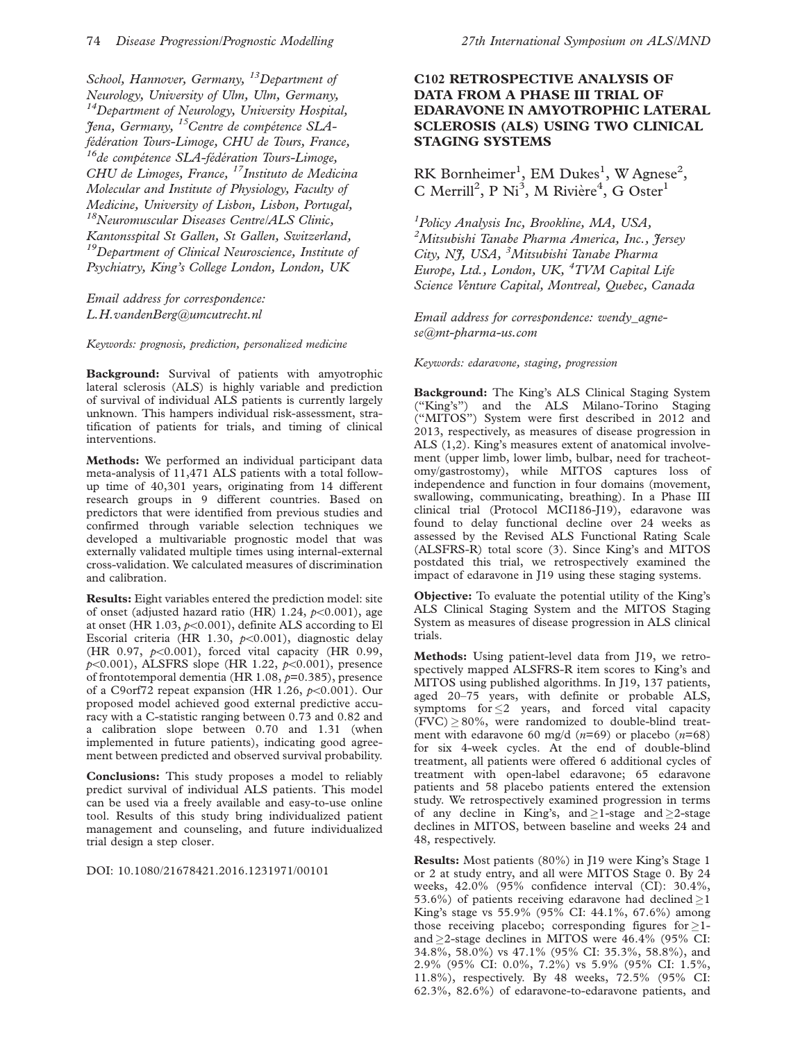School, Hannover, Germany, [13]Department of Neurology, University of Ulm, Ulm, Germany, [14]Department of Neurology, University Hospital, Jena, Germany, [15]Centre de compétence SLA-fédération Tours-Limoge, CHU de Tours, France, [16]de compétence SLA-fédération Tours-Limoge, CHU de Limoges, France, [17]Instituto de Medicina Molecular and Institute of Physiology, Faculty of Medicine, University of Lisbon, Lisbon, Portugal, [18]Neuromuscular Diseases Centre/ALS Clinic, Kantonsspital St Gallen, St Gallen, Switzerland, [19]Department of Clinical Neuroscience, Institute of Psychiatry, King's College London, London, UK

*Email address for correspondence: L.H.vandenBerg@umcutrecht.nl*

*Keywords: prognosis, prediction, personalized medicine*

**Background:** Survival of patients with amyotrophic lateral sclerosis (ALS) is highly variable and prediction of survival of individual ALS patients is currently largely unknown. This hampers individual risk-assessment, stratification of patients for trials, and timing of clinical interventions.

**Methods:** We performed an individual participant data meta-analysis of 11,471 ALS patients with a total follow-up time of 40,301 years, originating from 14 different research groups in 9 different countries. Based on predictors that were identified from previous studies and confirmed through variable selection techniques we developed a multivariable prognostic model that was externally validated multiple times using internal-external cross-validation. We calculated measures of discrimination and calibration.

**Results:** Eight variables entered the prediction model: site of onset (adjusted hazard ratio (HR) 1.24, $p<0.001$), age at onset (HR 1.03, $p<0.001$), definite ALS according to El Escorial criteria (HR 1.30, $p<0.001$), diagnostic delay (HR 0.97, $p<0.001$), forced vital capacity (HR 0.99, $p<0.001$), ALSFRS slope (HR 1.22, $p<0.001$), presence of frontotemporal dementia (HR 1.08, $p=0.385$), presence of a C9orf72 repeat expansion (HR 1.26, $p<0.001$). Our proposed model achieved good external predictive accuracy with a C-statistic ranging between 0.73 and 0.82 and a calibration slope between 0.70 and 1.31 (when implemented in future patients), indicating good agreement between predicted and observed survival probability.

**Conclusions:** This study proposes a model to reliably predict survival of individual ALS patients. This model can be used via a freely available and easy-to-use online tool. Results of this study bring individualized patient management and counseling, and future individualized trial design a step closer.

DOI: 10.1080/21678421.2016.1231971/00101

## C102 RETROSPECTIVE ANALYSIS OF DATA FROM A PHASE III TRIAL OF EDARAVONE IN AMYOTROPHIC LATERAL SCLEROSIS (ALS) USING TWO CLINICAL STAGING SYSTEMS

RK Bornheimer[1], EM Dukes[1], W Agnese[2], C Merrill[2], P Ni[3], M Rivière[4], G Oster[1]

[1]Policy Analysis Inc, Brookline, MA, USA, [2]Mitsubishi Tanabe Pharma America, Inc., Jersey City, NJ, USA, [3]Mitsubishi Tanabe Pharma Europe, Ltd., London, UK, [4]TVM Capital Life Science Venture Capital, Montreal, Quebec, Canada

*Email address for correspondence: wendy_agnese@mt-pharma-us.com*

*Keywords: edaravone, staging, progression*

**Background:** The King's ALS Clinical Staging System ("King's") and the ALS Milano-Torino Staging ("MITOS") System were first described in 2012 and 2013, respectively, as measures of disease progression in ALS (1,2). King's measures extent of anatomical involvement (upper limb, lower limb, bulbar, need for tracheotomy/gastrostomy), while MITOS captures loss of independence and function in four domains (movement, swallowing, communicating, breathing). In a Phase III clinical trial (Protocol MCI186-J19), edaravone was found to delay functional decline over 24 weeks as assessed by the Revised ALS Functional Rating Scale (ALSFRS-R) total score (3). Since King's and MITOS postdated this trial, we retrospectively examined the impact of edaravone in J19 using these staging systems.

**Objective:** To evaluate the potential utility of the King's ALS Clinical Staging System and the MITOS Staging System as measures of disease progression in ALS clinical trials.

**Methods:** Using patient-level data from J19, we retrospectively mapped ALSFRS-R item scores to King's and MITOS using published algorithms. In J19, 137 patients, aged 20–75 years, with definite or probable ALS, symptoms for $\leq$2 years, and forced vital capacity (FVC) $\geq$ 80%, were randomized to double-blind treatment with edaravone 60 mg/d ($n$=69) or placebo ($n$=68) for six 4-week cycles. At the end of double-blind treatment, all patients were offered 6 additional cycles of treatment with open-label edaravone; 65 edaravone patients and 58 placebo patients entered the extension study. We retrospectively examined progression in terms of any decline in King's, and $\geq$1-stage and $\geq$2-stage declines in MITOS, between baseline and weeks 24 and 48, respectively.

**Results:** Most patients (80%) in J19 were King's Stage 1 or 2 at study entry, and all were MITOS Stage 0. By 24 weeks, 42.0% (95% confidence interval (CI): 30.4%, 53.6%) of patients receiving edaravone had declined $\geq$1 King's stage vs 55.9% (95% CI: 44.1%, 67.6%) among those receiving placebo; corresponding figures for $\geq$1- and $\geq$2-stage declines in MITOS were 46.4% (95% CI: 34.8%, 58.0%) vs 47.1% (95% CI: 35.3%, 58.8%), and 2.9% (95% CI: 0.0%, 7.2%) vs 5.9% (95% CI: 1.5%, 11.8%), respectively. By 48 weeks, 72.5% (95% CI: 62.3%, 82.6%) of edaravone-to-edaravone patients, and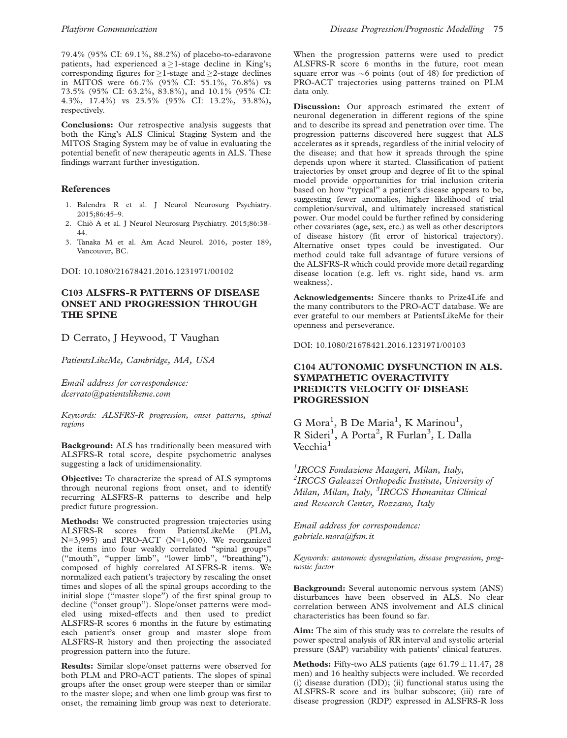79.4% (95% CI: 69.1%, 88.2%) of placebo-to-edaravone patients, had experienced a ≥1-stage decline in King's; corresponding figures for ≥1-stage and ≥2-stage declines in MITOS were 66.7% (95% CI: 55.1%, 76.8%) vs 73.5% (95% CI: 63.2%, 83.8%), and 10.1% (95% CI: 4.3%, 17.4%) vs 23.5% (95% CI: 13.2%, 33.8%), respectively.

**Conclusions:** Our retrospective analysis suggests that both the King's ALS Clinical Staging System and the MITOS Staging System may be of value in evaluating the potential benefit of new therapeutic agents in ALS. These findings warrant further investigation.

### References

1. Balendra R et al. J Neurol Neurosurg Psychiatry. 2015;86:45–9.
2. Chiò A et al. J Neurol Neurosurg Psychiatry. 2015;86:38–44.
3. Tanaka M et al. Am Acad Neurol. 2016, poster 189, Vancouver, BC.

DOI: 10.1080/21678421.2016.1231971/00102

## C103 ALSFRS-R PATTERNS OF DISEASE ONSET AND PROGRESSION THROUGH THE SPINE

D Cerrato, J Heywood, T Vaughan

*PatientsLikeMe, Cambridge, MA, USA*

*Email address for correspondence: dcerrato@patientslikeme.com*

*Keywords: ALSFRS-R progression, onset patterns, spinal regions*

**Background:** ALS has traditionally been measured with ALSFRS-R total score, despite psychometric analyses suggesting a lack of unidimensionality.

**Objective:** To characterize the spread of ALS symptoms through neuronal regions from onset, and to identify recurring ALSFRS-R patterns to describe and help predict future progression.

**Methods:** We constructed progression trajectories using ALSFRS-R scores from PatientsLikeMe (PLM, N=3,995) and PRO-ACT (N=1,600). We reorganized the items into four weakly correlated "spinal groups" ("mouth", "upper limb", "lower limb", "breathing"), composed of highly correlated ALSFRS-R items. We normalized each patient's trajectory by rescaling the onset times and slopes of all the spinal groups according to the initial slope ("master slope") of the first spinal group to decline ("onset group"). Slope/onset patterns were modeled using mixed-effects and then used to predict ALSFRS-R scores 6 months in the future by estimating each patient's onset group and master slope from ALSFRS-R history and then projecting the associated progression pattern into the future.

**Results:** Similar slope/onset patterns were observed for both PLM and PRO-ACT patients. The slopes of spinal groups after the onset group were steeper than or similar to the master slope; and when one limb group was first to onset, the remaining limb group was next to deteriorate. When the progression patterns were used to predict ALSFRS-R score 6 months in the future, root mean square error was ~6 points (out of 48) for prediction of PRO-ACT trajectories using patterns trained on PLM data only.

**Discussion:** Our approach estimated the extent of neuronal degeneration in different regions of the spine and to describe its spread and penetration over time. The progression patterns discovered here suggest that ALS accelerates as it spreads, regardless of the initial velocity of the disease; and that how it spreads through the spine depends upon where it started. Classification of patient trajectories by onset group and degree of fit to the spinal model provide opportunities for trial inclusion criteria based on how "typical" a patient's disease appears to be, suggesting fewer anomalies, higher likelihood of trial completion/survival, and ultimately increased statistical power. Our model could be further refined by considering other covariates (age, sex, etc.) as well as other descriptors of disease history (fit error of historical trajectory). Alternative onset types could be investigated. Our method could take full advantage of future versions of the ALSFRS-R which could provide more detail regarding disease location (e.g. left vs. right side, hand vs. arm weakness).

**Acknowledgements:** Sincere thanks to Prize4Life and the many contributors to the PRO-ACT database. We are ever grateful to our members at PatientsLikeMe for their openness and perseverance.

DOI: 10.1080/21678421.2016.1231971/00103

## C104 AUTONOMIC DYSFUNCTION IN ALS. SYMPATHETIC OVERACTIVITY PREDICTS VELOCITY OF DISEASE PROGRESSION

G Mora[1], B De Maria[1], K Marinou[1], R Sideri[1], A Porta[2], R Furlan[3], L Dalla Vecchia[1]

*[1]IRCCS Fondazione Maugeri, Milan, Italy, [2]IRCCS Galeazzi Orthopedic Institute, University of Milan, Milan, Italy, [3]IRCCS Humanitas Clinical and Research Center, Rozzano, Italy*

*Email address for correspondence: gabriele.mora@fsm.it*

*Keywords: autonomic dysregulation, disease progression, prognostic factor*

**Background:** Several autonomic nervous system (ANS) disturbances have been observed in ALS. No clear correlation between ANS involvement and ALS clinical characteristics has been found so far.

**Aim:** The aim of this study was to correlate the results of power spectral analysis of RR interval and systolic arterial pressure (SAP) variability with patients' clinical features.

**Methods:** Fifty-two ALS patients (age $61.79 \pm 11.47$, 28 men) and 16 healthy subjects were included. We recorded (i) disease duration (DD); (ii) functional status using the ALSFRS-R score and its bulbar subscore; (iii) rate of disease progression (RDP) expressed in ALSFRS-R loss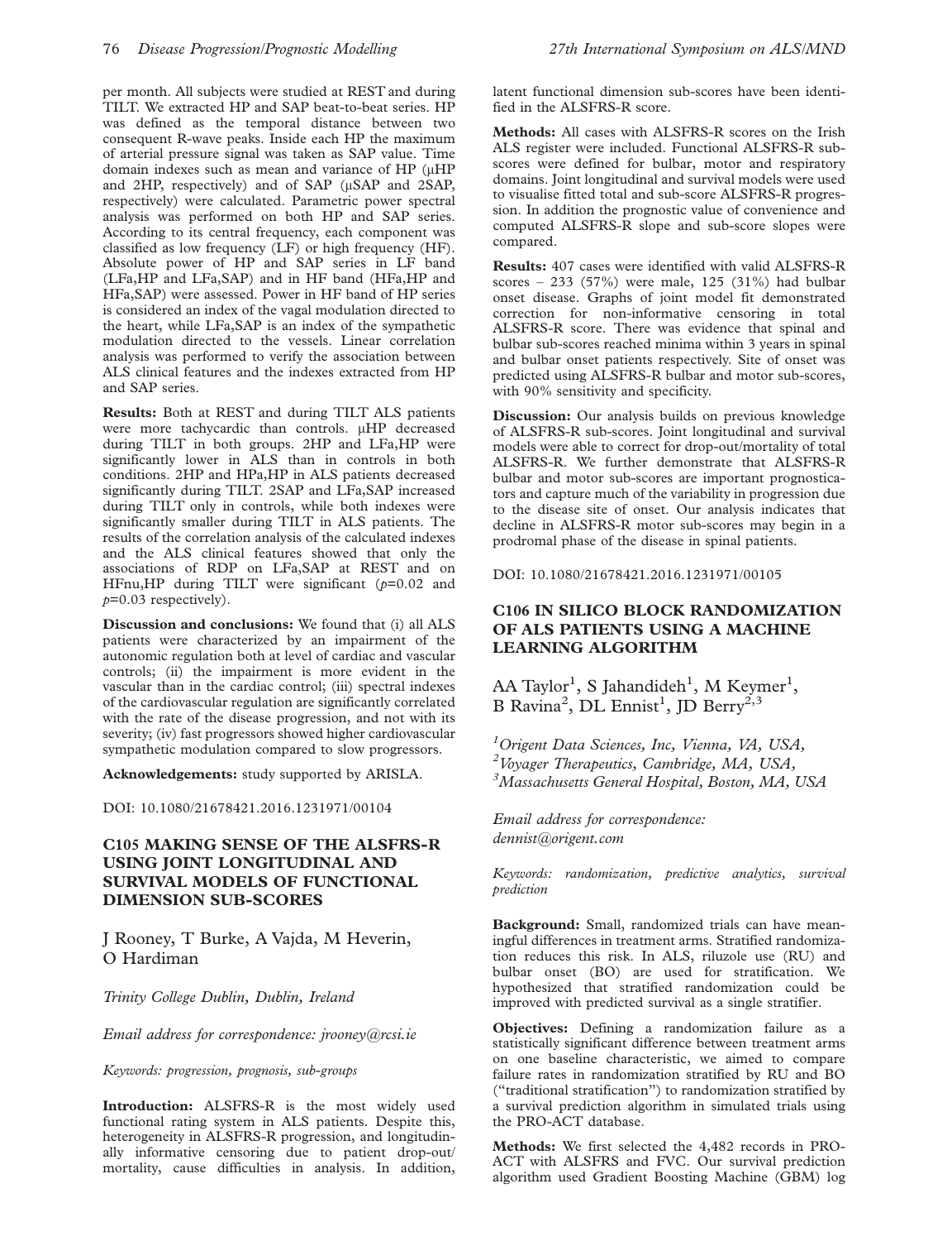per month. All subjects were studied at REST and during TILT. We extracted HP and SAP beat-to-beat series. HP was defined as the temporal distance between two consequent R-wave peaks. Inside each HP the maximum of arterial pressure signal was taken as SAP value. Time domain indexes such as mean and variance of HP (μHP and 2HP, respectively) and of SAP (μSAP and 2SAP, respectively) were calculated. Parametric power spectral analysis was performed on both HP and SAP series. According to its central frequency, each component was classified as low frequency (LF) or high frequency (HF). Absolute power of HP and SAP series in LF band (LFa,HP and LFa,SAP) and in HF band (HFa,HP and HFa,SAP) were assessed. Power in HF band of HP series is considered an index of the vagal modulation directed to the heart, while LFa,SAP is an index of the sympathetic modulation directed to the vessels. Linear correlation analysis was performed to verify the association between ALS clinical features and the indexes extracted from HP and SAP series.

**Results:** Both at REST and during TILT ALS patients were more tachycardic than controls. μHP decreased during TILT in both groups. 2HP and LFa,HP were significantly lower in ALS than in controls in both conditions. 2HP and HPa,HP in ALS patients decreased significantly during TILT. 2SAP and LFa,SAP increased during TILT only in controls, while both indexes were significantly smaller during TILT in ALS patients. The results of the correlation analysis of the calculated indexes and the ALS clinical features showed that only the associations of RDP on LFa,SAP at REST and on HFnu,HP during TILT were significant ($p$=0.02 and $p$=0.03 respectively).

**Discussion and conclusions:** We found that (i) all ALS patients were characterized by an impairment of the autonomic regulation both at level of cardiac and vascular controls; (ii) the impairment is more evident in the vascular than in the cardiac control; (iii) spectral indexes of the cardiovascular regulation are significantly correlated with the rate of the disease progression, and not with its severity; (iv) fast progressors showed higher cardiovascular sympathetic modulation compared to slow progressors.

**Acknowledgements:** study supported by ARISLA.

DOI: 10.1080/21678421.2016.1231971/00104

## C105 MAKING SENSE OF THE ALSFRS-R USING JOINT LONGITUDINAL AND SURVIVAL MODELS OF FUNCTIONAL DIMENSION SUB-SCORES

J Rooney, T Burke, A Vajda, M Heverin, O Hardiman

*Trinity College Dublin, Dublin, Ireland*

*Email address for correspondence: jrooney@rcsi.ie*

*Keywords: progression, prognosis, sub-groups*

**Introduction:** ALSFRS-R is the most widely used functional rating system in ALS patients. Despite this, heterogeneity in ALSFRS-R progression, and longitudinally informative censoring due to patient drop-out/mortality, cause difficulties in analysis. In addition, latent functional dimension sub-scores have been identified in the ALSFRS-R score.

**Methods:** All cases with ALSFRS-R scores on the Irish ALS register were included. Functional ALSFRS-R sub-scores were defined for bulbar, motor and respiratory domains. Joint longitudinal and survival models were used to visualise fitted total and sub-score ALSFRS-R progression. In addition the prognostic value of convenience and computed ALSFRS-R slope and sub-score slopes were compared.

**Results:** 407 cases were identified with valid ALSFRS-R scores – 233 (57%) were male, 125 (31%) had bulbar onset disease. Graphs of joint model fit demonstrated correction for non-informative censoring in total ALSFRS-R score. There was evidence that spinal and bulbar sub-scores reached minima within 3 years in spinal and bulbar onset patients respectively. Site of onset was predicted using ALSFRS-R bulbar and motor sub-scores, with 90% sensitivity and specificity.

**Discussion:** Our analysis builds on previous knowledge of ALSFRS-R sub-scores. Joint longitudinal and survival models were able to correct for drop-out/mortality of total ALSFRS-R. We further demonstrate that ALSFRS-R bulbar and motor sub-scores are important prognosticators and capture much of the variability in progression due to the disease site of onset. Our analysis indicates that decline in ALSFRS-R motor sub-scores may begin in a prodromal phase of the disease in spinal patients.

DOI: 10.1080/21678421.2016.1231971/00105

## C106 IN SILICO BLOCK RANDOMIZATION OF ALS PATIENTS USING A MACHINE LEARNING ALGORITHM

AA Taylor[1], S Jahandideh[1], M Keymer[1], B Ravina[2], DL Ennist[1], JD Berry[2,3]

*[1]Origent Data Sciences, Inc, Vienna, VA, USA,*
*[2]Voyager Therapeutics, Cambridge, MA, USA,*
*[3]Massachusetts General Hospital, Boston, MA, USA*

*Email address for correspondence: dennist@origent.com*

*Keywords: randomization, predictive analytics, survival prediction*

**Background:** Small, randomized trials can have meaningful differences in treatment arms. Stratified randomization reduces this risk. In ALS, riluzole use (RU) and bulbar onset (BO) are used for stratification. We hypothesized that stratified randomization could be improved with predicted survival as a single stratifier.

**Objectives:** Defining a randomization failure as a statistically significant difference between treatment arms on one baseline characteristic, we aimed to compare failure rates in randomization stratified by RU and BO ("traditional stratification") to randomization stratified by a survival prediction algorithm in simulated trials using the PRO-ACT database.

**Methods:** We first selected the 4,482 records in PRO-ACT with ALSFRS and FVC. Our survival prediction algorithm used Gradient Boosting Machine (GBM) log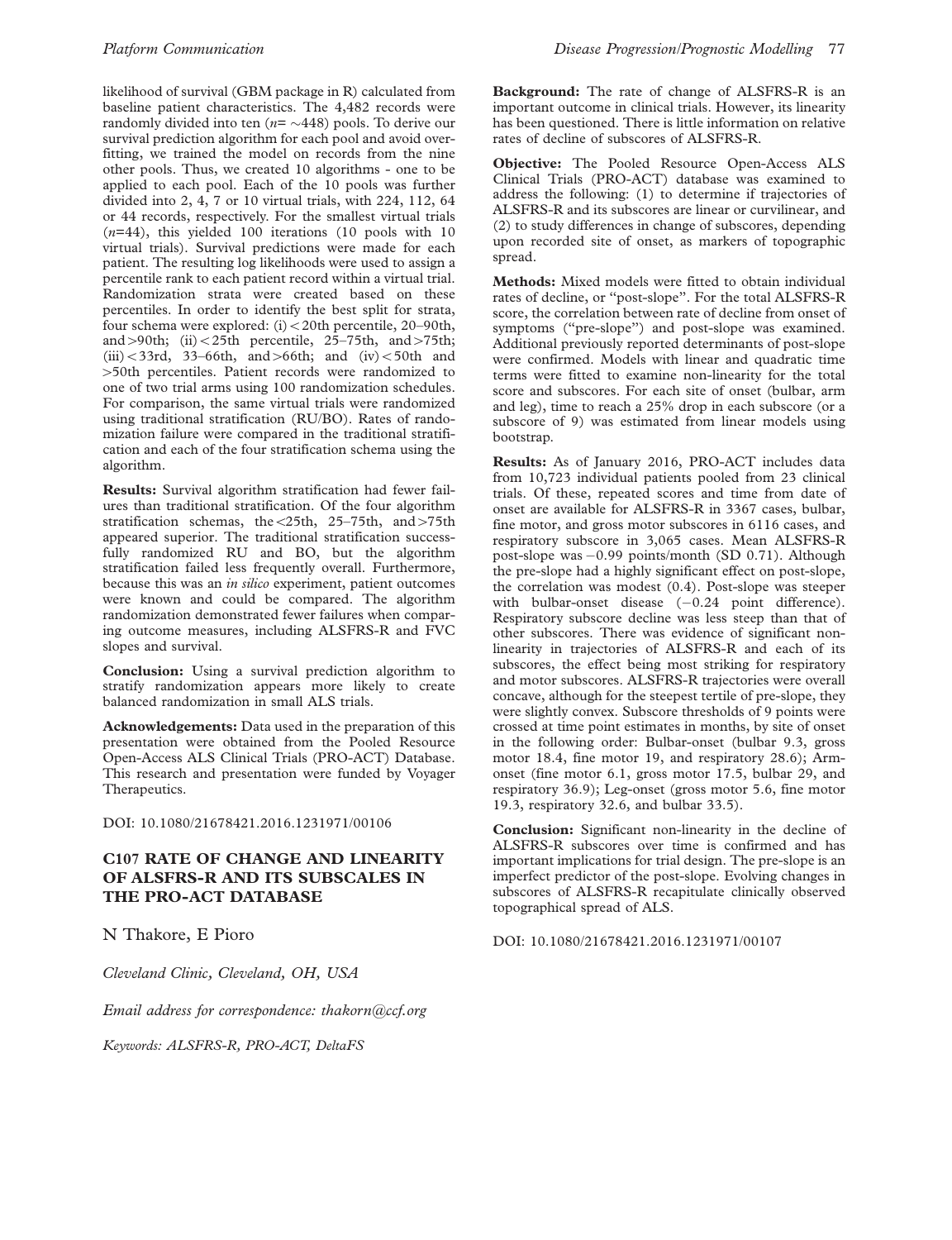likelihood of survival (GBM package in R) calculated from baseline patient characteristics. The 4,482 records were randomly divided into ten ($n = \sim 448$) pools. To derive our survival prediction algorithm for each pool and avoid over-fitting, we trained the model on records from the nine other pools. Thus, we created 10 algorithms - one to be applied to each pool. Each of the 10 pools was further divided into 2, 4, 7 or 10 virtual trials, with 224, 112, 64 or 44 records, respectively. For the smallest virtual trials ($n=44$), this yielded 100 iterations (10 pools with 10 virtual trials). Survival predictions were made for each patient. The resulting log likelihoods were used to assign a percentile rank to each patient record within a virtual trial. Randomization strata were created based on these percentiles. In order to identify the best split for strata, four schema were explored: (i) <20th percentile, 20–90th, and >90th; (ii) <25th percentile, 25–75th, and >75th; (iii) <33rd, 33–66th, and >66th; and (iv) <50th and >50th percentiles. Patient records were randomized to one of two trial arms using 100 randomization schedules. For comparison, the same virtual trials were randomized using traditional stratification (RU/BO). Rates of randomization failure were compared in the traditional stratification and each of the four stratification schema using the algorithm.

**Results:** Survival algorithm stratification had fewer failures than traditional stratification. Of the four algorithm stratification schemas, the <25th, 25–75th, and >75th appeared superior. The traditional stratification successfully randomized RU and BO, but the algorithm stratification failed less frequently overall. Furthermore, because this was an *in silico* experiment, patient outcomes were known and could be compared. The algorithm randomization demonstrated fewer failures when comparing outcome measures, including ALSFRS-R and FVC slopes and survival.

**Conclusion:** Using a survival prediction algorithm to stratify randomization appears more likely to create balanced randomization in small ALS trials.

**Acknowledgements:** Data used in the preparation of this presentation were obtained from the Pooled Resource Open-Access ALS Clinical Trials (PRO-ACT) Database. This research and presentation were funded by Voyager Therapeutics.

DOI: 10.1080/21678421.2016.1231971/00106

## C107 RATE OF CHANGE AND LINEARITY OF ALSFRS-R AND ITS SUBSCALES IN THE PRO-ACT DATABASE

N Thakore, E Pioro

*Cleveland Clinic, Cleveland, OH, USA*

*Email address for correspondence: thakorn@ccf.org*

*Keywords: ALSFRS-R, PRO-ACT, DeltaFS*

**Background:** The rate of change of ALSFRS-R is an important outcome in clinical trials. However, its linearity has been questioned. There is little information on relative rates of decline of subscores of ALSFRS-R.

**Objective:** The Pooled Resource Open-Access ALS Clinical Trials (PRO-ACT) database was examined to address the following: (1) to determine if trajectories of ALSFRS-R and its subscores are linear or curvilinear, and (2) to study differences in change of subscores, depending upon recorded site of onset, as markers of topographic spread.

**Methods:** Mixed models were fitted to obtain individual rates of decline, or "post-slope". For the total ALSFRS-R score, the correlation between rate of decline from onset of symptoms ("pre-slope") and post-slope was examined. Additional previously reported determinants of post-slope were confirmed. Models with linear and quadratic time terms were fitted to examine non-linearity for the total score and subscores. For each site of onset (bulbar, arm and leg), time to reach a 25% drop in each subscore (or a subscore of 9) was estimated from linear models using bootstrap.

**Results:** As of January 2016, PRO-ACT includes data from 10,723 individual patients pooled from 23 clinical trials. Of these, repeated scores and time from date of onset are available for ALSFRS-R in 3367 cases, bulbar, fine motor, and gross motor subscores in 6116 cases, and respiratory subscore in 3,065 cases. Mean ALSFRS-R post-slope was −0.99 points/month (SD 0.71). Although the pre-slope had a highly significant effect on post-slope, the correlation was modest (0.4). Post-slope was steeper with bulbar-onset disease (−0.24 point difference). Respiratory subscore decline was less steep than that of other subscores. There was evidence of significant non-linearity in trajectories of ALSFRS-R and each of its subscores, the effect being most striking for respiratory and motor subscores. ALSFRS-R trajectories were overall concave, although for the steepest tertile of pre-slope, they were slightly convex. Subscore thresholds of 9 points were crossed at time point estimates in months, by site of onset in the following order: Bulbar-onset (bulbar 9.3, gross motor 18.4, fine motor 19, and respiratory 28.6); Arm-onset (fine motor 6.1, gross motor 17.5, bulbar 29, and respiratory 36.9); Leg-onset (gross motor 5.6, fine motor 19.3, respiratory 32.6, and bulbar 33.5).

**Conclusion:** Significant non-linearity in the decline of ALSFRS-R subscores over time is confirmed and has important implications for trial design. The pre-slope is an imperfect predictor of the post-slope. Evolving changes in subscores of ALSFRS-R recapitulate clinically observed topographical spread of ALS.

DOI: 10.1080/21678421.2016.1231971/00107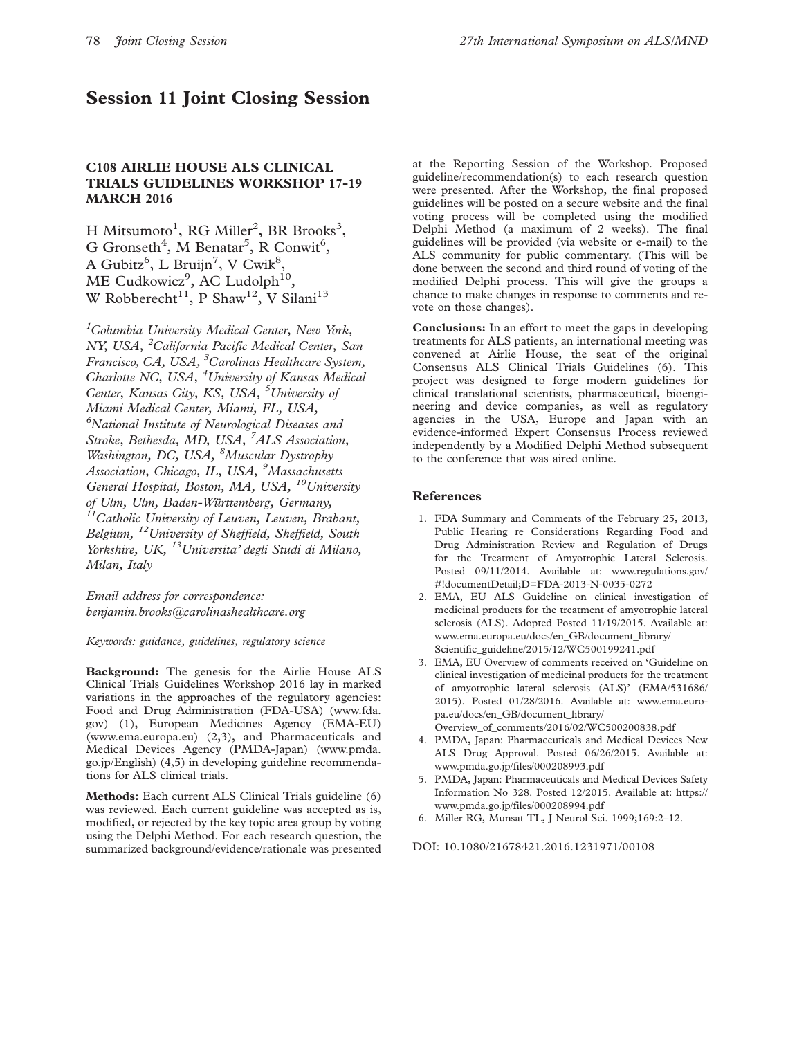# Session 11 Joint Closing Session

## C108 AIRLIE HOUSE ALS CLINICAL TRIALS GUIDELINES WORKSHOP 17-19 MARCH 2016

H Mitsumoto[1], RG Miller[2], BR Brooks[3], G Gronseth[4], M Benatar[5], R Conwit[6], A Gubitz[6], L Bruijn[7], V Cwik[8], ME Cudkowicz[9], AC Ludolph[10], W Robberecht[11], P Shaw[12], V Silani[13]

*[1]Columbia University Medical Center, New York, NY, USA, [2]California Pacific Medical Center, San Francisco, CA, USA, [3]Carolinas Healthcare System, Charlotte NC, USA, [4]University of Kansas Medical Center, Kansas City, KS, USA, [5]University of Miami Medical Center, Miami, FL, USA, [6]National Institute of Neurological Diseases and Stroke, Bethesda, MD, USA, [7]ALS Association, Washington, DC, USA, [8]Muscular Dystrophy Association, Chicago, IL, USA, [9]Massachusetts General Hospital, Boston, MA, USA, [10]University of Ulm, Ulm, Baden-Württemberg, Germany, [11]Catholic University of Leuven, Leuven, Brabant, Belgium, [12]University of Sheffield, Sheffield, South Yorkshire, UK, [13]Universita' degli Studi di Milano, Milan, Italy*

*Email address for correspondence: benjamin.brooks@carolinashealthcare.org*

*Keywords: guidance, guidelines, regulatory science*

**Background:** The genesis for the Airlie House ALS Clinical Trials Guidelines Workshop 2016 lay in marked variations in the approaches of the regulatory agencies: Food and Drug Administration (FDA-USA) (www.fda.gov) (1), European Medicines Agency (EMA-EU) (www.ema.europa.eu) (2,3), and Pharmaceuticals and Medical Devices Agency (PMDA-Japan) (www.pmda.go.jp/English) (4,5) in developing guideline recommendations for ALS clinical trials.

**Methods:** Each current ALS Clinical Trials guideline (6) was reviewed. Each current guideline was accepted as is, modified, or rejected by the key topic area group by voting using the Delphi Method. For each research question, the summarized background/evidence/rationale was presented at the Reporting Session of the Workshop. Proposed guideline/recommendation(s) to each research question were presented. After the Workshop, the final proposed guidelines will be posted on a secure website and the final voting process will be completed using the modified Delphi Method (a maximum of 2 weeks). The final guidelines will be provided (via website or e-mail) to the ALS community for public commentary. (This will be done between the second and third round of voting of the modified Delphi process. This will give the groups a chance to make changes in response to comments and re-vote on those changes).

**Conclusions:** In an effort to meet the gaps in developing treatments for ALS patients, an international meeting was convened at Airlie House, the seat of the original Consensus ALS Clinical Trials Guidelines (6). This project was designed to forge modern guidelines for clinical translational scientists, pharmaceutical, bioengineering and device companies, as well as regulatory agencies in the USA, Europe and Japan with an evidence-informed Expert Consensus Process reviewed independently by a Modified Delphi Method subsequent to the conference that was aired online.

### References

1. FDA Summary and Comments of the February 25, 2013, Public Hearing re Considerations Regarding Food and Drug Administration Review and Regulation of Drugs for the Treatment of Amyotrophic Lateral Sclerosis. Posted 09/11/2014. Available at: www.regulations.gov/#!documentDetail;D=FDA-2013-N-0035-0272
2. EMA, EU ALS Guideline on clinical investigation of medicinal products for the treatment of amyotrophic lateral sclerosis (ALS). Adopted Posted 11/19/2015. Available at: www.ema.europa.eu/docs/en_GB/document_library/Scientific_guideline/2015/12/WC500199241.pdf
3. EMA, EU Overview of comments received on 'Guideline on clinical investigation of medicinal products for the treatment of amyotrophic lateral sclerosis (ALS)' (EMA/531686/2015). Posted 01/28/2016. Available at: www.ema.europa.eu/docs/en_GB/document_library/Overview_of_comments/2016/02/WC500200838.pdf
4. PMDA, Japan: Pharmaceuticals and Medical Devices New ALS Drug Approval. Posted 06/26/2015. Available at: www.pmda.go.jp/files/000208993.pdf
5. PMDA, Japan: Pharmaceuticals and Medical Devices Safety Information No 328. Posted 12/2015. Available at: https://www.pmda.go.jp/files/000208994.pdf
6. Miller RG, Munsat TL, J Neurol Sci. 1999;169:2–12.

DOI: 10.1080/21678421.2016.1231971/00108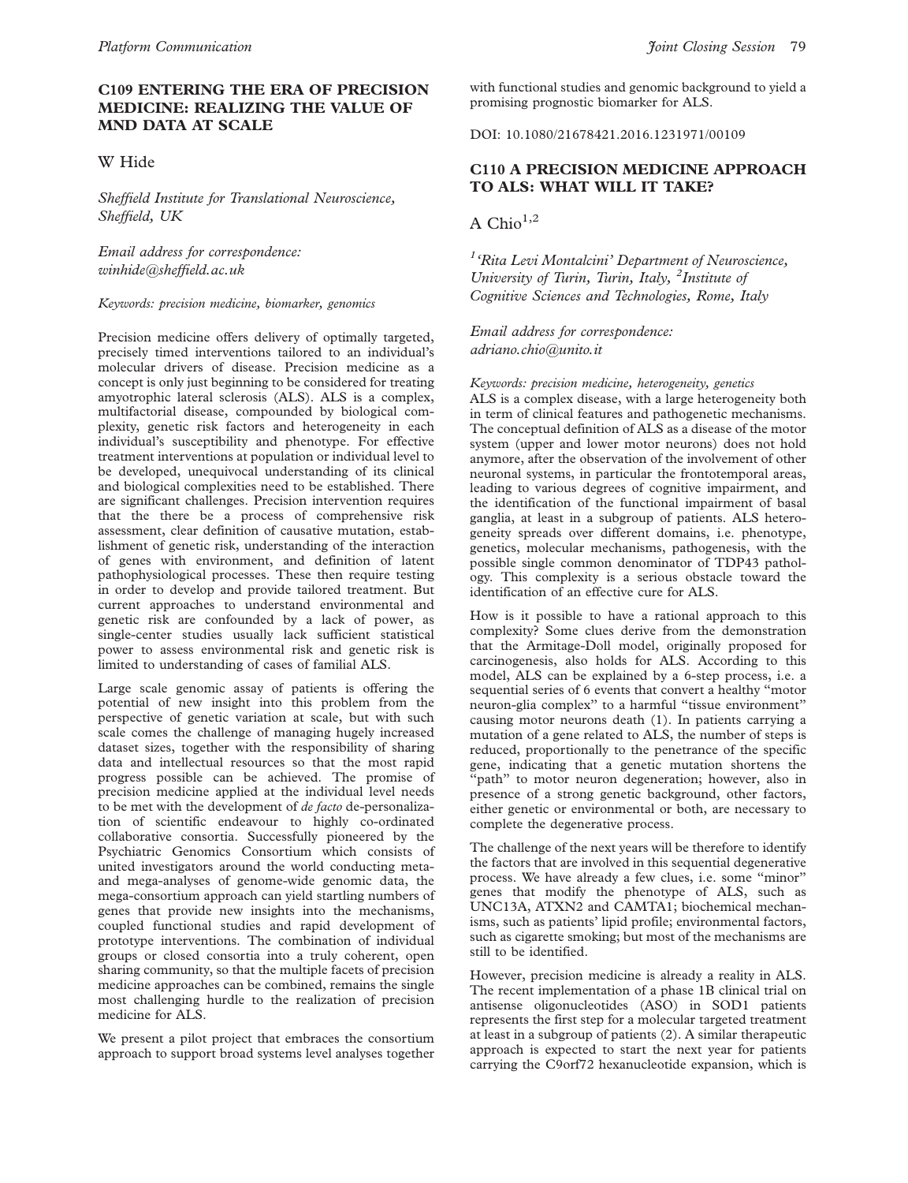## C109 ENTERING THE ERA OF PRECISION MEDICINE: REALIZING THE VALUE OF MND DATA AT SCALE

W Hide

*Sheffield Institute for Translational Neuroscience, Sheffield, UK*

*Email address for correspondence: winhide@sheffield.ac.uk*

*Keywords: precision medicine, biomarker, genomics*

Precision medicine offers delivery of optimally targeted, precisely timed interventions tailored to an individual's molecular drivers of disease. Precision medicine as a concept is only just beginning to be considered for treating amyotrophic lateral sclerosis (ALS). ALS is a complex, multifactorial disease, compounded by biological complexity, genetic risk factors and heterogeneity in each individual's susceptibility and phenotype. For effective treatment interventions at population or individual level to be developed, unequivocal understanding of its clinical and biological complexities need to be established. There are significant challenges. Precision intervention requires that the there be a process of comprehensive risk assessment, clear definition of causative mutation, establishment of genetic risk, understanding of the interaction of genes with environment, and definition of latent pathophysiological processes. These then require testing in order to develop and provide tailored treatment. But current approaches to understand environmental and genetic risk are confounded by a lack of power, as single-center studies usually lack sufficient statistical power to assess environmental risk and genetic risk is limited to understanding of cases of familial ALS.

Large scale genomic assay of patients is offering the potential of new insight into this problem from the perspective of genetic variation at scale, but with such scale comes the challenge of managing hugely increased dataset sizes, together with the responsibility of sharing data and intellectual resources so that the most rapid progress possible can be achieved. The promise of precision medicine applied at the individual level needs to be met with the development of *de facto* de-personalization of scientific endeavour to highly co-ordinated collaborative consortia. Successfully pioneered by the Psychiatric Genomics Consortium which consists of united investigators around the world conducting meta- and mega-analyses of genome-wide genomic data, the mega-consortium approach can yield startling numbers of genes that provide new insights into the mechanisms, coupled functional studies and rapid development of prototype interventions. The combination of individual groups or closed consortia into a truly coherent, open sharing community, so that the multiple facets of precision medicine approaches can be combined, remains the single most challenging hurdle to the realization of precision medicine for ALS.

We present a pilot project that embraces the consortium approach to support broad systems level analyses together with functional studies and genomic background to yield a promising prognostic biomarker for ALS.

DOI: 10.1080/21678421.2016.1231971/00109

## C110 A PRECISION MEDICINE APPROACH TO ALS: WHAT WILL IT TAKE?

A Chio[1,2]

*[1]'Rita Levi Montalcini' Department of Neuroscience, University of Turin, Turin, Italy, [2]Institute of Cognitive Sciences and Technologies, Rome, Italy*

*Email address for correspondence: adriano.chio@unito.it*

*Keywords: precision medicine, heterogeneity, genetics*

ALS is a complex disease, with a large heterogeneity both in term of clinical features and pathogenetic mechanisms. The conceptual definition of ALS as a disease of the motor system (upper and lower motor neurons) does not hold anymore, after the observation of the involvement of other neuronal systems, in particular the frontotemporal areas, leading to various degrees of cognitive impairment, and the identification of the functional impairment of basal ganglia, at least in a subgroup of patients. ALS heterogeneity spreads over different domains, i.e. phenotype, genetics, molecular mechanisms, pathogenesis, with the possible single common denominator of TDP43 pathology. This complexity is a serious obstacle toward the identification of an effective cure for ALS.

How is it possible to have a rational approach to this complexity? Some clues derive from the demonstration that the Armitage-Doll model, originally proposed for carcinogenesis, also holds for ALS. According to this model, ALS can be explained by a 6-step process, i.e. a sequential series of 6 events that convert a healthy "motor neuron-glia complex" to a harmful "tissue environment" causing motor neurons death (1). In patients carrying a mutation of a gene related to ALS, the number of steps is reduced, proportionally to the penetrance of the specific gene, indicating that a genetic mutation shortens the "path" to motor neuron degeneration; however, also in presence of a strong genetic background, other factors, either genetic or environmental or both, are necessary to complete the degenerative process.

The challenge of the next years will be therefore to identify the factors that are involved in this sequential degenerative process. We have already a few clues, i.e. some "minor" genes that modify the phenotype of ALS, such as UNC13A, ATXN2 and CAMTA1; biochemical mechanisms, such as patients' lipid profile; environmental factors, such as cigarette smoking; but most of the mechanisms are still to be identified.

However, precision medicine is already a reality in ALS. The recent implementation of a phase 1B clinical trial on antisense oligonucleotides (ASO) in SOD1 patients represents the first step for a molecular targeted treatment at least in a subgroup of patients (2). A similar therapeutic approach is expected to start the next year for patients carrying the C9orf72 hexanucleotide expansion, which is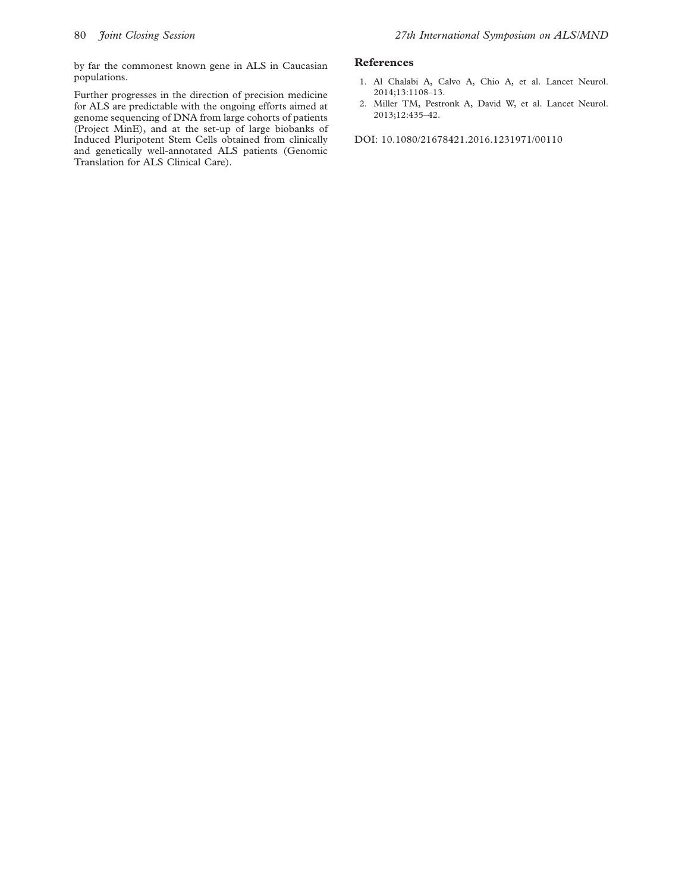by far the commonest known gene in ALS in Caucasian populations.

Further progresses in the direction of precision medicine for ALS are predictable with the ongoing efforts aimed at genome sequencing of DNA from large cohorts of patients (Project MinE), and at the set-up of large biobanks of Induced Pluripotent Stem Cells obtained from clinically and genetically well-annotated ALS patients (Genomic Translation for ALS Clinical Care).

## References

1. Al Chalabi A, Calvo A, Chio A, et al. Lancet Neurol. 2014;13:1108–13.
2. Miller TM, Pestronk A, David W, et al. Lancet Neurol. 2013;12:435–42.

DOI: 10.1080/21678421.2016.1231971/00110